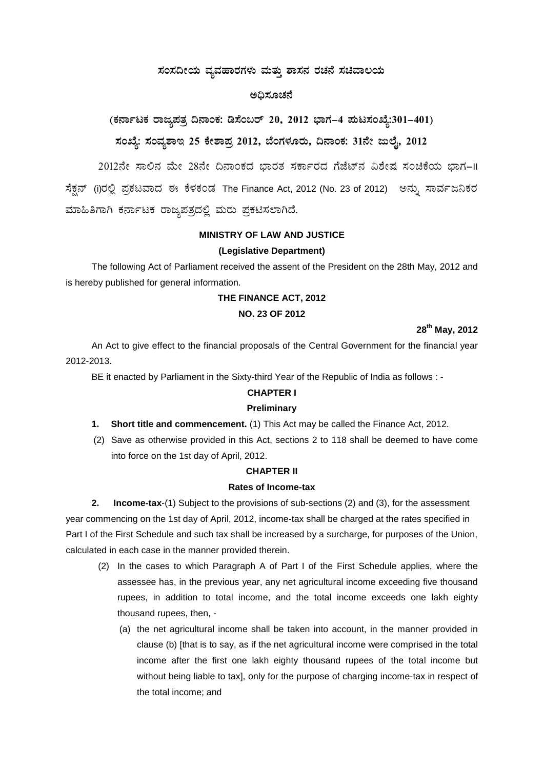# ಸಂಸದೀಯ ವ್ಯವಹಾರಗಳು ಮತ್ತು ಶಾಸನ ರಚನೆ ಸಚಿವಾಲಯ

## ಅಧಿಸೂಚನೆ

### (ಕರ್ನಾಟಕ ರಾಜ್ಯಪತ್ರ ದಿನಾಂಕ: ಡಿಸೆಂಬರ್ 20, 2012 ಭಾಗ–4 ಪುಟಸಂಖ್ಯೆ:301–401)

### ಸಂಖ್ಯೆ: ಸಂವ್ಯಶಾಇ 25 ಕೇಶಾಪ್ರ 2012, ಬೆಂಗಳೂರು, ದಿನಾಂಕ: 31ನೇ ಜುಲೈ, 2012

2012ನೇ ಸಾಲಿನ ಮೇ 28ನೇ ದಿನಾಂಕದ ಭಾರತ ಸರ್ಕಾರದ ಗೆಜೆಟ್‌ನ ವಿಶೇಷ ಸಂಚಿಕೆಯ ಭಾಗ–II ಸೆಕ್ಷನ್ (i)ರಲ್ಲಿ ಪ್ರಕಟವಾದ ಈ ಕೆಳಕಂಡ The Finance Act, 2012 (No. 23 of 2012) ಅನ್ನು ಸಾರ್ವಜನಿಕರ ಮಾಹಿತಿಗಾಗಿ ಕರ್ನಾಟಕ ರಾಜ್ಯಪತ್ರದಲ್ಲಿ ಮರು ಪ್ರಕಟಿಸಲಾಗಿದೆ.

**MINISTRY OF LAW AND JUSTICE**

**(Legislative Department)**

The following Act of Parliament received the assent of the President on the 28th May, 2012 and is hereby published for general information.

**THE FINANCE ACT, 2012**

**NO. 23 OF 2012**

**28th May, 2012**

An Act to give effect to the financial proposals of the Central Government for the financial year 2012-2013.

BE it enacted by Parliament in the Sixty-third Year of the Republic of India as follows : -

**CHAPTER I**

**Preliminary**

1. **Short title and commencement.** (1) This Act may be called the Finance Act, 2012.

(2) Save as otherwise provided in this Act, sections 2 to 118 shall be deemed to have come into force on the 1st day of April, 2012.

**CHAPTER II**

**Rates of Income-tax**

2. **Income-tax**-(1) Subject to the provisions of sub-sections (2) and (3), for the assessment year commencing on the 1st day of April, 2012, income-tax shall be charged at the rates specified in Part I of the First Schedule and such tax shall be increased by a surcharge, for purposes of the Union, calculated in each case in the manner provided therein.

(2) In the cases to which Paragraph A of Part I of the First Schedule applies, where the assessee has, in the previous year, any net agricultural income exceeding five thousand rupees, in addition to total income, and the total income exceeds one lakh eighty thousand rupees, then, -

(a) the net agricultural income shall be taken into account, in the manner provided in clause (b) [that is to say, as if the net agricultural income were comprised in the total income after the first one lakh eighty thousand rupees of the total income but without being liable to tax], only for the purpose of charging income-tax in respect of the total income; and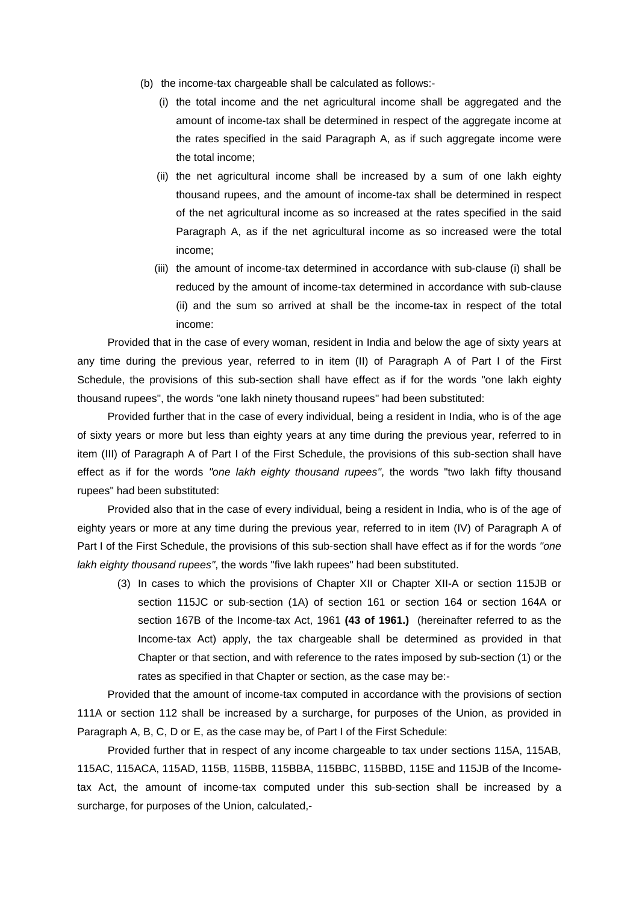(b) the income-tax chargeable shall be calculated as follows:-

(i) the total income and the net agricultural income shall be aggregated and the amount of income-tax shall be determined in respect of the aggregate income at the rates specified in the said Paragraph A, as if such aggregate income were the total income;

(ii) the net agricultural income shall be increased by a sum of one lakh eighty thousand rupees, and the amount of income-tax shall be determined in respect of the net agricultural income as so increased at the rates specified in the said Paragraph A, as if the net agricultural income as so increased were the total income;

(iii) the amount of income-tax determined in accordance with sub-clause (i) shall be reduced by the amount of income-tax determined in accordance with sub-clause (ii) and the sum so arrived at shall be the income-tax in respect of the total income:

Provided that in the case of every woman, resident in India and below the age of sixty years at any time during the previous year, referred to in item (II) of Paragraph A of Part I of the First Schedule, the provisions of this sub-section shall have effect as if for the words "one lakh eighty thousand rupees", the words "one lakh ninety thousand rupees" had been substituted:

Provided further that in the case of every individual, being a resident in India, who is of the age of sixty years or more but less than eighty years at any time during the previous year, referred to in item (III) of Paragraph A of Part I of the First Schedule, the provisions of this sub-section shall have effect as if for the words *"one lakh eighty thousand rupees"*, the words "two lakh fifty thousand rupees" had been substituted:

Provided also that in the case of every individual, being a resident in India, who is of the age of eighty years or more at any time during the previous year, referred to in item (IV) of Paragraph A of Part I of the First Schedule, the provisions of this sub-section shall have effect as if for the words *"one lakh eighty thousand rupees"*, the words "five lakh rupees" had been substituted.

(3) In cases to which the provisions of Chapter XII or Chapter XII-A or section 115JB or section 115JC or sub-section (1A) of section 161 or section 164 or section 164A or section 167B of the Income-tax Act, 1961 **(43 of 1961.)** (hereinafter referred to as the Income-tax Act) apply, the tax chargeable shall be determined as provided in that Chapter or that section, and with reference to the rates imposed by sub-section (1) or the rates as specified in that Chapter or section, as the case may be:-

Provided that the amount of income-tax computed in accordance with the provisions of section 111A or section 112 shall be increased by a surcharge, for purposes of the Union, as provided in Paragraph A, B, C, D or E, as the case may be, of Part I of the First Schedule:

Provided further that in respect of any income chargeable to tax under sections 115A, 115AB, 115AC, 115ACA, 115AD, 115B, 115BB, 115BBA, 115BBC, 115BBD, 115E and 115JB of the Income-tax Act, the amount of income-tax computed under this sub-section shall be increased by a surcharge, for purposes of the Union, calculated,-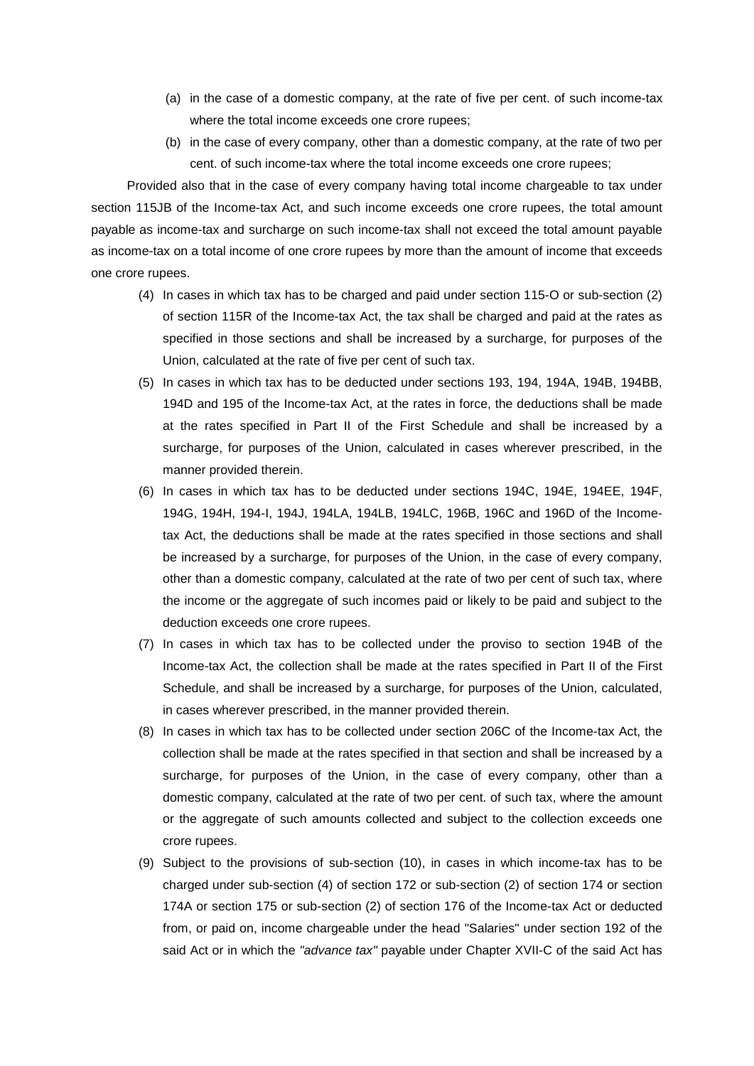(a) in the case of a domestic company, at the rate of five per cent. of such income-tax where the total income exceeds one crore rupees;

(b) in the case of every company, other than a domestic company, at the rate of two per cent. of such income-tax where the total income exceeds one crore rupees;

Provided also that in the case of every company having total income chargeable to tax under section 115JB of the Income-tax Act, and such income exceeds one crore rupees, the total amount payable as income-tax and surcharge on such income-tax shall not exceed the total amount payable as income-tax on a total income of one crore rupees by more than the amount of income that exceeds one crore rupees.

(4) In cases in which tax has to be charged and paid under section 115-O or sub-section (2) of section 115R of the Income-tax Act, the tax shall be charged and paid at the rates as specified in those sections and shall be increased by a surcharge, for purposes of the Union, calculated at the rate of five per cent of such tax.

(5) In cases in which tax has to be deducted under sections 193, 194, 194A, 194B, 194BB, 194D and 195 of the Income-tax Act, at the rates in force, the deductions shall be made at the rates specified in Part II of the First Schedule and shall be increased by a surcharge, for purposes of the Union, calculated in cases wherever prescribed, in the manner provided therein.

(6) In cases in which tax has to be deducted under sections 194C, 194E, 194EE, 194F, 194G, 194H, 194-I, 194J, 194LA, 194LB, 194LC, 196B, 196C and 196D of the Income-tax Act, the deductions shall be made at the rates specified in those sections and shall be increased by a surcharge, for purposes of the Union, in the case of every company, other than a domestic company, calculated at the rate of two per cent of such tax, where the income or the aggregate of such incomes paid or likely to be paid and subject to the deduction exceeds one crore rupees.

(7) In cases in which tax has to be collected under the proviso to section 194B of the Income-tax Act, the collection shall be made at the rates specified in Part II of the First Schedule, and shall be increased by a surcharge, for purposes of the Union, calculated, in cases wherever prescribed, in the manner provided therein.

(8) In cases in which tax has to be collected under section 206C of the Income-tax Act, the collection shall be made at the rates specified in that section and shall be increased by a surcharge, for purposes of the Union, in the case of every company, other than a domestic company, calculated at the rate of two per cent. of such tax, where the amount or the aggregate of such amounts collected and subject to the collection exceeds one crore rupees.

(9) Subject to the provisions of sub-section (10), in cases in which income-tax has to be charged under sub-section (4) of section 172 or sub-section (2) of section 174 or section 174A or section 175 or sub-section (2) of section 176 of the Income-tax Act or deducted from, or paid on, income chargeable under the head "Salaries" under section 192 of the said Act or in which the *"advance tax"* payable under Chapter XVII-C of the said Act has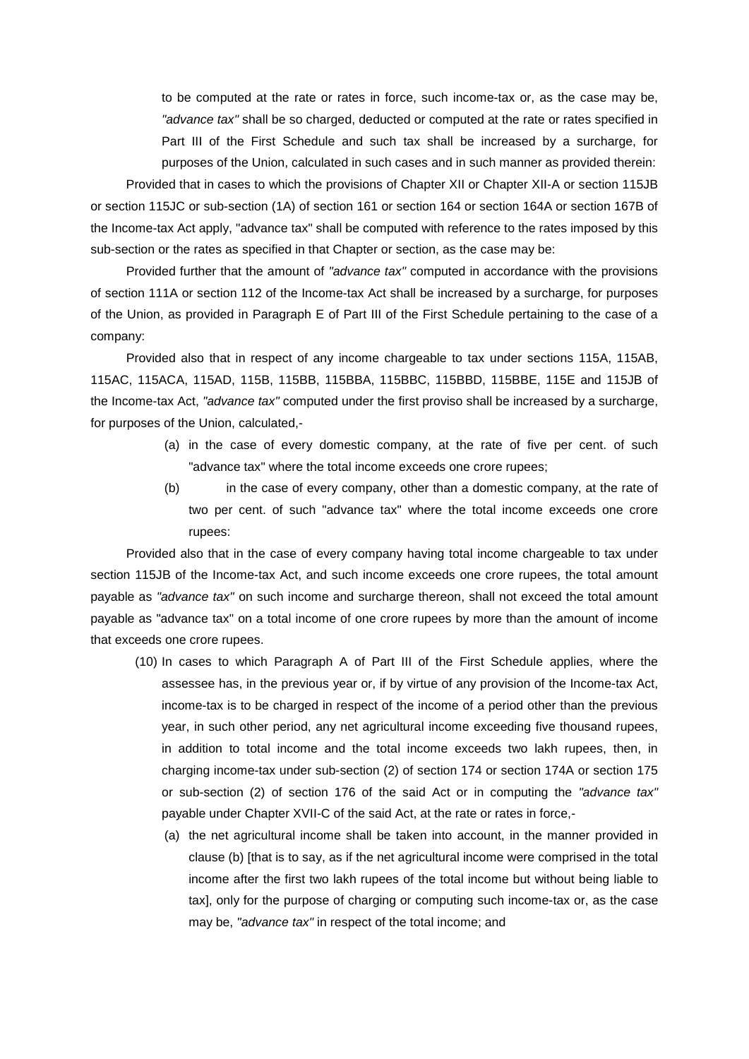to be computed at the rate or rates in force, such income-tax or, as the case may be, *"advance tax"* shall be so charged, deducted or computed at the rate or rates specified in Part III of the First Schedule and such tax shall be increased by a surcharge, for purposes of the Union, calculated in such cases and in such manner as provided therein:

Provided that in cases to which the provisions of Chapter XII or Chapter XII-A or section 115JB or section 115JC or sub-section (1A) of section 161 or section 164 or section 164A or section 167B of the Income-tax Act apply, "advance tax" shall be computed with reference to the rates imposed by this sub-section or the rates as specified in that Chapter or section, as the case may be:

Provided further that the amount of *"advance tax"* computed in accordance with the provisions of section 111A or section 112 of the Income-tax Act shall be increased by a surcharge, for purposes of the Union, as provided in Paragraph E of Part III of the First Schedule pertaining to the case of a company:

Provided also that in respect of any income chargeable to tax under sections 115A, 115AB, 115AC, 115ACA, 115AD, 115B, 115BB, 115BBA, 115BBC, 115BBD, 115BBE, 115E and 115JB of the Income-tax Act, *"advance tax"* computed under the first proviso shall be increased by a surcharge, for purposes of the Union, calculated,-

(a) in the case of every domestic company, at the rate of five per cent. of such "advance tax" where the total income exceeds one crore rupees;

(b) in the case of every company, other than a domestic company, at the rate of two per cent. of such "advance tax" where the total income exceeds one crore rupees:

Provided also that in the case of every company having total income chargeable to tax under section 115JB of the Income-tax Act, and such income exceeds one crore rupees, the total amount payable as *"advance tax"* on such income and surcharge thereon, shall not exceed the total amount payable as "advance tax" on a total income of one crore rupees by more than the amount of income that exceeds one crore rupees.

(10) In cases to which Paragraph A of Part III of the First Schedule applies, where the assessee has, in the previous year or, if by virtue of any provision of the Income-tax Act, income-tax is to be charged in respect of the income of a period other than the previous year, in such other period, any net agricultural income exceeding five thousand rupees, in addition to total income and the total income exceeds two lakh rupees, then, in charging income-tax under sub-section (2) of section 174 or section 174A or section 175 or sub-section (2) of section 176 of the said Act or in computing the *"advance tax"* payable under Chapter XVII-C of the said Act, at the rate or rates in force,-

(a) the net agricultural income shall be taken into account, in the manner provided in clause (b) [that is to say, as if the net agricultural income were comprised in the total income after the first two lakh rupees of the total income but without being liable to tax], only for the purpose of charging or computing such income-tax or, as the case may be, *"advance tax"* in respect of the total income; and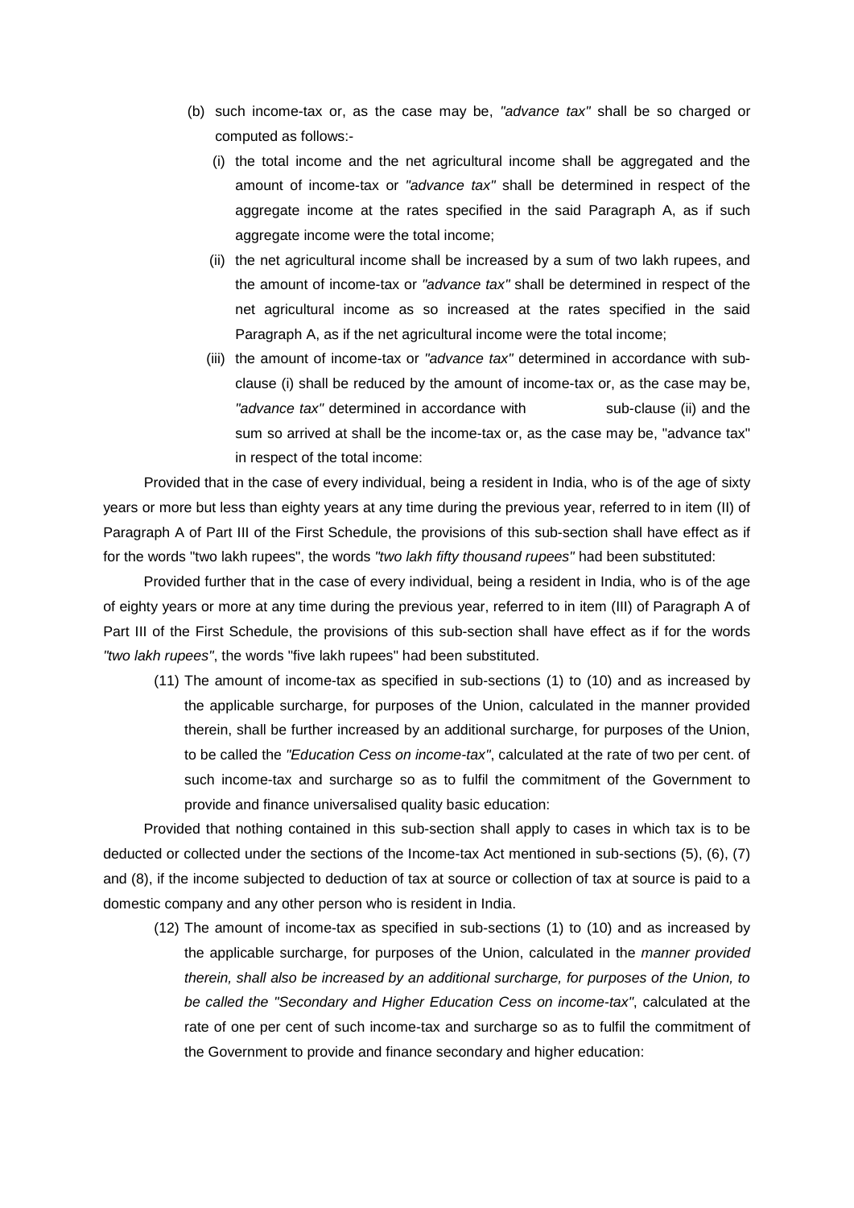(b) such income-tax or, as the case may be, *"advance tax"* shall be so charged or computed as follows:-

   (i) the total income and the net agricultural income shall be aggregated and the amount of income-tax or *"advance tax"* shall be determined in respect of the aggregate income at the rates specified in the said Paragraph A, as if such aggregate income were the total income;

   (ii) the net agricultural income shall be increased by a sum of two lakh rupees, and the amount of income-tax or *"advance tax"* shall be determined in respect of the net agricultural income as so increased at the rates specified in the said Paragraph A, as if the net agricultural income were the total income;

   (iii) the amount of income-tax or *"advance tax"* determined in accordance with sub-clause (i) shall be reduced by the amount of income-tax or, as the case may be, *"advance tax"* determined in accordance with sub-clause (ii) and the sum so arrived at shall be the income-tax or, as the case may be, "advance tax" in respect of the total income:

Provided that in the case of every individual, being a resident in India, who is of the age of sixty years or more but less than eighty years at any time during the previous year, referred to in item (II) of Paragraph A of Part III of the First Schedule, the provisions of this sub-section shall have effect as if for the words "two lakh rupees", the words *"two lakh fifty thousand rupees"* had been substituted:

Provided further that in the case of every individual, being a resident in India, who is of the age of eighty years or more at any time during the previous year, referred to in item (III) of Paragraph A of Part III of the First Schedule, the provisions of this sub-section shall have effect as if for the words *"two lakh rupees"*, the words "five lakh rupees" had been substituted.

(11) The amount of income-tax as specified in sub-sections (1) to (10) and as increased by the applicable surcharge, for purposes of the Union, calculated in the manner provided therein, shall be further increased by an additional surcharge, for purposes of the Union, to be called the *"Education Cess on income-tax"*, calculated at the rate of two per cent. of such income-tax and surcharge so as to fulfil the commitment of the Government to provide and finance universalised quality basic education:

Provided that nothing contained in this sub-section shall apply to cases in which tax is to be deducted or collected under the sections of the Income-tax Act mentioned in sub-sections (5), (6), (7) and (8), if the income subjected to deduction of tax at source or collection of tax at source is paid to a domestic company and any other person who is resident in India.

(12) The amount of income-tax as specified in sub-sections (1) to (10) and as increased by the applicable surcharge, for purposes of the Union, calculated in the *manner provided therein, shall also be increased by an additional surcharge, for purposes of the Union, to be called the "Secondary and Higher Education Cess on income-tax"*, calculated at the rate of one per cent of such income-tax and surcharge so as to fulfil the commitment of the Government to provide and finance secondary and higher education: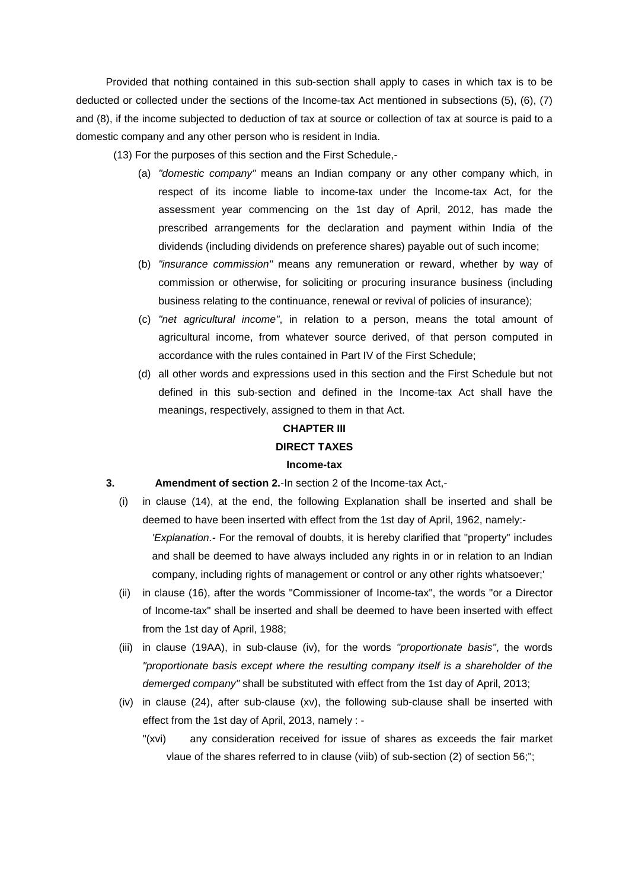Provided that nothing contained in this sub-section shall apply to cases in which tax is to be deducted or collected under the sections of the Income-tax Act mentioned in subsections (5), (6), (7) and (8), if the income subjected to deduction of tax at source or collection of tax at source is paid to a domestic company and any other person who is resident in India.

(13) For the purposes of this section and the First Schedule,-

(a) *"domestic company"* means an Indian company or any other company which, in respect of its income liable to income-tax under the Income-tax Act, for the assessment year commencing on the 1st day of April, 2012, has made the prescribed arrangements for the declaration and payment within India of the dividends (including dividends on preference shares) payable out of such income;

(b) *"insurance commission"* means any remuneration or reward, whether by way of commission or otherwise, for soliciting or procuring insurance business (including business relating to the continuance, renewal or revival of policies of insurance);

(c) *"net agricultural income"*, in relation to a person, means the total amount of agricultural income, from whatever source derived, of that person computed in accordance with the rules contained in Part IV of the First Schedule;

(d) all other words and expressions used in this section and the First Schedule but not defined in this sub-section and defined in the Income-tax Act shall have the meanings, respectively, assigned to them in that Act.

## CHAPTER III

## DIRECT TAXES

### Income-tax

**3. Amendment of section 2.**-In section 2 of the Income-tax Act,-

(i) in clause (14), at the end, the following Explanation shall be inserted and shall be deemed to have been inserted with effect from the 1st day of April, 1962, namely:-

'*Explanation.-* For the removal of doubts, it is hereby clarified that "property" includes and shall be deemed to have always included any rights in or in relation to an Indian company, including rights of management or control or any other rights whatsoever;'

(ii) in clause (16), after the words "Commissioner of Income-tax", the words "or a Director of Income-tax" shall be inserted and shall be deemed to have been inserted with effect from the 1st day of April, 1988;

(iii) in clause (19AA), in sub-clause (iv), for the words *"proportionate basis"*, the words *"proportionate basis except where the resulting company itself is a shareholder of the demerged company"* shall be substituted with effect from the 1st day of April, 2013;

(iv) in clause (24), after sub-clause (xv), the following sub-clause shall be inserted with effect from the 1st day of April, 2013, namely : -

"(xvi) any consideration received for issue of shares as exceeds the fair market vlaue of the shares referred to in clause (viib) of sub-section (2) of section 56;";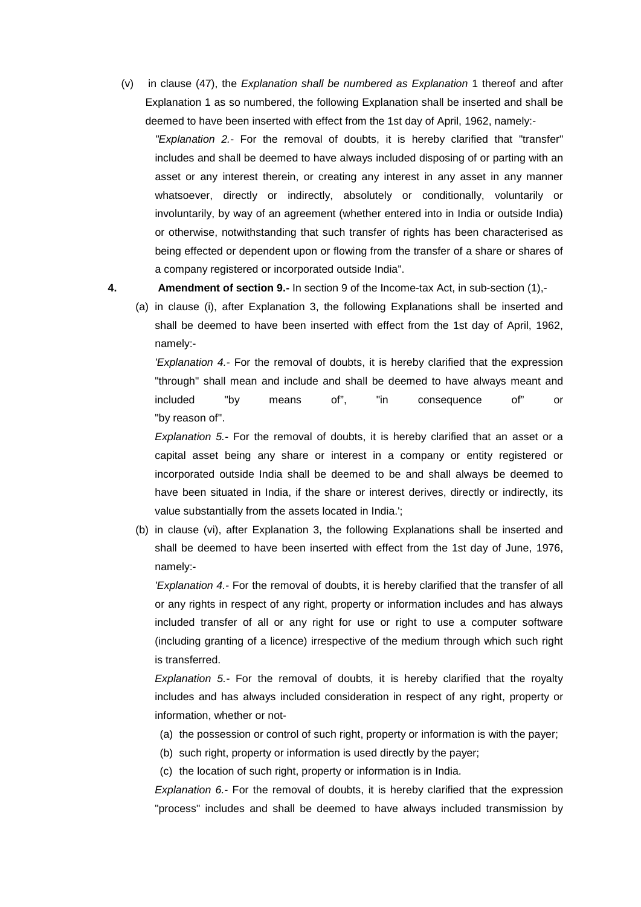(v) in clause (47), the *Explanation shall be numbered as Explanation* 1 thereof and after Explanation 1 as so numbered, the following Explanation shall be inserted and shall be deemed to have been inserted with effect from the 1st day of April, 1962, namely:-

*"Explanation 2.*- For the removal of doubts, it is hereby clarified that "transfer" includes and shall be deemed to have always included disposing of or parting with an asset or any interest therein, or creating any interest in any asset in any manner whatsoever, directly or indirectly, absolutely or conditionally, voluntarily or involuntarily, by way of an agreement (whether entered into in India or outside India) or otherwise, notwithstanding that such transfer of rights has been characterised as being effected or dependent upon or flowing from the transfer of a share or shares of a company registered or incorporated outside India".

**4. Amendment of section 9.-** In section 9 of the Income-tax Act, in sub-section (1),-

(a) in clause (i), after Explanation 3, the following Explanations shall be inserted and shall be deemed to have been inserted with effect from the 1st day of April, 1962, namely:-

*'Explanation 4.*- For the removal of doubts, it is hereby clarified that the expression "through" shall mean and include and shall be deemed to have always meant and included "by means of", "in consequence of" or "by reason of".

*Explanation 5.*- For the removal of doubts, it is hereby clarified that an asset or a capital asset being any share or interest in a company or entity registered or incorporated outside India shall be deemed to be and shall always be deemed to have been situated in India, if the share or interest derives, directly or indirectly, its value substantially from the assets located in India.';

(b) in clause (vi), after Explanation 3, the following Explanations shall be inserted and shall be deemed to have been inserted with effect from the 1st day of June, 1976, namely:-

*'Explanation 4.*- For the removal of doubts, it is hereby clarified that the transfer of all or any rights in respect of any right, property or information includes and has always included transfer of all or any right for use or right to use a computer software (including granting of a licence) irrespective of the medium through which such right is transferred.

*Explanation 5.*- For the removal of doubts, it is hereby clarified that the royalty includes and has always included consideration in respect of any right, property or information, whether or not-

(a) the possession or control of such right, property or information is with the payer;

(b) such right, property or information is used directly by the payer;

(c) the location of such right, property or information is in India.

*Explanation 6.*- For the removal of doubts, it is hereby clarified that the expression "process" includes and shall be deemed to have always included transmission by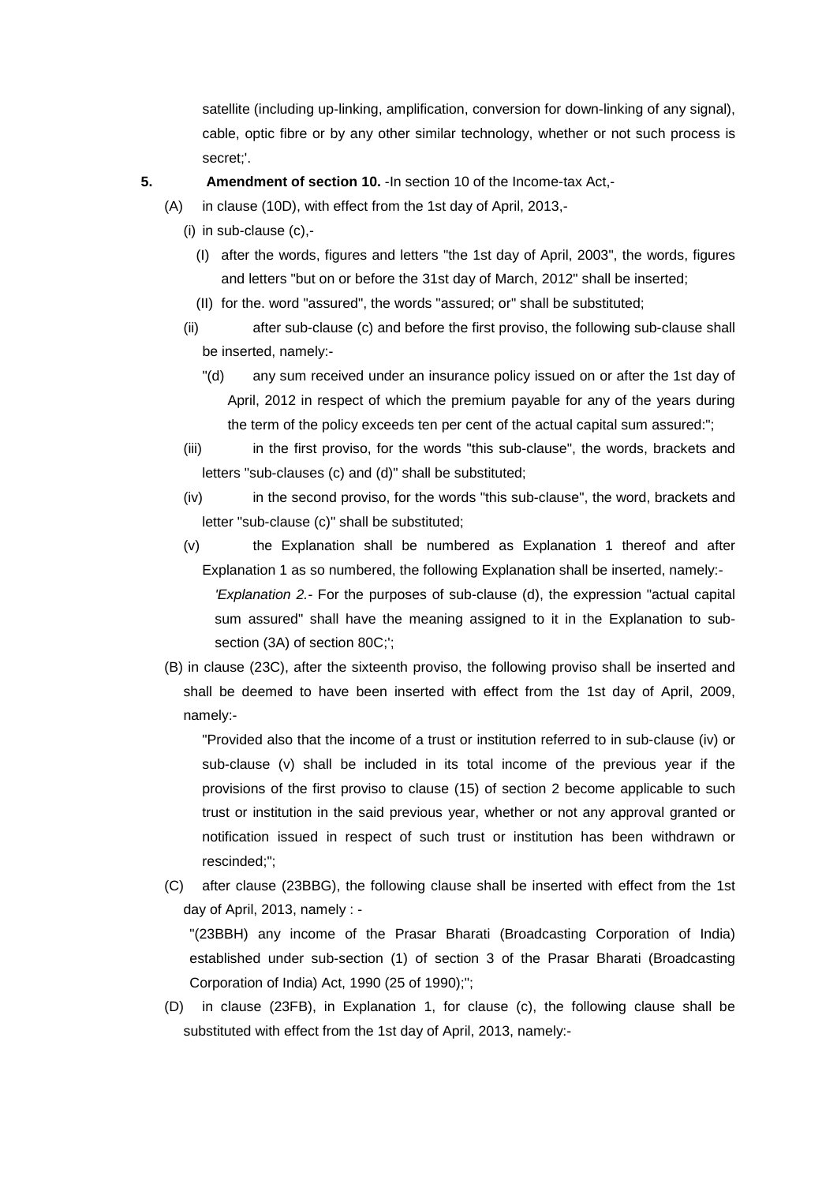satellite (including up-linking, amplification, conversion for down-linking of any signal), cable, optic fibre or by any other similar technology, whether or not such process is secret;'.

**5. Amendment of section 10.** -In section 10 of the Income-tax Act,-

(A) in clause (10D), with effect from the 1st day of April, 2013,-

(i) in sub-clause (c),-

(I) after the words, figures and letters "the 1st day of April, 2003", the words, figures and letters "but on or before the 31st day of March, 2012" shall be inserted;

(II) for the. word "assured", the words "assured; or" shall be substituted;

(ii) after sub-clause (c) and before the first proviso, the following sub-clause shall be inserted, namely:-

"(d) any sum received under an insurance policy issued on or after the 1st day of April, 2012 in respect of which the premium payable for any of the years during the term of the policy exceeds ten per cent of the actual capital sum assured:";

(iii) in the first proviso, for the words "this sub-clause", the words, brackets and letters "sub-clauses (c) and (d)" shall be substituted;

(iv) in the second proviso, for the words "this sub-clause", the word, brackets and letter "sub-clause (c)" shall be substituted;

(v) the Explanation shall be numbered as Explanation 1 thereof and after Explanation 1 as so numbered, the following Explanation shall be inserted, namely:-

'*Explanation 2.*- For the purposes of sub-clause (d), the expression "actual capital sum assured" shall have the meaning assigned to it in the Explanation to sub-section (3A) of section 80C;';

(B) in clause (23C), after the sixteenth proviso, the following proviso shall be inserted and shall be deemed to have been inserted with effect from the 1st day of April, 2009, namely:-

"Provided also that the income of a trust or institution referred to in sub-clause (iv) or sub-clause (v) shall be included in its total income of the previous year if the provisions of the first proviso to clause (15) of section 2 become applicable to such trust or institution in the said previous year, whether or not any approval granted or notification issued in respect of such trust or institution has been withdrawn or rescinded;";

(C) after clause (23BBG), the following clause shall be inserted with effect from the 1st day of April, 2013, namely : -

"(23BBH) any income of the Prasar Bharati (Broadcasting Corporation of India) established under sub-section (1) of section 3 of the Prasar Bharati (Broadcasting Corporation of India) Act, 1990 (25 of 1990);";

(D) in clause (23FB), in Explanation 1, for clause (c), the following clause shall be substituted with effect from the 1st day of April, 2013, namely:-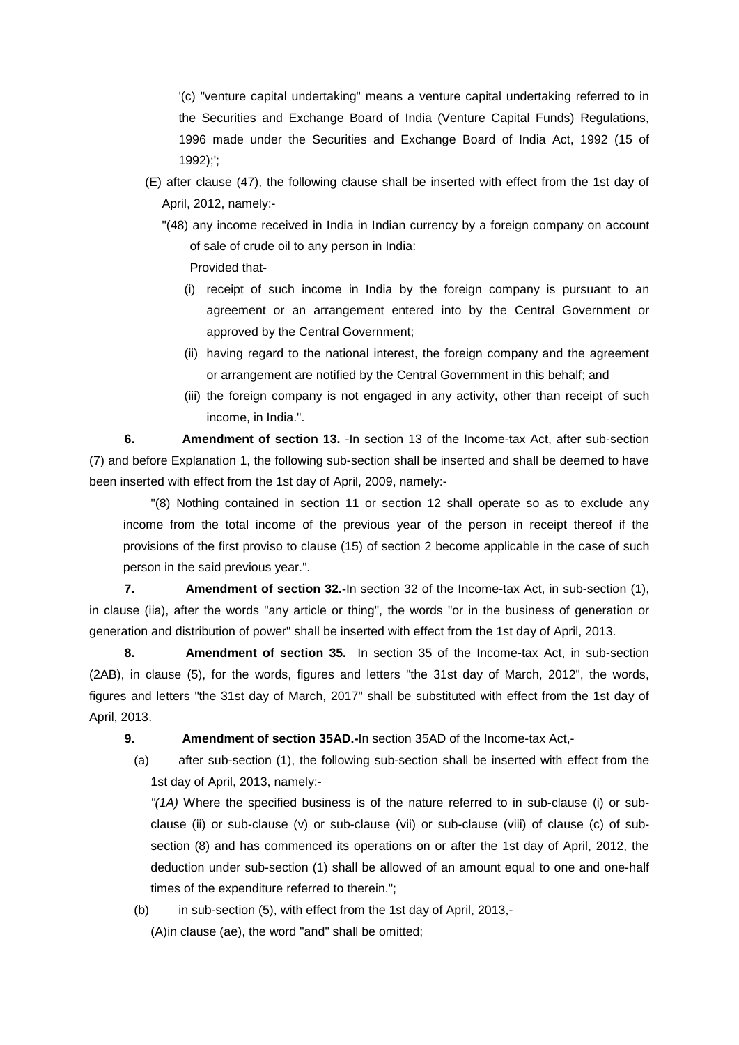'(c) "venture capital undertaking" means a venture capital undertaking referred to in the Securities and Exchange Board of India (Venture Capital Funds) Regulations, 1996 made under the Securities and Exchange Board of India Act, 1992 (15 of 1992);';

(E) after clause (47), the following clause shall be inserted with effect from the 1st day of April, 2012, namely:-

"(48) any income received in India in Indian currency by a foreign company on account of sale of crude oil to any person in India:

Provided that-

(i) receipt of such income in India by the foreign company is pursuant to an agreement or an arrangement entered into by the Central Government or approved by the Central Government;

(ii) having regard to the national interest, the foreign company and the agreement or arrangement are notified by the Central Government in this behalf; and

(iii) the foreign company is not engaged in any activity, other than receipt of such income, in India.".

**6. Amendment of section 13.** -In section 13 of the Income-tax Act, after sub-section (7) and before Explanation 1, the following sub-section shall be inserted and shall be deemed to have been inserted with effect from the 1st day of April, 2009, namely:-

"(8) Nothing contained in section 11 or section 12 shall operate so as to exclude any income from the total income of the previous year of the person in receipt thereof if the provisions of the first proviso to clause (15) of section 2 become applicable in the case of such person in the said previous year.".

**7. Amendment of section 32.-**In section 32 of the Income-tax Act, in sub-section (1), in clause (iia), after the words "any article or thing", the words "or in the business of generation or generation and distribution of power" shall be inserted with effect from the 1st day of April, 2013.

**8. Amendment of section 35.** In section 35 of the Income-tax Act, in sub-section (2AB), in clause (5), for the words, figures and letters "the 31st day of March, 2012", the words, figures and letters "the 31st day of March, 2017" shall be substituted with effect from the 1st day of April, 2013.

**9. Amendment of section 35AD.-**In section 35AD of the Income-tax Act,-

(a) after sub-section (1), the following sub-section shall be inserted with effect from the 1st day of April, 2013, namely:-

*"(1A)* Where the specified business is of the nature referred to in sub-clause (i) or sub-clause (ii) or sub-clause (v) or sub-clause (vii) or sub-clause (viii) of clause (c) of sub-section (8) and has commenced its operations on or after the 1st day of April, 2012, the deduction under sub-section (1) shall be allowed of an amount equal to one and one-half times of the expenditure referred to therein.";

(b) in sub-section (5), with effect from the 1st day of April, 2013,-

(A)in clause (ae), the word "and" shall be omitted;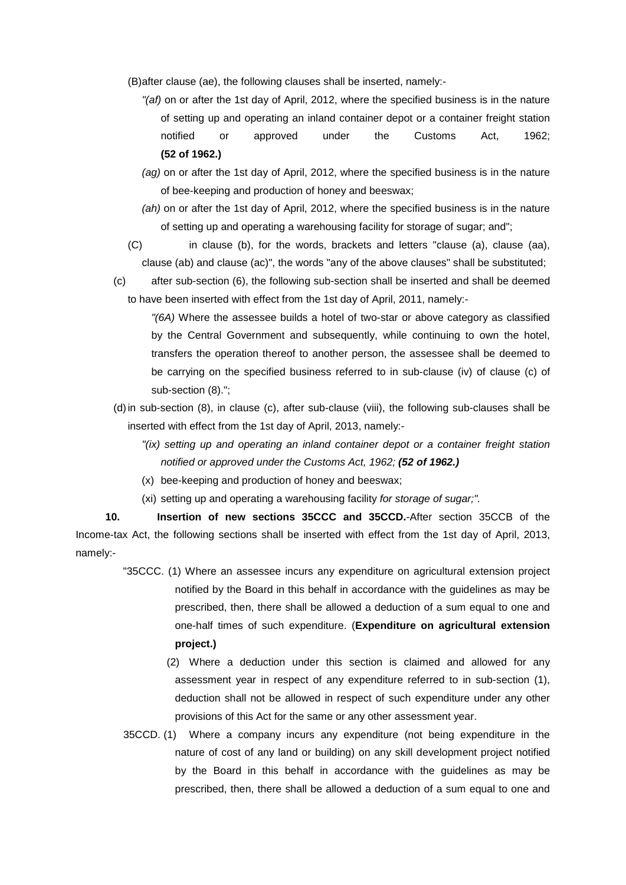(B) after clause (ae), the following clauses shall be inserted, namely:-

*"(af)* on or after the 1st day of April, 2012, where the specified business is in the nature of setting up and operating an inland container depot or a container freight station notified or approved under the Customs Act, 1962; **(52 of 1962.)**

*(ag)* on or after the 1st day of April, 2012, where the specified business is in the nature of bee-keeping and production of honey and beeswax;

*(ah)* on or after the 1st day of April, 2012, where the specified business is in the nature of setting up and operating a warehousing facility for storage of sugar; and";

(C) in clause (b), for the words, brackets and letters "clause (a), clause (aa), clause (ab) and clause (ac)", the words "any of the above clauses" shall be substituted;

(c) after sub-section (6), the following sub-section shall be inserted and shall be deemed to have been inserted with effect from the 1st day of April, 2011, namely:-

*"(6A)* Where the assessee builds a hotel of two-star or above category as classified by the Central Government and subsequently, while continuing to own the hotel, transfers the operation thereof to another person, the assessee shall be deemed to be carrying on the specified business referred to in sub-clause (iv) of clause (c) of sub-section (8).";

(d) in sub-section (8), in clause (c), after sub-clause (viii), the following sub-clauses shall be inserted with effect from the 1st day of April, 2013, namely:-

*"(ix) setting up and operating an inland container depot or a container freight station notified or approved under the Customs Act, 1962;* ***(52 of 1962.)***

(x) bee-keeping and production of honey and beeswax;

(xi) setting up and operating a warehousing facility *for storage of sugar;".*

**10. Insertion of new sections 35CCC and 35CCD.**-After section 35CCB of the Income-tax Act, the following sections shall be inserted with effect from the 1st day of April, 2013, namely:-

"35CCC. (1) Where an assessee incurs any expenditure on agricultural extension project notified by the Board in this behalf in accordance with the guidelines as may be prescribed, then, there shall be allowed a deduction of a sum equal to one and one-half times of such expenditure. (**Expenditure on agricultural extension project.)**

(2) Where a deduction under this section is claimed and allowed for any assessment year in respect of any expenditure referred to in sub-section (1), deduction shall not be allowed in respect of such expenditure under any other provisions of this Act for the same or any other assessment year.

35CCD. (1) Where a company incurs any expenditure (not being expenditure in the nature of cost of any land or building) on any skill development project notified by the Board in this behalf in accordance with the guidelines as may be prescribed, then, there shall be allowed a deduction of a sum equal to one and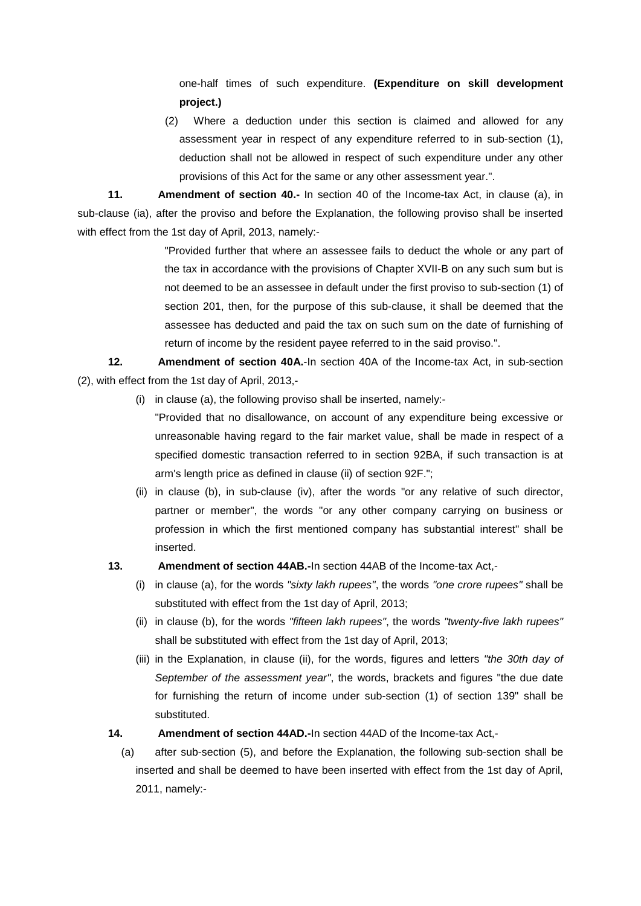one-half times of such expenditure. **(Expenditure on skill development project.)**

(2) Where a deduction under this section is claimed and allowed for any assessment year in respect of any expenditure referred to in sub-section (1), deduction shall not be allowed in respect of such expenditure under any other provisions of this Act for the same or any other assessment year.".

**11. Amendment of section 40.-** In section 40 of the Income-tax Act, in clause (a), in sub-clause (ia), after the proviso and before the Explanation, the following proviso shall be inserted with effect from the 1st day of April, 2013, namely:-

"Provided further that where an assessee fails to deduct the whole or any part of the tax in accordance with the provisions of Chapter XVII-B on any such sum but is not deemed to be an assessee in default under the first proviso to sub-section (1) of section 201, then, for the purpose of this sub-clause, it shall be deemed that the assessee has deducted and paid the tax on such sum on the date of furnishing of return of income by the resident payee referred to in the said proviso.".

**12. Amendment of section 40A.**-In section 40A of the Income-tax Act, in sub-section (2), with effect from the 1st day of April, 2013,-

(i) in clause (a), the following proviso shall be inserted, namely:-

"Provided that no disallowance, on account of any expenditure being excessive or unreasonable having regard to the fair market value, shall be made in respect of a specified domestic transaction referred to in section 92BA, if such transaction is at arm's length price as defined in clause (ii) of section 92F.";

(ii) in clause (b), in sub-clause (iv), after the words "or any relative of such director, partner or member", the words "or any other company carrying on business or profession in which the first mentioned company has substantial interest" shall be inserted.

**13. Amendment of section 44AB.-**In section 44AB of the Income-tax Act,-

(i) in clause (a), for the words *"sixty lakh rupees"*, the words *"one crore rupees"* shall be substituted with effect from the 1st day of April, 2013;

(ii) in clause (b), for the words *"fifteen lakh rupees"*, the words *"twenty-five lakh rupees"* shall be substituted with effect from the 1st day of April, 2013;

(iii) in the Explanation, in clause (ii), for the words, figures and letters *"the 30th day of September of the assessment year"*, the words, brackets and figures "the due date for furnishing the return of income under sub-section (1) of section 139" shall be substituted.

**14. Amendment of section 44AD.-**In section 44AD of the Income-tax Act,-

(a) after sub-section (5), and before the Explanation, the following sub-section shall be inserted and shall be deemed to have been inserted with effect from the 1st day of April, 2011, namely:-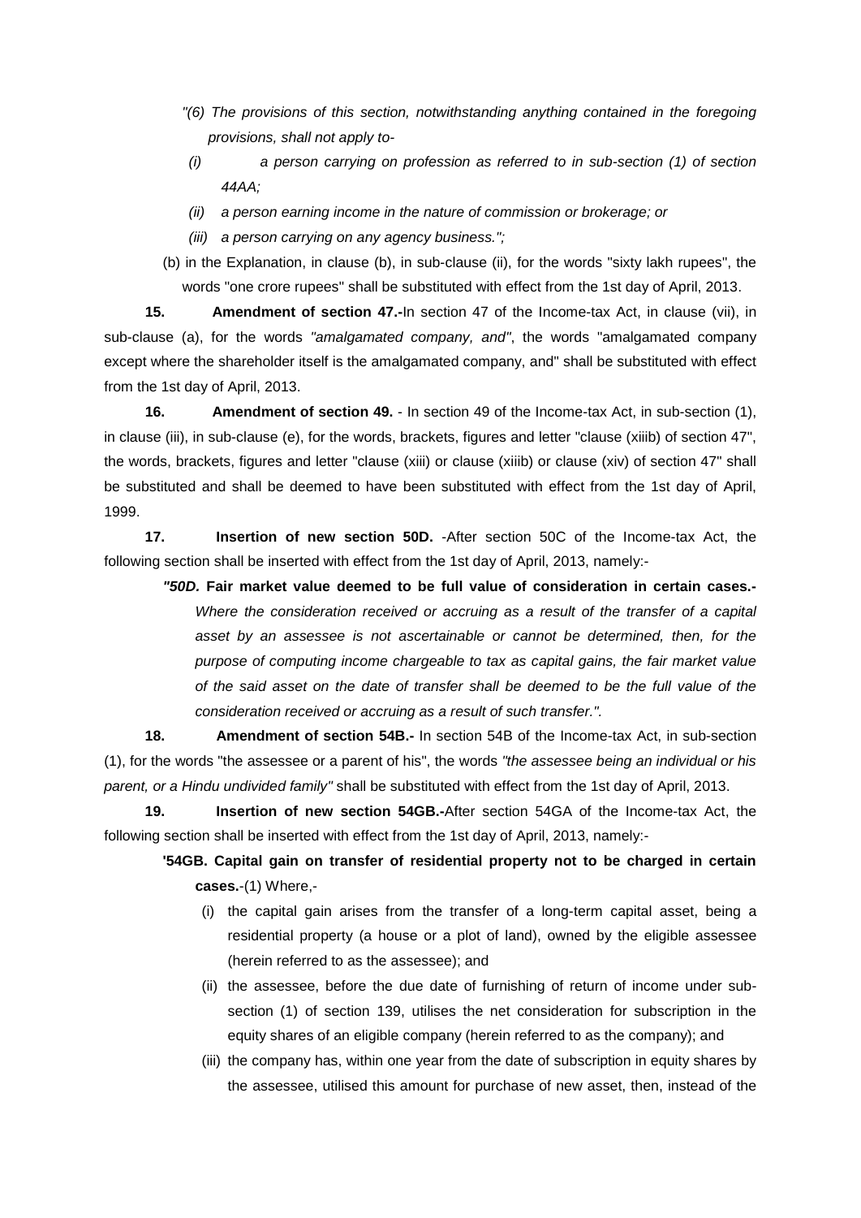*"(6) The provisions of this section, notwithstanding anything contained in the foregoing provisions, shall not apply to-*

*(i) a person carrying on profession as referred to in sub-section (1) of section 44AA;*

*(ii) a person earning income in the nature of commission or brokerage; or*

*(iii) a person carrying on any agency business.";*

(b) in the Explanation, in clause (b), in sub-clause (ii), for the words "sixty lakh rupees", the words "one crore rupees" shall be substituted with effect from the 1st day of April, 2013.

**15. Amendment of section 47.-**In section 47 of the Income-tax Act, in clause (vii), in sub-clause (a), for the words *"amalgamated company, and"*, the words "amalgamated company except where the shareholder itself is the amalgamated company, and" shall be substituted with effect from the 1st day of April, 2013.

**16. Amendment of section 49.** - In section 49 of the Income-tax Act, in sub-section (1), in clause (iii), in sub-clause (e), for the words, brackets, figures and letter "clause (xiiib) of section 47", the words, brackets, figures and letter "clause (xiii) or clause (xiiib) or clause (xiv) of section 47" shall be substituted and shall be deemed to have been substituted with effect from the 1st day of April, 1999.

**17. Insertion of new section 50D.** -After section 50C of the Income-tax Act, the following section shall be inserted with effect from the 1st day of April, 2013, namely:-

***"50D.* Fair market value deemed to be full value of consideration in certain cases.-** *Where the consideration received or accruing as a result of the transfer of a capital asset by an assessee is not ascertainable or cannot be determined, then, for the purpose of computing income chargeable to tax as capital gains, the fair market value of the said asset on the date of transfer shall be deemed to be the full value of the consideration received or accruing as a result of such transfer.".*

**18. Amendment of section 54B.-** In section 54B of the Income-tax Act, in sub-section (1), for the words "the assessee or a parent of his", the words *"the assessee being an individual or his parent, or a Hindu undivided family"* shall be substituted with effect from the 1st day of April, 2013.

**19. Insertion of new section 54GB.-**After section 54GA of the Income-tax Act, the following section shall be inserted with effect from the 1st day of April, 2013, namely:-

**'54GB. Capital gain on transfer of residential property not to be charged in certain cases.**-(1) Where,-

(i) the capital gain arises from the transfer of a long-term capital asset, being a residential property (a house or a plot of land), owned by the eligible assessee (herein referred to as the assessee); and

(ii) the assessee, before the due date of furnishing of return of income under sub-section (1) of section 139, utilises the net consideration for subscription in the equity shares of an eligible company (herein referred to as the company); and

(iii) the company has, within one year from the date of subscription in equity shares by the assessee, utilised this amount for purchase of new asset, then, instead of the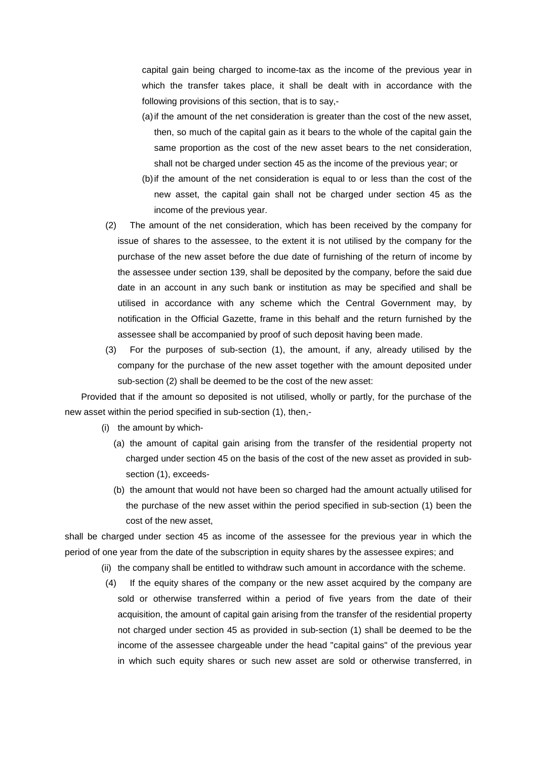capital gain being charged to income-tax as the income of the previous year in which the transfer takes place, it shall be dealt with in accordance with the following provisions of this section, that is to say,-

(a) if the amount of the net consideration is greater than the cost of the new asset, then, so much of the capital gain as it bears to the whole of the capital gain the same proportion as the cost of the new asset bears to the net consideration, shall not be charged under section 45 as the income of the previous year; or

(b) if the amount of the net consideration is equal to or less than the cost of the new asset, the capital gain shall not be charged under section 45 as the income of the previous year.

(2) The amount of the net consideration, which has been received by the company for issue of shares to the assessee, to the extent it is not utilised by the company for the purchase of the new asset before the due date of furnishing of the return of income by the assessee under section 139, shall be deposited by the company, before the said due date in an account in any such bank or institution as may be specified and shall be utilised in accordance with any scheme which the Central Government may, by notification in the Official Gazette, frame in this behalf and the return furnished by the assessee shall be accompanied by proof of such deposit having been made.

(3) For the purposes of sub-section (1), the amount, if any, already utilised by the company for the purchase of the new asset together with the amount deposited under sub-section (2) shall be deemed to be the cost of the new asset:

Provided that if the amount so deposited is not utilised, wholly or partly, for the purchase of the new asset within the period specified in sub-section (1), then,-

(i) the amount by which-

(a) the amount of capital gain arising from the transfer of the residential property not charged under section 45 on the basis of the cost of the new asset as provided in sub-section (1), exceeds-

(b) the amount that would not have been so charged had the amount actually utilised for the purchase of the new asset within the period specified in sub-section (1) been the cost of the new asset,

shall be charged under section 45 as income of the assessee for the previous year in which the period of one year from the date of the subscription in equity shares by the assessee expires; and

(ii) the company shall be entitled to withdraw such amount in accordance with the scheme.

(4) If the equity shares of the company or the new asset acquired by the company are sold or otherwise transferred within a period of five years from the date of their acquisition, the amount of capital gain arising from the transfer of the residential property not charged under section 45 as provided in sub-section (1) shall be deemed to be the income of the assessee chargeable under the head "capital gains" of the previous year in which such equity shares or such new asset are sold or otherwise transferred, in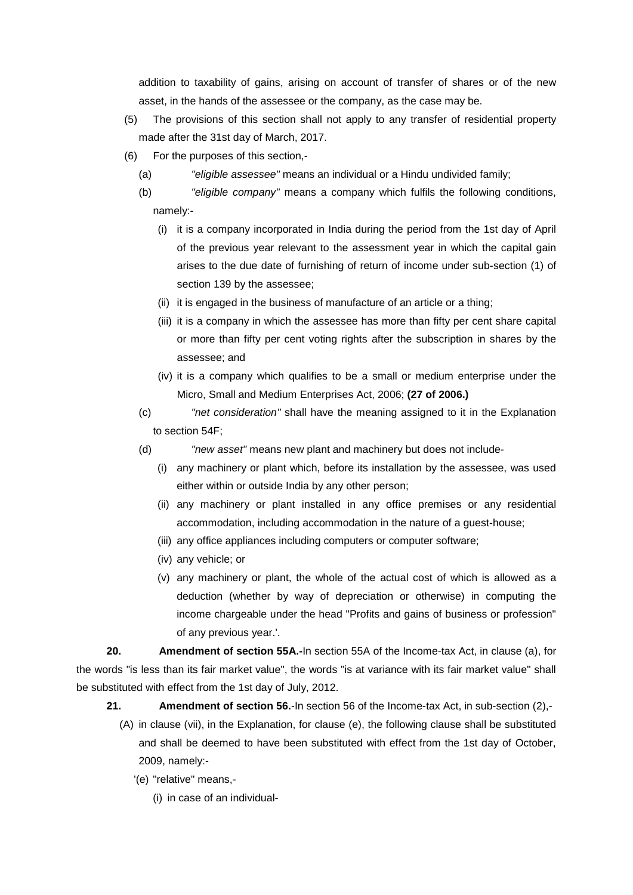addition to taxability of gains, arising on account of transfer of shares or of the new asset, in the hands of the assessee or the company, as the case may be.

(5) The provisions of this section shall not apply to any transfer of residential property made after the 31st day of March, 2017.

(6) For the purposes of this section,-

(a) *"eligible assessee"* means an individual or a Hindu undivided family;

(b) *"eligible company"* means a company which fulfils the following conditions, namely:-

(i) it is a company incorporated in India during the period from the 1st day of April of the previous year relevant to the assessment year in which the capital gain arises to the due date of furnishing of return of income under sub-section (1) of section 139 by the assessee;

(ii) it is engaged in the business of manufacture of an article or a thing;

(iii) it is a company in which the assessee has more than fifty per cent share capital or more than fifty per cent voting rights after the subscription in shares by the assessee; and

(iv) it is a company which qualifies to be a small or medium enterprise under the Micro, Small and Medium Enterprises Act, 2006; **(27 of 2006.)**

(c) *"net consideration"* shall have the meaning assigned to it in the Explanation to section 54F;

(d) *"new asset"* means new plant and machinery but does not include-

(i) any machinery or plant which, before its installation by the assessee, was used either within or outside India by any other person;

(ii) any machinery or plant installed in any office premises or any residential accommodation, including accommodation in the nature of a guest-house;

(iii) any office appliances including computers or computer software;

(iv) any vehicle; or

(v) any machinery or plant, the whole of the actual cost of which is allowed as a deduction (whether by way of depreciation or otherwise) in computing the income chargeable under the head "Profits and gains of business or profession" of any previous year.'.

**20. Amendment of section 55A.-**In section 55A of the Income-tax Act, in clause (a), for the words "is less than its fair market value", the words "is at variance with its fair market value" shall be substituted with effect from the 1st day of July, 2012.

**21. Amendment of section 56.**-In section 56 of the Income-tax Act, in sub-section (2),-

(A) in clause (vii), in the Explanation, for clause (e), the following clause shall be substituted and shall be deemed to have been substituted with effect from the 1st day of October, 2009, namely:-

'(e) "relative" means,-

(i) in case of an individual-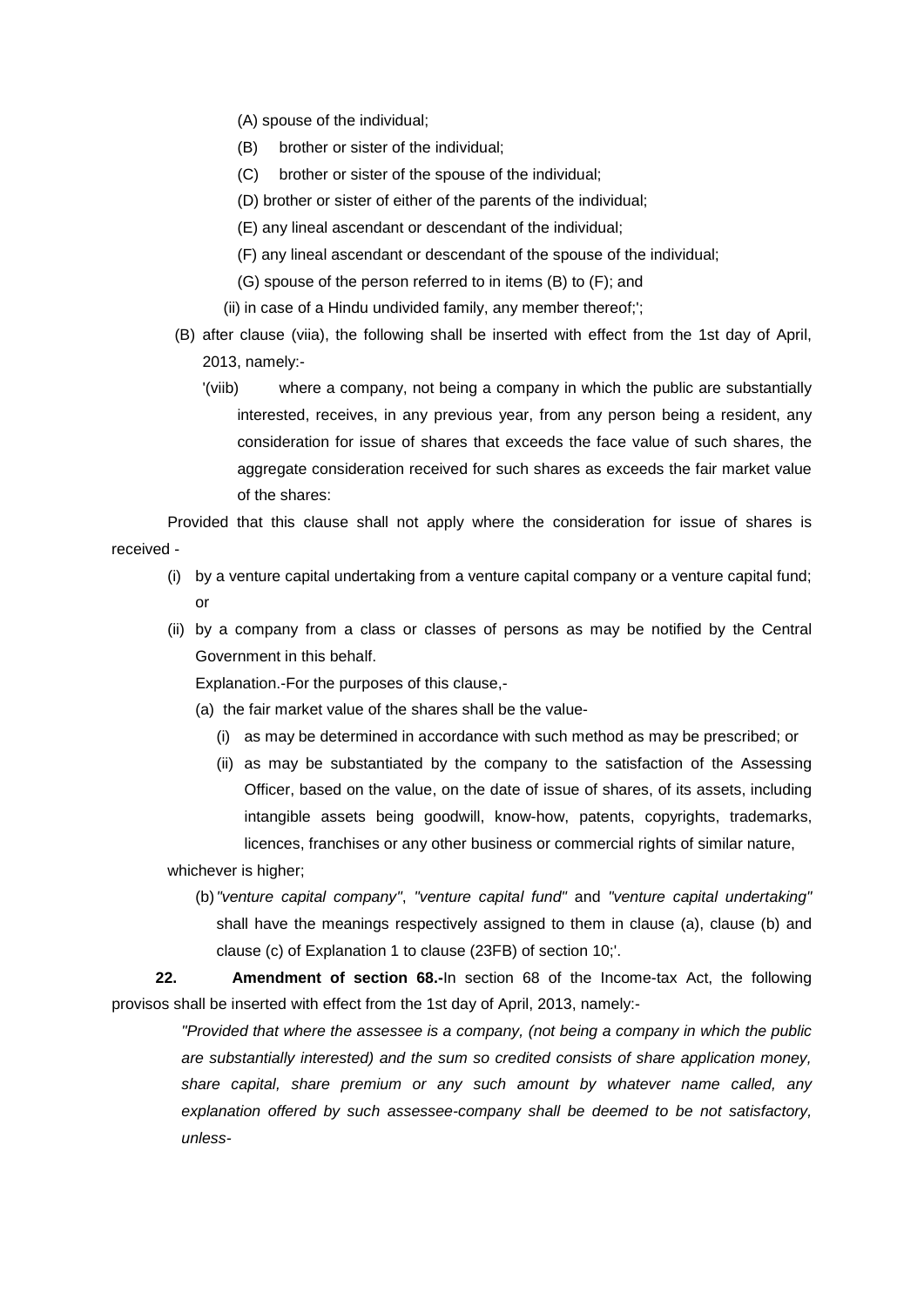(A) spouse of the individual;

(B) brother or sister of the individual;

(C) brother or sister of the spouse of the individual;

(D) brother or sister of either of the parents of the individual;

(E) any lineal ascendant or descendant of the individual;

(F) any lineal ascendant or descendant of the spouse of the individual;

(G) spouse of the person referred to in items (B) to (F); and

(ii) in case of a Hindu undivided family, any member thereof;';

(B) after clause (viia), the following shall be inserted with effect from the 1st day of April, 2013, namely:-

'(viib) where a company, not being a company in which the public are substantially interested, receives, in any previous year, from any person being a resident, any consideration for issue of shares that exceeds the face value of such shares, the aggregate consideration received for such shares as exceeds the fair market value of the shares:

Provided that this clause shall not apply where the consideration for issue of shares is received -

(i) by a venture capital undertaking from a venture capital company or a venture capital fund; or

(ii) by a company from a class or classes of persons as may be notified by the Central Government in this behalf.

Explanation.-For the purposes of this clause,-

(a) the fair market value of the shares shall be the value-

(i) as may be determined in accordance with such method as may be prescribed; or

(ii) as may be substantiated by the company to the satisfaction of the Assessing Officer, based on the value, on the date of issue of shares, of its assets, including intangible assets being goodwill, know-how, patents, copyrights, trademarks, licences, franchises or any other business or commercial rights of similar nature,

whichever is higher;

(b) *"venture capital company"*, *"venture capital fund"* and *"venture capital undertaking"* shall have the meanings respectively assigned to them in clause (a), clause (b) and clause (c) of Explanation 1 to clause (23FB) of section 10;'.

**22. Amendment of section 68.-**In section 68 of the Income-tax Act, the following provisos shall be inserted with effect from the 1st day of April, 2013, namely:-

*"Provided that where the assessee is a company, (not being a company in which the public are substantially interested) and the sum so credited consists of share application money, share capital, share premium or any such amount by whatever name called, any explanation offered by such assessee-company shall be deemed to be not satisfactory, unless-*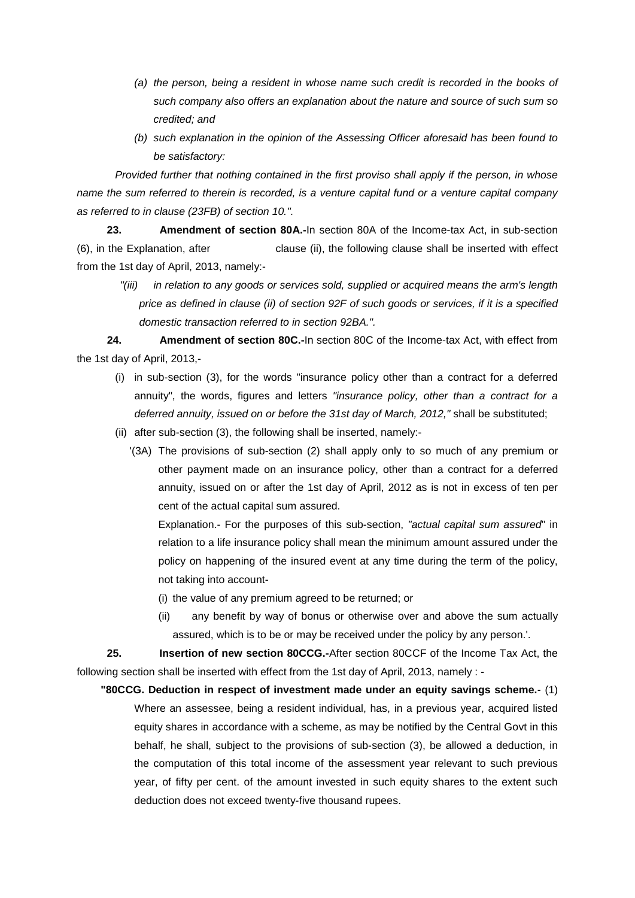*(a) the person, being a resident in whose name such credit is recorded in the books of such company also offers an explanation about the nature and source of such sum so credited; and*

*(b) such explanation in the opinion of the Assessing Officer aforesaid has been found to be satisfactory:*

*Provided further that nothing contained in the first proviso shall apply if the person, in whose name the sum referred to therein is recorded, is a venture capital fund or a venture capital company as referred to in clause (23FB) of section 10.".*

**23. Amendment of section 80A.-**In section 80A of the Income-tax Act, in sub-section (6), in the Explanation, after clause (ii), the following clause shall be inserted with effect from the 1st day of April, 2013, namely:-

*"(iii) in relation to any goods or services sold, supplied or acquired means the arm's length price as defined in clause (ii) of section 92F of such goods or services, if it is a specified domestic transaction referred to in section 92BA.".*

**24. Amendment of section 80C.-**In section 80C of the Income-tax Act, with effect from the 1st day of April, 2013,-

(i) in sub-section (3), for the words "insurance policy other than a contract for a deferred annuity", the words, figures and letters *"insurance policy, other than a contract for a deferred annuity, issued on or before the 31st day of March, 2012,"* shall be substituted;

(ii) after sub-section (3), the following shall be inserted, namely:-

'(3A) The provisions of sub-section (2) shall apply only to so much of any premium or other payment made on an insurance policy, other than a contract for a deferred annuity, issued on or after the 1st day of April, 2012 as is not in excess of ten per cent of the actual capital sum assured.

Explanation.- For the purposes of this sub-section, *"actual capital sum assured*" in relation to a life insurance policy shall mean the minimum amount assured under the policy on happening of the insured event at any time during the term of the policy, not taking into account-

(i) the value of any premium agreed to be returned; or

(ii) any benefit by way of bonus or otherwise over and above the sum actually assured, which is to be or may be received under the policy by any person.'.

**25. Insertion of new section 80CCG.-**After section 80CCF of the Income Tax Act, the following section shall be inserted with effect from the 1st day of April, 2013, namely : -

**"80CCG. Deduction in respect of investment made under an equity savings scheme.**- (1) Where an assessee, being a resident individual, has, in a previous year, acquired listed equity shares in accordance with a scheme, as may be notified by the Central Govt in this behalf, he shall, subject to the provisions of sub-section (3), be allowed a deduction, in the computation of this total income of the assessment year relevant to such previous year, of fifty per cent. of the amount invested in such equity shares to the extent such deduction does not exceed twenty-five thousand rupees.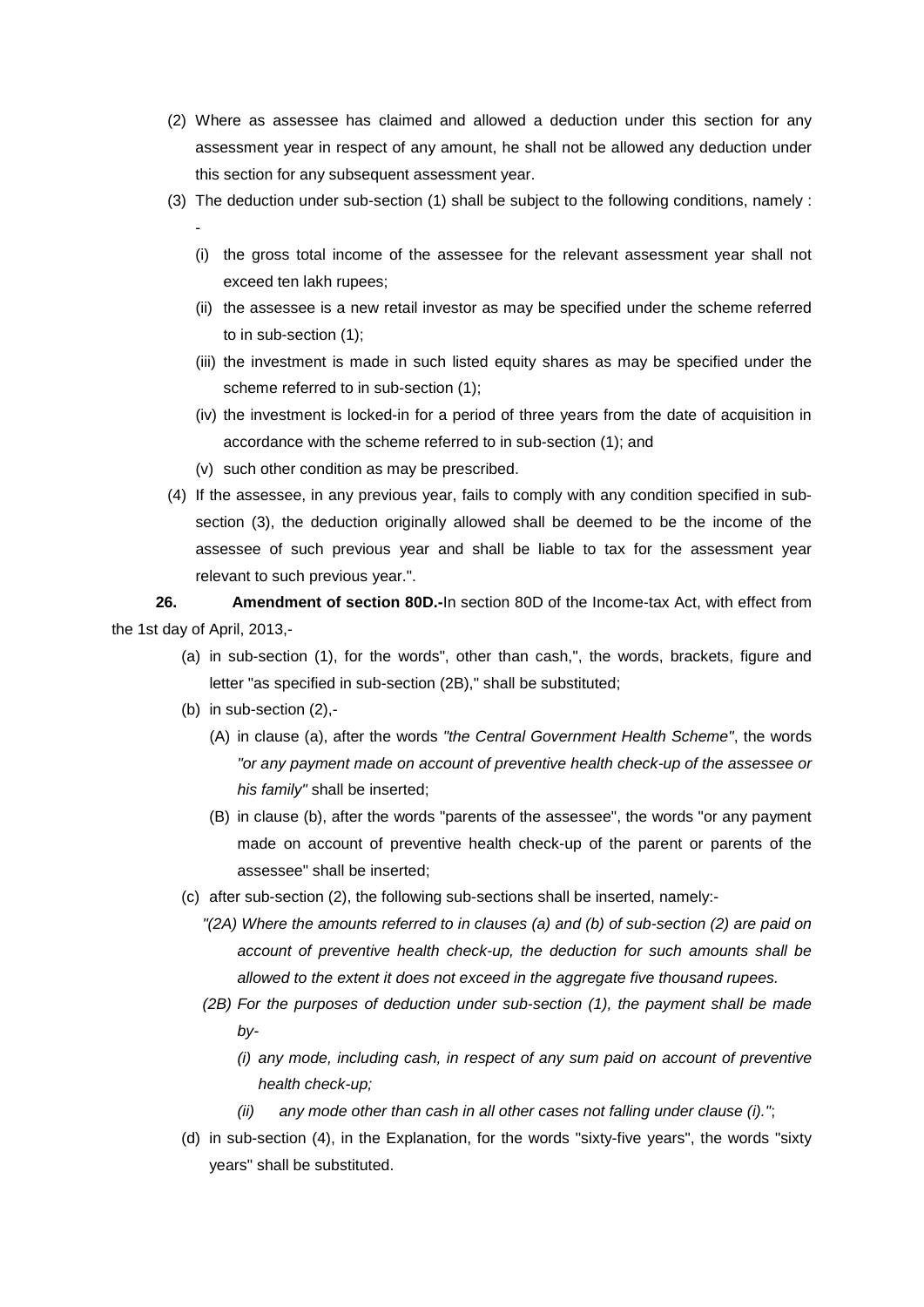(2) Where as assessee has claimed and allowed a deduction under this section for any assessment year in respect of any amount, he shall not be allowed any deduction under this section for any subsequent assessment year.

(3) The deduction under sub-section (1) shall be subject to the following conditions, namely :-

   (i) the gross total income of the assessee for the relevant assessment year shall not exceed ten lakh rupees;

   (ii) the assessee is a new retail investor as may be specified under the scheme referred to in sub-section (1);

   (iii) the investment is made in such listed equity shares as may be specified under the scheme referred to in sub-section (1);

   (iv) the investment is locked-in for a period of three years from the date of acquisition in accordance with the scheme referred to in sub-section (1); and

   (v) such other condition as may be prescribed.

(4) If the assessee, in any previous year, fails to comply with any condition specified in sub-section (3), the deduction originally allowed shall be deemed to be the income of the assessee of such previous year and shall be liable to tax for the assessment year relevant to such previous year.".

**26. Amendment of section 80D.-**In section 80D of the Income-tax Act, with effect from the 1st day of April, 2013,-

(a) in sub-section (1), for the words", other than cash,", the words, brackets, figure and letter "as specified in sub-section (2B)," shall be substituted;

(b) in sub-section (2),-

   (A) in clause (a), after the words *"the Central Government Health Scheme"*, the words *"or any payment made on account of preventive health check-up of the assessee or his family"* shall be inserted;

   (B) in clause (b), after the words "parents of the assessee", the words "or any payment made on account of preventive health check-up of the parent or parents of the assessee" shall be inserted;

(c) after sub-section (2), the following sub-sections shall be inserted, namely:-

   *"(2A) Where the amounts referred to in clauses (a) and (b) of sub-section (2) are paid on account of preventive health check-up, the deduction for such amounts shall be allowed to the extent it does not exceed in the aggregate five thousand rupees.*

   *(2B) For the purposes of deduction under sub-section (1), the payment shall be made by-*

      *(i) any mode, including cash, in respect of any sum paid on account of preventive health check-up;*

      *(ii) any mode other than cash in all other cases not falling under clause (i)."*;

(d) in sub-section (4), in the Explanation, for the words "sixty-five years", the words "sixty years" shall be substituted.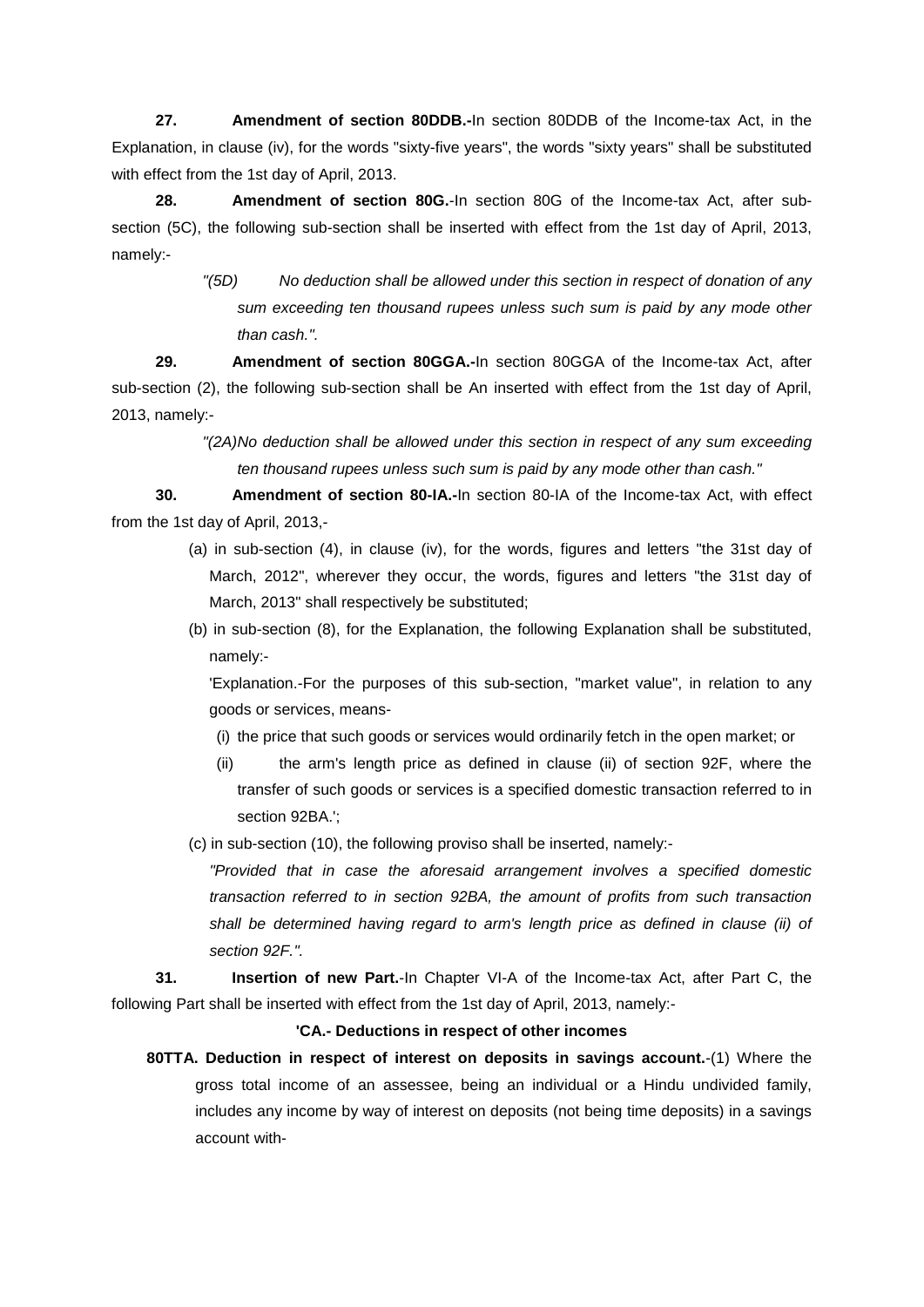**27. Amendment of section 80DDB.-**In section 80DDB of the Income-tax Act, in the Explanation, in clause (iv), for the words "sixty-five years", the words "sixty years" shall be substituted with effect from the 1st day of April, 2013.

**28. Amendment of section 80G.**-In section 80G of the Income-tax Act, after sub-section (5C), the following sub-section shall be inserted with effect from the 1st day of April, 2013, namely:-

> *"(5D) No deduction shall be allowed under this section in respect of donation of any sum exceeding ten thousand rupees unless such sum is paid by any mode other than cash.".*

**29. Amendment of section 80GGA.-**In section 80GGA of the Income-tax Act, after sub-section (2), the following sub-section shall be An inserted with effect from the 1st day of April, 2013, namely:-

> *"(2A)No deduction shall be allowed under this section in respect of any sum exceeding ten thousand rupees unless such sum is paid by any mode other than cash."*

**30. Amendment of section 80-IA.-**In section 80-IA of the Income-tax Act, with effect from the 1st day of April, 2013,-

(a) in sub-section (4), in clause (iv), for the words, figures and letters "the 31st day of March, 2012", wherever they occur, the words, figures and letters "the 31st day of March, 2013" shall respectively be substituted;

(b) in sub-section (8), for the Explanation, the following Explanation shall be substituted, namely:-

'Explanation.-For the purposes of this sub-section, "market value", in relation to any goods or services, means-

(i) the price that such goods or services would ordinarily fetch in the open market; or

(ii) the arm's length price as defined in clause (ii) of section 92F, where the transfer of such goods or services is a specified domestic transaction referred to in section 92BA.';

(c) in sub-section (10), the following proviso shall be inserted, namely:-

*"Provided that in case the aforesaid arrangement involves a specified domestic transaction referred to in section 92BA, the amount of profits from such transaction shall be determined having regard to arm's length price as defined in clause (ii) of section 92F.".*

**31. Insertion of new Part.**-In Chapter VI-A of the Income-tax Act, after Part C, the following Part shall be inserted with effect from the 1st day of April, 2013, namely:-

**'CA.- Deductions in respect of other incomes**

**80TTA. Deduction in respect of interest on deposits in savings account.**-(1) Where the gross total income of an assessee, being an individual or a Hindu undivided family, includes any income by way of interest on deposits (not being time deposits) in a savings account with-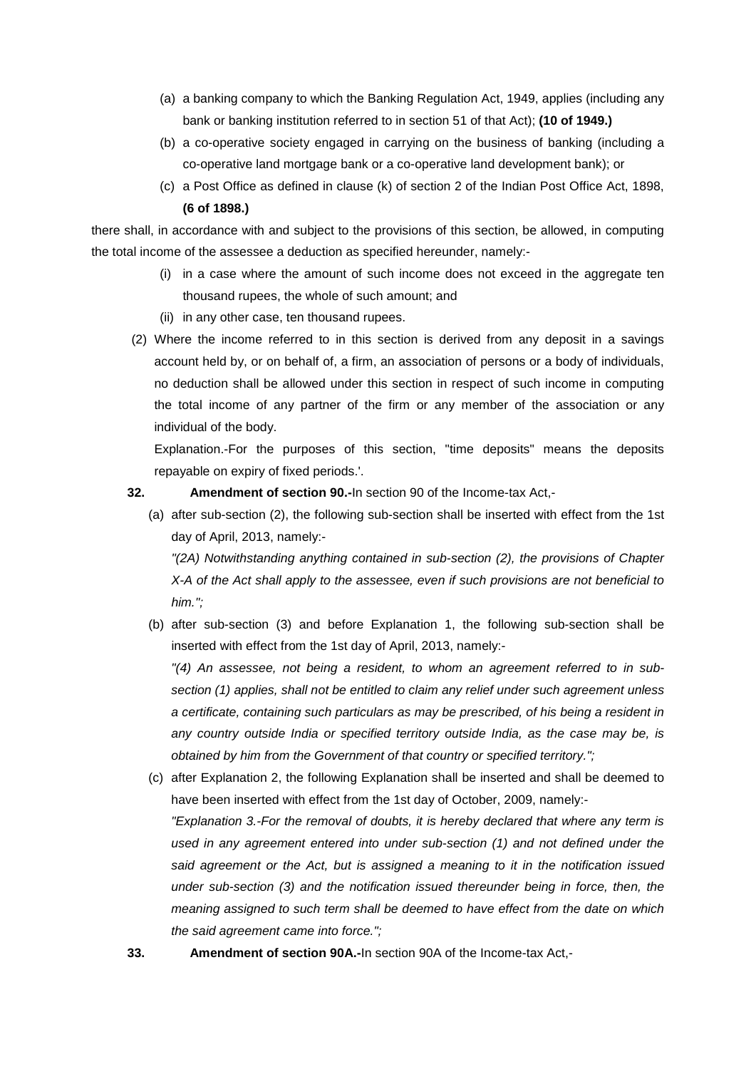(a) a banking company to which the Banking Regulation Act, 1949, applies (including any bank or banking institution referred to in section 51 of that Act); **(10 of 1949.)**

(b) a co-operative society engaged in carrying on the business of banking (including a co-operative land mortgage bank or a co-operative land development bank); or

(c) a Post Office as defined in clause (k) of section 2 of the Indian Post Office Act, 1898, **(6 of 1898.)**

there shall, in accordance with and subject to the provisions of this section, be allowed, in computing the total income of the assessee a deduction as specified hereunder, namely:-

(i) in a case where the amount of such income does not exceed in the aggregate ten thousand rupees, the whole of such amount; and

(ii) in any other case, ten thousand rupees.

(2) Where the income referred to in this section is derived from any deposit in a savings account held by, or on behalf of, a firm, an association of persons or a body of individuals, no deduction shall be allowed under this section in respect of such income in computing the total income of any partner of the firm or any member of the association or any individual of the body.

Explanation.-For the purposes of this section, "time deposits" means the deposits repayable on expiry of fixed periods.'.

**32. Amendment of section 90.-**In section 90 of the Income-tax Act,-

(a) after sub-section (2), the following sub-section shall be inserted with effect from the 1st day of April, 2013, namely:-

*"(2A) Notwithstanding anything contained in sub-section (2), the provisions of Chapter X-A of the Act shall apply to the assessee, even if such provisions are not beneficial to him.";*

(b) after sub-section (3) and before Explanation 1, the following sub-section shall be inserted with effect from the 1st day of April, 2013, namely:-

*"(4) An assessee, not being a resident, to whom an agreement referred to in sub-section (1) applies, shall not be entitled to claim any relief under such agreement unless a certificate, containing such particulars as may be prescribed, of his being a resident in any country outside India or specified territory outside India, as the case may be, is obtained by him from the Government of that country or specified territory.";*

(c) after Explanation 2, the following Explanation shall be inserted and shall be deemed to have been inserted with effect from the 1st day of October, 2009, namely:-

*"Explanation 3.-For the removal of doubts, it is hereby declared that where any term is used in any agreement entered into under sub-section (1) and not defined under the said agreement or the Act, but is assigned a meaning to it in the notification issued under sub-section (3) and the notification issued thereunder being in force, then, the meaning assigned to such term shall be deemed to have effect from the date on which the said agreement came into force.";*

**33. Amendment of section 90A.-**In section 90A of the Income-tax Act,-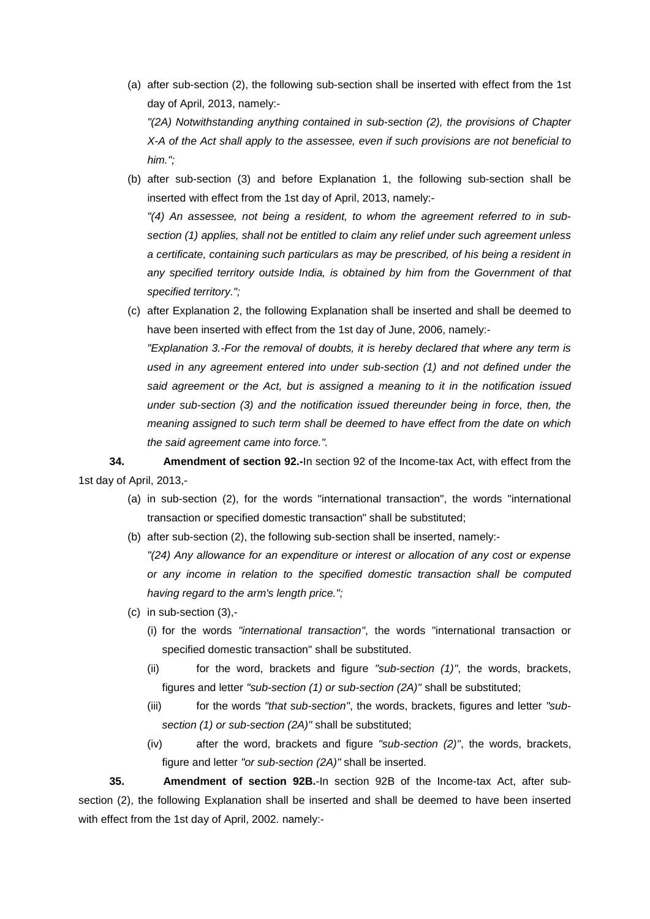(a) after sub-section (2), the following sub-section shall be inserted with effect from the 1st day of April, 2013, namely:-

*"(2A) Notwithstanding anything contained in sub-section (2), the provisions of Chapter X-A of the Act shall apply to the assessee, even if such provisions are not beneficial to him.";*

(b) after sub-section (3) and before Explanation 1, the following sub-section shall be inserted with effect from the 1st day of April, 2013, namely:-

*"(4) An assessee, not being a resident, to whom the agreement referred to in sub-section (1) applies, shall not be entitled to claim any relief under such agreement unless a certificate, containing such particulars as may be prescribed, of his being a resident in any specified territory outside India, is obtained by him from the Government of that specified territory.";*

(c) after Explanation 2, the following Explanation shall be inserted and shall be deemed to have been inserted with effect from the 1st day of June, 2006, namely:-

*"Explanation 3.-For the removal of doubts, it is hereby declared that where any term is used in any agreement entered into under sub-section (1) and not defined under the said agreement or the Act, but is assigned a meaning to it in the notification issued under sub-section (3) and the notification issued thereunder being in force, then, the meaning assigned to such term shall be deemed to have effect from the date on which the said agreement came into force.".*

**34. Amendment of section 92.-**In section 92 of the Income-tax Act, with effect from the 1st day of April, 2013,-

(a) in sub-section (2), for the words "international transaction", the words "international transaction or specified domestic transaction" shall be substituted;

(b) after sub-section (2), the following sub-section shall be inserted, namely:-

*"(24) Any allowance for an expenditure or interest or allocation of any cost or expense or any income in relation to the specified domestic transaction shall be computed having regard to the arm's length price.";*

(c) in sub-section (3),-

(i) for the words *"international transaction"*, the words "international transaction or specified domestic transaction" shall be substituted.

(ii) for the word, brackets and figure *"sub-section (1)"*, the words, brackets, figures and letter *"sub-section (1) or sub-section (2A)"* shall be substituted;

(iii) for the words *"that sub-section"*, the words, brackets, figures and letter *"sub-section (1) or sub-section (2A)"* shall be substituted;

(iv) after the word, brackets and figure *"sub-section (2)"*, the words, brackets, figure and letter *"or sub-section (2A)"* shall be inserted.

**35. Amendment of section 92B.**-In section 92B of the Income-tax Act, after sub-section (2), the following Explanation shall be inserted and shall be deemed to have been inserted with effect from the 1st day of April, 2002. namely:-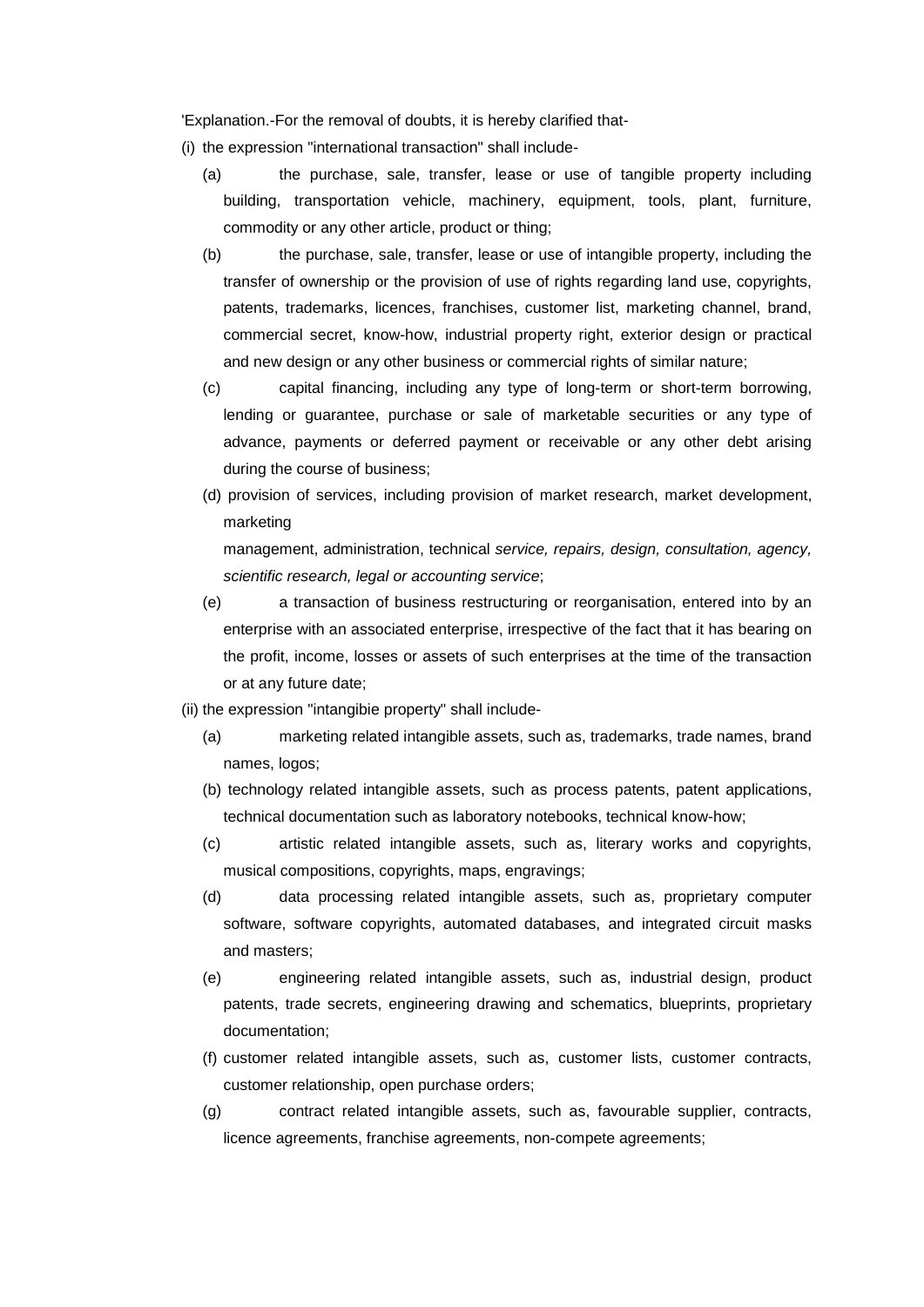'Explanation.-For the removal of doubts, it is hereby clarified that-

(i) the expression "international transaction" shall include-

   (a) the purchase, sale, transfer, lease or use of tangible property including building, transportation vehicle, machinery, equipment, tools, plant, furniture, commodity or any other article, product or thing;

   (b) the purchase, sale, transfer, lease or use of intangible property, including the transfer of ownership or the provision of use of rights regarding land use, copyrights, patents, trademarks, licences, franchises, customer list, marketing channel, brand, commercial secret, know-how, industrial property right, exterior design or practical and new design or any other business or commercial rights of similar nature;

   (c) capital financing, including any type of long-term or short-term borrowing, lending or guarantee, purchase or sale of marketable securities or any type of advance, payments or deferred payment or receivable or any other debt arising during the course of business;

   (d) provision of services, including provision of market research, market development, marketing management, administration, technical *service, repairs, design, consultation, agency, scientific research, legal or accounting service*;

   (e) a transaction of business restructuring or reorganisation, entered into by an enterprise with an associated enterprise, irrespective of the fact that it has bearing on the profit, income, losses or assets of such enterprises at the time of the transaction or at any future date;

(ii) the expression "intangibie property" shall include-

   (a) marketing related intangible assets, such as, trademarks, trade names, brand names, logos;

   (b) technology related intangible assets, such as process patents, patent applications, technical documentation such as laboratory notebooks, technical know-how;

   (c) artistic related intangible assets, such as, literary works and copyrights, musical compositions, copyrights, maps, engravings;

   (d) data processing related intangible assets, such as, proprietary computer software, software copyrights, automated databases, and integrated circuit masks and masters;

   (e) engineering related intangible assets, such as, industrial design, product patents, trade secrets, engineering drawing and schematics, blueprints, proprietary documentation;

   (f) customer related intangible assets, such as, customer lists, customer contracts, customer relationship, open purchase orders;

   (g) contract related intangible assets, such as, favourable supplier, contracts, licence agreements, franchise agreements, non-compete agreements;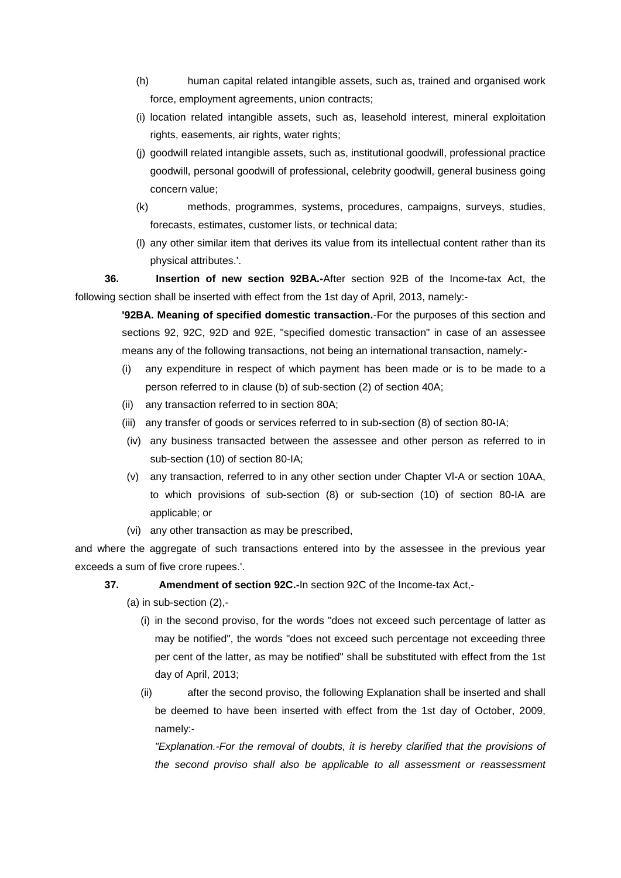(h) human capital related intangible assets, such as, trained and organised work force, employment agreements, union contracts;

(i) location related intangible assets, such as, leasehold interest, mineral exploitation rights, easements, air rights, water rights;

(j) goodwill related intangible assets, such as, institutional goodwill, professional practice goodwill, personal goodwill of professional, celebrity goodwill, general business going concern value;

(k) methods, programmes, systems, procedures, campaigns, surveys, studies, forecasts, estimates, customer lists, or technical data;

(l) any other similar item that derives its value from its intellectual content rather than its physical attributes.'.

**36. Insertion of new section 92BA.-**After section 92B of the Income-tax Act, the following section shall be inserted with effect from the 1st day of April, 2013, namely:-

**'92BA. Meaning of specified domestic transaction.**-For the purposes of this section and sections 92, 92C, 92D and 92E, "specified domestic transaction" in case of an assessee means any of the following transactions, not being an international transaction, namely:-

(i) any expenditure in respect of which payment has been made or is to be made to a person referred to in clause (b) of sub-section (2) of section 40A;

(ii) any transaction referred to in section 80A;

(iii) any transfer of goods or services referred to in sub-section (8) of section 80-IA;

(iv) any business transacted between the assessee and other person as referred to in sub-section (10) of section 80-IA;

(v) any transaction, referred to in any other section under Chapter VI-A or section 10AA, to which provisions of sub-section (8) or sub-section (10) of section 80-IA are applicable; or

(vi) any other transaction as may be prescribed,

and where the aggregate of such transactions entered into by the assessee in the previous year exceeds a sum of five crore rupees.'.

**37. Amendment of section 92C.-**In section 92C of the Income-tax Act,-

(a) in sub-section (2),-

(i) in the second proviso, for the words "does not exceed such percentage of latter as may be notified", the words "does not exceed such percentage not exceeding three per cent of the latter, as may be notified" shall be substituted with effect from the 1st day of April, 2013;

(ii) after the second proviso, the following Explanation shall be inserted and shall be deemed to have been inserted with effect from the 1st day of October, 2009, namely:-

*"Explanation.-For the removal of doubts, it is hereby clarified that the provisions of the second proviso shall also be applicable to all assessment or reassessment*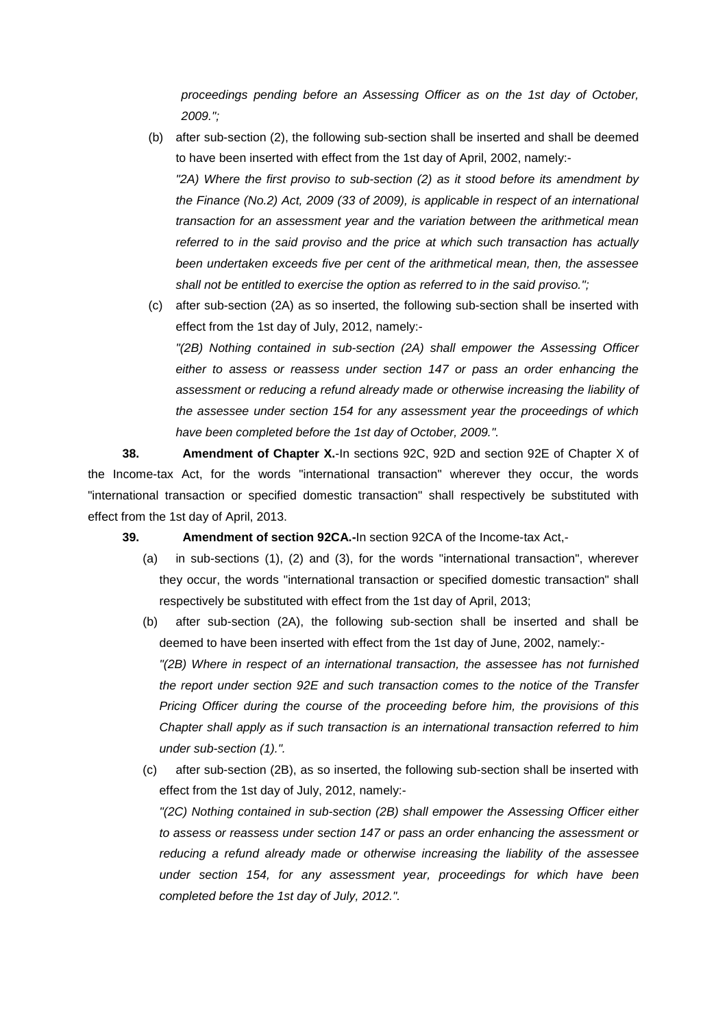*proceedings pending before an Assessing Officer as on the 1st day of October, 2009.";*

(b) after sub-section (2), the following sub-section shall be inserted and shall be deemed to have been inserted with effect from the 1st day of April, 2002, namely:-

*"2A) Where the first proviso to sub-section (2) as it stood before its amendment by the Finance (No.2) Act, 2009 (33 of 2009), is applicable in respect of an international transaction for an assessment year and the variation between the arithmetical mean referred to in the said proviso and the price at which such transaction has actually been undertaken exceeds five per cent of the arithmetical mean, then, the assessee shall not be entitled to exercise the option as referred to in the said proviso.";*

(c) after sub-section (2A) as so inserted, the following sub-section shall be inserted with effect from the 1st day of July, 2012, namely:-

*"(2B) Nothing contained in sub-section (2A) shall empower the Assessing Officer either to assess or reassess under section 147 or pass an order enhancing the assessment or reducing a refund already made or otherwise increasing the liability of the assessee under section 154 for any assessment year the proceedings of which have been completed before the 1st day of October, 2009.".*

**38. Amendment of Chapter X.**-In sections 92C, 92D and section 92E of Chapter X of the Income-tax Act, for the words "international transaction" wherever they occur, the words "international transaction or specified domestic transaction" shall respectively be substituted with effect from the 1st day of April, 2013.

**39. Amendment of section 92CA.**-In section 92CA of the Income-tax Act,-

(a) in sub-sections (1), (2) and (3), for the words "international transaction", wherever they occur, the words "international transaction or specified domestic transaction" shall respectively be substituted with effect from the 1st day of April, 2013;

(b) after sub-section (2A), the following sub-section shall be inserted and shall be deemed to have been inserted with effect from the 1st day of June, 2002, namely:-

*"(2B) Where in respect of an international transaction, the assessee has not furnished the report under section 92E and such transaction comes to the notice of the Transfer Pricing Officer during the course of the proceeding before him, the provisions of this Chapter shall apply as if such transaction is an international transaction referred to him under sub-section (1).".*

(c) after sub-section (2B), as so inserted, the following sub-section shall be inserted with effect from the 1st day of July, 2012, namely:-

*"(2C) Nothing contained in sub-section (2B) shall empower the Assessing Officer either to assess or reassess under section 147 or pass an order enhancing the assessment or reducing a refund already made or otherwise increasing the liability of the assessee under section 154, for any assessment year, proceedings for which have been completed before the 1st day of July, 2012.".*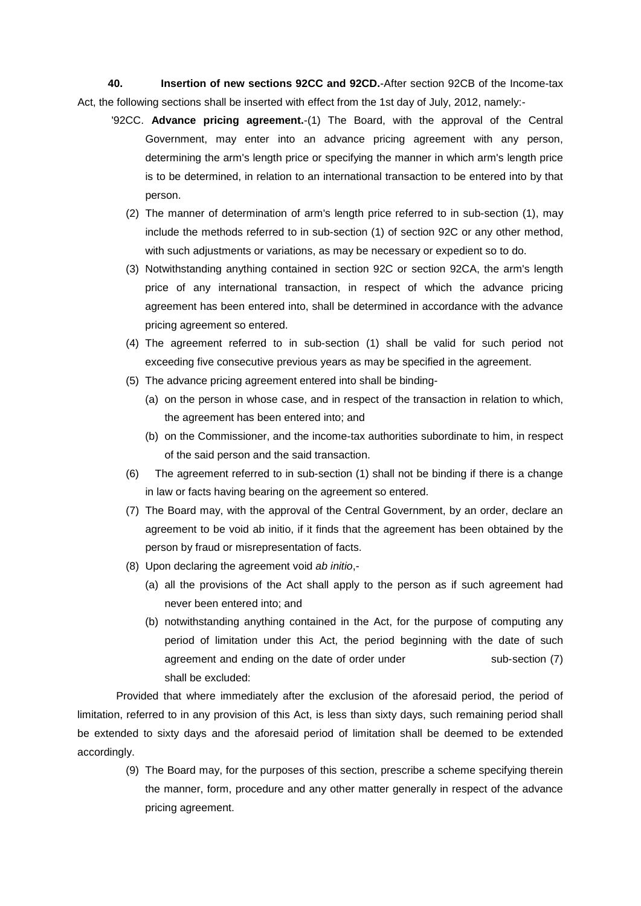**40. Insertion of new sections 92CC and 92CD.**-After section 92CB of the Income-tax Act, the following sections shall be inserted with effect from the 1st day of July, 2012, namely:-

'92CC. **Advance pricing agreement.**-(1) The Board, with the approval of the Central Government, may enter into an advance pricing agreement with any person, determining the arm's length price or specifying the manner in which arm's length price is to be determined, in relation to an international transaction to be entered into by that person.

(2) The manner of determination of arm's length price referred to in sub-section (1), may include the methods referred to in sub-section (1) of section 92C or any other method, with such adjustments or variations, as may be necessary or expedient so to do.

(3) Notwithstanding anything contained in section 92C or section 92CA, the arm's length price of any international transaction, in respect of which the advance pricing agreement has been entered into, shall be determined in accordance with the advance pricing agreement so entered.

(4) The agreement referred to in sub-section (1) shall be valid for such period not exceeding five consecutive previous years as may be specified in the agreement.

(5) The advance pricing agreement entered into shall be binding-

(a) on the person in whose case, and in respect of the transaction in relation to which, the agreement has been entered into; and

(b) on the Commissioner, and the income-tax authorities subordinate to him, in respect of the said person and the said transaction.

(6) The agreement referred to in sub-section (1) shall not be binding if there is a change in law or facts having bearing on the agreement so entered.

(7) The Board may, with the approval of the Central Government, by an order, declare an agreement to be void ab initio, if it finds that the agreement has been obtained by the person by fraud or misrepresentation of facts.

(8) Upon declaring the agreement void *ab initio*,-

(a) all the provisions of the Act shall apply to the person as if such agreement had never been entered into; and

(b) notwithstanding anything contained in the Act, for the purpose of computing any period of limitation under this Act, the period beginning with the date of such agreement and ending on the date of order under sub-section (7) shall be excluded:

Provided that where immediately after the exclusion of the aforesaid period, the period of limitation, referred to in any provision of this Act, is less than sixty days, such remaining period shall be extended to sixty days and the aforesaid period of limitation shall be deemed to be extended accordingly.

(9) The Board may, for the purposes of this section, prescribe a scheme specifying therein the manner, form, procedure and any other matter generally in respect of the advance pricing agreement.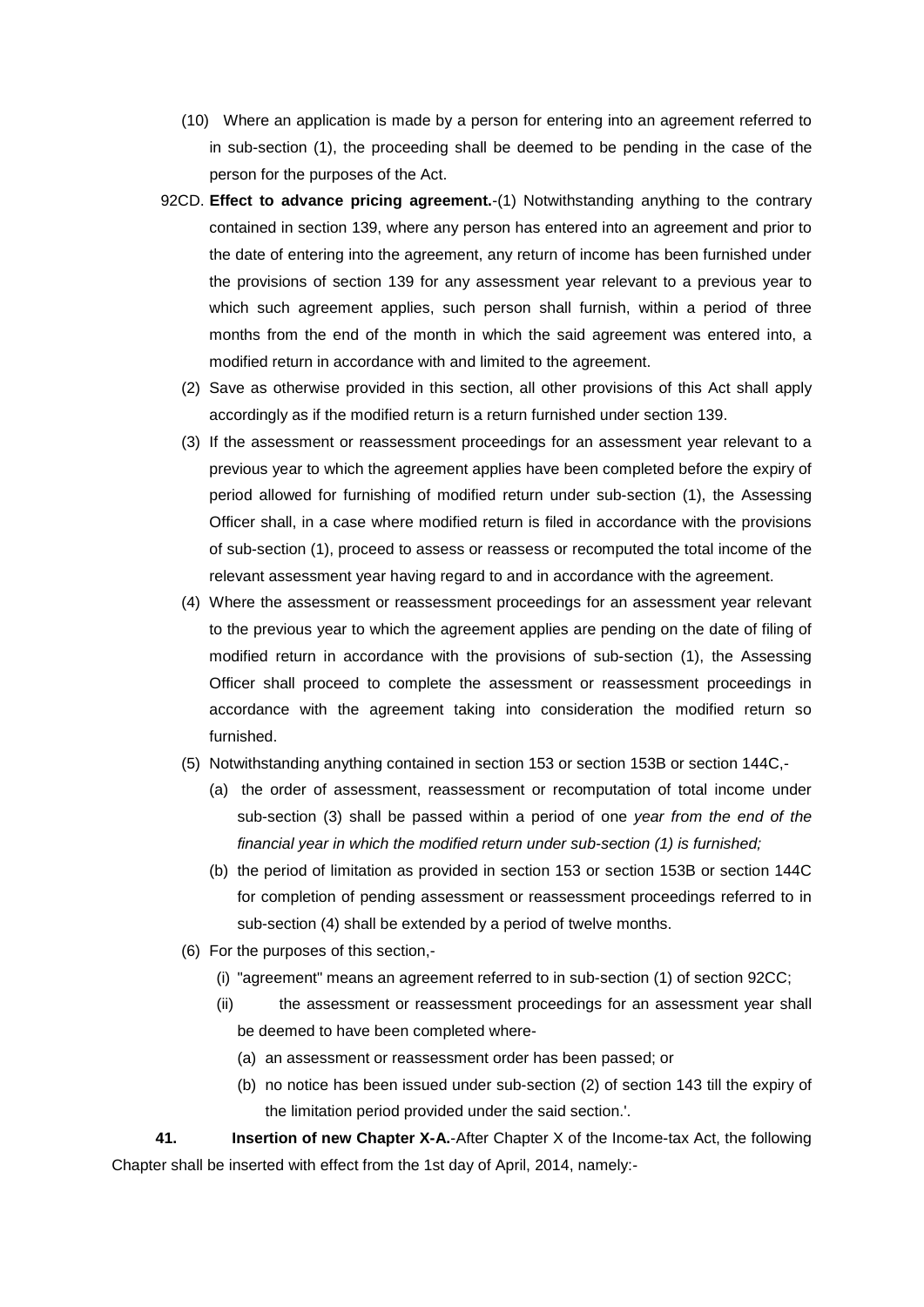(10) Where an application is made by a person for entering into an agreement referred to in sub-section (1), the proceeding shall be deemed to be pending in the case of the person for the purposes of the Act.

92CD. **Effect to advance pricing agreement.**-(1) Notwithstanding anything to the contrary contained in section 139, where any person has entered into an agreement and prior to the date of entering into the agreement, any return of income has been furnished under the provisions of section 139 for any assessment year relevant to a previous year to which such agreement applies, such person shall furnish, within a period of three months from the end of the month in which the said agreement was entered into, a modified return in accordance with and limited to the agreement.

(2) Save as otherwise provided in this section, all other provisions of this Act shall apply accordingly as if the modified return is a return furnished under section 139.

(3) If the assessment or reassessment proceedings for an assessment year relevant to a previous year to which the agreement applies have been completed before the expiry of period allowed for furnishing of modified return under sub-section (1), the Assessing Officer shall, in a case where modified return is filed in accordance with the provisions of sub-section (1), proceed to assess or reassess or recomputed the total income of the relevant assessment year having regard to and in accordance with the agreement.

(4) Where the assessment or reassessment proceedings for an assessment year relevant to the previous year to which the agreement applies are pending on the date of filing of modified return in accordance with the provisions of sub-section (1), the Assessing Officer shall proceed to complete the assessment or reassessment proceedings in accordance with the agreement taking into consideration the modified return so furnished.

(5) Notwithstanding anything contained in section 153 or section 153B or section 144C,-

(a) the order of assessment, reassessment or recomputation of total income under sub-section (3) shall be passed within a period of one *year from the end of the financial year in which the modified return under sub-section (1) is furnished;*

(b) the period of limitation as provided in section 153 or section 153B or section 144C for completion of pending assessment or reassessment proceedings referred to in sub-section (4) shall be extended by a period of twelve months.

(6) For the purposes of this section,-

(i) "agreement" means an agreement referred to in sub-section (1) of section 92CC;

(ii) the assessment or reassessment proceedings for an assessment year shall be deemed to have been completed where-

(a) an assessment or reassessment order has been passed; or

(b) no notice has been issued under sub-section (2) of section 143 till the expiry of the limitation period provided under the said section.'.

**41. Insertion of new Chapter X-A.**-After Chapter X of the Income-tax Act, the following Chapter shall be inserted with effect from the 1st day of April, 2014, namely:-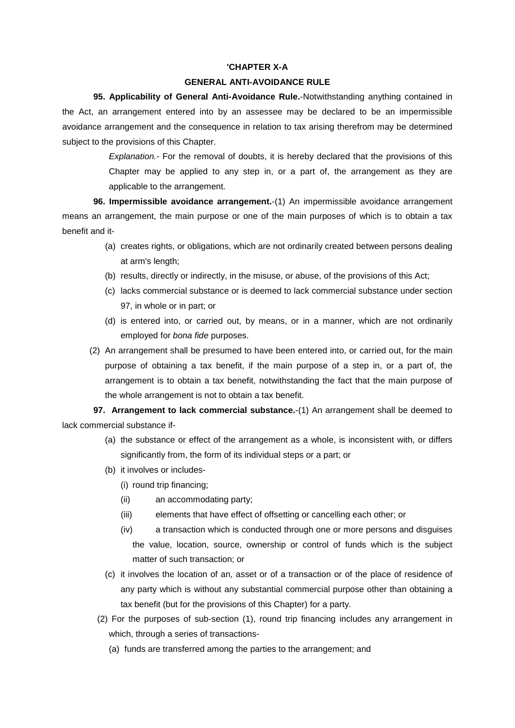**'CHAPTER X-A**

**GENERAL ANTI-AVOIDANCE RULE**

**95. Applicability of General Anti-Avoidance Rule.**-Notwithstanding anything contained in the Act, an arrangement entered into by an assessee may be declared to be an impermissible avoidance arrangement and the consequence in relation to tax arising therefrom may be determined subject to the provisions of this Chapter.

> *Explanation.*- For the removal of doubts, it is hereby declared that the provisions of this Chapter may be applied to any step in, or a part of, the arrangement as they are applicable to the arrangement.

**96. Impermissible avoidance arrangement.**-(1) An impermissible avoidance arrangement means an arrangement, the main purpose or one of the main purposes of which is to obtain a tax benefit and it-

- (a) creates rights, or obligations, which are not ordinarily created between persons dealing at arm's length;
- (b) results, directly or indirectly, in the misuse, or abuse, of the provisions of this Act;
- (c) lacks commercial substance or is deemed to lack commercial substance under section 97, in whole or in part; or
- (d) is entered into, or carried out, by means, or in a manner, which are not ordinarily employed for *bona fide* purposes.

(2) An arrangement shall be presumed to have been entered into, or carried out, for the main purpose of obtaining a tax benefit, if the main purpose of a step in, or a part of, the arrangement is to obtain a tax benefit, notwithstanding the fact that the main purpose of the whole arrangement is not to obtain a tax benefit.

**97. Arrangement to lack commercial substance.**-(1) An arrangement shall be deemed to lack commercial substance if-

- (a) the substance or effect of the arrangement as a whole, is inconsistent with, or differs significantly from, the form of its individual steps or a part; or
- (b) it involves or includes-
  - (i) round trip financing;
  - (ii) an accommodating party;
  - (iii) elements that have effect of offsetting or cancelling each other; or
  - (iv) a transaction which is conducted through one or more persons and disguises the value, location, source, ownership or control of funds which is the subject matter of such transaction; or
- (c) it involves the location of an, asset or of a transaction or of the place of residence of any party which is without any substantial commercial purpose other than obtaining a tax benefit (but for the provisions of this Chapter) for a party.

(2) For the purposes of sub-section (1), round trip financing includes any arrangement in which, through a series of transactions-

- (a) funds are transferred among the parties to the arrangement; and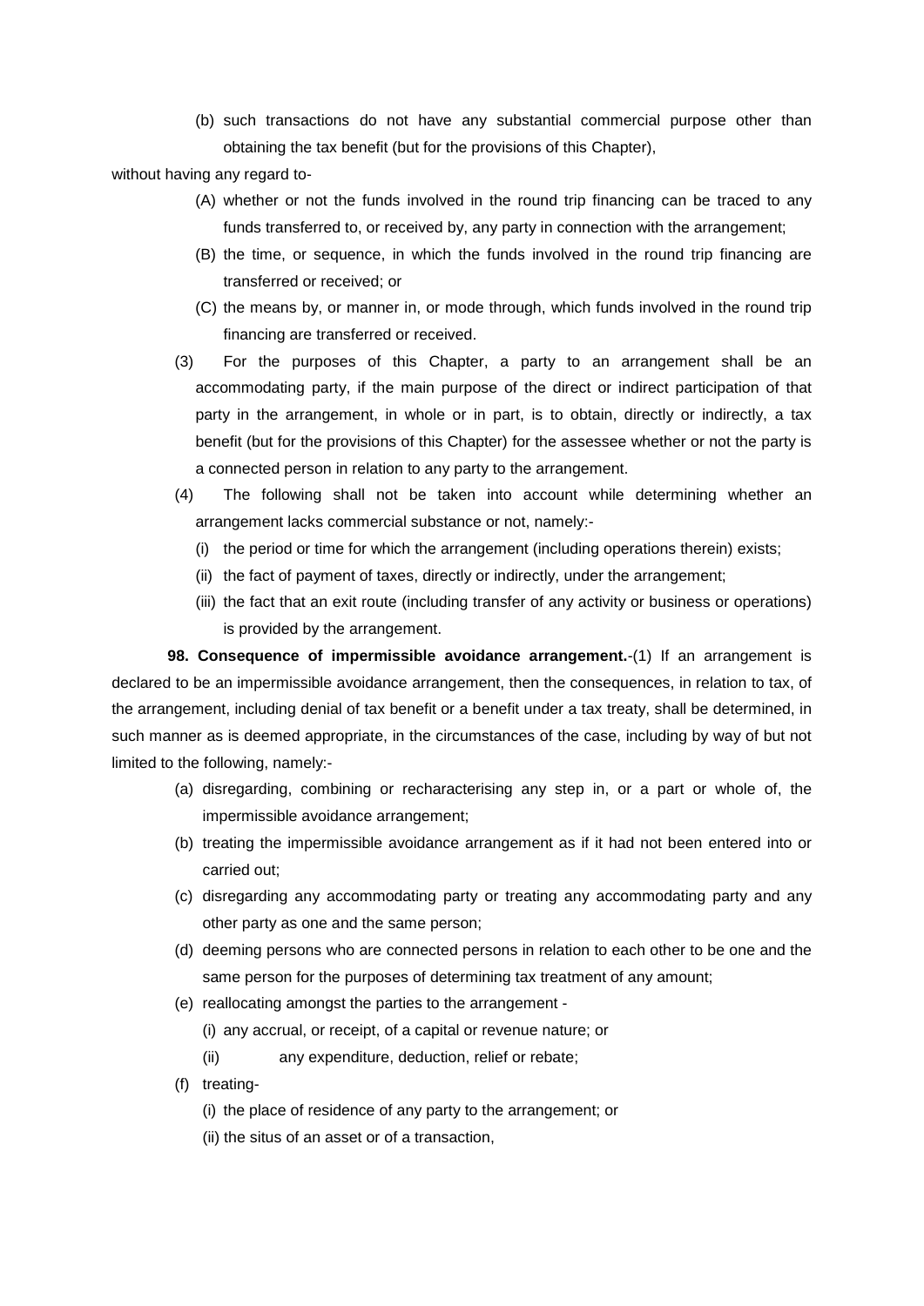(b) such transactions do not have any substantial commercial purpose other than obtaining the tax benefit (but for the provisions of this Chapter),

without having any regard to-

(A) whether or not the funds involved in the round trip financing can be traced to any funds transferred to, or received by, any party in connection with the arrangement;

(B) the time, or sequence, in which the funds involved in the round trip financing are transferred or received; or

(C) the means by, or manner in, or mode through, which funds involved in the round trip financing are transferred or received.

(3) For the purposes of this Chapter, a party to an arrangement shall be an accommodating party, if the main purpose of the direct or indirect participation of that party in the arrangement, in whole or in part, is to obtain, directly or indirectly, a tax benefit (but for the provisions of this Chapter) for the assessee whether or not the party is a connected person in relation to any party to the arrangement.

(4) The following shall not be taken into account while determining whether an arrangement lacks commercial substance or not, namely:-

(i) the period or time for which the arrangement (including operations therein) exists;

(ii) the fact of payment of taxes, directly or indirectly, under the arrangement;

(iii) the fact that an exit route (including transfer of any activity or business or operations) is provided by the arrangement.

**98. Consequence of impermissible avoidance arrangement.**-(1) If an arrangement is declared to be an impermissible avoidance arrangement, then the consequences, in relation to tax, of the arrangement, including denial of tax benefit or a benefit under a tax treaty, shall be determined, in such manner as is deemed appropriate, in the circumstances of the case, including by way of but not limited to the following, namely:-

(a) disregarding, combining or recharacterising any step in, or a part or whole of, the impermissible avoidance arrangement;

(b) treating the impermissible avoidance arrangement as if it had not been entered into or carried out;

(c) disregarding any accommodating party or treating any accommodating party and any other party as one and the same person;

(d) deeming persons who are connected persons in relation to each other to be one and the same person for the purposes of determining tax treatment of any amount;

(e) reallocating amongst the parties to the arrangement -

(i) any accrual, or receipt, of a capital or revenue nature; or

(ii) any expenditure, deduction, relief or rebate;

(f) treating-

(i) the place of residence of any party to the arrangement; or

(ii) the situs of an asset or of a transaction,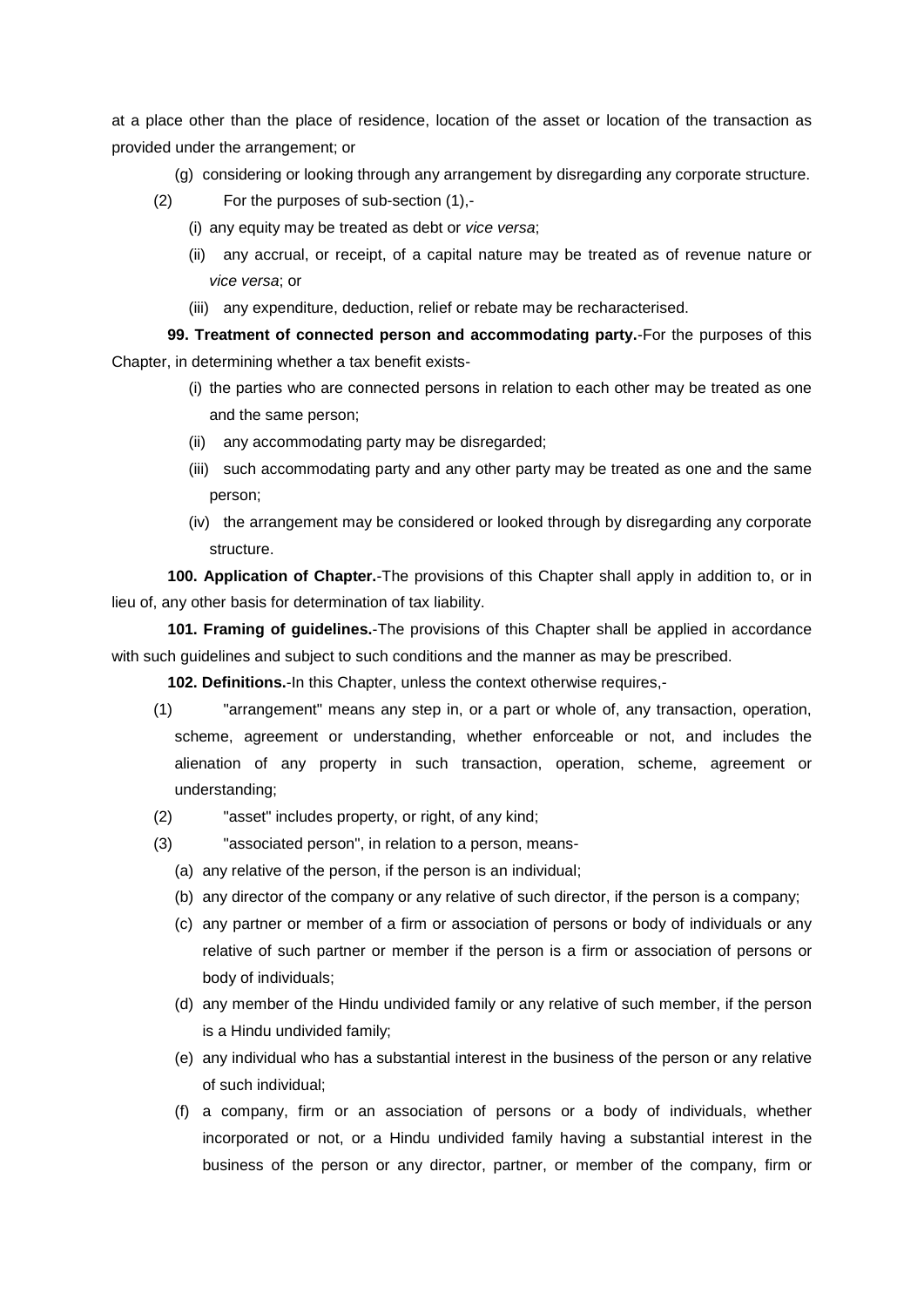at a place other than the place of residence, location of the asset or location of the transaction as provided under the arrangement; or

(g) considering or looking through any arrangement by disregarding any corporate structure.

(2) For the purposes of sub-section (1),-

(i) any equity may be treated as debt or *vice versa*;

(ii) any accrual, or receipt, of a capital nature may be treated as of revenue nature or *vice versa*; or

(iii) any expenditure, deduction, relief or rebate may be recharacterised.

**99. Treatment of connected person and accommodating party.**-For the purposes of this Chapter, in determining whether a tax benefit exists-

(i) the parties who are connected persons in relation to each other may be treated as one and the same person;

(ii) any accommodating party may be disregarded;

(iii) such accommodating party and any other party may be treated as one and the same person;

(iv) the arrangement may be considered or looked through by disregarding any corporate structure.

**100. Application of Chapter.**-The provisions of this Chapter shall apply in addition to, or in lieu of, any other basis for determination of tax liability.

**101. Framing of guidelines.**-The provisions of this Chapter shall be applied in accordance with such guidelines and subject to such conditions and the manner as may be prescribed.

**102. Definitions.**-In this Chapter, unless the context otherwise requires,-

(1) "arrangement" means any step in, or a part or whole of, any transaction, operation, scheme, agreement or understanding, whether enforceable or not, and includes the alienation of any property in such transaction, operation, scheme, agreement or understanding;

(2) "asset" includes property, or right, of any kind;

(3) "associated person", in relation to a person, means-

(a) any relative of the person, if the person is an individual;

(b) any director of the company or any relative of such director, if the person is a company;

(c) any partner or member of a firm or association of persons or body of individuals or any relative of such partner or member if the person is a firm or association of persons or body of individuals;

(d) any member of the Hindu undivided family or any relative of such member, if the person is a Hindu undivided family;

(e) any individual who has a substantial interest in the business of the person or any relative of such individual;

(f) a company, firm or an association of persons or a body of individuals, whether incorporated or not, or a Hindu undivided family having a substantial interest in the business of the person or any director, partner, or member of the company, firm or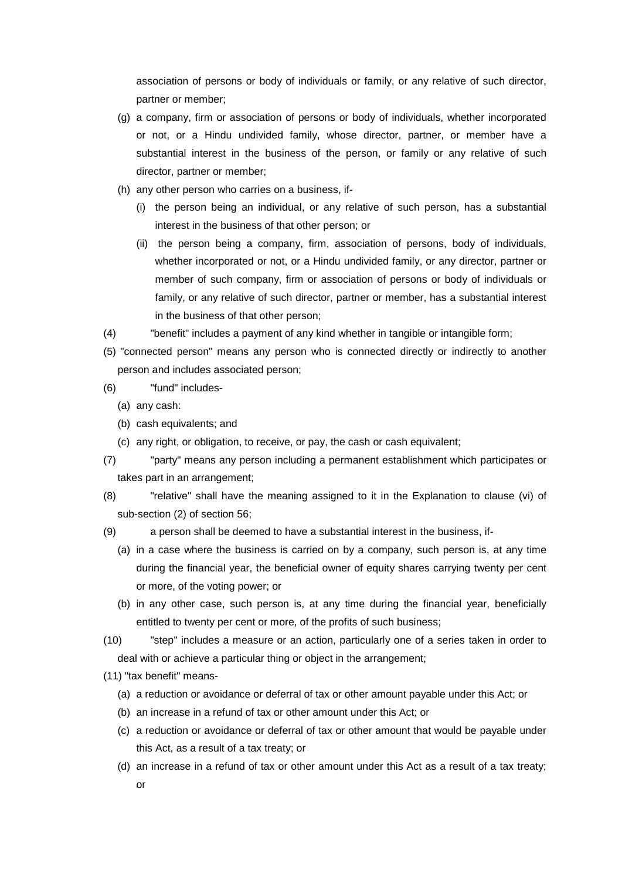association of persons or body of individuals or family, or any relative of such director, partner or member;

(g) a company, firm or association of persons or body of individuals, whether incorporated or not, or a Hindu undivided family, whose director, partner, or member have a substantial interest in the business of the person, or family or any relative of such director, partner or member;

(h) any other person who carries on a business, if-

   (i) the person being an individual, or any relative of such person, has a substantial interest in the business of that other person; or

   (ii) the person being a company, firm, association of persons, body of individuals, whether incorporated or not, or a Hindu undivided family, or any director, partner or member of such company, firm or association of persons or body of individuals or family, or any relative of such director, partner or member, has a substantial interest in the business of that other person;

(4) "benefit" includes a payment of any kind whether in tangible or intangible form;

(5) "connected person" means any person who is connected directly or indirectly to another person and includes associated person;

(6) "fund" includes-

   (a) any cash:

   (b) cash equivalents; and

   (c) any right, or obligation, to receive, or pay, the cash or cash equivalent;

(7) "party" means any person including a permanent establishment which participates or takes part in an arrangement;

(8) "relative" shall have the meaning assigned to it in the Explanation to clause (vi) of sub-section (2) of section 56;

(9) a person shall be deemed to have a substantial interest in the business, if-

   (a) in a case where the business is carried on by a company, such person is, at any time during the financial year, the beneficial owner of equity shares carrying twenty per cent or more, of the voting power; or

   (b) in any other case, such person is, at any time during the financial year, beneficially entitled to twenty per cent or more, of the profits of such business;

(10) "step" includes a measure or an action, particularly one of a series taken in order to deal with or achieve a particular thing or object in the arrangement;

(11) "tax benefit" means-

   (a) a reduction or avoidance or deferral of tax or other amount payable under this Act; or

   (b) an increase in a refund of tax or other amount under this Act; or

   (c) a reduction or avoidance or deferral of tax or other amount that would be payable under this Act, as a result of a tax treaty; or

   (d) an increase in a refund of tax or other amount under this Act as a result of a tax treaty; or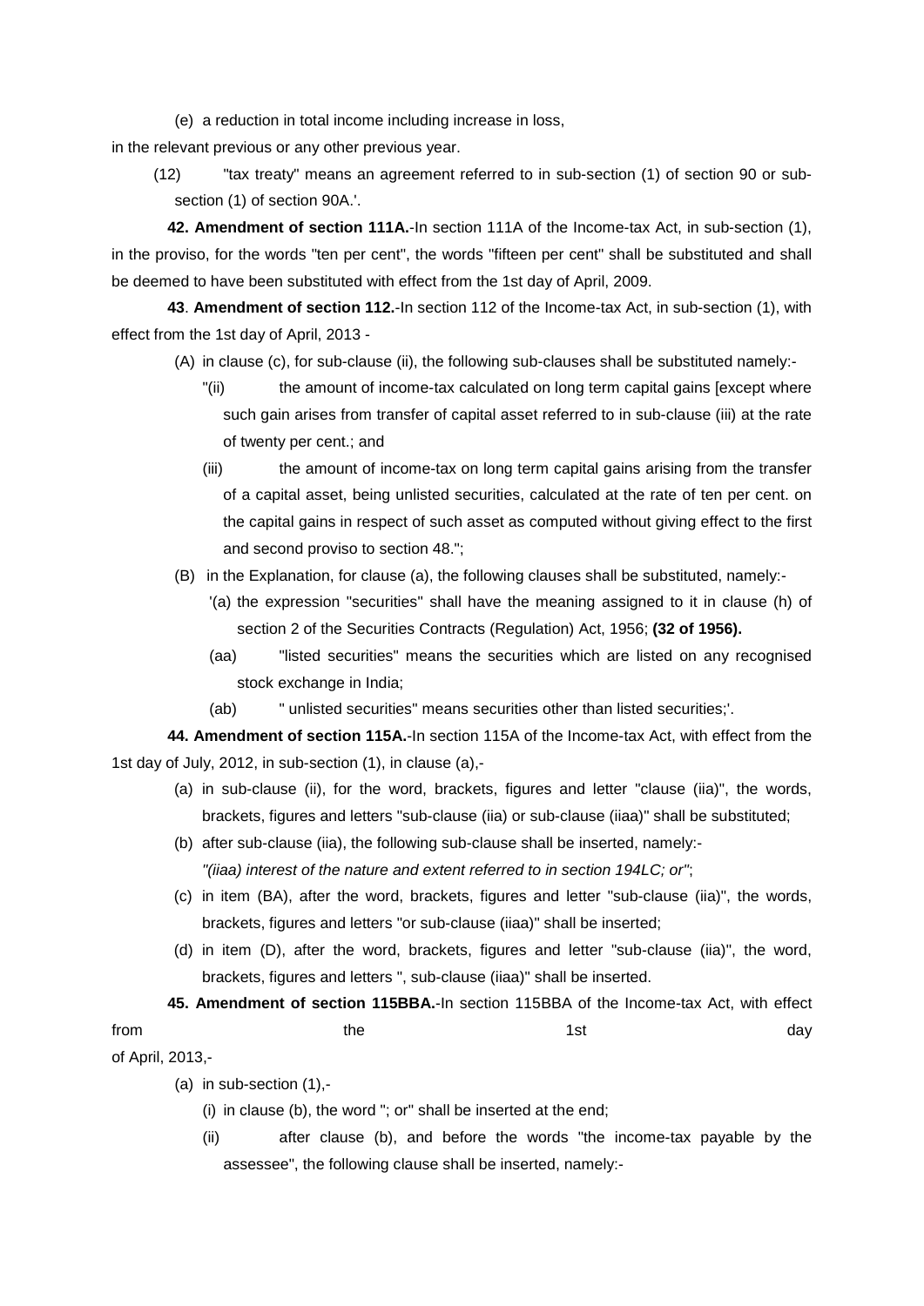(e) a reduction in total income including increase in loss,

in the relevant previous or any other previous year.

(12) "tax treaty" means an agreement referred to in sub-section (1) of section 90 or sub-section (1) of section 90A.'.

**42. Amendment of section 111A.**-In section 111A of the Income-tax Act, in sub-section (1), in the proviso, for the words "ten per cent", the words "fifteen per cent" shall be substituted and shall be deemed to have been substituted with effect from the 1st day of April, 2009.

**43**. **Amendment of section 112.**-In section 112 of the Income-tax Act, in sub-section (1), with effect from the 1st day of April, 2013 -

(A) in clause (c), for sub-clause (ii), the following sub-clauses shall be substituted namely:-

"(ii) the amount of income-tax calculated on long term capital gains [except where such gain arises from transfer of capital asset referred to in sub-clause (iii) at the rate of twenty per cent.; and

(iii) the amount of income-tax on long term capital gains arising from the transfer of a capital asset, being unlisted securities, calculated at the rate of ten per cent. on the capital gains in respect of such asset as computed without giving effect to the first and second proviso to section 48.";

(B) in the Explanation, for clause (a), the following clauses shall be substituted, namely:-

'(a) the expression "securities" shall have the meaning assigned to it in clause (h) of section 2 of the Securities Contracts (Regulation) Act, 1956; **(32 of 1956).**

(aa) "listed securities" means the securities which are listed on any recognised stock exchange in India;

(ab) " unlisted securities" means securities other than listed securities;'.

**44. Amendment of section 115A.**-In section 115A of the Income-tax Act, with effect from the 1st day of July, 2012, in sub-section (1), in clause (a),-

(a) in sub-clause (ii), for the word, brackets, figures and letter "clause (iia)", the words, brackets, figures and letters "sub-clause (iia) or sub-clause (iiaa)" shall be substituted;

(b) after sub-clause (iia), the following sub-clause shall be inserted, namely:-
*"(iiaa) interest of the nature and extent referred to in section 194LC; or"*;

(c) in item (BA), after the word, brackets, figures and letter "sub-clause (iia)", the words, brackets, figures and letters "or sub-clause (iiaa)" shall be inserted;

(d) in item (D), after the word, brackets, figures and letter "sub-clause (iia)", the word, brackets, figures and letters ", sub-clause (iiaa)" shall be inserted.

**45. Amendment of section 115BBA.**-In section 115BBA of the Income-tax Act, with effect from the 1st day of April, 2013,-

(a) in sub-section (1),-

(i) in clause (b), the word "; or" shall be inserted at the end;

(ii) after clause (b), and before the words "the income-tax payable by the assessee", the following clause shall be inserted, namely:-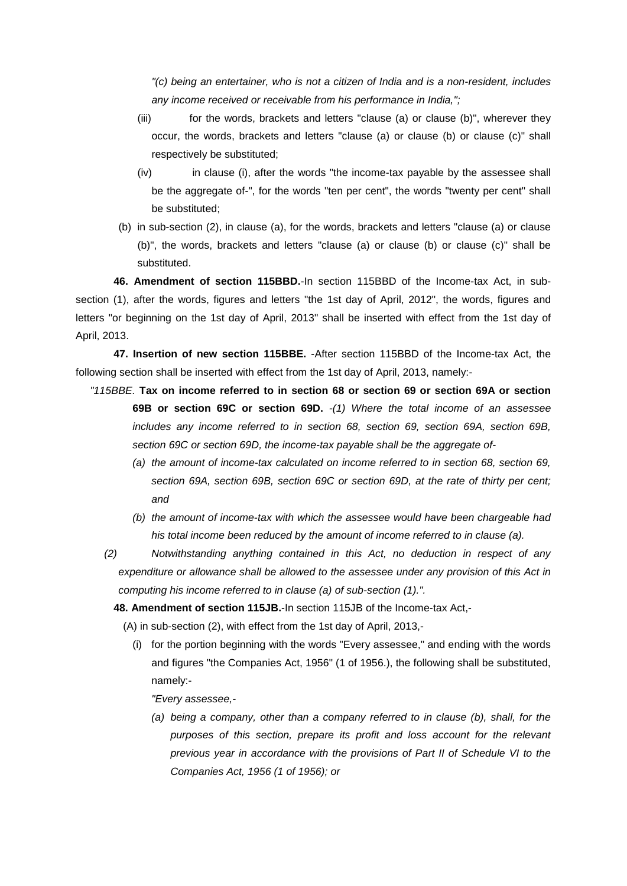*"(c) being an entertainer, who is not a citizen of India and is a non-resident, includes any income received or receivable from his performance in India,";*

(iii) for the words, brackets and letters "clause (a) or clause (b)", wherever they occur, the words, brackets and letters "clause (a) or clause (b) or clause (c)" shall respectively be substituted;

(iv) in clause (i), after the words "the income-tax payable by the assessee shall be the aggregate of-", for the words "ten per cent", the words "twenty per cent" shall be substituted;

(b) in sub-section (2), in clause (a), for the words, brackets and letters "clause (a) or clause (b)", the words, brackets and letters "clause (a) or clause (b) or clause (c)" shall be substituted.

**46. Amendment of section 115BBD.**-In section 115BBD of the Income-tax Act, in sub-section (1), after the words, figures and letters "the 1st day of April, 2012", the words, figures and letters "or beginning on the 1st day of April, 2013" shall be inserted with effect from the 1st day of April, 2013.

**47. Insertion of new section 115BBE.** -After section 115BBD of the Income-tax Act, the following section shall be inserted with effect from the 1st day of April, 2013, namely:-

*"115BBE.* **Tax on income referred to in section 68 or section 69 or section 69A or section 69B or section 69C or section 69D.** *-(1) Where the total income of an assessee includes any income referred to in section 68, section 69, section 69A, section 69B, section 69C or section 69D, the income-tax payable shall be the aggregate of-*

*(a) the amount of income-tax calculated on income referred to in section 68, section 69, section 69A, section 69B, section 69C or section 69D, at the rate of thirty per cent; and*

*(b) the amount of income-tax with which the assessee would have been chargeable had his total income been reduced by the amount of income referred to in clause (a).*

*(2) Notwithstanding anything contained in this Act, no deduction in respect of any expenditure or allowance shall be allowed to the assessee under any provision of this Act in computing his income referred to in clause (a) of sub-section (1).".*

**48. Amendment of section 115JB.**-In section 115JB of the Income-tax Act,-

(A) in sub-section (2), with effect from the 1st day of April, 2013,-

(i) for the portion beginning with the words "Every assessee," and ending with the words and figures "the Companies Act, 1956" (1 of 1956.), the following shall be substituted, namely:-

*"Every assessee,-*

*(a) being a company, other than a company referred to in clause (b), shall, for the purposes of this section, prepare its profit and loss account for the relevant previous year in accordance with the provisions of Part II of Schedule VI to the Companies Act, 1956 (1 of 1956); or*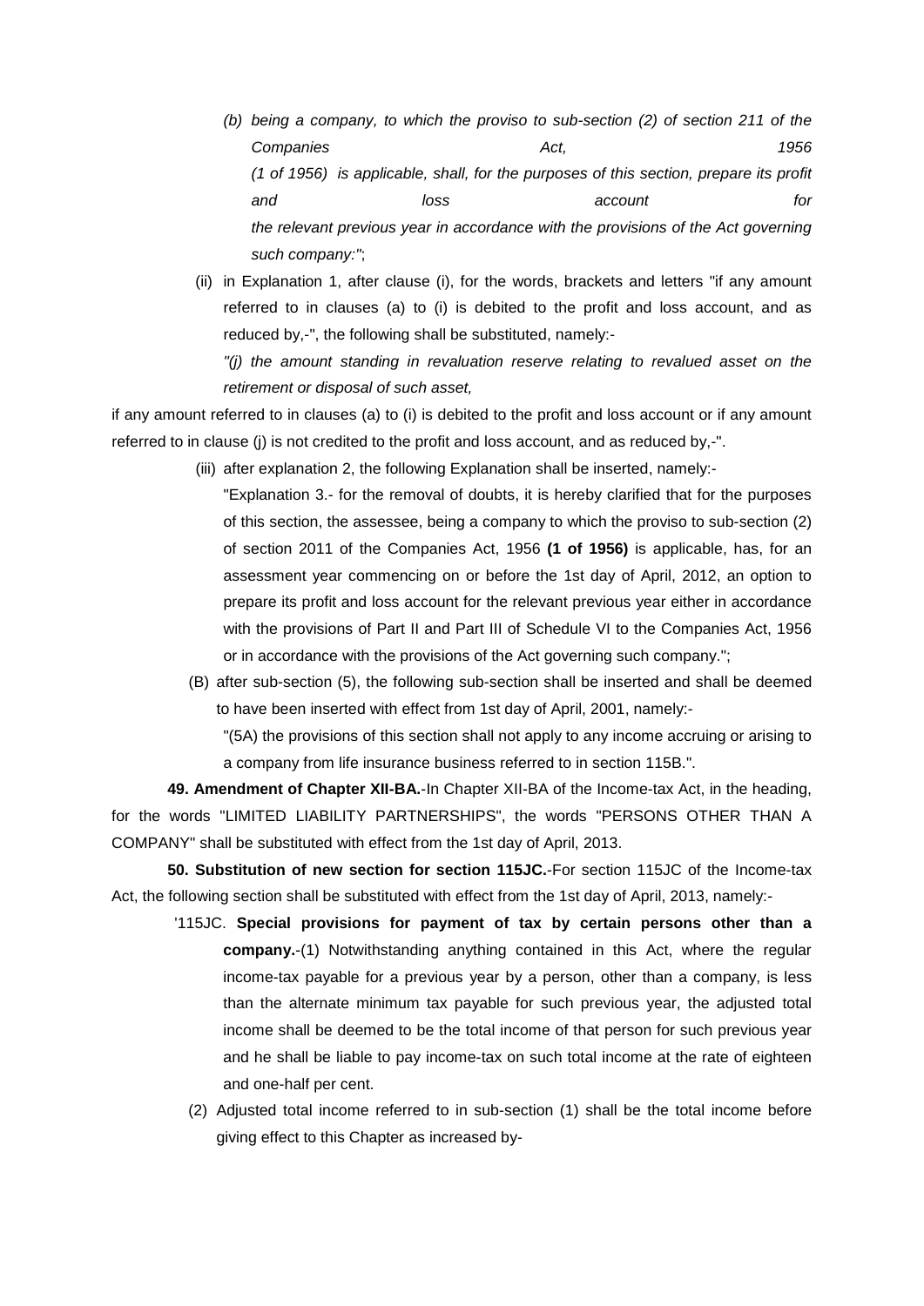*(b) being a company, to which the proviso to sub-section (2) of section 211 of the Companies Act, 1956 (1 of 1956) is applicable, shall, for the purposes of this section, prepare its profit and loss account for the relevant previous year in accordance with the provisions of the Act governing such company:"*;

(ii) in Explanation 1, after clause (i), for the words, brackets and letters "if any amount referred to in clauses (a) to (i) is debited to the profit and loss account, and as reduced by,-", the following shall be substituted, namely:-

*"(j) the amount standing in revaluation reserve relating to revalued asset on the retirement or disposal of such asset,*

if any amount referred to in clauses (a) to (i) is debited to the profit and loss account or if any amount referred to in clause (j) is not credited to the profit and loss account, and as reduced by,-".

(iii) after explanation 2, the following Explanation shall be inserted, namely:-

"Explanation 3.- for the removal of doubts, it is hereby clarified that for the purposes of this section, the assessee, being a company to which the proviso to sub-section (2) of section 2011 of the Companies Act, 1956 **(1 of 1956)** is applicable, has, for an assessment year commencing on or before the 1st day of April, 2012, an option to prepare its profit and loss account for the relevant previous year either in accordance with the provisions of Part II and Part III of Schedule VI to the Companies Act, 1956 or in accordance with the provisions of the Act governing such company.";

(B) after sub-section (5), the following sub-section shall be inserted and shall be deemed to have been inserted with effect from 1st day of April, 2001, namely:-

"(5A) the provisions of this section shall not apply to any income accruing or arising to a company from life insurance business referred to in section 115B.".

**49. Amendment of Chapter XII-BA.**-In Chapter XII-BA of the Income-tax Act, in the heading, for the words "LIMITED LIABILITY PARTNERSHIPS", the words "PERSONS OTHER THAN A COMPANY" shall be substituted with effect from the 1st day of April, 2013.

**50. Substitution of new section for section 115JC.**-For section 115JC of the Income-tax Act, the following section shall be substituted with effect from the 1st day of April, 2013, namely:-

'115JC. **Special provisions for payment of tax by certain persons other than a company.**-(1) Notwithstanding anything contained in this Act, where the regular income-tax payable for a previous year by a person, other than a company, is less than the alternate minimum tax payable for such previous year, the adjusted total income shall be deemed to be the total income of that person for such previous year and he shall be liable to pay income-tax on such total income at the rate of eighteen and one-half per cent.

(2) Adjusted total income referred to in sub-section (1) shall be the total income before giving effect to this Chapter as increased by-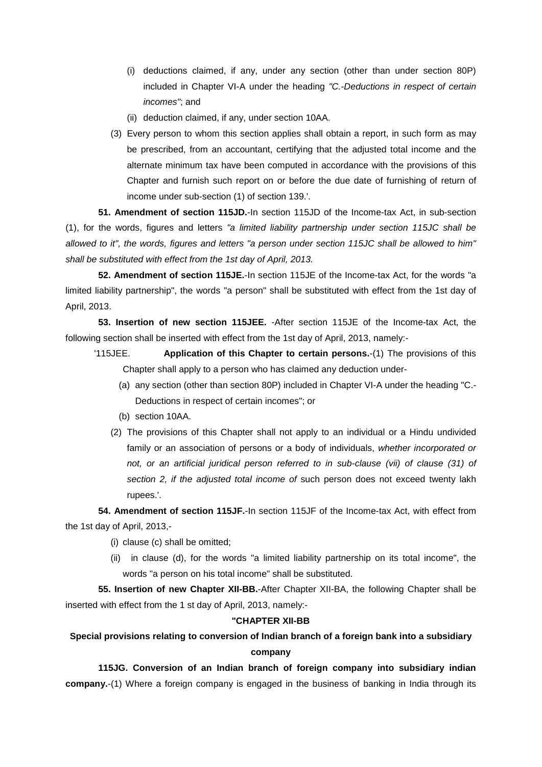(i) deductions claimed, if any, under any section (other than under section 80P) included in Chapter VI-A under the heading *"C.-Deductions in respect of certain incomes"*; and

(ii) deduction claimed, if any, under section 10AA.

(3) Every person to whom this section applies shall obtain a report, in such form as may be prescribed, from an accountant, certifying that the adjusted total income and the alternate minimum tax have been computed in accordance with the provisions of this Chapter and furnish such report on or before the due date of furnishing of return of income under sub-section (1) of section 139.'.

**51. Amendment of section 115JD.**-In section 115JD of the Income-tax Act, in sub-section (1), for the words, figures and letters *"a limited liability partnership under section 115JC shall be allowed to it", the words, figures and letters "a person under section 115JC shall be allowed to him" shall be substituted with effect from the 1st day of April, 2013.*

**52. Amendment of section 115JE.**-In section 115JE of the Income-tax Act, for the words "a limited liability partnership", the words "a person" shall be substituted with effect from the 1st day of April, 2013.

**53. Insertion of new section 115JEE.** -After section 115JE of the Income-tax Act, the following section shall be inserted with effect from the 1st day of April, 2013, namely:-

'115JEE. **Application of this Chapter to certain persons.**-(1) The provisions of this Chapter shall apply to a person who has claimed any deduction under-

(a) any section (other than section 80P) included in Chapter VI-A under the heading "C.-Deductions in respect of certain incomes"; or

(b) section 10AA.

(2) The provisions of this Chapter shall not apply to an individual or a Hindu undivided family or an association of persons or a body of individuals, *whether incorporated or not, or an artificial juridical person referred to in sub-clause (vii) of clause (31) of section 2, if the adjusted total income of* such person does not exceed twenty lakh rupees.'.

**54. Amendment of section 115JF.**-In section 115JF of the Income-tax Act, with effect from the 1st day of April, 2013,-

(i) clause (c) shall be omitted;

(ii) in clause (d), for the words "a limited liability partnership on its total income", the words "a person on his total income" shall be substituted.

**55. Insertion of new Chapter XII-BB.**-After Chapter XII-BA, the following Chapter shall be inserted with effect from the 1 st day of April, 2013, namely:-

**"CHAPTER XII-BB**

**Special provisions relating to conversion of Indian branch of a foreign bank into a subsidiary company**

**115JG. Conversion of an Indian branch of foreign company into subsidiary indian company.**-(1) Where a foreign company is engaged in the business of banking in India through its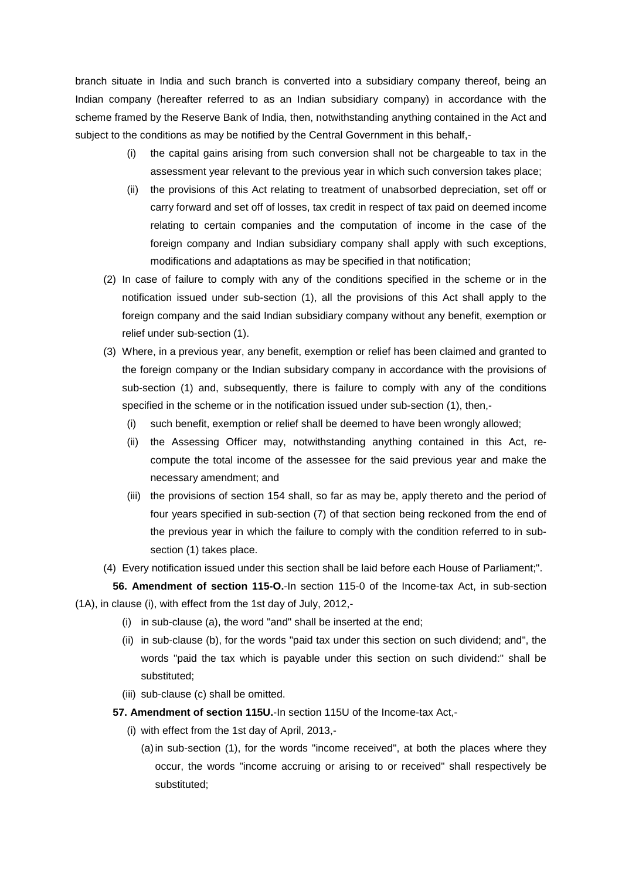branch situate in India and such branch is converted into a subsidiary company thereof, being an Indian company (hereafter referred to as an Indian subsidiary company) in accordance with the scheme framed by the Reserve Bank of India, then, notwithstanding anything contained in the Act and subject to the conditions as may be notified by the Central Government in this behalf,-

(i) the capital gains arising from such conversion shall not be chargeable to tax in the assessment year relevant to the previous year in which such conversion takes place;

(ii) the provisions of this Act relating to treatment of unabsorbed depreciation, set off or carry forward and set off of losses, tax credit in respect of tax paid on deemed income relating to certain companies and the computation of income in the case of the foreign company and Indian subsidiary company shall apply with such exceptions, modifications and adaptations as may be specified in that notification;

(2) In case of failure to comply with any of the conditions specified in the scheme or in the notification issued under sub-section (1), all the provisions of this Act shall apply to the foreign company and the said Indian subsidiary company without any benefit, exemption or relief under sub-section (1).

(3) Where, in a previous year, any benefit, exemption or relief has been claimed and granted to the foreign company or the Indian subsidary company in accordance with the provisions of sub-section (1) and, subsequently, there is failure to comply with any of the conditions specified in the scheme or in the notification issued under sub-section (1), then,-

(i) such benefit, exemption or relief shall be deemed to have been wrongly allowed;

(ii) the Assessing Officer may, notwithstanding anything contained in this Act, re-compute the total income of the assessee for the said previous year and make the necessary amendment; and

(iii) the provisions of section 154 shall, so far as may be, apply thereto and the period of four years specified in sub-section (7) of that section being reckoned from the end of the previous year in which the failure to comply with the condition referred to in sub-section (1) takes place.

(4) Every notification issued under this section shall be laid before each House of Parliament;".

**56. Amendment of section 115-O.**-In section 115-0 of the Income-tax Act, in sub-section (1A), in clause (i), with effect from the 1st day of July, 2012,-

(i) in sub-clause (a), the word "and" shall be inserted at the end;

(ii) in sub-clause (b), for the words "paid tax under this section on such dividend; and", the words "paid the tax which is payable under this section on such dividend:" shall be substituted;

(iii) sub-clause (c) shall be omitted.

**57. Amendment of section 115U.**-In section 115U of the Income-tax Act,-

(i) with effect from the 1st day of April, 2013,-

(a) in sub-section (1), for the words "income received", at both the places where they occur, the words "income accruing or arising to or received" shall respectively be substituted;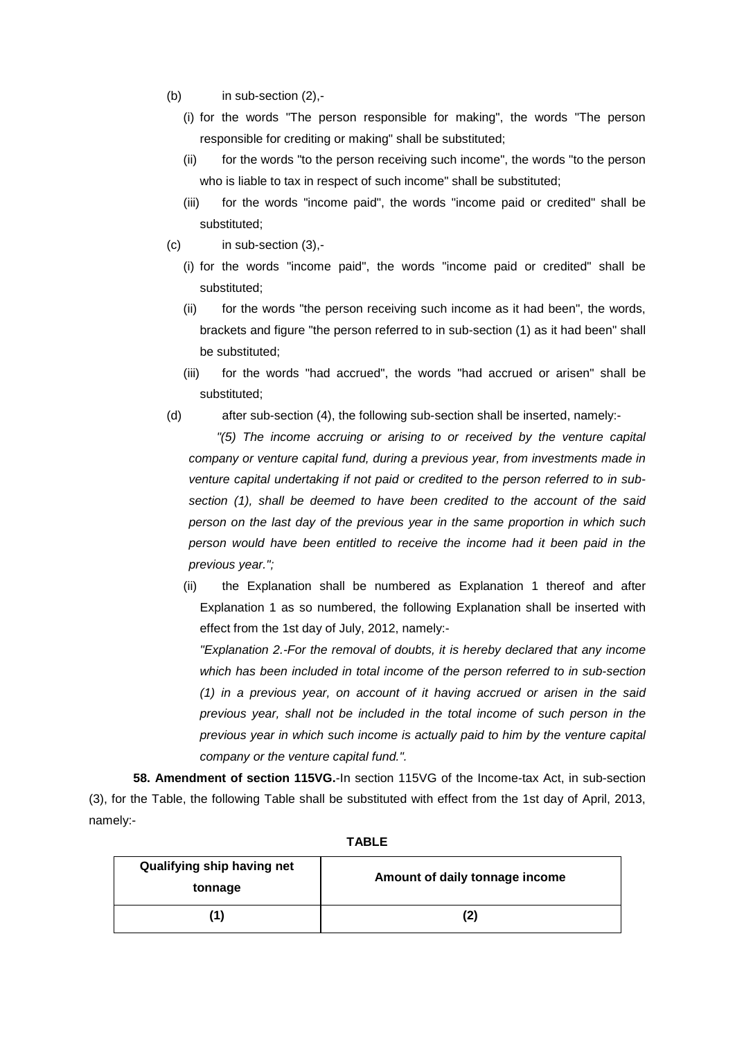(b) in sub-section (2),-

(i) for the words "The person responsible for making", the words "The person responsible for crediting or making" shall be substituted;

(ii) for the words "to the person receiving such income", the words "to the person who is liable to tax in respect of such income" shall be substituted;

(iii) for the words "income paid", the words "income paid or credited" shall be substituted;

(c) in sub-section (3),-

(i) for the words "income paid", the words "income paid or credited" shall be substituted;

(ii) for the words "the person receiving such income as it had been", the words, brackets and figure "the person referred to in sub-section (1) as it had been" shall be substituted;

(iii) for the words "had accrued", the words "had accrued or arisen" shall be substituted;

(d) after sub-section (4), the following sub-section shall be inserted, namely:-

*"(5) The income accruing or arising to or received by the venture capital company or venture capital fund, during a previous year, from investments made in venture capital undertaking if not paid or credited to the person referred to in sub-section (1), shall be deemed to have been credited to the account of the said person on the last day of the previous year in the same proportion in which such person would have been entitled to receive the income had it been paid in the previous year.";*

(ii) the Explanation shall be numbered as Explanation 1 thereof and after Explanation 1 as so numbered, the following Explanation shall be inserted with effect from the 1st day of July, 2012, namely:-

*"Explanation 2.-For the removal of doubts, it is hereby declared that any income which has been included in total income of the person referred to in sub-section (1) in a previous year, on account of it having accrued or arisen in the said previous year, shall not be included in the total income of such person in the previous year in which such income is actually paid to him by the venture capital company or the venture capital fund.".*

**58. Amendment of section 115VG.**-In section 115VG of the Income-tax Act, in sub-section (3), for the Table, the following Table shall be substituted with effect from the 1st day of April, 2013, namely:-

**TABLE**

| Qualifying ship having net tonnage | Amount of daily tonnage income |
|---|---|
| (1) | (2) |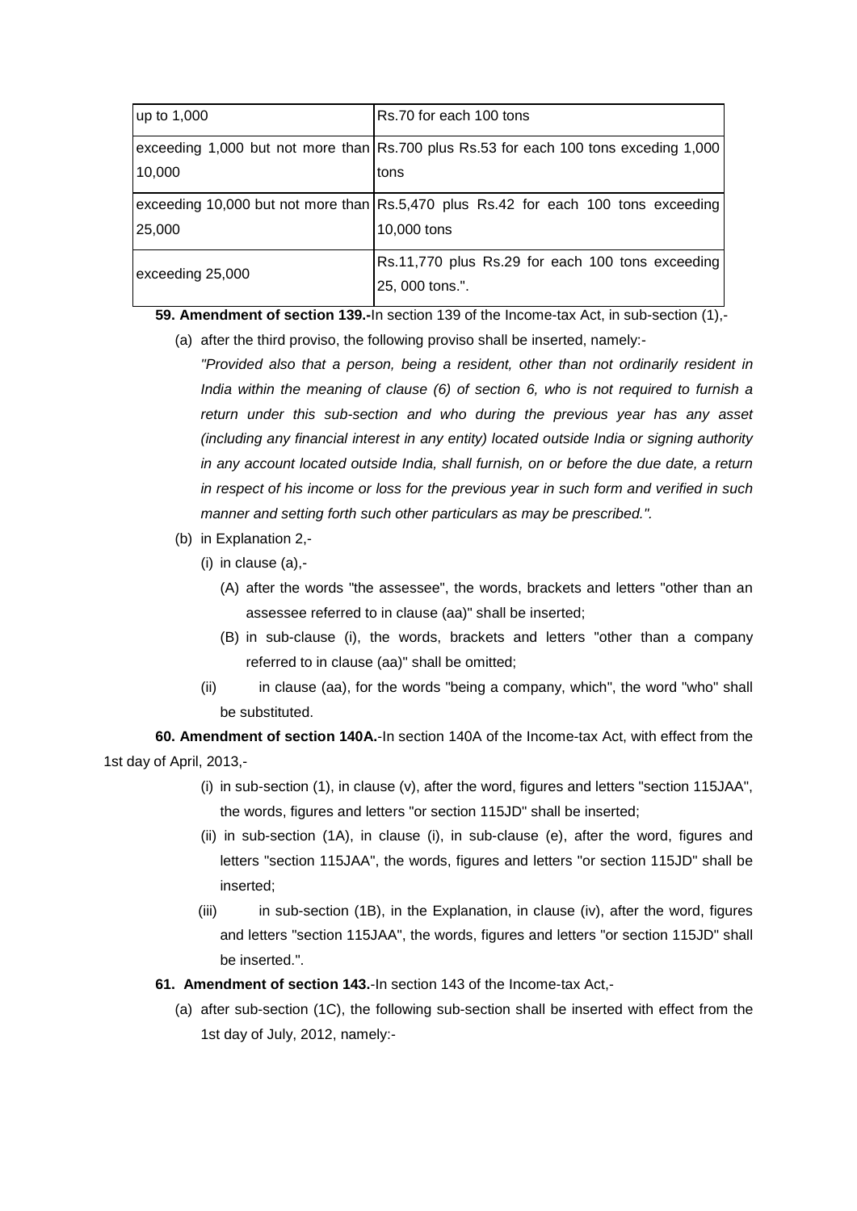| up to 1,000 | Rs.70 for each 100 tons |
|---|---|
| exceeding 1,000 but not more than 10,000 | Rs.700 plus Rs.53 for each 100 tons exceding 1,000 tons |
| exceeding 10,000 but not more than 25,000 | Rs.5,470 plus Rs.42 for each 100 tons exceeding 10,000 tons |
| exceeding 25,000 | Rs.11,770 plus Rs.29 for each 100 tons exceeding 25, 000 tons.". |

**59. Amendment of section 139.-**In section 139 of the Income-tax Act, in sub-section (1),-

(a) after the third proviso, the following proviso shall be inserted, namely:-

*"Provided also that a person, being a resident, other than not ordinarily resident in India within the meaning of clause (6) of section 6, who is not required to furnish a return under this sub-section and who during the previous year has any asset (including any financial interest in any entity) located outside India or signing authority in any account located outside India, shall furnish, on or before the due date, a return in respect of his income or loss for the previous year in such form and verified in such manner and setting forth such other particulars as may be prescribed.".*

(b) in Explanation 2,-

(i) in clause (a),-

(A) after the words "the assessee", the words, brackets and letters "other than an assessee referred to in clause (aa)" shall be inserted;

(B) in sub-clause (i), the words, brackets and letters "other than a company referred to in clause (aa)" shall be omitted;

(ii) in clause (aa), for the words "being a company, which", the word "who" shall be substituted.

**60. Amendment of section 140A.**-In section 140A of the Income-tax Act, with effect from the 1st day of April, 2013,-

(i) in sub-section (1), in clause (v), after the word, figures and letters "section 115JAA", the words, figures and letters "or section 115JD" shall be inserted;

(ii) in sub-section (1A), in clause (i), in sub-clause (e), after the word, figures and letters "section 115JAA", the words, figures and letters "or section 115JD" shall be inserted;

(iii) in sub-section (1B), in the Explanation, in clause (iv), after the word, figures and letters "section 115JAA", the words, figures and letters "or section 115JD" shall be inserted.".

**61. Amendment of section 143.**-In section 143 of the Income-tax Act,-

(a) after sub-section (1C), the following sub-section shall be inserted with effect from the 1st day of July, 2012, namely:-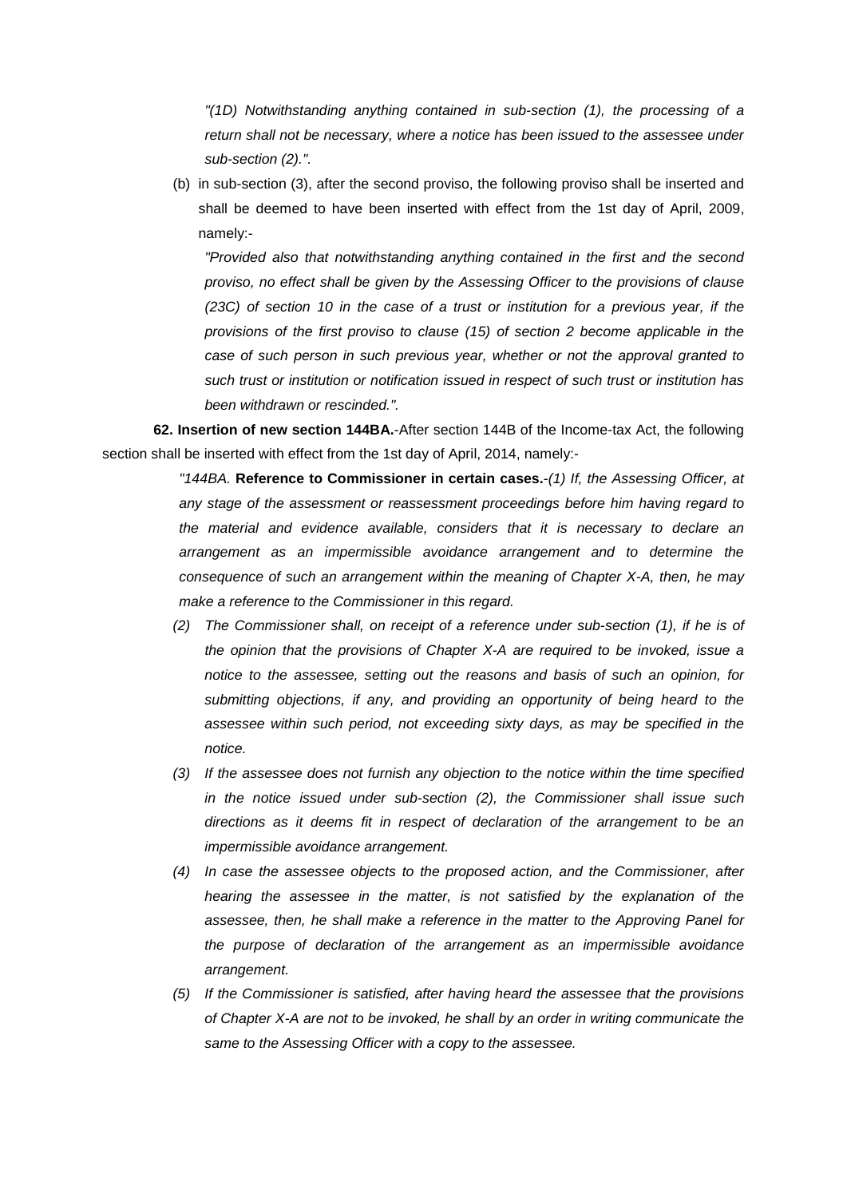*"(1D) Notwithstanding anything contained in sub-section (1), the processing of a return shall not be necessary, where a notice has been issued to the assessee under sub-section (2).".*

(b) in sub-section (3), after the second proviso, the following proviso shall be inserted and shall be deemed to have been inserted with effect from the 1st day of April, 2009, namely:-

*"Provided also that notwithstanding anything contained in the first and the second proviso, no effect shall be given by the Assessing Officer to the provisions of clause (23C) of section 10 in the case of a trust or institution for a previous year, if the provisions of the first proviso to clause (15) of section 2 become applicable in the case of such person in such previous year, whether or not the approval granted to such trust or institution or notification issued in respect of such trust or institution has been withdrawn or rescinded.".*

**62. Insertion of new section 144BA.**-After section 144B of the Income-tax Act, the following section shall be inserted with effect from the 1st day of April, 2014, namely:-

*"144BA.* **Reference to Commissioner in certain cases.**-*(1) If, the Assessing Officer, at any stage of the assessment or reassessment proceedings before him having regard to the material and evidence available, considers that it is necessary to declare an arrangement as an impermissible avoidance arrangement and to determine the consequence of such an arrangement within the meaning of Chapter X-A, then, he may make a reference to the Commissioner in this regard.*

*(2) The Commissioner shall, on receipt of a reference under sub-section (1), if he is of the opinion that the provisions of Chapter X-A are required to be invoked, issue a notice to the assessee, setting out the reasons and basis of such an opinion, for submitting objections, if any, and providing an opportunity of being heard to the assessee within such period, not exceeding sixty days, as may be specified in the notice.*

*(3) If the assessee does not furnish any objection to the notice within the time specified in the notice issued under sub-section (2), the Commissioner shall issue such directions as it deems fit in respect of declaration of the arrangement to be an impermissible avoidance arrangement.*

*(4) In case the assessee objects to the proposed action, and the Commissioner, after hearing the assessee in the matter, is not satisfied by the explanation of the assessee, then, he shall make a reference in the matter to the Approving Panel for the purpose of declaration of the arrangement as an impermissible avoidance arrangement.*

*(5) If the Commissioner is satisfied, after having heard the assessee that the provisions of Chapter X-A are not to be invoked, he shall by an order in writing communicate the same to the Assessing Officer with a copy to the assessee.*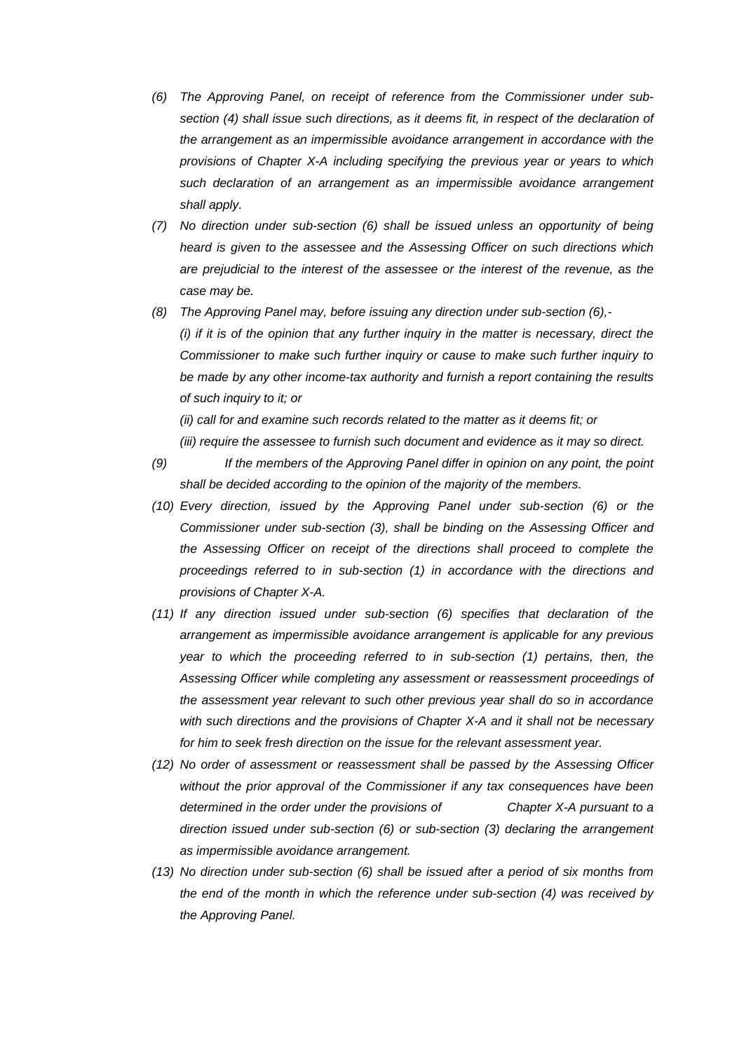*(6) The Approving Panel, on receipt of reference from the Commissioner under sub-section (4) shall issue such directions, as it deems fit, in respect of the declaration of the arrangement as an impermissible avoidance arrangement in accordance with the provisions of Chapter X-A including specifying the previous year or years to which such declaration of an arrangement as an impermissible avoidance arrangement shall apply.*

*(7) No direction under sub-section (6) shall be issued unless an opportunity of being heard is given to the assessee and the Assessing Officer on such directions which are prejudicial to the interest of the assessee or the interest of the revenue, as the case may be.*

*(8) The Approving Panel may, before issuing any direction under sub-section (6),-*

*(i) if it is of the opinion that any further inquiry in the matter is necessary, direct the Commissioner to make such further inquiry or cause to make such further inquiry to be made by any other income-tax authority and furnish a report containing the results of such inquiry to it; or*

*(ii) call for and examine such records related to the matter as it deems fit; or*

*(iii) require the assessee to furnish such document and evidence as it may so direct.*

*(9) If the members of the Approving Panel differ in opinion on any point, the point shall be decided according to the opinion of the majority of the members.*

*(10) Every direction, issued by the Approving Panel under sub-section (6) or the Commissioner under sub-section (3), shall be binding on the Assessing Officer and the Assessing Officer on receipt of the directions shall proceed to complete the proceedings referred to in sub-section (1) in accordance with the directions and provisions of Chapter X-A.*

*(11) If any direction issued under sub-section (6) specifies that declaration of the arrangement as impermissible avoidance arrangement is applicable for any previous year to which the proceeding referred to in sub-section (1) pertains, then, the Assessing Officer while completing any assessment or reassessment proceedings of the assessment year relevant to such other previous year shall do so in accordance with such directions and the provisions of Chapter X-A and it shall not be necessary for him to seek fresh direction on the issue for the relevant assessment year.*

*(12) No order of assessment or reassessment shall be passed by the Assessing Officer without the prior approval of the Commissioner if any tax consequences have been determined in the order under the provisions of Chapter X-A pursuant to a direction issued under sub-section (6) or sub-section (3) declaring the arrangement as impermissible avoidance arrangement.*

*(13) No direction under sub-section (6) shall be issued after a period of six months from the end of the month in which the reference under sub-section (4) was received by the Approving Panel.*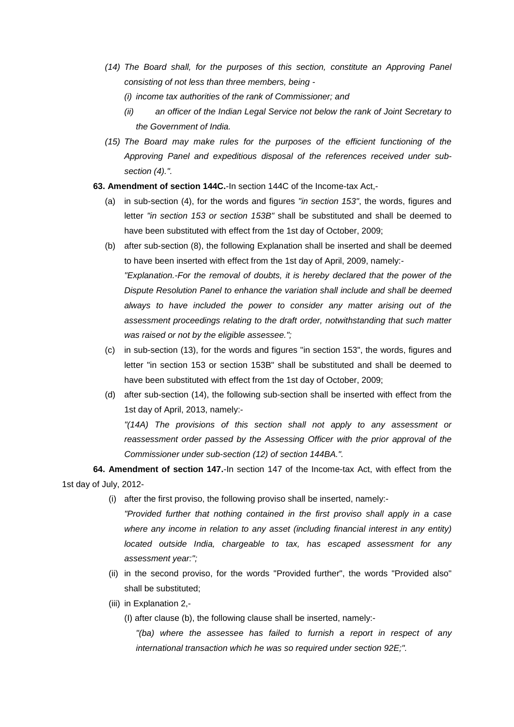*(14) The Board shall, for the purposes of this section, constitute an Approving Panel consisting of not less than three members, being -*

*(i) income tax authorities of the rank of Commissioner; and*

*(ii) an officer of the Indian Legal Service not below the rank of Joint Secretary to the Government of India.*

*(15) The Board may make rules for the purposes of the efficient functioning of the Approving Panel and expeditious disposal of the references received under sub-section (4).".*

**63. Amendment of section 144C.**-In section 144C of the Income-tax Act,-

(a) in sub-section (4), for the words and figures *"in section 153"*, the words, figures and letter *"in section 153 or section 153B"* shall be substituted and shall be deemed to have been substituted with effect from the 1st day of October, 2009;

(b) after sub-section (8), the following Explanation shall be inserted and shall be deemed to have been inserted with effect from the 1st day of April, 2009, namely:-

*"Explanation.-For the removal of doubts, it is hereby declared that the power of the Dispute Resolution Panel to enhance the variation shall include and shall be deemed always to have included the power to consider any matter arising out of the assessment proceedings relating to the draft order, notwithstanding that such matter was raised or not by the eligible assessee.";*

(c) in sub-section (13), for the words and figures "in section 153", the words, figures and letter "in section 153 or section 153B" shall be substituted and shall be deemed to have been substituted with effect from the 1st day of October, 2009;

(d) after sub-section (14), the following sub-section shall be inserted with effect from the 1st day of April, 2013, namely:-

*"(14A) The provisions of this section shall not apply to any assessment or reassessment order passed by the Assessing Officer with the prior approval of the Commissioner under sub-section (12) of section 144BA.".*

**64. Amendment of section 147.**-In section 147 of the Income-tax Act, with effect from the 1st day of July, 2012-

(i) after the first proviso, the following proviso shall be inserted, namely:-

*"Provided further that nothing contained in the first proviso shall apply in a case where any income in relation to any asset (including financial interest in any entity) located outside India, chargeable to tax, has escaped assessment for any assessment year:";*

(ii) in the second proviso, for the words "Provided further", the words "Provided also" shall be substituted;

(iii) in Explanation 2,-

(I) after clause (b), the following clause shall be inserted, namely:-

*"(ba) where the assessee has failed to furnish a report in respect of any international transaction which he was so required under section 92E;".*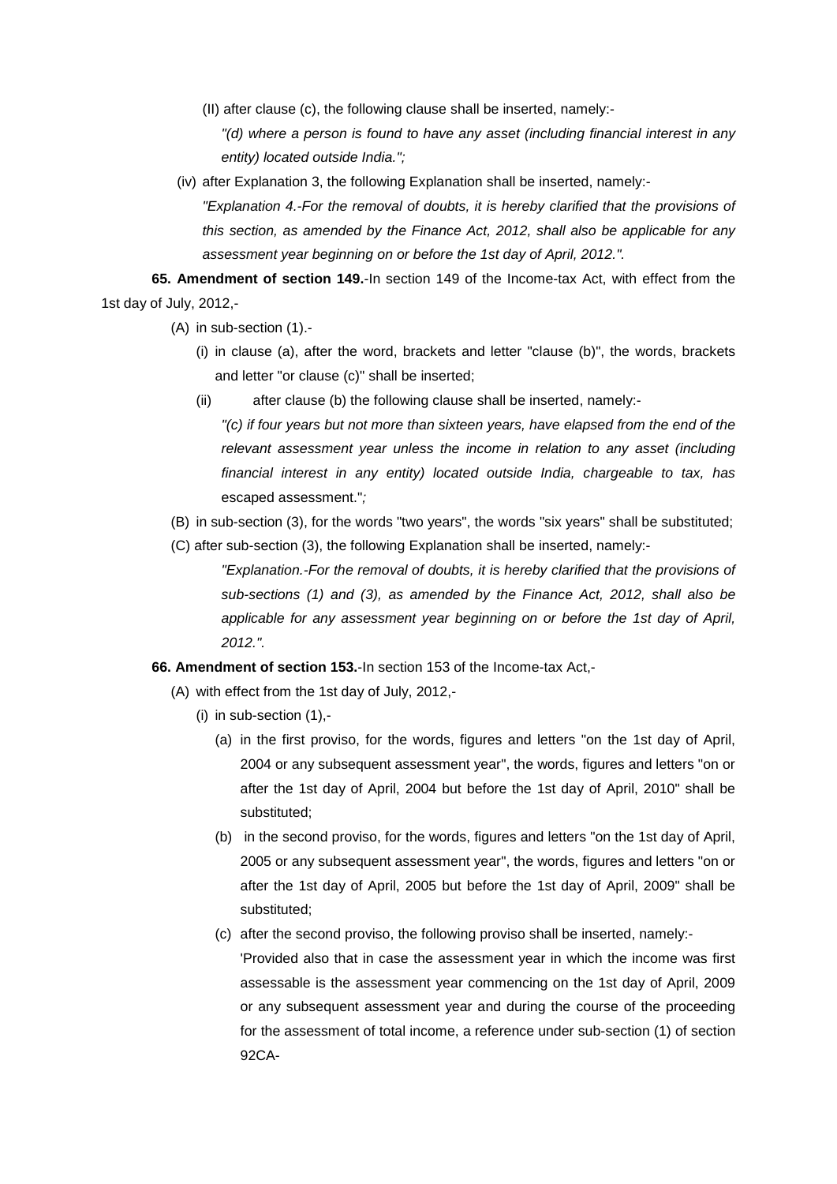(II) after clause (c), the following clause shall be inserted, namely:-

*"(d) where a person is found to have any asset (including financial interest in any entity) located outside India.";*

(iv) after Explanation 3, the following Explanation shall be inserted, namely:-

*"Explanation 4.-For the removal of doubts, it is hereby clarified that the provisions of this section, as amended by the Finance Act, 2012, shall also be applicable for any assessment year beginning on or before the 1st day of April, 2012.".*

**65. Amendment of section 149.**-In section 149 of the Income-tax Act, with effect from the 1st day of July, 2012,-

(A) in sub-section (1).-

(i) in clause (a), after the word, brackets and letter "clause (b)", the words, brackets and letter "or clause (c)" shall be inserted;

(ii) after clause (b) the following clause shall be inserted, namely:-

*"(c) if four years but not more than sixteen years, have elapsed from the end of the relevant assessment year unless the income in relation to any asset (including financial interest in any entity) located outside India, chargeable to tax, has* escaped assessment."*;*

(B) in sub-section (3), for the words "two years", the words "six years" shall be substituted;

(C) after sub-section (3), the following Explanation shall be inserted, namely:-

*"Explanation.-For the removal of doubts, it is hereby clarified that the provisions of sub-sections (1) and (3), as amended by the Finance Act, 2012, shall also be applicable for any assessment year beginning on or before the 1st day of April, 2012.".*

**66. Amendment of section 153.**-In section 153 of the Income-tax Act,-

(A) with effect from the 1st day of July, 2012,-

(i) in sub-section (1),-

(a) in the first proviso, for the words, figures and letters "on the 1st day of April, 2004 or any subsequent assessment year", the words, figures and letters "on or after the 1st day of April, 2004 but before the 1st day of April, 2010" shall be substituted;

(b) in the second proviso, for the words, figures and letters "on the 1st day of April, 2005 or any subsequent assessment year", the words, figures and letters "on or after the 1st day of April, 2005 but before the 1st day of April, 2009" shall be substituted;

(c) after the second proviso, the following proviso shall be inserted, namely:-

'Provided also that in case the assessment year in which the income was first assessable is the assessment year commencing on the 1st day of April, 2009 or any subsequent assessment year and during the course of the proceeding for the assessment of total income, a reference under sub-section (1) of section 92CA-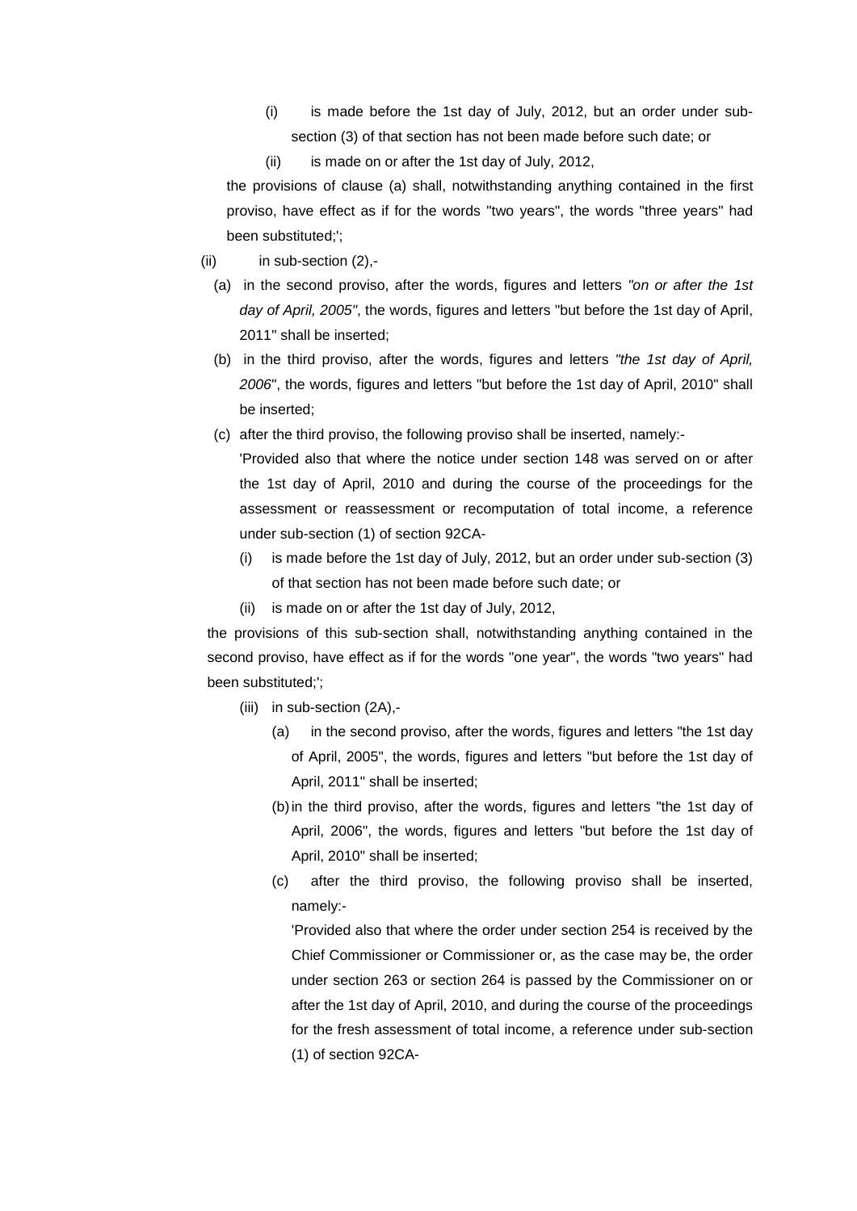(i) is made before the 1st day of July, 2012, but an order under sub-section (3) of that section has not been made before such date; or

(ii) is made on or after the 1st day of July, 2012,

the provisions of clause (a) shall, notwithstanding anything contained in the first proviso, have effect as if for the words "two years", the words "three years" had been substituted;';

(ii) in sub-section (2),-

(a) in the second proviso, after the words, figures and letters *"on or after the 1st day of April, 2005"*, the words, figures and letters "but before the 1st day of April, 2011" shall be inserted;

(b) in the third proviso, after the words, figures and letters *"the 1st day of April, 2006*", the words, figures and letters "but before the 1st day of April, 2010" shall be inserted;

(c) after the third proviso, the following proviso shall be inserted, namely:-

'Provided also that where the notice under section 148 was served on or after the 1st day of April, 2010 and during the course of the proceedings for the assessment or reassessment or recomputation of total income, a reference under sub-section (1) of section 92CA-

(i) is made before the 1st day of July, 2012, but an order under sub-section (3) of that section has not been made before such date; or

(ii) is made on or after the 1st day of July, 2012,

the provisions of this sub-section shall, notwithstanding anything contained in the second proviso, have effect as if for the words "one year", the words "two years" had been substituted;';

(iii) in sub-section (2A),-

(a) in the second proviso, after the words, figures and letters "the 1st day of April, 2005", the words, figures and letters "but before the 1st day of April, 2011" shall be inserted;

(b) in the third proviso, after the words, figures and letters "the 1st day of April, 2006", the words, figures and letters "but before the 1st day of April, 2010" shall be inserted;

(c) after the third proviso, the following proviso shall be inserted, namely:-

'Provided also that where the order under section 254 is received by the Chief Commissioner or Commissioner or, as the case may be, the order under section 263 or section 264 is passed by the Commissioner on or after the 1st day of April, 2010, and during the course of the proceedings for the fresh assessment of total income, a reference under sub-section (1) of section 92CA-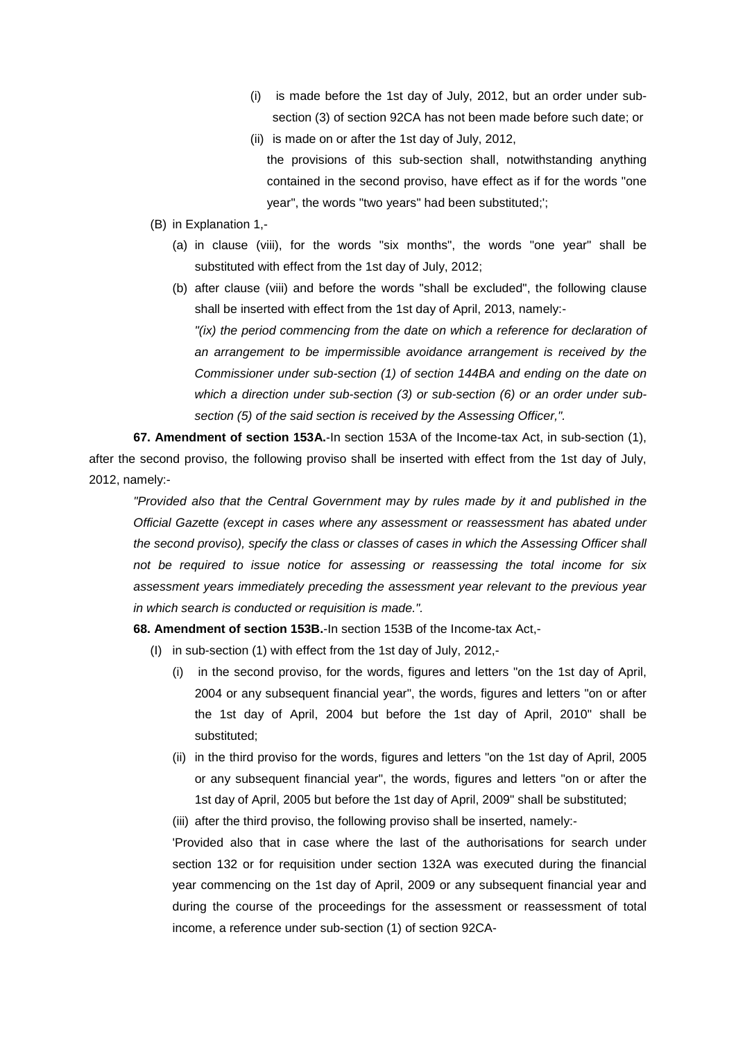(i) is made before the 1st day of July, 2012, but an order under sub-section (3) of section 92CA has not been made before such date; or

(ii) is made on or after the 1st day of July, 2012,

the provisions of this sub-section shall, notwithstanding anything contained in the second proviso, have effect as if for the words "one year", the words "two years" had been substituted;';

(B) in Explanation 1,-

(a) in clause (viii), for the words "six months", the words "one year" shall be substituted with effect from the 1st day of July, 2012;

(b) after clause (viii) and before the words "shall be excluded", the following clause shall be inserted with effect from the 1st day of April, 2013, namely:-

*"(ix) the period commencing from the date on which a reference for declaration of an arrangement to be impermissible avoidance arrangement is received by the Commissioner under sub-section (1) of section 144BA and ending on the date on which a direction under sub-section (3) or sub-section (6) or an order under sub-section (5) of the said section is received by the Assessing Officer,"*.

**67. Amendment of section 153A.**-In section 153A of the Income-tax Act, in sub-section (1), after the second proviso, the following proviso shall be inserted with effect from the 1st day of July, 2012, namely:-

*"Provided also that the Central Government may by rules made by it and published in the Official Gazette (except in cases where any assessment or reassessment has abated under the second proviso), specify the class or classes of cases in which the Assessing Officer shall not be required to issue notice for assessing or reassessing the total income for six assessment years immediately preceding the assessment year relevant to the previous year in which search is conducted or requisition is made."*.

**68. Amendment of section 153B.**-In section 153B of the Income-tax Act,-

(I) in sub-section (1) with effect from the 1st day of July, 2012,-

(i) in the second proviso, for the words, figures and letters "on the 1st day of April, 2004 or any subsequent financial year", the words, figures and letters "on or after the 1st day of April, 2004 but before the 1st day of April, 2010" shall be substituted;

(ii) in the third proviso for the words, figures and letters "on the 1st day of April, 2005 or any subsequent financial year", the words, figures and letters "on or after the 1st day of April, 2005 but before the 1st day of April, 2009" shall be substituted;

(iii) after the third proviso, the following proviso shall be inserted, namely:-

'Provided also that in case where the last of the authorisations for search under section 132 or for requisition under section 132A was executed during the financial year commencing on the 1st day of April, 2009 or any subsequent financial year and during the course of the proceedings for the assessment or reassessment of total income, a reference under sub-section (1) of section 92CA-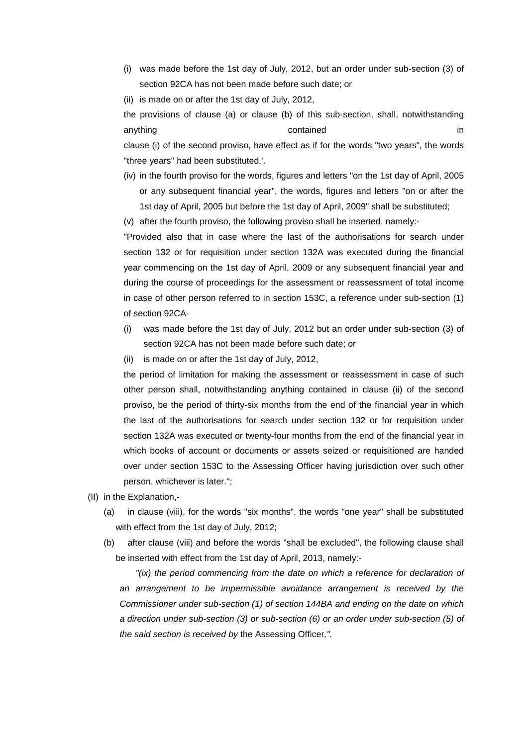(i) was made before the 1st day of July, 2012, but an order under sub-section (3) of section 92CA has not been made before such date; or

(ii) is made on or after the 1st day of July, 2012,

the provisions of clause (a) or clause (b) of this sub-section, shall, notwithstanding anything contained in clause (i) of the second proviso, have effect as if for the words "two years", the words "three years" had been substituted.'.

(iv) in the fourth proviso for the words, figures and letters "on the 1st day of April, 2005 or any subsequent financial year", the words, figures and letters "on or after the 1st day of April, 2005 but before the 1st day of April, 2009" shall be substituted;

(v) after the fourth proviso, the following proviso shall be inserted, namely:-

"Provided also that in case where the last of the authorisations for search under section 132 or for requisition under section 132A was executed during the financial year commencing on the 1st day of April, 2009 or any subsequent financial year and during the course of proceedings for the assessment or reassessment of total income in case of other person referred to in section 153C, a reference under sub-section (1) of section 92CA-

(i) was made before the 1st day of July, 2012 but an order under sub-section (3) of section 92CA has not been made before such date; or

(ii) is made on or after the 1st day of July, 2012,

the period of limitation for making the assessment or reassessment in case of such other person shall, notwithstanding anything contained in clause (ii) of the second proviso, be the period of thirty-six months from the end of the financial year in which the last of the authorisations for search under section 132 or for requisition under section 132A was executed or twenty-four months from the end of the financial year in which books of account or documents or assets seized or requisitioned are handed over under section 153C to the Assessing Officer having jurisdiction over such other person, whichever is later.";

(II) in the Explanation,-

(a) in clause (viii), for the words "six months", the words "one year" shall be substituted with effect from the 1st day of July, 2012;

(b) after clause (viii) and before the words "shall be excluded", the following clause shall be inserted with effect from the 1st day of April, 2013, namely:-

*"(ix) the period commencing from the date on which a reference for declaration of an arrangement to be impermissible avoidance arrangement is received by the Commissioner under sub-section (1) of section 144BA and ending on the date on which a direction under sub-section (3) or sub-section (6) or an order under sub-section (5) of the said section is received by* the Assessing Officer*,".*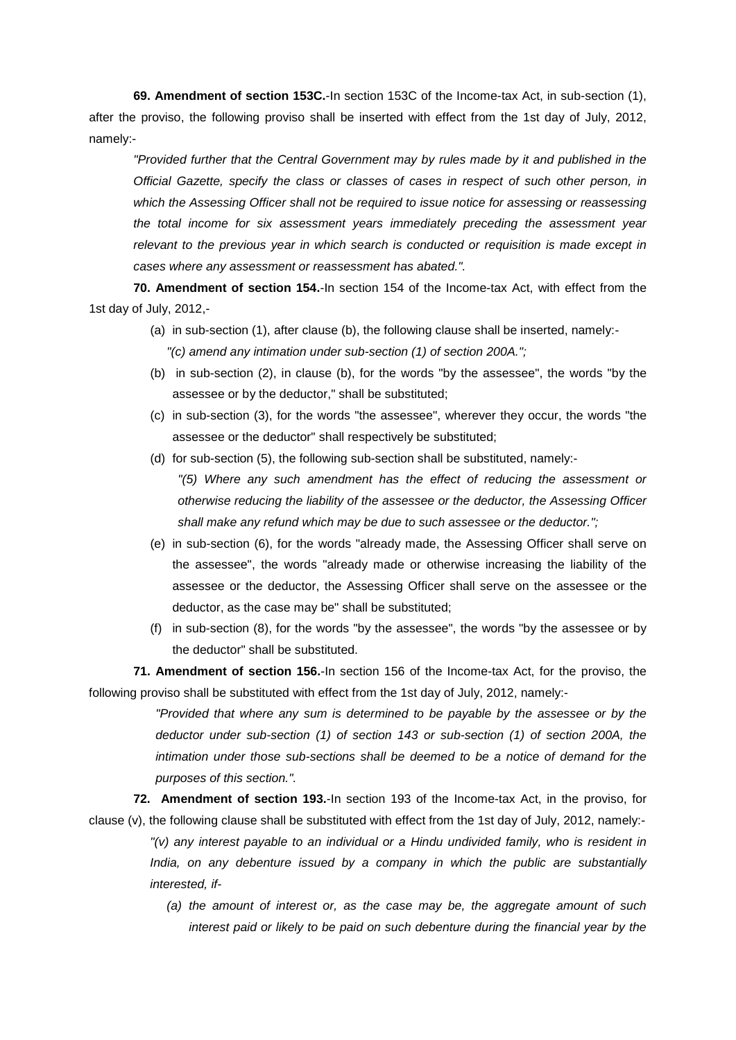**69. Amendment of section 153C.**-In section 153C of the Income-tax Act, in sub-section (1), after the proviso, the following proviso shall be inserted with effect from the 1st day of July, 2012, namely:-

> *"Provided further that the Central Government may by rules made by it and published in the Official Gazette, specify the class or classes of cases in respect of such other person, in which the Assessing Officer shall not be required to issue notice for assessing or reassessing the total income for six assessment years immediately preceding the assessment year relevant to the previous year in which search is conducted or requisition is made except in cases where any assessment or reassessment has abated.".*

**70. Amendment of section 154.**-In section 154 of the Income-tax Act, with effect from the 1st day of July, 2012,-

(a) in sub-section (1), after clause (b), the following clause shall be inserted, namely:-

*"(c) amend any intimation under sub-section (1) of section 200A.";*

(b) in sub-section (2), in clause (b), for the words "by the assessee", the words "by the assessee or by the deductor," shall be substituted;

(c) in sub-section (3), for the words "the assessee", wherever they occur, the words "the assessee or the deductor" shall respectively be substituted;

(d) for sub-section (5), the following sub-section shall be substituted, namely:-

*"(5) Where any such amendment has the effect of reducing the assessment or otherwise reducing the liability of the assessee or the deductor, the Assessing Officer shall make any refund which may be due to such assessee or the deductor.";*

(e) in sub-section (6), for the words "already made, the Assessing Officer shall serve on the assessee", the words "already made or otherwise increasing the liability of the assessee or the deductor, the Assessing Officer shall serve on the assessee or the deductor, as the case may be" shall be substituted;

(f) in sub-section (8), for the words "by the assessee", the words "by the assessee or by the deductor" shall be substituted.

**71. Amendment of section 156.**-In section 156 of the Income-tax Act, for the proviso, the following proviso shall be substituted with effect from the 1st day of July, 2012, namely:-

> *"Provided that where any sum is determined to be payable by the assessee or by the deductor under sub-section (1) of section 143 or sub-section (1) of section 200A, the intimation under those sub-sections shall be deemed to be a notice of demand for the purposes of this section.".*

**72. Amendment of section 193.**-In section 193 of the Income-tax Act, in the proviso, for clause (v), the following clause shall be substituted with effect from the 1st day of July, 2012, namely:-

> *"(v) any interest payable to an individual or a Hindu undivided family, who is resident in India, on any debenture issued by a company in which the public are substantially interested, if-*
>
> *(a) the amount of interest or, as the case may be, the aggregate amount of such interest paid or likely to be paid on such debenture during the financial year by the*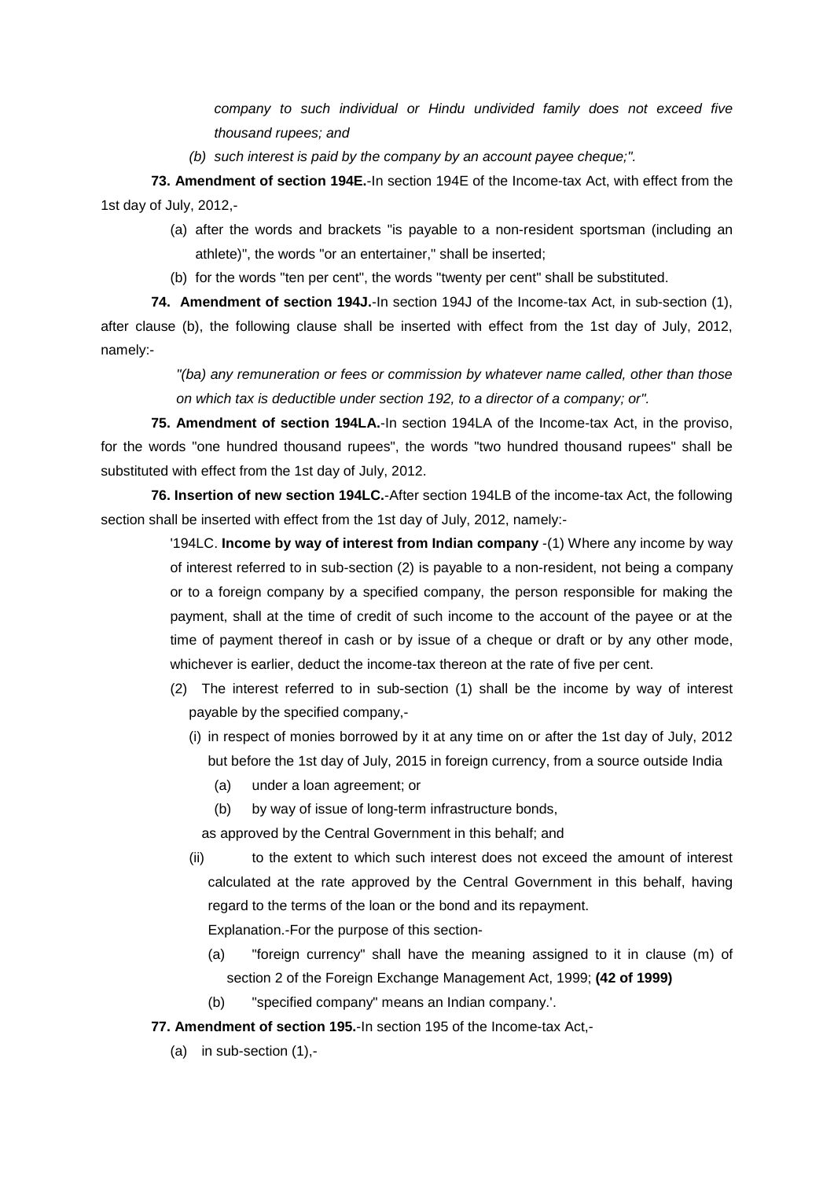*company to such individual or Hindu undivided family does not exceed five thousand rupees; and*

*(b) such interest is paid by the company by an account payee cheque;".*

**73. Amendment of section 194E.**-In section 194E of the Income-tax Act, with effect from the 1st day of July, 2012,-

(a) after the words and brackets "is payable to a non-resident sportsman (including an athlete)", the words "or an entertainer," shall be inserted;

(b) for the words "ten per cent", the words "twenty per cent" shall be substituted.

**74. Amendment of section 194J.**-In section 194J of the Income-tax Act, in sub-section (1), after clause (b), the following clause shall be inserted with effect from the 1st day of July, 2012, namely:-

*"(ba) any remuneration or fees or commission by whatever name called, other than those on which tax is deductible under section 192, to a director of a company; or".*

**75. Amendment of section 194LA.**-In section 194LA of the Income-tax Act, in the proviso, for the words "one hundred thousand rupees", the words "two hundred thousand rupees" shall be substituted with effect from the 1st day of July, 2012.

**76. Insertion of new section 194LC.**-After section 194LB of the income-tax Act, the following section shall be inserted with effect from the 1st day of July, 2012, namely:-

'194LC. **Income by way of interest from Indian company** -(1) Where any income by way of interest referred to in sub-section (2) is payable to a non-resident, not being a company or to a foreign company by a specified company, the person responsible for making the payment, shall at the time of credit of such income to the account of the payee or at the time of payment thereof in cash or by issue of a cheque or draft or by any other mode, whichever is earlier, deduct the income-tax thereon at the rate of five per cent.

(2) The interest referred to in sub-section (1) shall be the income by way of interest payable by the specified company,-

(i) in respect of monies borrowed by it at any time on or after the 1st day of July, 2012 but before the 1st day of July, 2015 in foreign currency, from a source outside India

(a) under a loan agreement; or

(b) by way of issue of long-term infrastructure bonds,

as approved by the Central Government in this behalf; and

(ii) to the extent to which such interest does not exceed the amount of interest calculated at the rate approved by the Central Government in this behalf, having regard to the terms of the loan or the bond and its repayment.

Explanation.-For the purpose of this section-

(a) "foreign currency" shall have the meaning assigned to it in clause (m) of section 2 of the Foreign Exchange Management Act, 1999; **(42 of 1999)**

(b) "specified company" means an Indian company.'.

**77. Amendment of section 195.**-In section 195 of the Income-tax Act,-

(a) in sub-section (1),-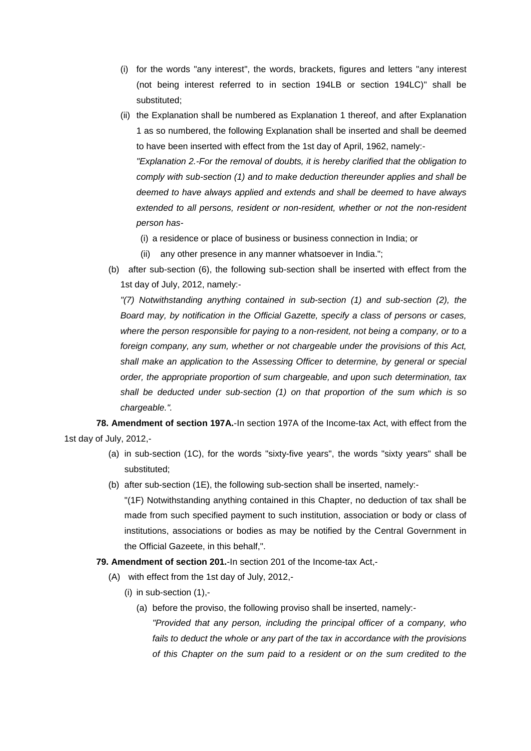(i) for the words "any interest", the words, brackets, figures and letters "any interest (not being interest referred to in section 194LB or section 194LC)" shall be substituted;

(ii) the Explanation shall be numbered as Explanation 1 thereof, and after Explanation 1 as so numbered, the following Explanation shall be inserted and shall be deemed to have been inserted with effect from the 1st day of April, 1962, namely:-

*"Explanation 2.-For the removal of doubts, it is hereby clarified that the obligation to comply with sub-section (1) and to make deduction thereunder applies and shall be deemed to have always applied and extends and shall be deemed to have always extended to all persons, resident or non-resident, whether or not the non-resident person has-*

(i) a residence or place of business or business connection in India; or

(ii) any other presence in any manner whatsoever in India.";

(b) after sub-section (6), the following sub-section shall be inserted with effect from the 1st day of July, 2012, namely:-

*"(7) Notwithstanding anything contained in sub-section (1) and sub-section (2), the Board may, by notification in the Official Gazette, specify a class of persons or cases, where the person responsible for paying to a non-resident, not being a company, or to a foreign company, any sum, whether or not chargeable under the provisions of this Act, shall make an application to the Assessing Officer to determine, by general or special order, the appropriate proportion of sum chargeable, and upon such determination, tax shall be deducted under sub-section (1) on that proportion of the sum which is so chargeable.".*

**78. Amendment of section 197A.**-In section 197A of the Income-tax Act, with effect from the 1st day of July, 2012,-

(a) in sub-section (1C), for the words "sixty-five years", the words "sixty years" shall be substituted;

(b) after sub-section (1E), the following sub-section shall be inserted, namely:-

"(1F) Notwithstanding anything contained in this Chapter, no deduction of tax shall be made from such specified payment to such institution, association or body or class of institutions, associations or bodies as may be notified by the Central Government in the Official Gazeete, in this behalf,".

**79. Amendment of section 201.**-In section 201 of the Income-tax Act,-

(A) with effect from the 1st day of July, 2012,-

(i) in sub-section (1),-

(a) before the proviso, the following proviso shall be inserted, namely:-

*"Provided that any person, including the principal officer of a company, who fails to deduct the whole or any part of the tax in accordance with the provisions of this Chapter on the sum paid to a resident or on the sum credited to the*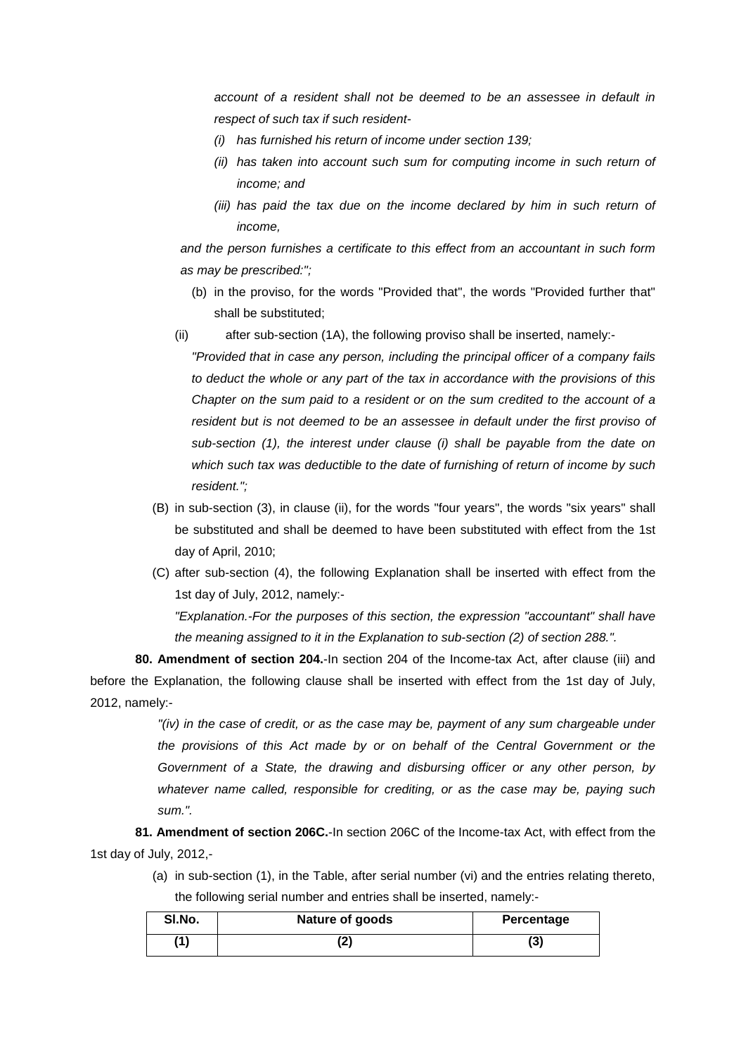*account of a resident shall not be deemed to be an assessee in default in respect of such tax if such resident-*

*(i) has furnished his return of income under section 139;*

*(ii) has taken into account such sum for computing income in such return of income; and*

*(iii) has paid the tax due on the income declared by him in such return of income,*

*and the person furnishes a certificate to this effect from an accountant in such form as may be prescribed:";*

(b) in the proviso, for the words "Provided that", the words "Provided further that" shall be substituted;

(ii) after sub-section (1A), the following proviso shall be inserted, namely:-

*"Provided that in case any person, including the principal officer of a company fails to deduct the whole or any part of the tax in accordance with the provisions of this Chapter on the sum paid to a resident or on the sum credited to the account of a resident but is not deemed to be an assessee in default under the first proviso of sub-section (1), the interest under clause (i) shall be payable from the date on which such tax was deductible to the date of furnishing of return of income by such resident.";*

(B) in sub-section (3), in clause (ii), for the words "four years", the words "six years" shall be substituted and shall be deemed to have been substituted with effect from the 1st day of April, 2010;

(C) after sub-section (4), the following Explanation shall be inserted with effect from the 1st day of July, 2012, namely:-

*"Explanation.-For the purposes of this section, the expression "accountant" shall have the meaning assigned to it in the Explanation to sub-section (2) of section 288.".*

**80. Amendment of section 204.**-In section 204 of the Income-tax Act, after clause (iii) and before the Explanation, the following clause shall be inserted with effect from the 1st day of July, 2012, namely:-

*"(iv) in the case of credit, or as the case may be, payment of any sum chargeable under the provisions of this Act made by or on behalf of the Central Government or the Government of a State, the drawing and disbursing officer or any other person, by whatever name called, responsible for crediting, or as the case may be, paying such sum.".*

**81. Amendment of section 206C.**-In section 206C of the Income-tax Act, with effect from the 1st day of July, 2012,-

(a) in sub-section (1), in the Table, after serial number (vi) and the entries relating thereto, the following serial number and entries shall be inserted, namely:-

| Sl.No. | Nature of goods | Percentage |
|---|---|---|
| (1) | (2) | (3) |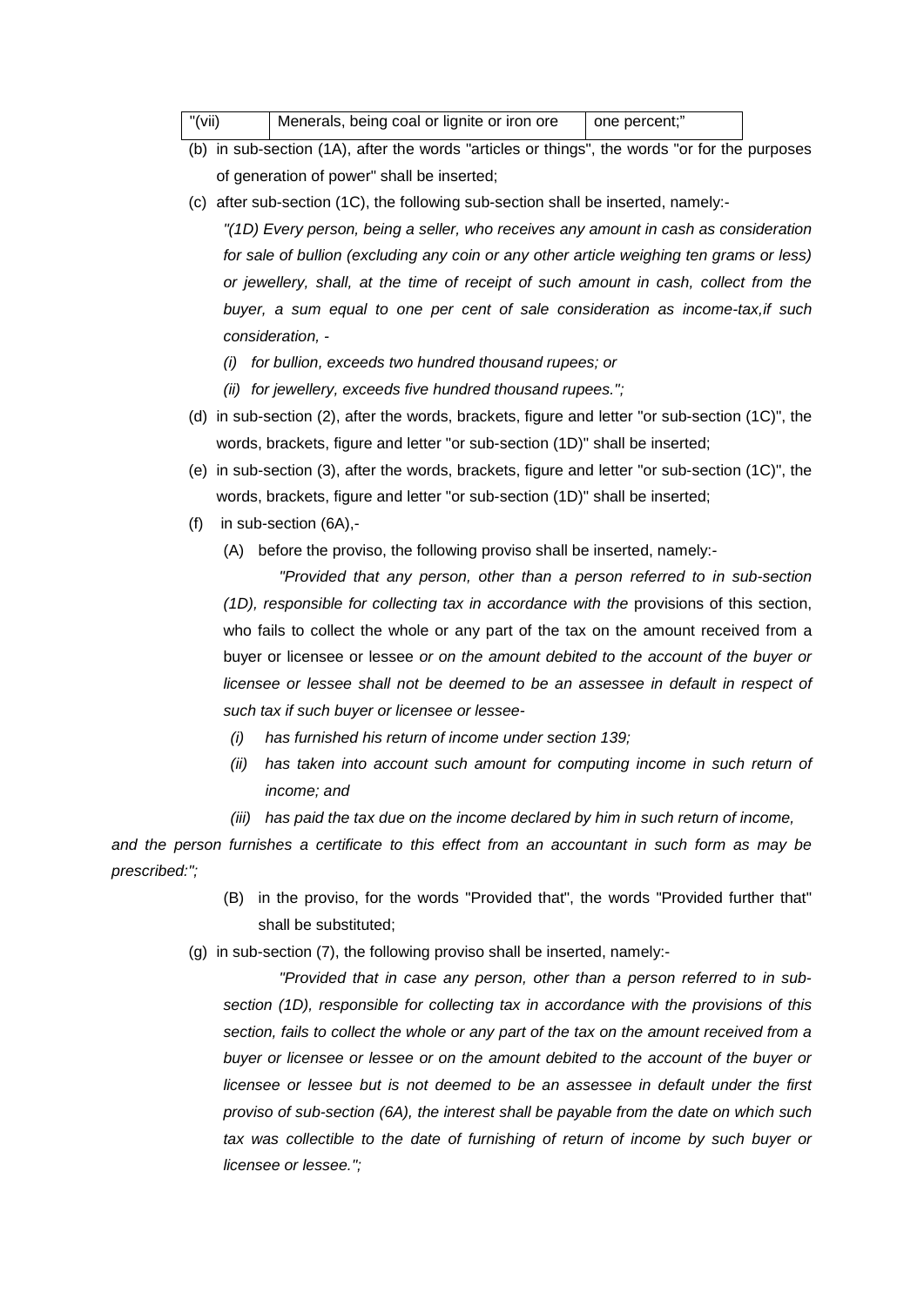| "(vii) | Menerals, being coal or lignite or iron ore | one percent;" |
|---|---|---|

(b) in sub-section (1A), after the words "articles or things", the words "or for the purposes of generation of power" shall be inserted;

(c) after sub-section (1C), the following sub-section shall be inserted, namely:-

*"(1D) Every person, being a seller, who receives any amount in cash as consideration for sale of bullion (excluding any coin or any other article weighing ten grams or less) or jewellery, shall, at the time of receipt of such amount in cash, collect from the buyer, a sum equal to one per cent of sale consideration as income-tax,if such consideration, -*

*(i) for bullion, exceeds two hundred thousand rupees; or*

*(ii) for jewellery, exceeds five hundred thousand rupees.";*

(d) in sub-section (2), after the words, brackets, figure and letter "or sub-section (1C)", the words, brackets, figure and letter "or sub-section (1D)" shall be inserted;

(e) in sub-section (3), after the words, brackets, figure and letter "or sub-section (1C)", the words, brackets, figure and letter "or sub-section (1D)" shall be inserted;

(f) in sub-section (6A),-

(A) before the proviso, the following proviso shall be inserted, namely:-

*"Provided that any person, other than a person referred to in sub-section (1D), responsible for collecting tax in accordance with the* provisions of this section, who fails to collect the whole or any part of the tax on the amount received from a buyer or licensee or lessee *or on the amount debited to the account of the buyer or licensee or lessee shall not be deemed to be an assessee in default in respect of such tax if such buyer or licensee or lessee-*

*(i) has furnished his return of income under section 139;*

*(ii) has taken into account such amount for computing income in such return of income; and*

*(iii) has paid the tax due on the income declared by him in such return of income,*

*and the person furnishes a certificate to this effect from an accountant in such form as may be prescribed:";*

(B) in the proviso, for the words "Provided that", the words "Provided further that" shall be substituted;

(g) in sub-section (7), the following proviso shall be inserted, namely:-

*"Provided that in case any person, other than a person referred to in sub-section (1D), responsible for collecting tax in accordance with the provisions of this section, fails to collect the whole or any part of the tax on the amount received from a buyer or licensee or lessee or on the amount debited to the account of the buyer or licensee or lessee but is not deemed to be an assessee in default under the first proviso of sub-section (6A), the interest shall be payable from the date on which such tax was collectible to the date of furnishing of return of income by such buyer or licensee or lessee.";*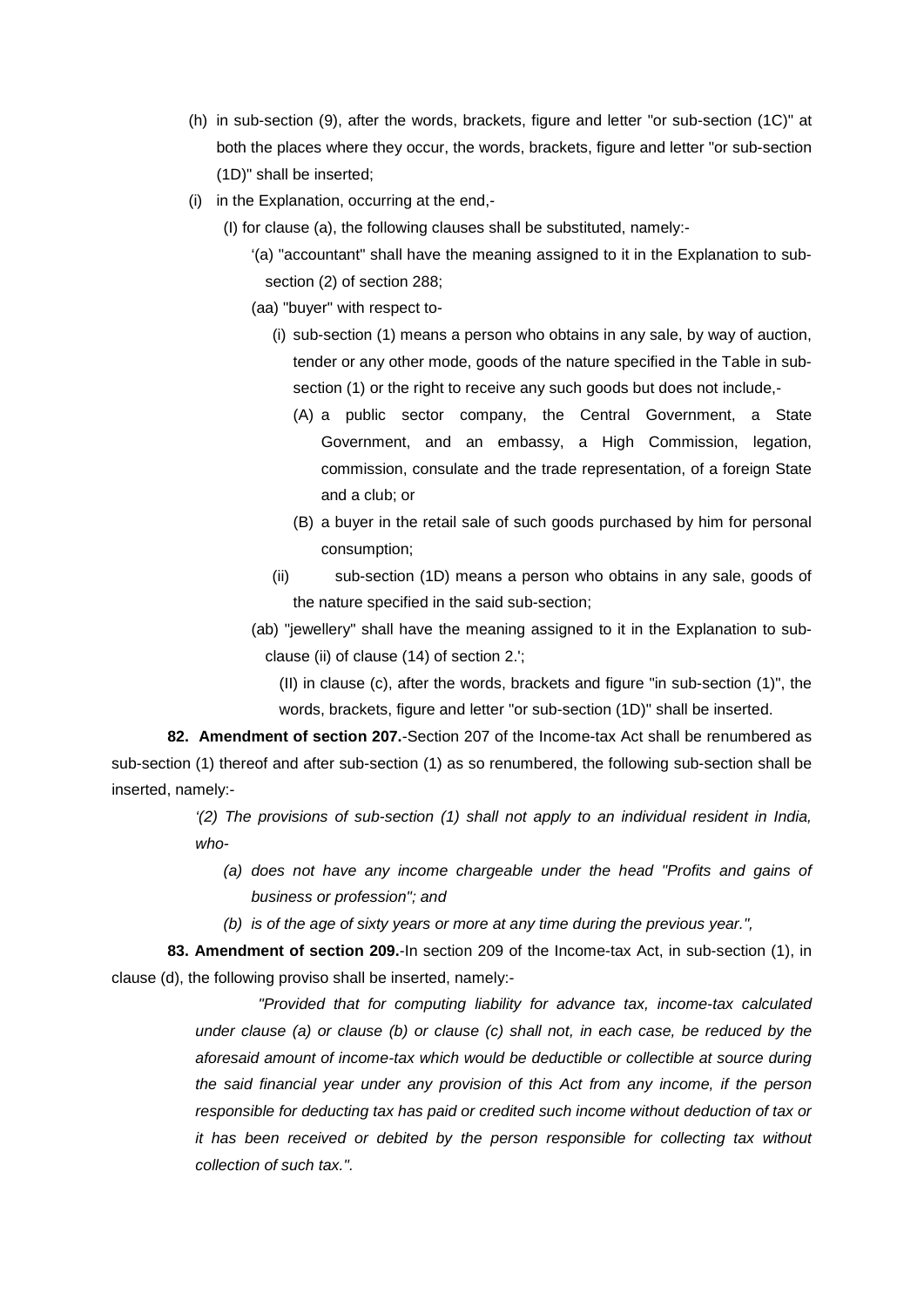(h) in sub-section (9), after the words, brackets, figure and letter "or sub-section (1C)" at both the places where they occur, the words, brackets, figure and letter "or sub-section (1D)" shall be inserted;

(i) in the Explanation, occurring at the end,-

(I) for clause (a), the following clauses shall be substituted, namely:-

'(a) "accountant" shall have the meaning assigned to it in the Explanation to sub-section (2) of section 288;

(aa) "buyer" with respect to-

(i) sub-section (1) means a person who obtains in any sale, by way of auction, tender or any other mode, goods of the nature specified in the Table in sub-section (1) or the right to receive any such goods but does not include,-

(A) a public sector company, the Central Government, a State Government, and an embassy, a High Commission, legation, commission, consulate and the trade representation, of a foreign State and a club; or

(B) a buyer in the retail sale of such goods purchased by him for personal consumption;

(ii) sub-section (1D) means a person who obtains in any sale, goods of the nature specified in the said sub-section;

(ab) "jewellery" shall have the meaning assigned to it in the Explanation to sub-clause (ii) of clause (14) of section 2.';

(II) in clause (c), after the words, brackets and figure "in sub-section (1)", the words, brackets, figure and letter "or sub-section (1D)" shall be inserted.

**82. Amendment of section 207.**-Section 207 of the Income-tax Act shall be renumbered as sub-section (1) thereof and after sub-section (1) as so renumbered, the following sub-section shall be inserted, namely:-

*'(2) The provisions of sub-section (1) shall not apply to an individual resident in India, who-*

*(a) does not have any income chargeable under the head "Profits and gains of business or profession"; and*

*(b) is of the age of sixty years or more at any time during the previous year.",*

**83. Amendment of section 209.**-In section 209 of the Income-tax Act, in sub-section (1), in clause (d), the following proviso shall be inserted, namely:-

*"Provided that for computing liability for advance tax, income-tax calculated under clause (a) or clause (b) or clause (c) shall not, in each case, be reduced by the aforesaid amount of income-tax which would be deductible or collectible at source during the said financial year under any provision of this Act from any income, if the person responsible for deducting tax has paid or credited such income without deduction of tax or it has been received or debited by the person responsible for collecting tax without collection of such tax.".*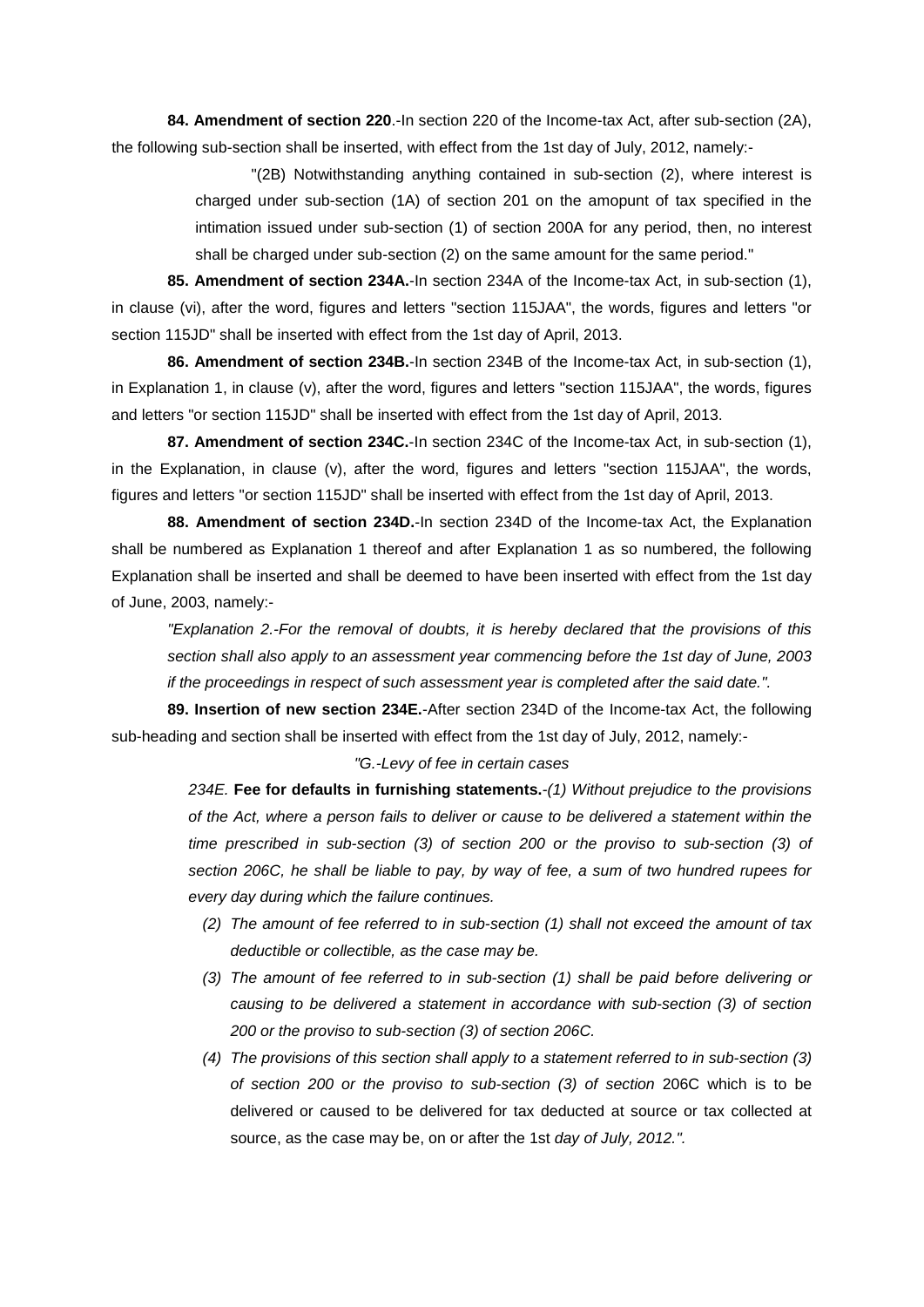**84. Amendment of section 220**.-In section 220 of the Income-tax Act, after sub-section (2A), the following sub-section shall be inserted, with effect from the 1st day of July, 2012, namely:-

> "(2B) Notwithstanding anything contained in sub-section (2), where interest is charged under sub-section (1A) of section 201 on the amopunt of tax specified in the intimation issued under sub-section (1) of section 200A for any period, then, no interest shall be charged under sub-section (2) on the same amount for the same period."

**85. Amendment of section 234A.**-In section 234A of the Income-tax Act, in sub-section (1), in clause (vi), after the word, figures and letters "section 115JAA", the words, figures and letters "or section 115JD" shall be inserted with effect from the 1st day of April, 2013.

**86. Amendment of section 234B.**-In section 234B of the Income-tax Act, in sub-section (1), in Explanation 1, in clause (v), after the word, figures and letters "section 115JAA", the words, figures and letters "or section 115JD" shall be inserted with effect from the 1st day of April, 2013.

**87. Amendment of section 234C.**-In section 234C of the Income-tax Act, in sub-section (1), in the Explanation, in clause (v), after the word, figures and letters "section 115JAA", the words, figures and letters "or section 115JD" shall be inserted with effect from the 1st day of April, 2013.

**88. Amendment of section 234D.**-In section 234D of the Income-tax Act, the Explanation shall be numbered as Explanation 1 thereof and after Explanation 1 as so numbered, the following Explanation shall be inserted and shall be deemed to have been inserted with effect from the 1st day of June, 2003, namely:-

> *"Explanation 2.-For the removal of doubts, it is hereby declared that the provisions of this section shall also apply to an assessment year commencing before the 1st day of June, 2003 if the proceedings in respect of such assessment year is completed after the said date.".*

**89. Insertion of new section 234E.**-After section 234D of the Income-tax Act, the following sub-heading and section shall be inserted with effect from the 1st day of July, 2012, namely:-

*"G.-Levy of fee in certain cases*

> *234E.* **Fee for defaults in furnishing statements.**-*(1) Without prejudice to the provisions of the Act, where a person fails to deliver or cause to be delivered a statement within the time prescribed in sub-section (3) of section 200 or the proviso to sub-section (3) of section 206C, he shall be liable to pay, by way of fee, a sum of two hundred rupees for every day during which the failure continues.*
>
> *(2) The amount of fee referred to in sub-section (1) shall not exceed the amount of tax deductible or collectible, as the case may be.*
>
> *(3) The amount of fee referred to in sub-section (1) shall be paid before delivering or causing to be delivered a statement in accordance with sub-section (3) of section 200 or the proviso to sub-section (3) of section 206C.*
>
> *(4) The provisions of this section shall apply to a statement referred to in sub-section (3) of section 200 or the proviso to sub-section (3) of section* 206C which is to be delivered or caused to be delivered for tax deducted at source or tax collected at source, as the case may be, on or after the 1st *day of July, 2012.".*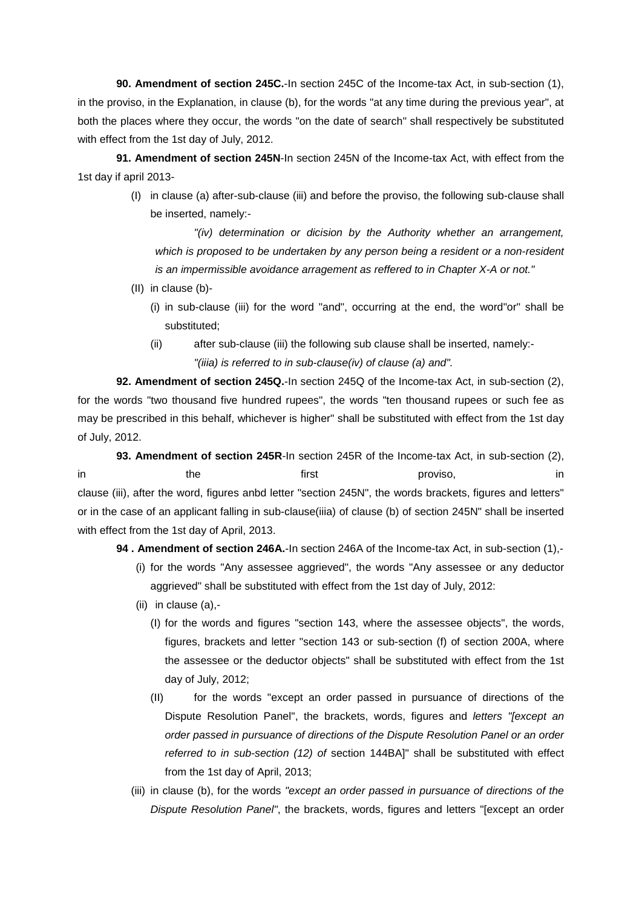**90. Amendment of section 245C.**-In section 245C of the Income-tax Act, in sub-section (1), in the proviso, in the Explanation, in clause (b), for the words "at any time during the previous year", at both the places where they occur, the words "on the date of search" shall respectively be substituted with effect from the 1st day of July, 2012.

**91. Amendment of section 245N**-In section 245N of the Income-tax Act, with effect from the 1st day if april 2013-

(I) in clause (a) after-sub-clause (iii) and before the proviso, the following sub-clause shall be inserted, namely:-

*"(iv) determination or dicision by the Authority whether an arrangement, which is proposed to be undertaken by any person being a resident or a non-resident is an impermissible avoidance arragement as reffered to in Chapter X-A or not."*

(II) in clause (b)-

(i) in sub-clause (iii) for the word "and", occurring at the end, the word"or" shall be substituted;

(ii) after sub-clause (iii) the following sub clause shall be inserted, namely:-

*"(iiia) is referred to in sub-clause(iv) of clause (a) and".*

**92. Amendment of section 245Q.**-In section 245Q of the Income-tax Act, in sub-section (2), for the words "two thousand five hundred rupees", the words "ten thousand rupees or such fee as may be prescribed in this behalf, whichever is higher" shall be substituted with effect from the 1st day of July, 2012.

**93. Amendment of section 245R**-In section 245R of the Income-tax Act, in sub-section (2), in the first proviso, in clause (iii), after the word, figures anbd letter "section 245N", the words brackets, figures and letters" or in the case of an applicant falling in sub-clause(iiia) of clause (b) of section 245N" shall be inserted with effect from the 1st day of April, 2013.

**94 . Amendment of section 246A.**-In section 246A of the Income-tax Act, in sub-section (1),-

(i) for the words "Any assessee aggrieved", the words "Any assessee or any deductor aggrieved" shall be substituted with effect from the 1st day of July, 2012:

(ii) in clause (a),-

(I) for the words and figures "section 143, where the assessee objects", the words, figures, brackets and letter "section 143 or sub-section (f) of section 200A, where the assessee or the deductor objects" shall be substituted with effect from the 1st day of July, 2012;

(II) for the words "except an order passed in pursuance of directions of the Dispute Resolution Panel", the brackets, words, figures and *letters "[except an order passed in pursuance of directions of the Dispute Resolution Panel or an order referred to in sub-section (12) of* section 144BA]" shall be substituted with effect from the 1st day of April, 2013;

(iii) in clause (b), for the words *"except an order passed in pursuance of directions of the Dispute Resolution Panel"*, the brackets, words, figures and letters "[except an order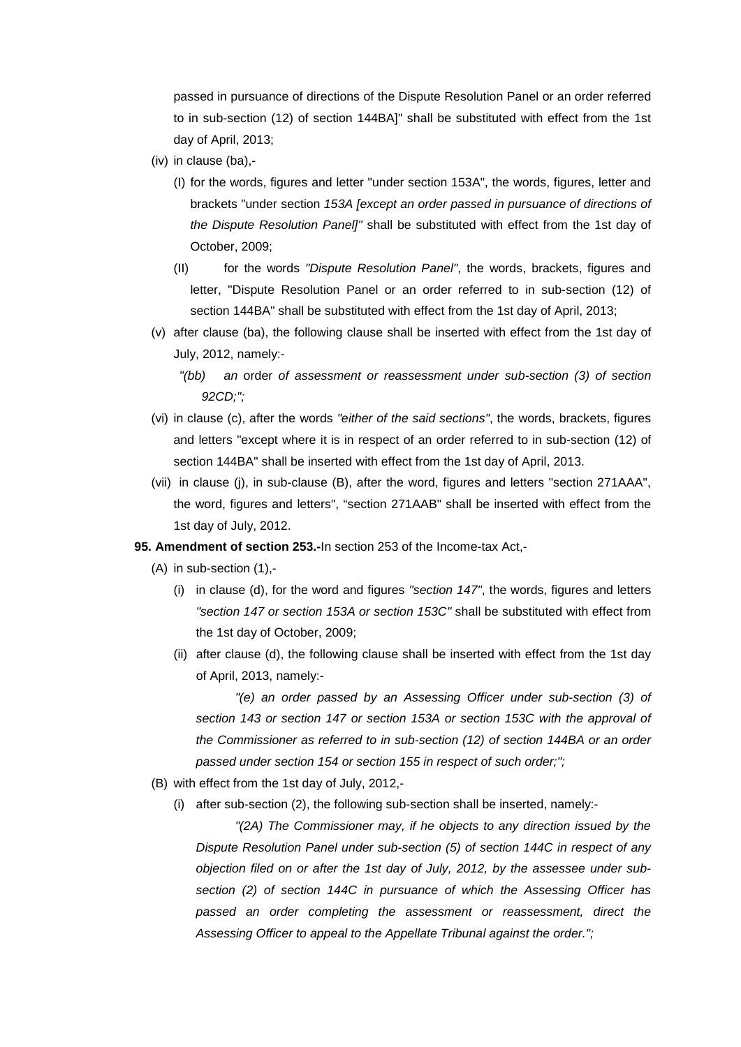passed in pursuance of directions of the Dispute Resolution Panel or an order referred to in sub-section (12) of section 144BA]" shall be substituted with effect from the 1st day of April, 2013;

(iv) in clause (ba),-

(I) for the words, figures and letter "under section 153A", the words, figures, letter and brackets "under section *153A [except an order passed in pursuance of directions of the Dispute Resolution Panel]"* shall be substituted with effect from the 1st day of October, 2009;

(II) for the words *"Dispute Resolution Panel"*, the words, brackets, figures and letter, "Dispute Resolution Panel or an order referred to in sub-section (12) of section 144BA" shall be substituted with effect from the 1st day of April, 2013;

(v) after clause (ba), the following clause shall be inserted with effect from the 1st day of July, 2012, namely:-

*"(bb) an* order *of assessment or reassessment under sub-section (3) of section 92CD;";*

(vi) in clause (c), after the words *"either of the said sections"*, the words, brackets, figures and letters "except where it is in respect of an order referred to in sub-section (12) of section 144BA" shall be inserted with effect from the 1st day of April, 2013.

(vii) in clause (j), in sub-clause (B), after the word, figures and letters "section 271AAA", the word, figures and letters", "section 271AAB" shall be inserted with effect from the 1st day of July, 2012.

**95. Amendment of section 253.-**In section 253 of the Income-tax Act,-

(A) in sub-section (1),-

(i) in clause (d), for the word and figures *"section 147"*, the words, figures and letters *"section 147 or section 153A or section 153C"* shall be substituted with effect from the 1st day of October, 2009;

(ii) after clause (d), the following clause shall be inserted with effect from the 1st day of April, 2013, namely:-

*"(e) an order passed by an Assessing Officer under sub-section (3) of section 143 or section 147 or section 153A or section 153C with the approval of the Commissioner as referred to in sub-section (12) of section 144BA or an order passed under section 154 or section 155 in respect of such order;";*

(B) with effect from the 1st day of July, 2012,-

(i) after sub-section (2), the following sub-section shall be inserted, namely:-

*"(2A) The Commissioner may, if he objects to any direction issued by the Dispute Resolution Panel under sub-section (5) of section 144C in respect of any objection filed on or after the 1st day of July, 2012, by the assessee under sub-section (2) of section 144C in pursuance of which the Assessing Officer has passed an order completing the assessment or reassessment, direct the Assessing Officer to appeal to the Appellate Tribunal against the order.";*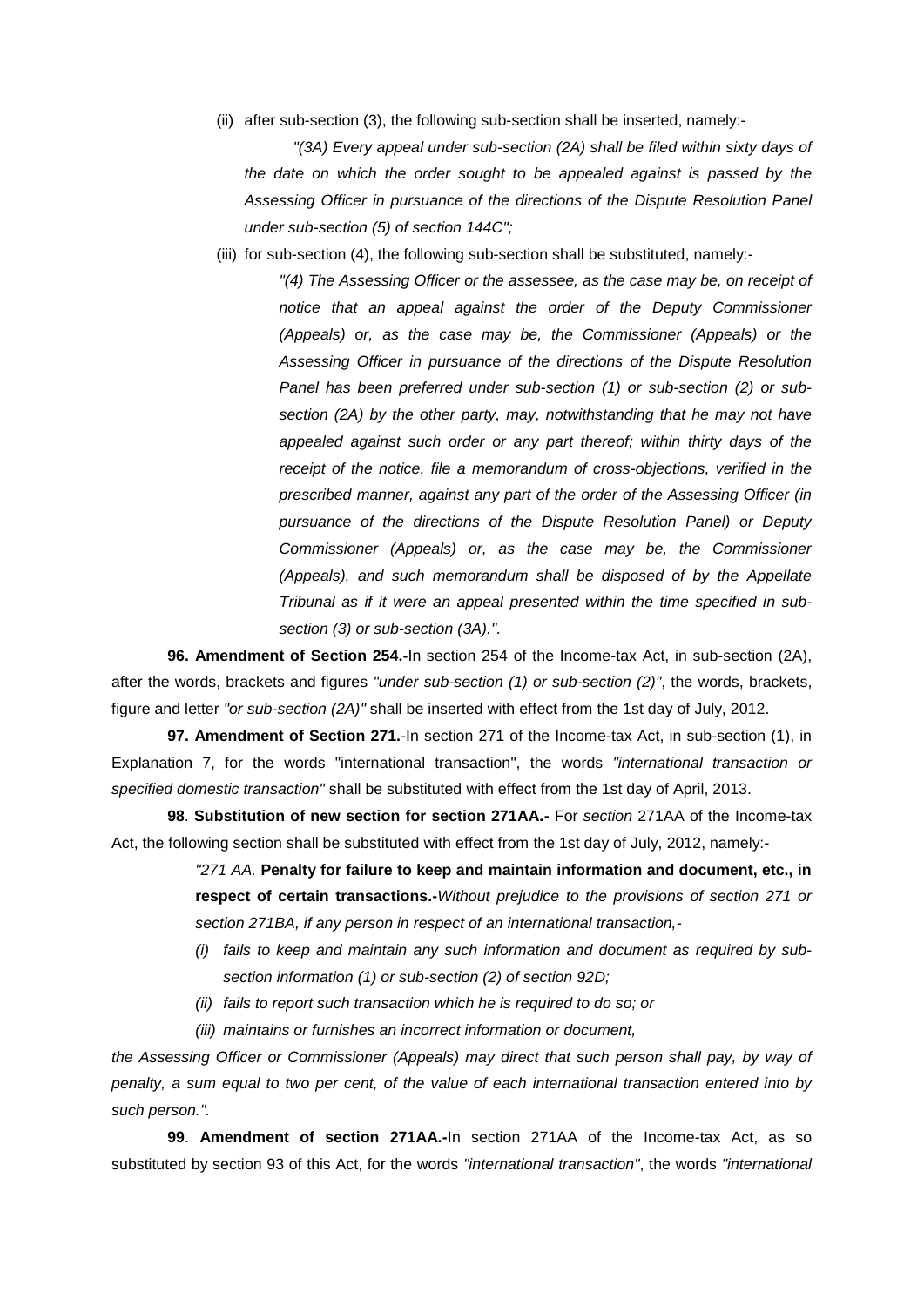(ii) after sub-section (3), the following sub-section shall be inserted, namely:-

*"(3A) Every appeal under sub-section (2A) shall be filed within sixty days of the date on which the order sought to be appealed against is passed by the Assessing Officer in pursuance of the directions of the Dispute Resolution Panel under sub-section (5) of section 144C";*

(iii) for sub-section (4), the following sub-section shall be substituted, namely:-

*"(4) The Assessing Officer or the assessee, as the case may be, on receipt of notice that an appeal against the order of the Deputy Commissioner (Appeals) or, as the case may be, the Commissioner (Appeals) or the Assessing Officer in pursuance of the directions of the Dispute Resolution Panel has been preferred under sub-section (1) or sub-section (2) or sub-section (2A) by the other party, may, notwithstanding that he may not have appealed against such order or any part thereof; within thirty days of the receipt of the notice, file a memorandum of cross-objections, verified in the prescribed manner, against any part of the order of the Assessing Officer (in pursuance of the directions of the Dispute Resolution Panel) or Deputy Commissioner (Appeals) or, as the case may be, the Commissioner (Appeals), and such memorandum shall be disposed of by the Appellate Tribunal as if it were an appeal presented within the time specified in sub-section (3) or sub-section (3A).".*

**96. Amendment of Section 254.-**In section 254 of the Income-tax Act, in sub-section (2A), after the words, brackets and figures *"under sub-section (1) or sub-section (2)"*, the words, brackets, figure and letter *"or sub-section (2A)"* shall be inserted with effect from the 1st day of July, 2012.

**97. Amendment of Section 271.**-In section 271 of the Income-tax Act, in sub-section (1), in Explanation 7, for the words "international transaction", the words *"international transaction or specified domestic transaction"* shall be substituted with effect from the 1st day of April, 2013.

**98**. **Substitution of new section for section 271AA.-** For *section* 271AA of the Income-tax Act, the following section shall be substituted with effect from the 1st day of July, 2012, namely:-

*"271 AA.* **Penalty for failure to keep and maintain information and document, etc., in respect of certain transactions.-***Without prejudice to the provisions of section 271 or section 271BA, if any person in respect of an international transaction,-*

*(i) fails to keep and maintain any such information and document as required by sub-section information (1) or sub-section (2) of section 92D;*

*(ii) fails to report such transaction which he is required to do so; or*

*(iii) maintains or furnishes an incorrect information or document,*

*the Assessing Officer or Commissioner (Appeals) may direct that such person shall pay, by way of penalty, a sum equal to two per cent, of the value of each international transaction entered into by such person.".*

**99**. **Amendment of section 271AA.-**In section 271AA of the Income-tax Act, as so substituted by section 93 of this Act, for the words *"international transaction"*, the words *"international*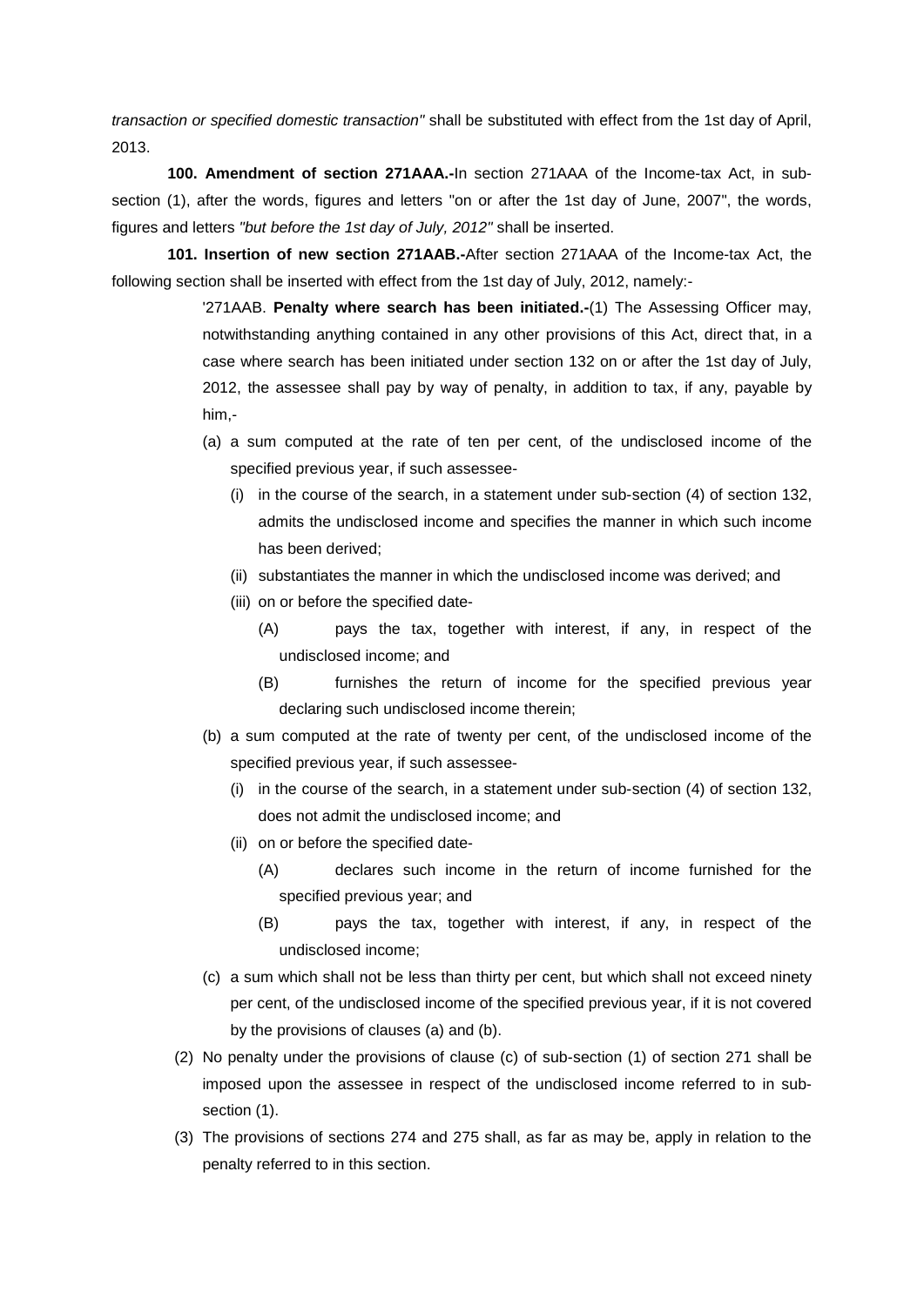*transaction or specified domestic transaction"* shall be substituted with effect from the 1st day of April, 2013.

**100. Amendment of section 271AAA.-**In section 271AAA of the Income-tax Act, in sub-section (1), after the words, figures and letters "on or after the 1st day of June, 2007", the words, figures and letters *"but before the 1st day of July, 2012"* shall be inserted.

**101. Insertion of new section 271AAB.-**After section 271AAA of the Income-tax Act, the following section shall be inserted with effect from the 1st day of July, 2012, namely:-

'271AAB. **Penalty where search has been initiated.-**(1) The Assessing Officer may, notwithstanding anything contained in any other provisions of this Act, direct that, in a case where search has been initiated under section 132 on or after the 1st day of July, 2012, the assessee shall pay by way of penalty, in addition to tax, if any, payable by him,-

(a) a sum computed at the rate of ten per cent, of the undisclosed income of the specified previous year, if such assessee-

(i) in the course of the search, in a statement under sub-section (4) of section 132, admits the undisclosed income and specifies the manner in which such income has been derived;

(ii) substantiates the manner in which the undisclosed income was derived; and

(iii) on or before the specified date-

(A) pays the tax, together with interest, if any, in respect of the undisclosed income; and

(B) furnishes the return of income for the specified previous year declaring such undisclosed income therein;

(b) a sum computed at the rate of twenty per cent, of the undisclosed income of the specified previous year, if such assessee-

(i) in the course of the search, in a statement under sub-section (4) of section 132, does not admit the undisclosed income; and

(ii) on or before the specified date-

(A) declares such income in the return of income furnished for the specified previous year; and

(B) pays the tax, together with interest, if any, in respect of the undisclosed income;

(c) a sum which shall not be less than thirty per cent, but which shall not exceed ninety per cent, of the undisclosed income of the specified previous year, if it is not covered by the provisions of clauses (a) and (b).

(2) No penalty under the provisions of clause (c) of sub-section (1) of section 271 shall be imposed upon the assessee in respect of the undisclosed income referred to in sub-section (1).

(3) The provisions of sections 274 and 275 shall, as far as may be, apply in relation to the penalty referred to in this section.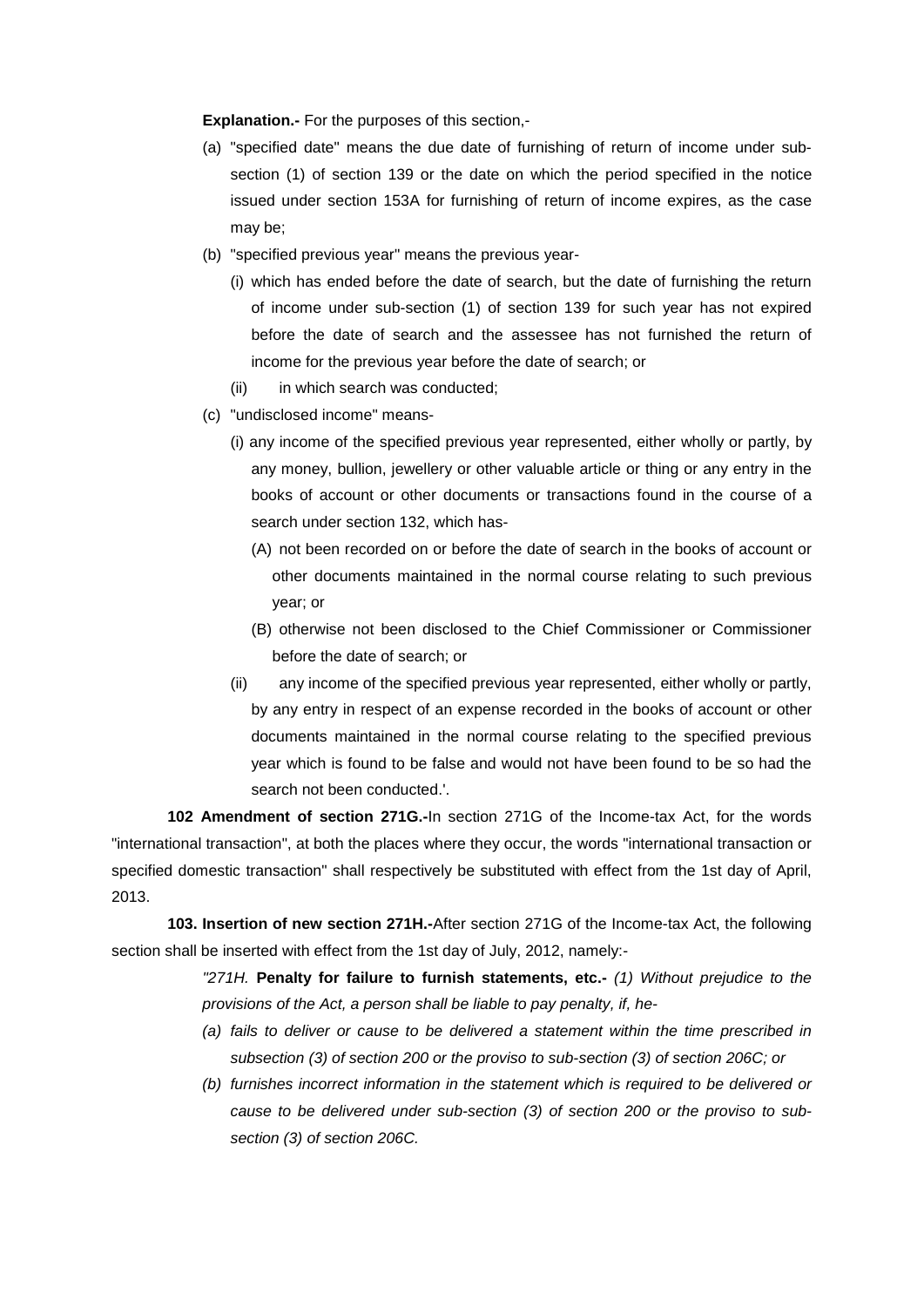**Explanation.-** For the purposes of this section,-

(a) "specified date" means the due date of furnishing of return of income under sub-section (1) of section 139 or the date on which the period specified in the notice issued under section 153A for furnishing of return of income expires, as the case may be;

(b) "specified previous year" means the previous year-

   (i) which has ended before the date of search, but the date of furnishing the return of income under sub-section (1) of section 139 for such year has not expired before the date of search and the assessee has not furnished the return of income for the previous year before the date of search; or

   (ii) in which search was conducted;

(c) "undisclosed income" means-

   (i) any income of the specified previous year represented, either wholly or partly, by any money, bullion, jewellery or other valuable article or thing or any entry in the books of account or other documents or transactions found in the course of a search under section 132, which has-

      (A) not been recorded on or before the date of search in the books of account or other documents maintained in the normal course relating to such previous year; or

      (B) otherwise not been disclosed to the Chief Commissioner or Commissioner before the date of search; or

   (ii) any income of the specified previous year represented, either wholly or partly, by any entry in respect of an expense recorded in the books of account or other documents maintained in the normal course relating to the specified previous year which is found to be false and would not have been found to be so had the search not been conducted.'.

**102 Amendment of section 271G.-**In section 271G of the Income-tax Act, for the words "international transaction", at both the places where they occur, the words "international transaction or specified domestic transaction" shall respectively be substituted with effect from the 1st day of April, 2013.

**103. Insertion of new section 271H.-**After section 271G of the Income-tax Act, the following section shall be inserted with effect from the 1st day of July, 2012, namely:-

> *"271H.* **Penalty for failure to furnish statements, etc.-** *(1) Without prejudice to the provisions of the Act, a person shall be liable to pay penalty, if, he-*
>
> *(a) fails to deliver or cause to be delivered a statement within the time prescribed in subsection (3) of section 200 or the proviso to sub-section (3) of section 206C; or*
>
> *(b) furnishes incorrect information in the statement which is required to be delivered or cause to be delivered under sub-section (3) of section 200 or the proviso to sub-section (3) of section 206C.*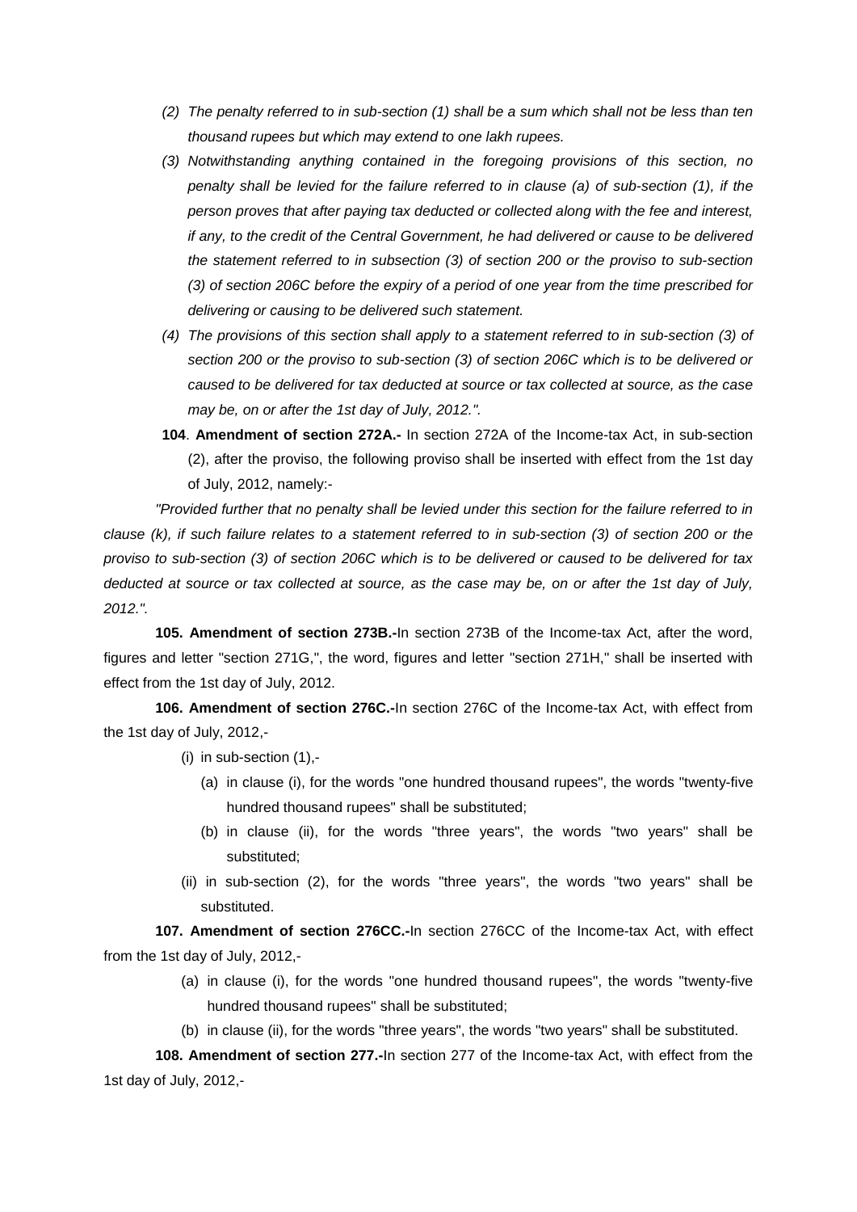*(2) The penalty referred to in sub-section (1) shall be a sum which shall not be less than ten thousand rupees but which may extend to one lakh rupees.*

*(3) Notwithstanding anything contained in the foregoing provisions of this section, no penalty shall be levied for the failure referred to in clause (a) of sub-section (1), if the person proves that after paying tax deducted or collected along with the fee and interest, if any, to the credit of the Central Government, he had delivered or cause to be delivered the statement referred to in subsection (3) of section 200 or the proviso to sub-section (3) of section 206C before the expiry of a period of one year from the time prescribed for delivering or causing to be delivered such statement.*

*(4) The provisions of this section shall apply to a statement referred to in sub-section (3) of section 200 or the proviso to sub-section (3) of section 206C which is to be delivered or caused to be delivered for tax deducted at source or tax collected at source, as the case may be, on or after the 1st day of July, 2012.".*

**104**. **Amendment of section 272A.-** In section 272A of the Income-tax Act, in sub-section (2), after the proviso, the following proviso shall be inserted with effect from the 1st day of July, 2012, namely:-

*"Provided further that no penalty shall be levied under this section for the failure referred to in clause (k), if such failure relates to a statement referred to in sub-section (3) of section 200 or the proviso to sub-section (3) of section 206C which is to be delivered or caused to be delivered for tax deducted at source or tax collected at source, as the case may be, on or after the 1st day of July, 2012.".*

**105. Amendment of section 273B.-**In section 273B of the Income-tax Act, after the word, figures and letter "section 271G,", the word, figures and letter "section 271H," shall be inserted with effect from the 1st day of July, 2012.

**106. Amendment of section 276C.-**In section 276C of the Income-tax Act, with effect from the 1st day of July, 2012,-

(i) in sub-section (1),-

(a) in clause (i), for the words "one hundred thousand rupees", the words "twenty-five hundred thousand rupees" shall be substituted;

(b) in clause (ii), for the words "three years", the words "two years" shall be substituted;

(ii) in sub-section (2), for the words "three years", the words "two years" shall be substituted.

**107. Amendment of section 276CC.-**In section 276CC of the Income-tax Act, with effect from the 1st day of July, 2012,-

(a) in clause (i), for the words "one hundred thousand rupees", the words "twenty-five hundred thousand rupees" shall be substituted;

(b) in clause (ii), for the words "three years", the words "two years" shall be substituted.

**108. Amendment of section 277.-**In section 277 of the Income-tax Act, with effect from the 1st day of July, 2012,-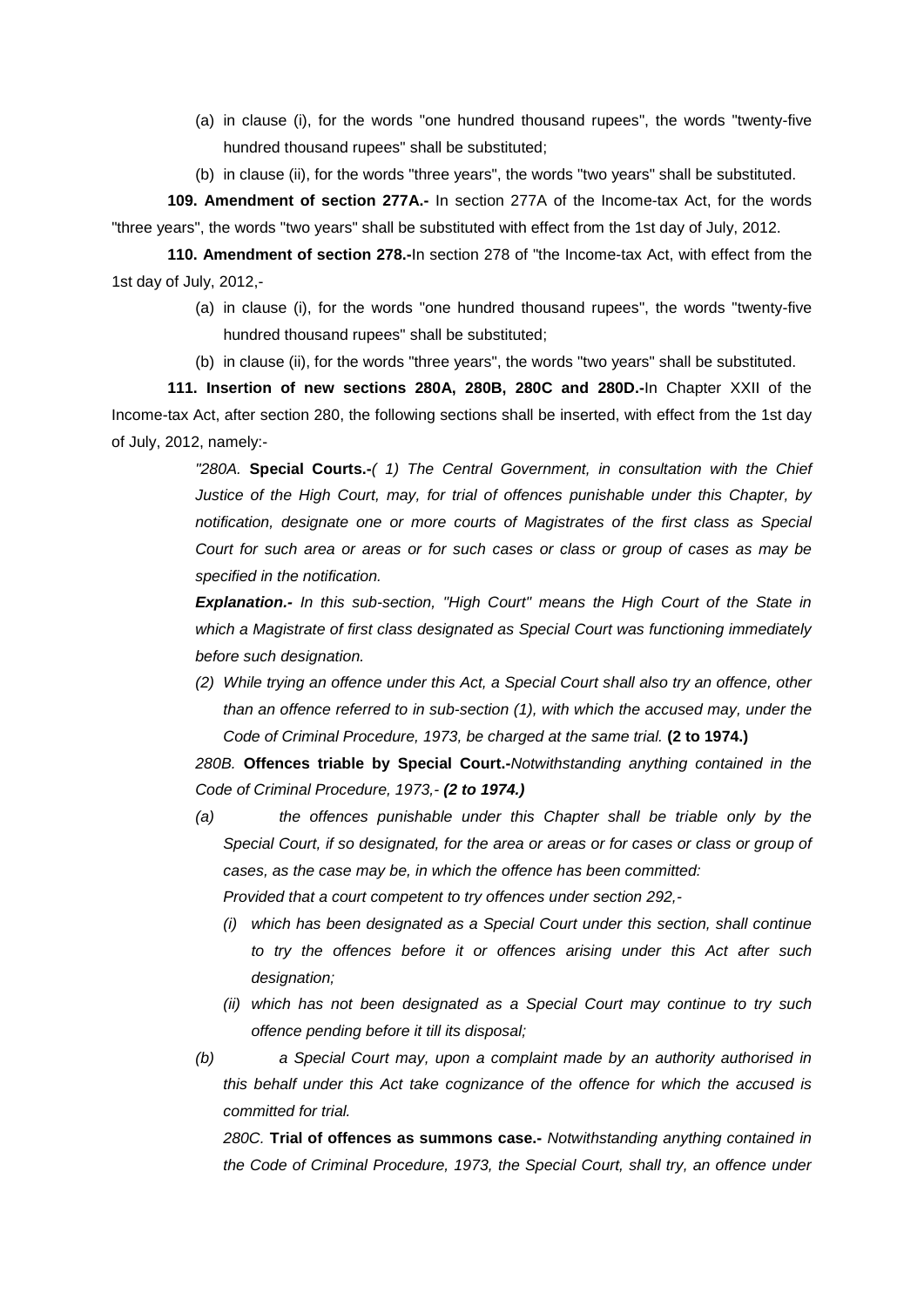(a) in clause (i), for the words "one hundred thousand rupees", the words "twenty-five hundred thousand rupees" shall be substituted;

(b) in clause (ii), for the words "three years", the words "two years" shall be substituted.

**109. Amendment of section 277A.-** In section 277A of the Income-tax Act, for the words "three years", the words "two years" shall be substituted with effect from the 1st day of July, 2012.

**110. Amendment of section 278.-**In section 278 of "the Income-tax Act, with effect from the 1st day of July, 2012,-

(a) in clause (i), for the words "one hundred thousand rupees", the words "twenty-five hundred thousand rupees" shall be substituted;

(b) in clause (ii), for the words "three years", the words "two years" shall be substituted.

**111. Insertion of new sections 280A, 280B, 280C and 280D.-**In Chapter XXII of the Income-tax Act, after section 280, the following sections shall be inserted, with effect from the 1st day of July, 2012, namely:-

*"280A.* **Special Courts.-***( 1) The Central Government, in consultation with the Chief Justice of the High Court, may, for trial of offences punishable under this Chapter, by notification, designate one or more courts of Magistrates of the first class as Special Court for such area or areas or for such cases or class or group of cases as may be specified in the notification.*

***Explanation.-*** *In this sub-section, "High Court" means the High Court of the State in which a Magistrate of first class designated as Special Court was functioning immediately before such designation.*

*(2) While trying an offence under this Act, a Special Court shall also try an offence, other than an offence referred to in sub-section (1), with which the accused may, under the Code of Criminal Procedure, 1973, be charged at the same trial.* **(2 to 1974.)**

*280B.* **Offences triable by Special Court.-***Notwithstanding anything contained in the Code of Criminal Procedure, 1973,-* ***(2 to 1974.)***

*(a) the offences punishable under this Chapter shall be triable only by the Special Court, if so designated, for the area or areas or for cases or class or group of cases, as the case may be, in which the offence has been committed:*

*Provided that a court competent to try offences under section 292,-*

*(i) which has been designated as a Special Court under this section, shall continue to try the offences before it or offences arising under this Act after such designation;*

*(ii) which has not been designated as a Special Court may continue to try such offence pending before it till its disposal;*

*(b) a Special Court may, upon a complaint made by an authority authorised in this behalf under this Act take cognizance of the offence for which the accused is committed for trial.*

*280C.* **Trial of offences as summons case.-** *Notwithstanding anything contained in the Code of Criminal Procedure, 1973, the Special Court, shall try, an offence under*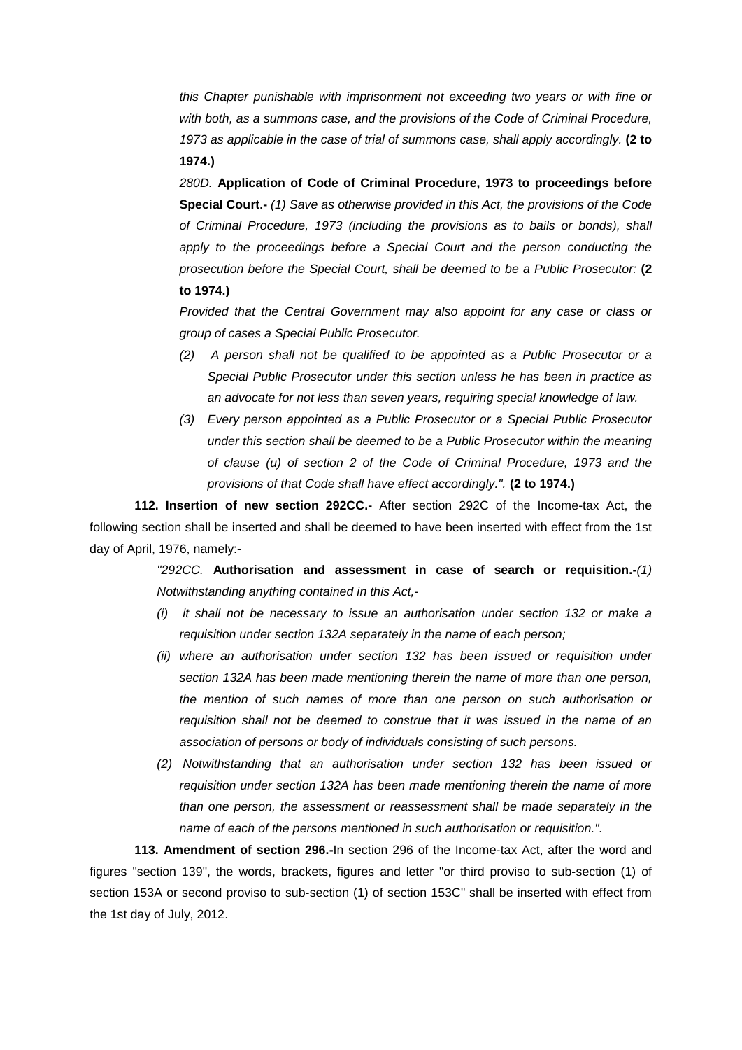*this Chapter punishable with imprisonment not exceeding two years or with fine or with both, as a summons case, and the provisions of the Code of Criminal Procedure, 1973 as applicable in the case of trial of summons case, shall apply accordingly.* **(2 to 1974.)**

*280D.* **Application of Code of Criminal Procedure, 1973 to proceedings before Special Court.-** *(1) Save as otherwise provided in this Act, the provisions of the Code of Criminal Procedure, 1973 (including the provisions as to bails or bonds), shall apply to the proceedings before a Special Court and the person conducting the prosecution before the Special Court, shall be deemed to be a Public Prosecutor:* **(2 to 1974.)**

*Provided that the Central Government may also appoint for any case or class or group of cases a Special Public Prosecutor.*

*(2) A person shall not be qualified to be appointed as a Public Prosecutor or a Special Public Prosecutor under this section unless he has been in practice as an advocate for not less than seven years, requiring special knowledge of law.*

*(3) Every person appointed as a Public Prosecutor or a Special Public Prosecutor under this section shall be deemed to be a Public Prosecutor within the meaning of clause (u) of section 2 of the Code of Criminal Procedure, 1973 and the provisions of that Code shall have effect accordingly.".* **(2 to 1974.)**

**112. Insertion of new section 292CC.-** After section 292C of the Income-tax Act, the following section shall be inserted and shall be deemed to have been inserted with effect from the 1st day of April, 1976, namely:-

*"292CC.* **Authorisation and assessment in case of search or requisition.-***(1) Notwithstanding anything contained in this Act,-*

*(i) it shall not be necessary to issue an authorisation under section 132 or make a requisition under section 132A separately in the name of each person;*

*(ii) where an authorisation under section 132 has been issued or requisition under section 132A has been made mentioning therein the name of more than one person, the mention of such names of more than one person on such authorisation or requisition shall not be deemed to construe that it was issued in the name of an association of persons or body of individuals consisting of such persons.*

*(2) Notwithstanding that an authorisation under section 132 has been issued or requisition under section 132A has been made mentioning therein the name of more than one person, the assessment or reassessment shall be made separately in the name of each of the persons mentioned in such authorisation or requisition.".*

**113. Amendment of section 296.-**In section 296 of the Income-tax Act, after the word and figures "section 139", the words, brackets, figures and letter "or third proviso to sub-section (1) of section 153A or second proviso to sub-section (1) of section 153C" shall be inserted with effect from the 1st day of July, 2012.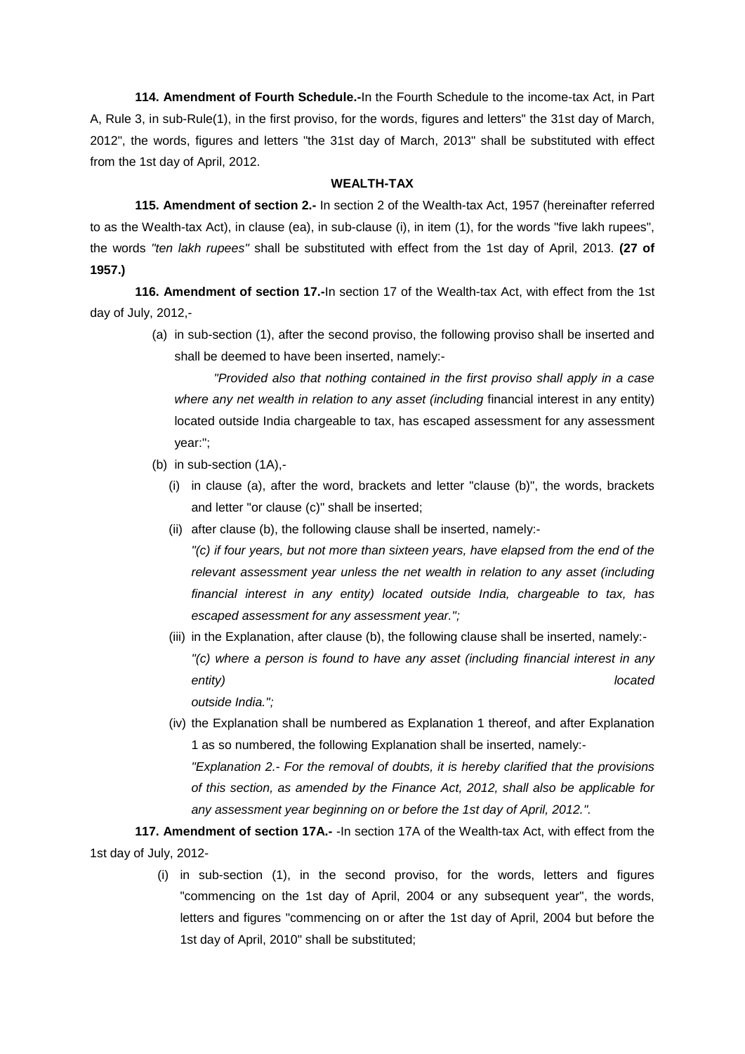**114. Amendment of Fourth Schedule.-**In the Fourth Schedule to the income-tax Act, in Part A, Rule 3, in sub-Rule(1), in the first proviso, for the words, figures and letters" the 31st day of March, 2012", the words, figures and letters "the 31st day of March, 2013" shall be substituted with effect from the 1st day of April, 2012.

**WEALTH-TAX**

**115. Amendment of section 2.-** In section 2 of the Wealth-tax Act, 1957 (hereinafter referred to as the Wealth-tax Act), in clause (ea), in sub-clause (i), in item (1), for the words "five lakh rupees", the words *"ten lakh rupees"* shall be substituted with effect from the 1st day of April, 2013. **(27 of 1957.)**

**116. Amendment of section 17.-**In section 17 of the Wealth-tax Act, with effect from the 1st day of July, 2012,-

(a) in sub-section (1), after the second proviso, the following proviso shall be inserted and shall be deemed to have been inserted, namely:-

*"Provided also that nothing contained in the first proviso shall apply in a case where any net wealth in relation to any asset (including* financial interest in any entity) located outside India chargeable to tax, has escaped assessment for any assessment year:";

(b) in sub-section (1A),-

(i) in clause (a), after the word, brackets and letter "clause (b)", the words, brackets and letter "or clause (c)" shall be inserted;

(ii) after clause (b), the following clause shall be inserted, namely:-

*"(c) if four years, but not more than sixteen years, have elapsed from the end of the relevant assessment year unless the net wealth in relation to any asset (including financial interest in any entity) located outside India, chargeable to tax, has escaped assessment for any assessment year.";*

(iii) in the Explanation, after clause (b), the following clause shall be inserted, namely:-

*"(c) where a person is found to have any asset (including financial interest in any entity) located outside India.";*

(iv) the Explanation shall be numbered as Explanation 1 thereof, and after Explanation 1 as so numbered, the following Explanation shall be inserted, namely:-

*"Explanation 2.- For the removal of doubts, it is hereby clarified that the provisions of this section, as amended by the Finance Act, 2012, shall also be applicable for any assessment year beginning on or before the 1st day of April, 2012."*.

**117. Amendment of section 17A.-** -In section 17A of the Wealth-tax Act, with effect from the 1st day of July, 2012-

(i) in sub-section (1), in the second proviso, for the words, letters and figures "commencing on the 1st day of April, 2004 or any subsequent year", the words, letters and figures "commencing on or after the 1st day of April, 2004 but before the 1st day of April, 2010" shall be substituted;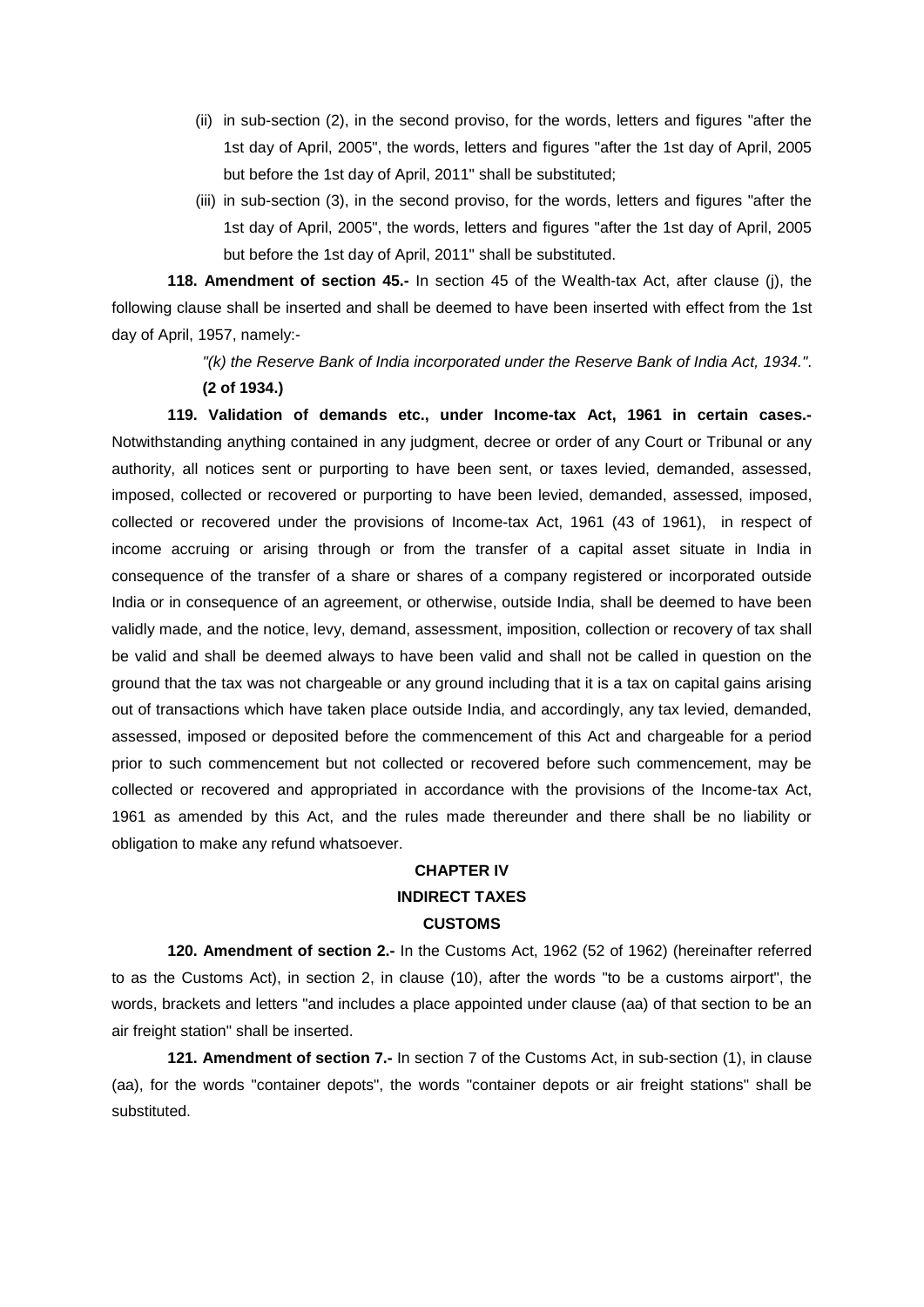(ii) in sub-section (2), in the second proviso, for the words, letters and figures "after the 1st day of April, 2005", the words, letters and figures "after the 1st day of April, 2005 but before the 1st day of April, 2011" shall be substituted;

(iii) in sub-section (3), in the second proviso, for the words, letters and figures "after the 1st day of April, 2005", the words, letters and figures "after the 1st day of April, 2005 but before the 1st day of April, 2011" shall be substituted.

**118. Amendment of section 45.-** In section 45 of the Wealth-tax Act, after clause (j), the following clause shall be inserted and shall be deemed to have been inserted with effect from the 1st day of April, 1957, namely:-

*"(k) the Reserve Bank of India incorporated under the Reserve Bank of India Act, 1934."*.
**(2 of 1934.)**

**119. Validation of demands etc., under Income-tax Act, 1961 in certain cases.-** Notwithstanding anything contained in any judgment, decree or order of any Court or Tribunal or any authority, all notices sent or purporting to have been sent, or taxes levied, demanded, assessed, imposed, collected or recovered or purporting to have been levied, demanded, assessed, imposed, collected or recovered under the provisions of Income-tax Act, 1961 (43 of 1961), in respect of income accruing or arising through or from the transfer of a capital asset situate in India in consequence of the transfer of a share or shares of a company registered or incorporated outside India or in consequence of an agreement, or otherwise, outside India, shall be deemed to have been validly made, and the notice, levy, demand, assessment, imposition, collection or recovery of tax shall be valid and shall be deemed always to have been valid and shall not be called in question on the ground that the tax was not chargeable or any ground including that it is a tax on capital gains arising out of transactions which have taken place outside India, and accordingly, any tax levied, demanded, assessed, imposed or deposited before the commencement of this Act and chargeable for a period prior to such commencement but not collected or recovered before such commencement, may be collected or recovered and appropriated in accordance with the provisions of the Income-tax Act, 1961 as amended by this Act, and the rules made thereunder and there shall be no liability or obligation to make any refund whatsoever.

## CHAPTER IV

## INDIRECT TAXES

### CUSTOMS

**120. Amendment of section 2.-** In the Customs Act, 1962 (52 of 1962) (hereinafter referred to as the Customs Act), in section 2, in clause (10), after the words "to be a customs airport", the words, brackets and letters "and includes a place appointed under clause (aa) of that section to be an air freight station" shall be inserted.

**121. Amendment of section 7.-** In section 7 of the Customs Act, in sub-section (1), in clause (aa), for the words "container depots", the words "container depots or air freight stations" shall be substituted.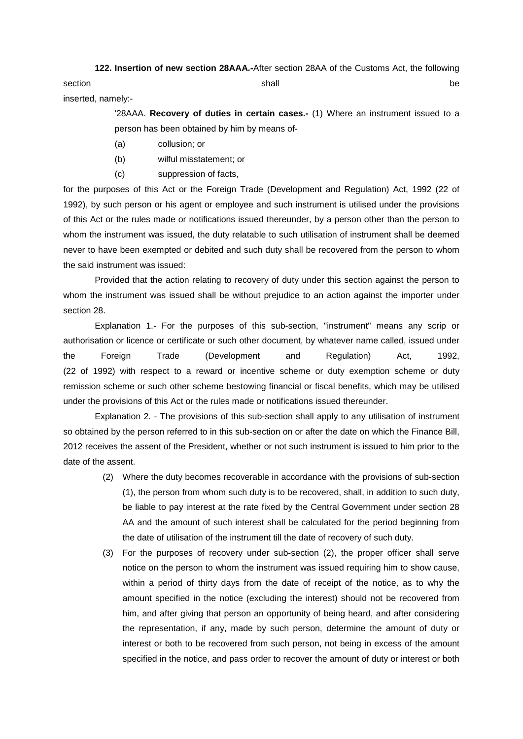**122. Insertion of new section 28AAA.-**After section 28AA of the Customs Act, the following section shall be inserted, namely:-

'28AAA. **Recovery of duties in certain cases.-** (1) Where an instrument issued to a person has been obtained by him by means of-

(a) collusion; or

(b) wilful misstatement; or

(c) suppression of facts,

for the purposes of this Act or the Foreign Trade (Development and Regulation) Act, 1992 (22 of 1992), by such person or his agent or employee and such instrument is utilised under the provisions of this Act or the rules made or notifications issued thereunder, by a person other than the person to whom the instrument was issued, the duty relatable to such utilisation of instrument shall be deemed never to have been exempted or debited and such duty shall be recovered from the person to whom the said instrument was issued:

Provided that the action relating to recovery of duty under this section against the person to whom the instrument was issued shall be without prejudice to an action against the importer under section 28.

Explanation 1.- For the purposes of this sub-section, "instrument" means any scrip or authorisation or licence or certificate or such other document, by whatever name called, issued under the Foreign Trade (Development and Regulation) Act, 1992, (22 of 1992) with respect to a reward or incentive scheme or duty exemption scheme or duty remission scheme or such other scheme bestowing financial or fiscal benefits, which may be utilised under the provisions of this Act or the rules made or notifications issued thereunder.

Explanation 2. - The provisions of this sub-section shall apply to any utilisation of instrument so obtained by the person referred to in this sub-section on or after the date on which the Finance Bill, 2012 receives the assent of the President, whether or not such instrument is issued to him prior to the date of the assent.

(2) Where the duty becomes recoverable in accordance with the provisions of sub-section (1), the person from whom such duty is to be recovered, shall, in addition to such duty, be liable to pay interest at the rate fixed by the Central Government under section 28 AA and the amount of such interest shall be calculated for the period beginning from the date of utilisation of the instrument till the date of recovery of such duty.

(3) For the purposes of recovery under sub-section (2), the proper officer shall serve notice on the person to whom the instrument was issued requiring him to show cause, within a period of thirty days from the date of receipt of the notice, as to why the amount specified in the notice (excluding the interest) should not be recovered from him, and after giving that person an opportunity of being heard, and after considering the representation, if any, made by such person, determine the amount of duty or interest or both to be recovered from such person, not being in excess of the amount specified in the notice, and pass order to recover the amount of duty or interest or both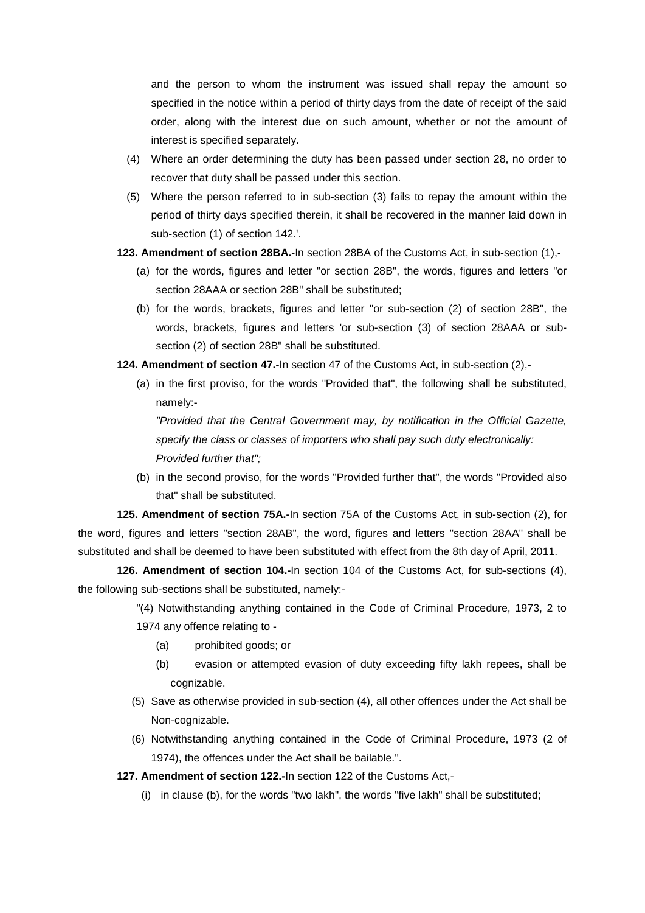and the person to whom the instrument was issued shall repay the amount so specified in the notice within a period of thirty days from the date of receipt of the said order, along with the interest due on such amount, whether or not the amount of interest is specified separately.

(4) Where an order determining the duty has been passed under section 28, no order to recover that duty shall be passed under this section.

(5) Where the person referred to in sub-section (3) fails to repay the amount within the period of thirty days specified therein, it shall be recovered in the manner laid down in sub-section (1) of section 142.'.

**123. Amendment of section 28BA.-**In section 28BA of the Customs Act, in sub-section (1),-

(a) for the words, figures and letter "or section 28B", the words, figures and letters "or section 28AAA or section 28B" shall be substituted;

(b) for the words, brackets, figures and letter "or sub-section (2) of section 28B", the words, brackets, figures and letters 'or sub-section (3) of section 28AAA or sub-section (2) of section 28B" shall be substituted.

**124. Amendment of section 47.-**In section 47 of the Customs Act, in sub-section (2),-

(a) in the first proviso, for the words "Provided that", the following shall be substituted, namely:-

*"Provided that the Central Government may, by notification in the Official Gazette, specify the class or classes of importers who shall pay such duty electronically:*

*Provided further that";*

(b) in the second proviso, for the words "Provided further that", the words "Provided also that" shall be substituted.

**125. Amendment of section 75A.-**In section 75A of the Customs Act, in sub-section (2), for the word, figures and letters "section 28AB", the word, figures and letters "section 28AA" shall be substituted and shall be deemed to have been substituted with effect from the 8th day of April, 2011.

**126. Amendment of section 104.-**In section 104 of the Customs Act, for sub-sections (4), the following sub-sections shall be substituted, namely:-

"(4) Notwithstanding anything contained in the Code of Criminal Procedure, 1973, 2 to 1974 any offence relating to -

(a) prohibited goods; or

(b) evasion or attempted evasion of duty exceeding fifty lakh repees, shall be cognizable.

(5) Save as otherwise provided in sub-section (4), all other offences under the Act shall be Non-cognizable.

(6) Notwithstanding anything contained in the Code of Criminal Procedure, 1973 (2 of 1974), the offences under the Act shall be bailable.".

**127. Amendment of section 122.-**In section 122 of the Customs Act,-

(i) in clause (b), for the words "two lakh", the words "five lakh" shall be substituted;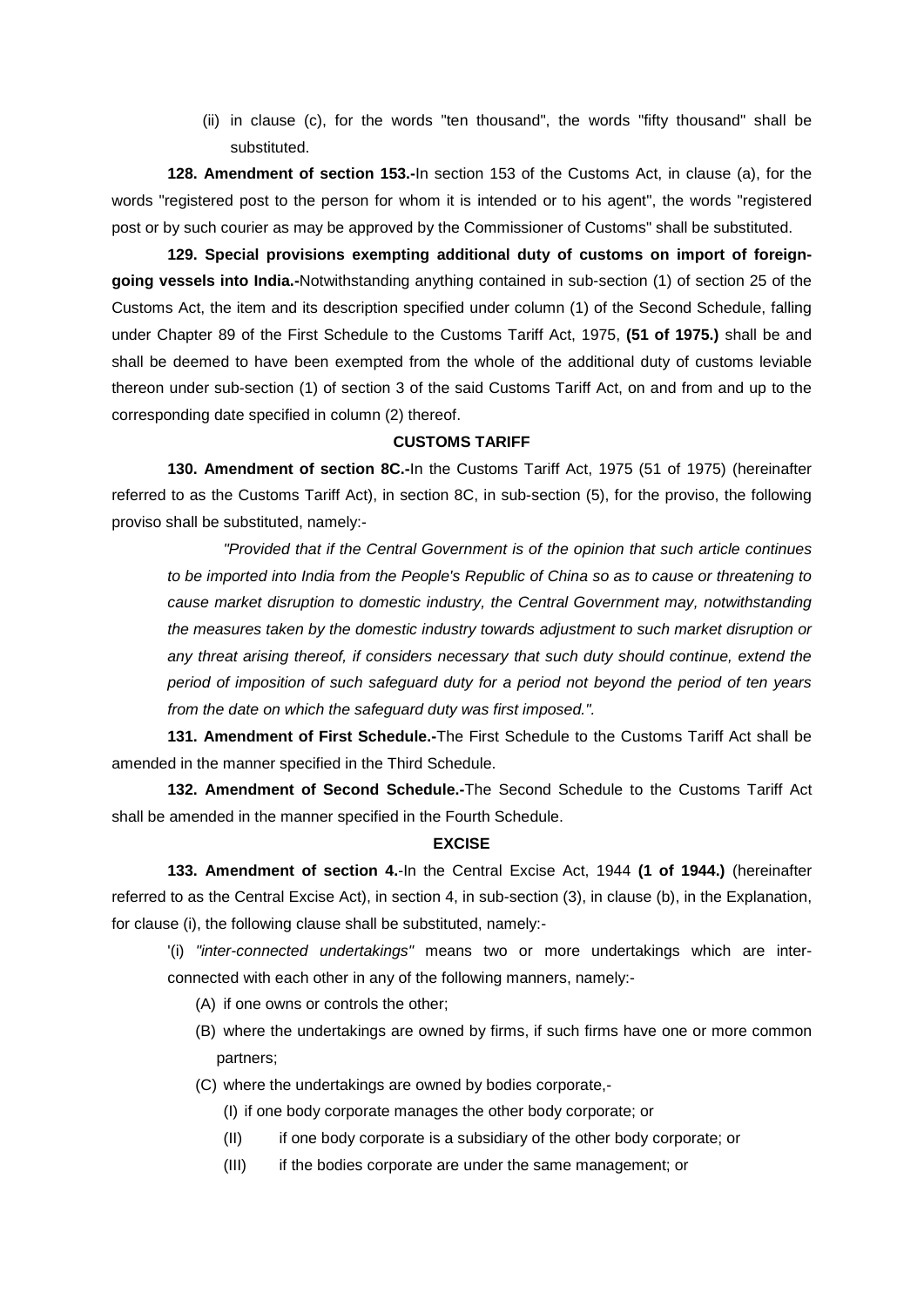(ii) in clause (c), for the words "ten thousand", the words "fifty thousand" shall be substituted.

**128. Amendment of section 153.-**In section 153 of the Customs Act, in clause (a), for the words "registered post to the person for whom it is intended or to his agent", the words "registered post or by such courier as may be approved by the Commissioner of Customs" shall be substituted.

**129. Special provisions exempting additional duty of customs on import of foreign-going vessels into India.-**Notwithstanding anything contained in sub-section (1) of section 25 of the Customs Act, the item and its description specified under column (1) of the Second Schedule, falling under Chapter 89 of the First Schedule to the Customs Tariff Act, 1975, **(51 of 1975.)** shall be and shall be deemed to have been exempted from the whole of the additional duty of customs leviable thereon under sub-section (1) of section 3 of the said Customs Tariff Act, on and from and up to the corresponding date specified in column (2) thereof.

**CUSTOMS TARIFF**

**130. Amendment of section 8C.-**In the Customs Tariff Act, 1975 (51 of 1975) (hereinafter referred to as the Customs Tariff Act), in section 8C, in sub-section (5), for the proviso, the following proviso shall be substituted, namely:-

*"Provided that if the Central Government is of the opinion that such article continues to be imported into India from the People's Republic of China so as to cause or threatening to cause market disruption to domestic industry, the Central Government may, notwithstanding the measures taken by the domestic industry towards adjustment to such market disruption or any threat arising thereof, if considers necessary that such duty should continue, extend the period of imposition of such safeguard duty for a period not beyond the period of ten years from the date on which the safeguard duty was first imposed.".*

**131. Amendment of First Schedule.-**The First Schedule to the Customs Tariff Act shall be amended in the manner specified in the Third Schedule.

**132. Amendment of Second Schedule.-**The Second Schedule to the Customs Tariff Act shall be amended in the manner specified in the Fourth Schedule.

**EXCISE**

**133. Amendment of section 4.**-In the Central Excise Act, 1944 **(1 of 1944.)** (hereinafter referred to as the Central Excise Act), in section 4, in sub-section (3), in clause (b), in the Explanation, for clause (i), the following clause shall be substituted, namely:-

'(i) *"inter-connected undertakings"* means two or more undertakings which are inter-connected with each other in any of the following manners, namely:-

(A) if one owns or controls the other;

(B) where the undertakings are owned by firms, if such firms have one or more common partners;

(C) where the undertakings are owned by bodies corporate,-

(I) if one body corporate manages the other body corporate; or

(II) if one body corporate is a subsidiary of the other body corporate; or

(III) if the bodies corporate are under the same management; or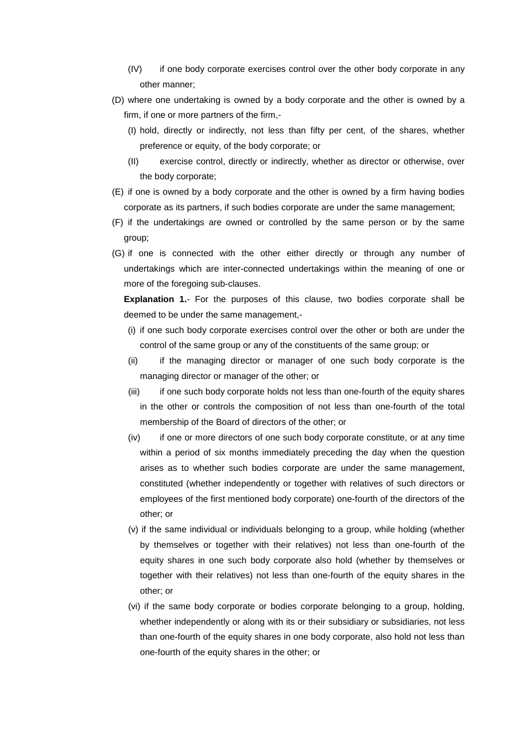(IV) if one body corporate exercises control over the other body corporate in any other manner;

(D) where one undertaking is owned by a body corporate and the other is owned by a firm, if one or more partners of the firm,-

(I) hold, directly or indirectly, not less than fifty per cent, of the shares, whether preference or equity, of the body corporate; or

(II) exercise control, directly or indirectly, whether as director or otherwise, over the body corporate;

(E) if one is owned by a body corporate and the other is owned by a firm having bodies corporate as its partners, if such bodies corporate are under the same management;

(F) if the undertakings are owned or controlled by the same person or by the same group;

(G) if one is connected with the other either directly or through any number of undertakings which are inter-connected undertakings within the meaning of one or more of the foregoing sub-clauses.

**Explanation 1.**- For the purposes of this clause, two bodies corporate shall be deemed to be under the same management,-

(i) if one such body corporate exercises control over the other or both are under the control of the same group or any of the constituents of the same group; or

(ii) if the managing director or manager of one such body corporate is the managing director or manager of the other; or

(iii) if one such body corporate holds not less than one-fourth of the equity shares in the other or controls the composition of not less than one-fourth of the total membership of the Board of directors of the other; or

(iv) if one or more directors of one such body corporate constitute, or at any time within a period of six months immediately preceding the day when the question arises as to whether such bodies corporate are under the same management, constituted (whether independently or together with relatives of such directors or employees of the first mentioned body corporate) one-fourth of the directors of the other; or

(v) if the same individual or individuals belonging to a group, while holding (whether by themselves or together with their relatives) not less than one-fourth of the equity shares in one such body corporate also hold (whether by themselves or together with their relatives) not less than one-fourth of the equity shares in the other; or

(vi) if the same body corporate or bodies corporate belonging to a group, holding, whether independently or along with its or their subsidiary or subsidiaries, not less than one-fourth of the equity shares in one body corporate, also hold not less than one-fourth of the equity shares in the other; or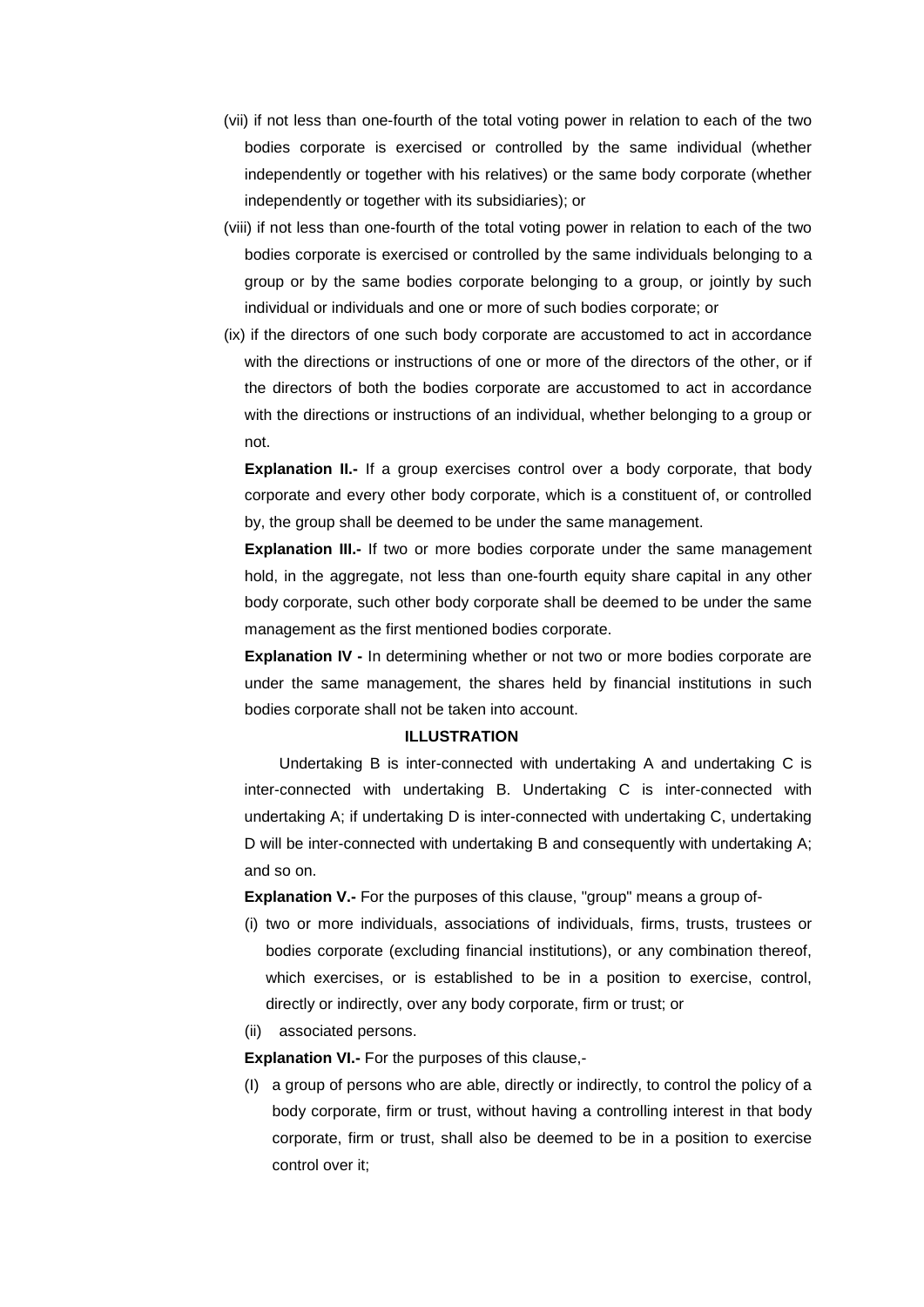(vii) if not less than one-fourth of the total voting power in relation to each of the two bodies corporate is exercised or controlled by the same individual (whether independently or together with his relatives) or the same body corporate (whether independently or together with its subsidiaries); or

(viii) if not less than one-fourth of the total voting power in relation to each of the two bodies corporate is exercised or controlled by the same individuals belonging to a group or by the same bodies corporate belonging to a group, or jointly by such individual or individuals and one or more of such bodies corporate; or

(ix) if the directors of one such body corporate are accustomed to act in accordance with the directions or instructions of one or more of the directors of the other, or if the directors of both the bodies corporate are accustomed to act in accordance with the directions or instructions of an individual, whether belonging to a group or not.

**Explanation II.-** If a group exercises control over a body corporate, that body corporate and every other body corporate, which is a constituent of, or controlled by, the group shall be deemed to be under the same management.

**Explanation III.-** If two or more bodies corporate under the same management hold, in the aggregate, not less than one-fourth equity share capital in any other body corporate, such other body corporate shall be deemed to be under the same management as the first mentioned bodies corporate.

**Explanation IV -** In determining whether or not two or more bodies corporate are under the same management, the shares held by financial institutions in such bodies corporate shall not be taken into account.

**ILLUSTRATION**

Undertaking B is inter-connected with undertaking A and undertaking C is inter-connected with undertaking B. Undertaking C is inter-connected with undertaking A; if undertaking D is inter-connected with undertaking C, undertaking D will be inter-connected with undertaking B and consequently with undertaking A; and so on.

**Explanation V.-** For the purposes of this clause, "group" means a group of-

(i) two or more individuals, associations of individuals, firms, trusts, trustees or bodies corporate (excluding financial institutions), or any combination thereof, which exercises, or is established to be in a position to exercise, control, directly or indirectly, over any body corporate, firm or trust; or

(ii) associated persons.

**Explanation VI.-** For the purposes of this clause,-

(I) a group of persons who are able, directly or indirectly, to control the policy of a body corporate, firm or trust, without having a controlling interest in that body corporate, firm or trust, shall also be deemed to be in a position to exercise control over it;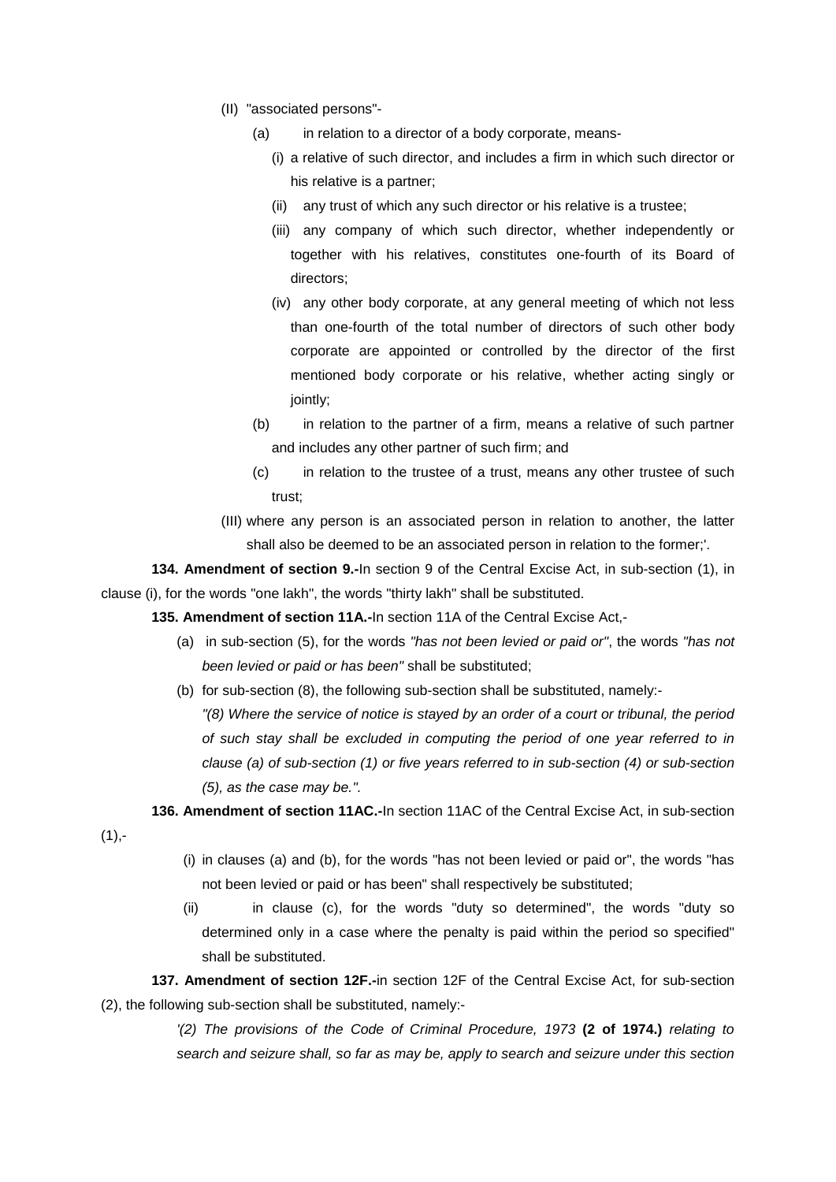(II) "associated persons"-

(a) in relation to a director of a body corporate, means-

(i) a relative of such director, and includes a firm in which such director or his relative is a partner;

(ii) any trust of which any such director or his relative is a trustee;

(iii) any company of which such director, whether independently or together with his relatives, constitutes one-fourth of its Board of directors;

(iv) any other body corporate, at any general meeting of which not less than one-fourth of the total number of directors of such other body corporate are appointed or controlled by the director of the first mentioned body corporate or his relative, whether acting singly or jointly;

(b) in relation to the partner of a firm, means a relative of such partner and includes any other partner of such firm; and

(c) in relation to the trustee of a trust, means any other trustee of such trust;

(III) where any person is an associated person in relation to another, the latter shall also be deemed to be an associated person in relation to the former;'.

**134. Amendment of section 9.-**In section 9 of the Central Excise Act, in sub-section (1), in clause (i), for the words "one lakh", the words "thirty lakh" shall be substituted.

**135. Amendment of section 11A.-**In section 11A of the Central Excise Act,-

(a) in sub-section (5), for the words *"has not been levied or paid or"*, the words *"has not been levied or paid or has been"* shall be substituted;

(b) for sub-section (8), the following sub-section shall be substituted, namely:-

*"(8) Where the service of notice is stayed by an order of a court or tribunal, the period of such stay shall be excluded in computing the period of one year referred to in clause (a) of sub-section (1) or five years referred to in sub-section (4) or sub-section (5), as the case may be."*.

**136. Amendment of section 11AC.-**In section 11AC of the Central Excise Act, in sub-section (1),-

(i) in clauses (a) and (b), for the words "has not been levied or paid or", the words "has not been levied or paid or has been" shall respectively be substituted;

(ii) in clause (c), for the words "duty so determined", the words "duty so determined only in a case where the penalty is paid within the period so specified" shall be substituted.

**137. Amendment of section 12F.-**in section 12F of the Central Excise Act, for sub-section (2), the following sub-section shall be substituted, namely:-

*'(2) The provisions of the Code of Criminal Procedure, 1973* **(2 of 1974.)** *relating to search and seizure shall, so far as may be, apply to search and seizure under this section*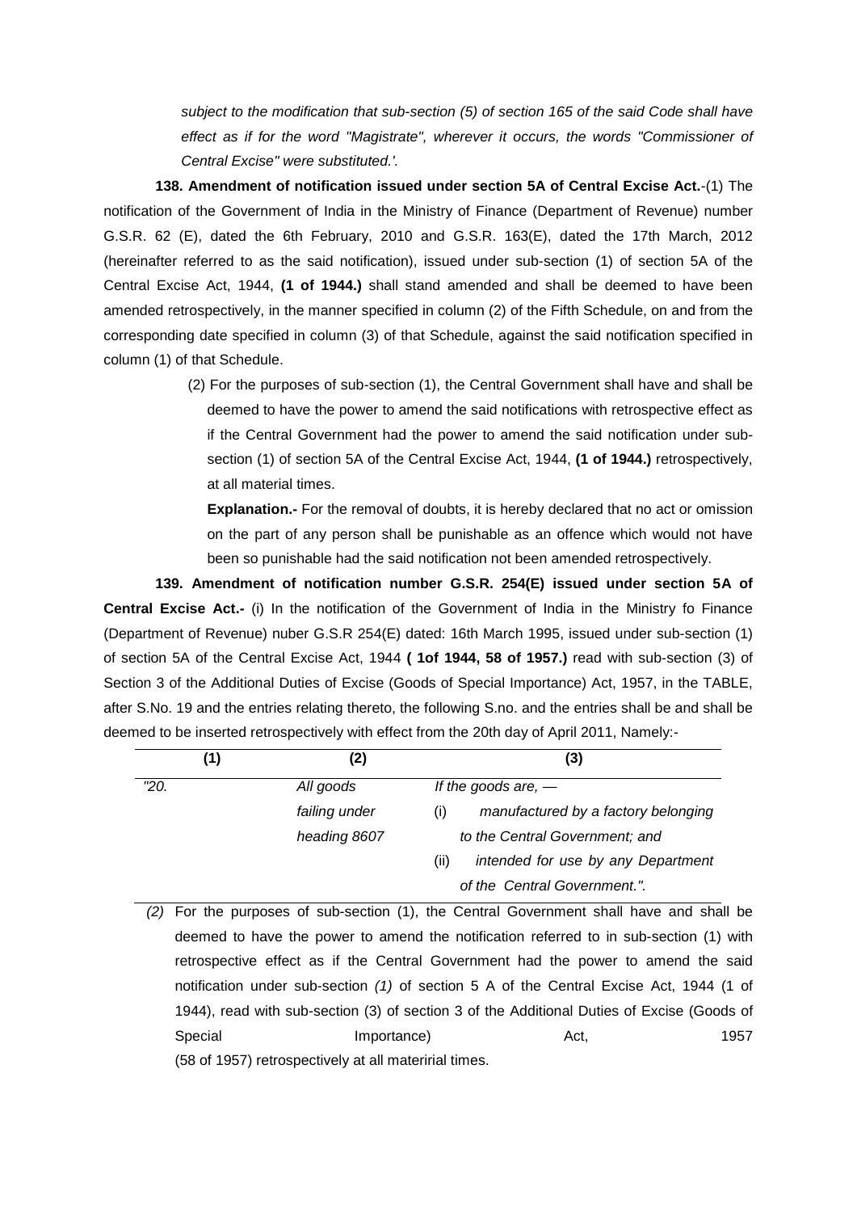*subject to the modification that sub-section (5) of section 165 of the said Code shall have effect as if for the word "Magistrate", wherever it occurs, the words "Commissioner of Central Excise" were substituted.'.*

**138. Amendment of notification issued under section 5A of Central Excise Act.**-(1) The notification of the Government of India in the Ministry of Finance (Department of Revenue) number G.S.R. 62 (E), dated the 6th February, 2010 and G.S.R. 163(E), dated the 17th March, 2012 (hereinafter referred to as the said notification), issued under sub-section (1) of section 5A of the Central Excise Act, 1944, **(1 of 1944.)** shall stand amended and shall be deemed to have been amended retrospectively, in the manner specified in column (2) of the Fifth Schedule, on and from the corresponding date specified in column (3) of that Schedule, against the said notification specified in column (1) of that Schedule.

(2) For the purposes of sub-section (1), the Central Government shall have and shall be deemed to have the power to amend the said notifications with retrospective effect as if the Central Government had the power to amend the said notification under sub-section (1) of section 5A of the Central Excise Act, 1944, **(1 of 1944.)** retrospectively, at all material times.

**Explanation.-** For the removal of doubts, it is hereby declared that no act or omission on the part of any person shall be punishable as an offence which would not have been so punishable had the said notification not been amended retrospectively.

**139. Amendment of notification number G.S.R. 254(E) issued under section 5A of Central Excise Act.-** (i) In the notification of the Government of India in the Ministry fo Finance (Department of Revenue) nuber G.S.R 254(E) dated: 16th March 1995, issued under sub-section (1) of section 5A of the Central Excise Act, 1944 **( 1of 1944, 58 of 1957.)** read with sub-section (3) of Section 3 of the Additional Duties of Excise (Goods of Special Importance) Act, 1957, in the TABLE, after S.No. 19 and the entries relating thereto, the following S.no. and the entries shall be and shall be deemed to be inserted retrospectively with effect from the 20th day of April 2011, Namely:-

| (1) | (2) | (3) |
|---|---|---|
| *"20.* | *All goods failing under heading 8607* | *If the goods are, —*<br>*(i) manufactured by a factory belonging to the Central Government; and*<br>*(ii) intended for use by any Department of the Central Government.".* |

*(2)* For the purposes of sub-section (1), the Central Government shall have and shall be deemed to have the power to amend the notification referred to in sub-section (1) with retrospective effect as if the Central Government had the power to amend the said notification under sub-section *(1)* of section 5 A of the Central Excise Act, 1944 (1 of 1944), read with sub-section (3) of section 3 of the Additional Duties of Excise (Goods of Special Importance) Act, 1957 (58 of 1957) retrospectively at all materirial times.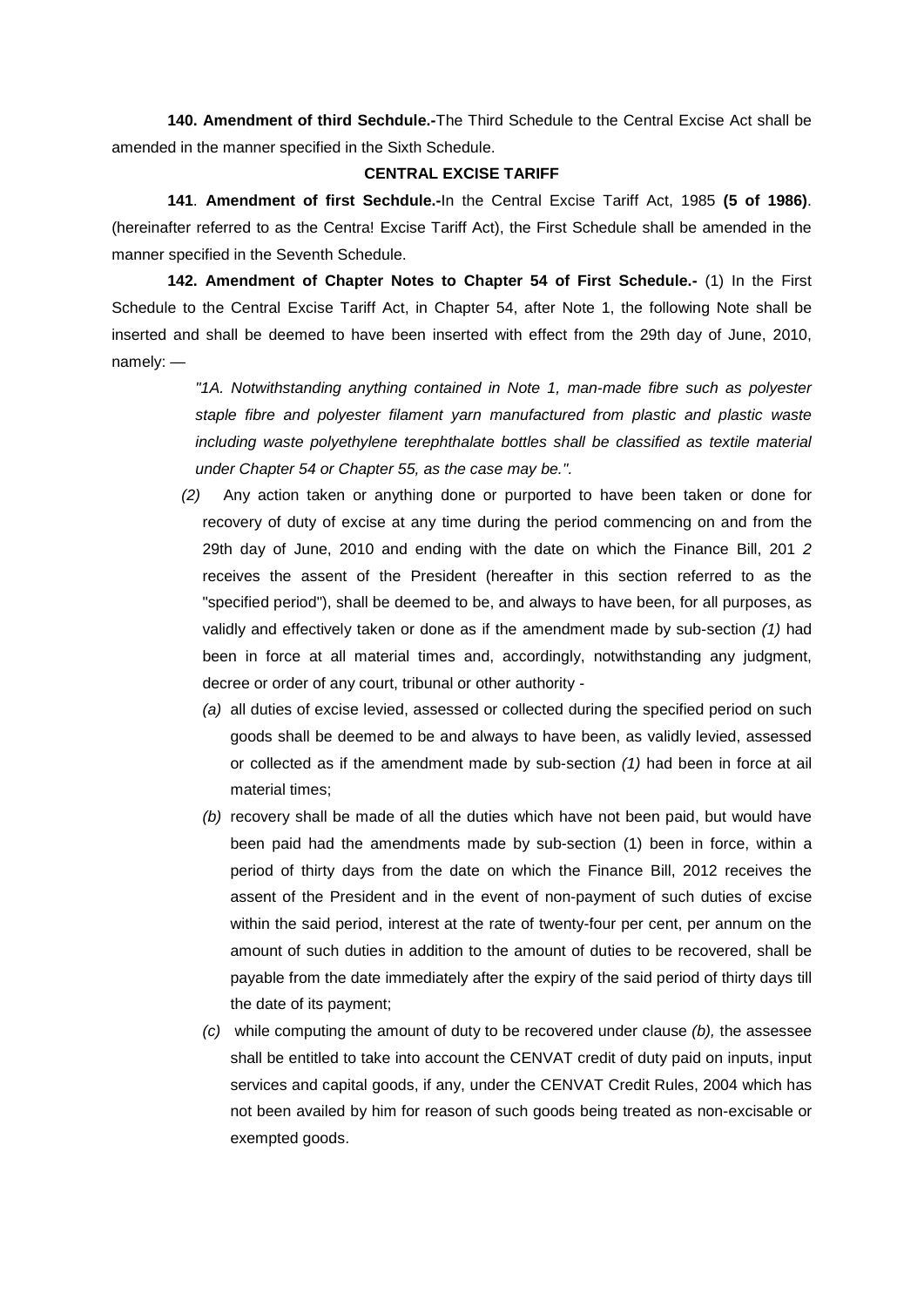**140. Amendment of third Sechdule.-**The Third Schedule to the Central Excise Act shall be amended in the manner specified in the Sixth Schedule.

**CENTRAL EXCISE TARIFF**

**141**. **Amendment of first Sechdule.-**In the Central Excise Tariff Act, 1985 **(5 of 1986)**. (hereinafter referred to as the Centra! Excise Tariff Act), the First Schedule shall be amended in the manner specified in the Seventh Schedule.

**142. Amendment of Chapter Notes to Chapter 54 of First Schedule.-** (1) In the First Schedule to the Central Excise Tariff Act, in Chapter 54, after Note 1, the following Note shall be inserted and shall be deemed to have been inserted with effect from the 29th day of June, 2010, namely: —

> *"1A. Notwithstanding anything contained in Note 1, man-made fibre such as polyester staple fibre and polyester filament yarn manufactured from plastic and plastic waste including waste polyethylene terephthalate bottles shall be classified as textile material under Chapter 54 or Chapter 55, as the case may be.".*

*(2)* Any action taken or anything done or purported to have been taken or done for recovery of duty of excise at any time during the period commencing on and from the 29th day of June, 2010 and ending with the date on which the Finance Bill, 201 *2* receives the assent of the President (hereafter in this section referred to as the "specified period"), shall be deemed to be, and always to have been, for all purposes, as validly and effectively taken or done as if the amendment made by sub-section *(1)* had been in force at all material times and, accordingly, notwithstanding any judgment, decree or order of any court, tribunal or other authority -

*(a)* all duties of excise levied, assessed or collected during the specified period on such goods shall be deemed to be and always to have been, as validly levied, assessed or collected as if the amendment made by sub-section *(1)* had been in force at ail material times;

*(b)* recovery shall be made of all the duties which have not been paid, but would have been paid had the amendments made by sub-section (1) been in force, within a period of thirty days from the date on which the Finance Bill, 2012 receives the assent of the President and in the event of non-payment of such duties of excise within the said period, interest at the rate of twenty-four per cent, per annum on the amount of such duties in addition to the amount of duties to be recovered, shall be payable from the date immediately after the expiry of the said period of thirty days till the date of its payment;

*(c)* while computing the amount of duty to be recovered under clause *(b),* the assessee shall be entitled to take into account the CENVAT credit of duty paid on inputs, input services and capital goods, if any, under the CENVAT Credit Rules, 2004 which has not been availed by him for reason of such goods being treated as non-excisable or exempted goods.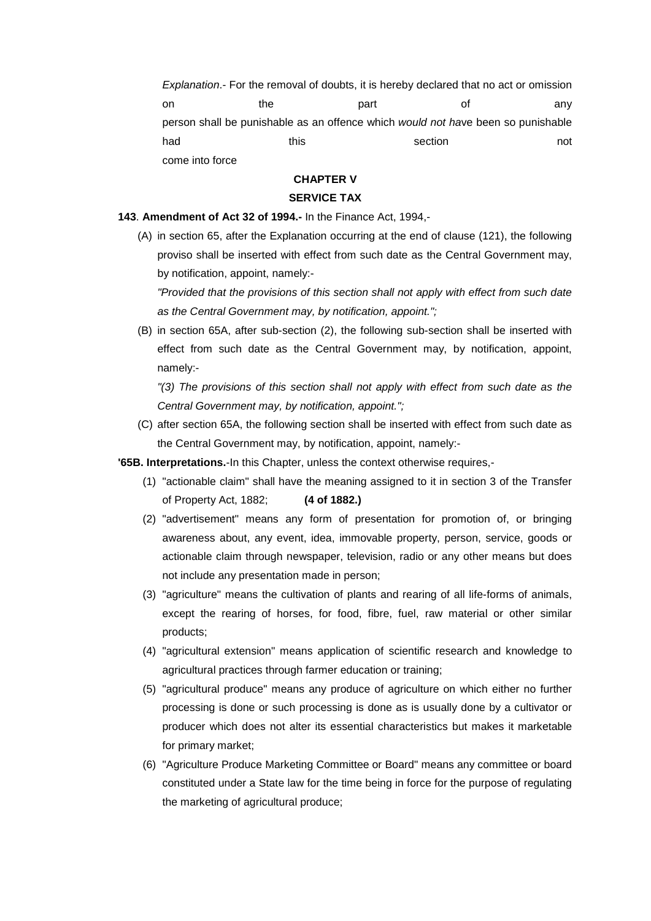*Explanation*.- For the removal of doubts, it is hereby declared that no act or omission on the part of any person shall be punishable as an offence which *would not hav*e been so punishable had this section not come into force

**CHAPTER V**

**SERVICE TAX**

**143**. **Amendment of Act 32 of 1994.-** In the Finance Act, 1994,-

(A) in section 65, after the Explanation occurring at the end of clause (121), the following proviso shall be inserted with effect from such date as the Central Government may, by notification, appoint, namely:-

*"Provided that the provisions of this section shall not apply with effect from such date as the Central Government may, by notification, appoint.";*

(B) in section 65A, after sub-section (2), the following sub-section shall be inserted with effect from such date as the Central Government may, by notification, appoint, namely:-

*"(3) The provisions of this section shall not apply with effect from such date as the Central Government may, by notification, appoint.";*

(C) after section 65A, the following section shall be inserted with effect from such date as the Central Government may, by notification, appoint, namely:-

**'65B. Interpretations.**-In this Chapter, unless the context otherwise requires,-

(1) "actionable claim" shall have the meaning assigned to it in section 3 of the Transfer of Property Act, 1882; **(4 of 1882.)**

(2) "advertisement" means any form of presentation for promotion of, or bringing awareness about, any event, idea, immovable property, person, service, goods or actionable claim through newspaper, television, radio or any other means but does not include any presentation made in person;

(3) "agriculture" means the cultivation of plants and rearing of all life-forms of animals, except the rearing of horses, for food, fibre, fuel, raw material or other similar products;

(4) "agricultural extension" means application of scientific research and knowledge to agricultural practices through farmer education or training;

(5) "agricultural produce" means any produce of agriculture on which either no further processing is done or such processing is done as is usually done by a cultivator or producer which does not alter its essential characteristics but makes it marketable for primary market;

(6) "Agriculture Produce Marketing Committee or Board" means any committee or board constituted under a State law for the time being in force for the purpose of regulating the marketing of agricultural produce;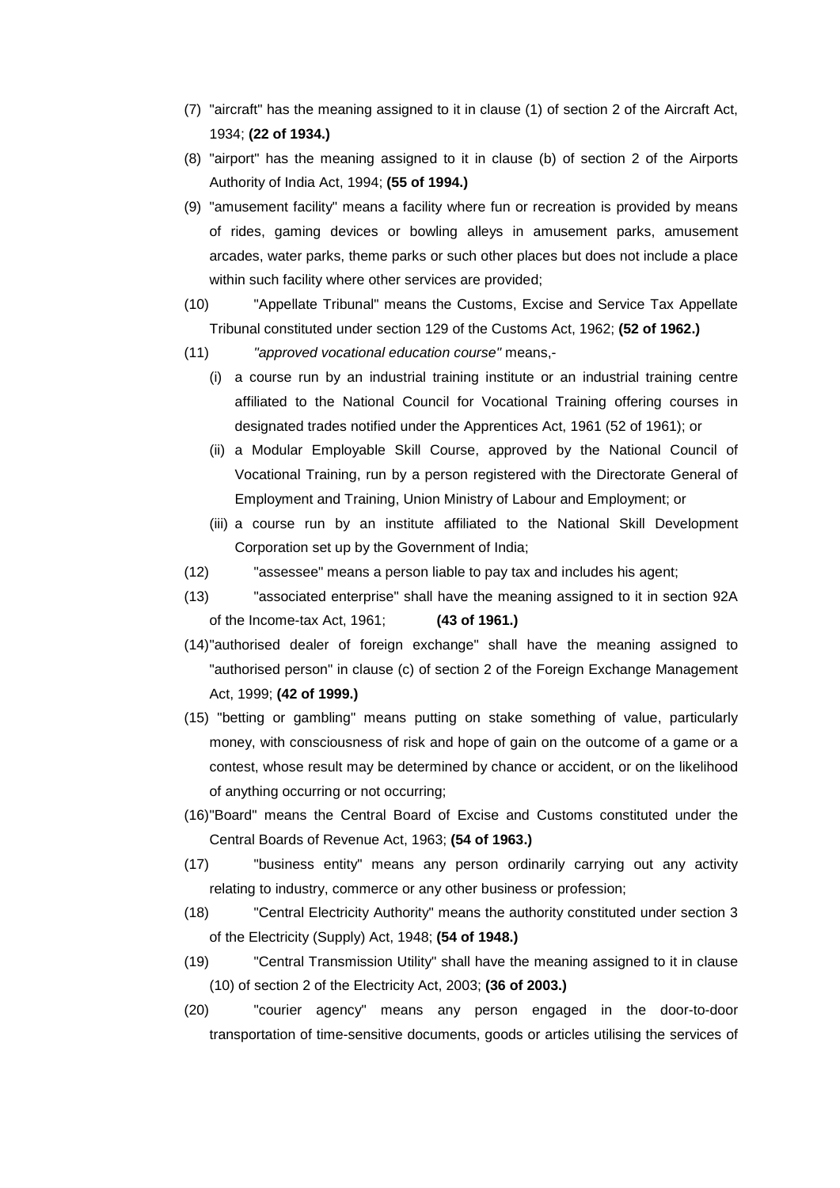(7) "aircraft" has the meaning assigned to it in clause (1) of section 2 of the Aircraft Act, 1934; **(22 of 1934.)**

(8) "airport" has the meaning assigned to it in clause (b) of section 2 of the Airports Authority of India Act, 1994; **(55 of 1994.)**

(9) "amusement facility" means a facility where fun or recreation is provided by means of rides, gaming devices or bowling alleys in amusement parks, amusement arcades, water parks, theme parks or such other places but does not include a place within such facility where other services are provided;

(10) "Appellate Tribunal" means the Customs, Excise and Service Tax Appellate Tribunal constituted under section 129 of the Customs Act, 1962; **(52 of 1962.)**

(11) *"approved vocational education course"* means,-

  (i) a course run by an industrial training institute or an industrial training centre affiliated to the National Council for Vocational Training offering courses in designated trades notified under the Apprentices Act, 1961 (52 of 1961); or

  (ii) a Modular Employable Skill Course, approved by the National Council of Vocational Training, run by a person registered with the Directorate General of Employment and Training, Union Ministry of Labour and Employment; or

  (iii) a course run by an institute affiliated to the National Skill Development Corporation set up by the Government of India;

(12) "assessee" means a person liable to pay tax and includes his agent;

(13) "associated enterprise" shall have the meaning assigned to it in section 92A of the Income-tax Act, 1961; **(43 of 1961.)**

(14) "authorised dealer of foreign exchange" shall have the meaning assigned to "authorised person" in clause (c) of section 2 of the Foreign Exchange Management Act, 1999; **(42 of 1999.)**

(15) "betting or gambling" means putting on stake something of value, particularly money, with consciousness of risk and hope of gain on the outcome of a game or a contest, whose result may be determined by chance or accident, or on the likelihood of anything occurring or not occurring;

(16) "Board" means the Central Board of Excise and Customs constituted under the Central Boards of Revenue Act, 1963; **(54 of 1963.)**

(17) "business entity" means any person ordinarily carrying out any activity relating to industry, commerce or any other business or profession;

(18) "Central Electricity Authority" means the authority constituted under section 3 of the Electricity (Supply) Act, 1948; **(54 of 1948.)**

(19) "Central Transmission Utility" shall have the meaning assigned to it in clause (10) of section 2 of the Electricity Act, 2003; **(36 of 2003.)**

(20) "courier agency" means any person engaged in the door-to-door transportation of time-sensitive documents, goods or articles utilising the services of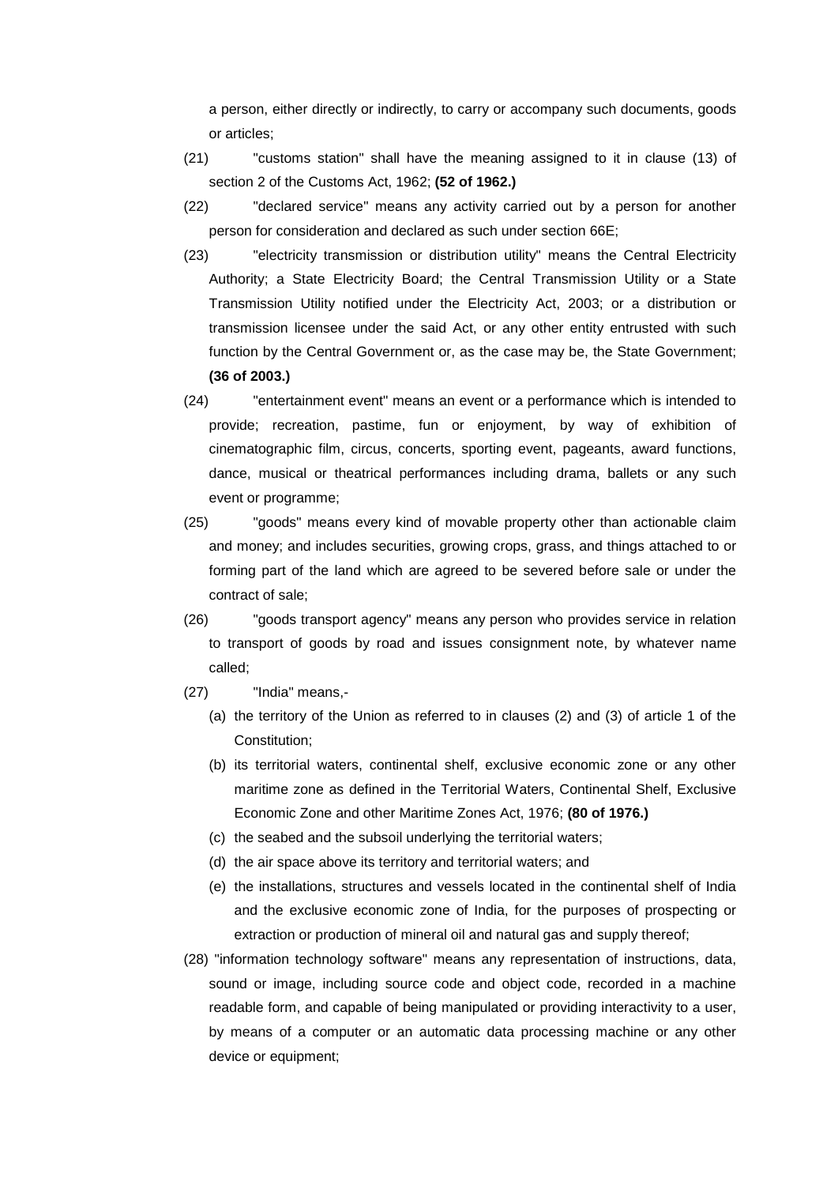a person, either directly or indirectly, to carry or accompany such documents, goods or articles;

(21) "customs station" shall have the meaning assigned to it in clause (13) of section 2 of the Customs Act, 1962; **(52 of 1962.)**

(22) "declared service" means any activity carried out by a person for another person for consideration and declared as such under section 66E;

(23) "electricity transmission or distribution utility" means the Central Electricity Authority; a State Electricity Board; the Central Transmission Utility or a State Transmission Utility notified under the Electricity Act, 2003; or a distribution or transmission licensee under the said Act, or any other entity entrusted with such function by the Central Government or, as the case may be, the State Government; **(36 of 2003.)**

(24) "entertainment event" means an event or a performance which is intended to provide; recreation, pastime, fun or enjoyment, by way of exhibition of cinematographic film, circus, concerts, sporting event, pageants, award functions, dance, musical or theatrical performances including drama, ballets or any such event or programme;

(25) "goods" means every kind of movable property other than actionable claim and money; and includes securities, growing crops, grass, and things attached to or forming part of the land which are agreed to be severed before sale or under the contract of sale;

(26) "goods transport agency" means any person who provides service in relation to transport of goods by road and issues consignment note, by whatever name called;

(27) "India" means,-

(a) the territory of the Union as referred to in clauses (2) and (3) of article 1 of the Constitution;

(b) its territorial waters, continental shelf, exclusive economic zone or any other maritime zone as defined in the Territorial Waters, Continental Shelf, Exclusive Economic Zone and other Maritime Zones Act, 1976; **(80 of 1976.)**

(c) the seabed and the subsoil underlying the territorial waters;

(d) the air space above its territory and territorial waters; and

(e) the installations, structures and vessels located in the continental shelf of India and the exclusive economic zone of India, for the purposes of prospecting or extraction or production of mineral oil and natural gas and supply thereof;

(28) "information technology software" means any representation of instructions, data, sound or image, including source code and object code, recorded in a machine readable form, and capable of being manipulated or providing interactivity to a user, by means of a computer or an automatic data processing machine or any other device or equipment;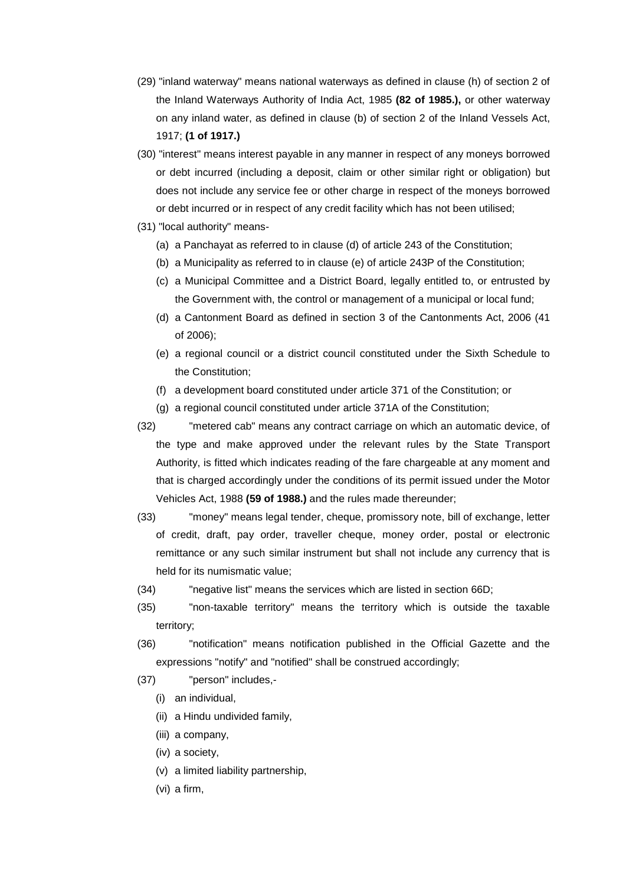(29) "inland waterway" means national waterways as defined in clause (h) of section 2 of the Inland Waterways Authority of India Act, 1985 **(82 of 1985.),** or other waterway on any inland water, as defined in clause (b) of section 2 of the Inland Vessels Act, 1917; **(1 of 1917.)**

(30) "interest" means interest payable in any manner in respect of any moneys borrowed or debt incurred (including a deposit, claim or other similar right or obligation) but does not include any service fee or other charge in respect of the moneys borrowed or debt incurred or in respect of any credit facility which has not been utilised;

(31) "local authority" means-

- (a) a Panchayat as referred to in clause (d) of article 243 of the Constitution;
- (b) a Municipality as referred to in clause (e) of article 243P of the Constitution;
- (c) a Municipal Committee and a District Board, legally entitled to, or entrusted by the Government with, the control or management of a municipal or local fund;
- (d) a Cantonment Board as defined in section 3 of the Cantonments Act, 2006 (41 of 2006);
- (e) a regional council or a district council constituted under the Sixth Schedule to the Constitution;
- (f) a development board constituted under article 371 of the Constitution; or
- (g) a regional council constituted under article 371A of the Constitution;

(32) "metered cab" means any contract carriage on which an automatic device, of the type and make approved under the relevant rules by the State Transport Authority, is fitted which indicates reading of the fare chargeable at any moment and that is charged accordingly under the conditions of its permit issued under the Motor Vehicles Act, 1988 **(59 of 1988.)** and the rules made thereunder;

(33) "money" means legal tender, cheque, promissory note, bill of exchange, letter of credit, draft, pay order, traveller cheque, money order, postal or electronic remittance or any such similar instrument but shall not include any currency that is held for its numismatic value;

(34) "negative list" means the services which are listed in section 66D;

(35) "non-taxable territory" means the territory which is outside the taxable territory;

(36) "notification" means notification published in the Official Gazette and the expressions "notify" and "notified" shall be construed accordingly;

(37) "person" includes,-

- (i) an individual,
- (ii) a Hindu undivided family,
- (iii) a company,
- (iv) a society,
- (v) a limited liability partnership,
- (vi) a firm,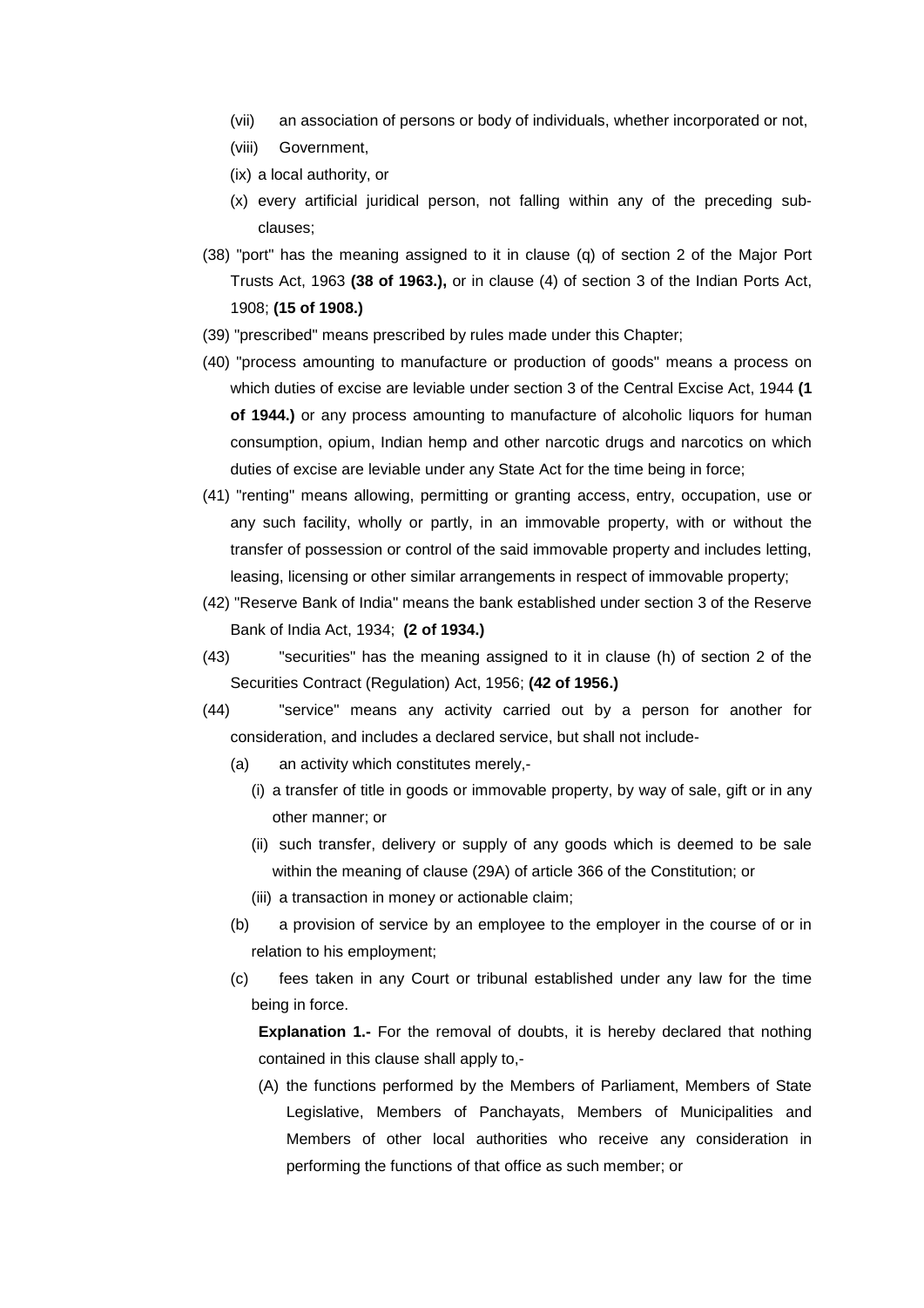(vii) an association of persons or body of individuals, whether incorporated or not,

(viii) Government,

(ix) a local authority, or

(x) every artificial juridical person, not falling within any of the preceding sub-clauses;

(38) "port" has the meaning assigned to it in clause (q) of section 2 of the Major Port Trusts Act, 1963 **(38 of 1963.),** or in clause (4) of section 3 of the Indian Ports Act, 1908; **(15 of 1908.)**

(39) "prescribed" means prescribed by rules made under this Chapter;

(40) "process amounting to manufacture or production of goods" means a process on which duties of excise are leviable under section 3 of the Central Excise Act, 1944 **(1 of 1944.)** or any process amounting to manufacture of alcoholic liquors for human consumption, opium, Indian hemp and other narcotic drugs and narcotics on which duties of excise are leviable under any State Act for the time being in force;

(41) "renting" means allowing, permitting or granting access, entry, occupation, use or any such facility, wholly or partly, in an immovable property, with or without the transfer of possession or control of the said immovable property and includes letting, leasing, licensing or other similar arrangements in respect of immovable property;

(42) "Reserve Bank of India" means the bank established under section 3 of the Reserve Bank of India Act, 1934; **(2 of 1934.)**

(43) "securities" has the meaning assigned to it in clause (h) of section 2 of the Securities Contract (Regulation) Act, 1956; **(42 of 1956.)**

(44) "service" means any activity carried out by a person for another for consideration, and includes a declared service, but shall not include-

(a) an activity which constitutes merely,-

(i) a transfer of title in goods or immovable property, by way of sale, gift or in any other manner; or

(ii) such transfer, delivery or supply of any goods which is deemed to be sale within the meaning of clause (29A) of article 366 of the Constitution; or

(iii) a transaction in money or actionable claim;

(b) a provision of service by an employee to the employer in the course of or in relation to his employment;

(c) fees taken in any Court or tribunal established under any law for the time being in force.

**Explanation 1.-** For the removal of doubts, it is hereby declared that nothing contained in this clause shall apply to,-

(A) the functions performed by the Members of Parliament, Members of State Legislative, Members of Panchayats, Members of Municipalities and Members of other local authorities who receive any consideration in performing the functions of that office as such member; or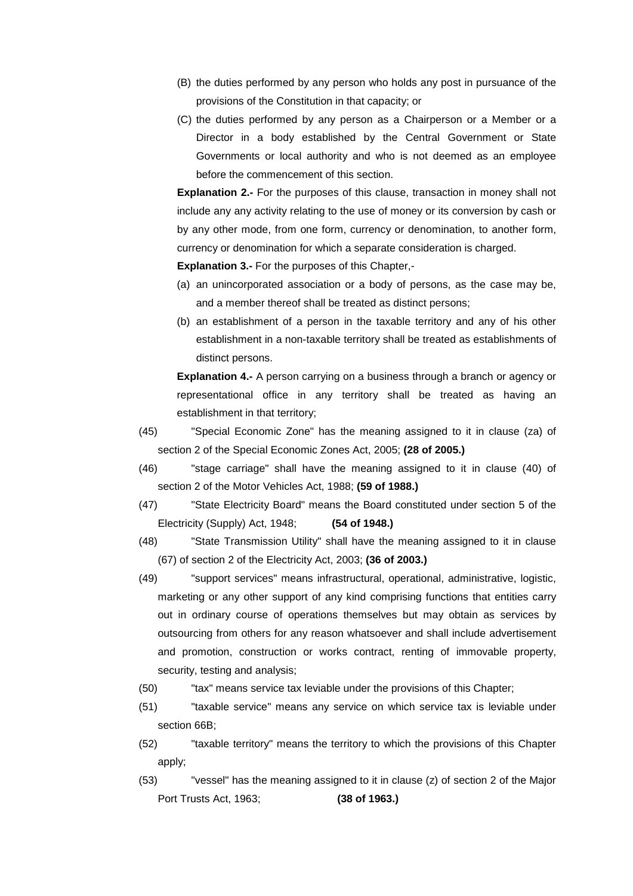(B) the duties performed by any person who holds any post in pursuance of the provisions of the Constitution in that capacity; or

(C) the duties performed by any person as a Chairperson or a Member or a Director in a body established by the Central Government or State Governments or local authority and who is not deemed as an employee before the commencement of this section.

**Explanation 2.-** For the purposes of this clause, transaction in money shall not include any any activity relating to the use of money or its conversion by cash or by any other mode, from one form, currency or denomination, to another form, currency or denomination for which a separate consideration is charged.

**Explanation 3.-** For the purposes of this Chapter,-

(a) an unincorporated association or a body of persons, as the case may be, and a member thereof shall be treated as distinct persons;

(b) an establishment of a person in the taxable territory and any of his other establishment in a non-taxable territory shall be treated as establishments of distinct persons.

**Explanation 4.-** A person carrying on a business through a branch or agency or representational office in any territory shall be treated as having an establishment in that territory;

(45) "Special Economic Zone" has the meaning assigned to it in clause (za) of section 2 of the Special Economic Zones Act, 2005; **(28 of 2005.)**

(46) "stage carriage" shall have the meaning assigned to it in clause (40) of section 2 of the Motor Vehicles Act, 1988; **(59 of 1988.)**

(47) "State Electricity Board" means the Board constituted under section 5 of the Electricity (Supply) Act, 1948; **(54 of 1948.)**

(48) "State Transmission Utility" shall have the meaning assigned to it in clause (67) of section 2 of the Electricity Act, 2003; **(36 of 2003.)**

(49) "support services" means infrastructural, operational, administrative, logistic, marketing or any other support of any kind comprising functions that entities carry out in ordinary course of operations themselves but may obtain as services by outsourcing from others for any reason whatsoever and shall include advertisement and promotion, construction or works contract, renting of immovable property, security, testing and analysis;

(50) "tax" means service tax leviable under the provisions of this Chapter;

(51) "taxable service" means any service on which service tax is leviable under section 66B;

(52) "taxable territory" means the territory to which the provisions of this Chapter apply;

(53) "vessel" has the meaning assigned to it in clause (z) of section 2 of the Major Port Trusts Act, 1963; **(38 of 1963.)**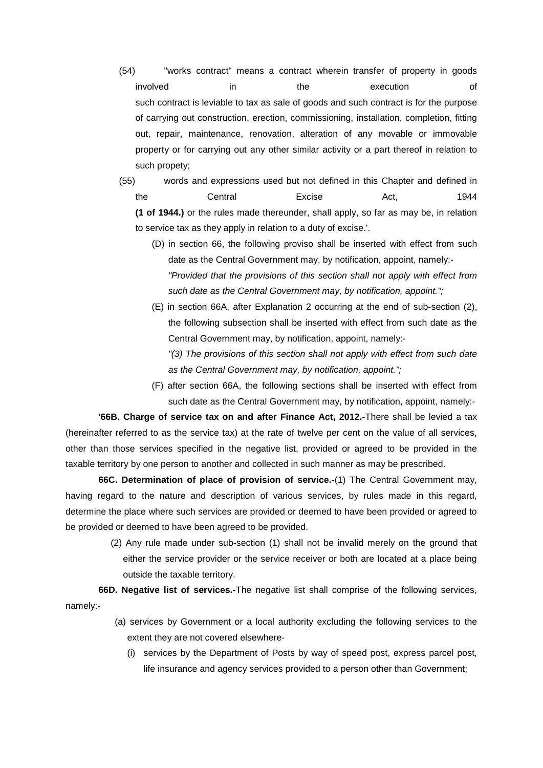(54) "works contract" means a contract wherein transfer of property in goods involved in the execution of such contract is leviable to tax as sale of goods and such contract is for the purpose of carrying out construction, erection, commissioning, installation, completion, fitting out, repair, maintenance, renovation, alteration of any movable or immovable property or for carrying out any other similar activity or a part thereof in relation to such propety;

(55) words and expressions used but not defined in this Chapter and defined in the Central Excise Act, 1944 **(1 of 1944.)** or the rules made thereunder, shall apply, so far as may be, in relation to service tax as they apply in relation to a duty of excise.'.

(D) in section 66, the following proviso shall be inserted with effect from such date as the Central Government may, by notification, appoint, namely:-

*"Provided that the provisions of this section shall not apply with effect from such date as the Central Government may, by notification, appoint.";*

(E) in section 66A, after Explanation 2 occurring at the end of sub-section (2), the following subsection shall be inserted with effect from such date as the Central Government may, by notification, appoint, namely:-

*"(3) The provisions of this section shall not apply with effect from such date as the Central Government may, by notification, appoint.";*

(F) after section 66A, the following sections shall be inserted with effect from such date as the Central Government may, by notification, appoint, namely:-

**'66B. Charge of service tax on and after Finance Act, 2012.-**There shall be levied a tax (hereinafter referred to as the service tax) at the rate of twelve per cent on the value of all services, other than those services specified in the negative list, provided or agreed to be provided in the taxable territory by one person to another and collected in such manner as may be prescribed.

**66C. Determination of place of provision of service.-**(1) The Central Government may, having regard to the nature and description of various services, by rules made in this regard, determine the place where such services are provided or deemed to have been provided or agreed to be provided or deemed to have been agreed to be provided.

(2) Any rule made under sub-section (1) shall not be invalid merely on the ground that either the service provider or the service receiver or both are located at a place being outside the taxable territory.

**66D. Negative list of services.-**The negative list shall comprise of the following services, namely:-

(a) services by Government or a local authority excluding the following services to the extent they are not covered elsewhere-

(i) services by the Department of Posts by way of speed post, express parcel post, life insurance and agency services provided to a person other than Government;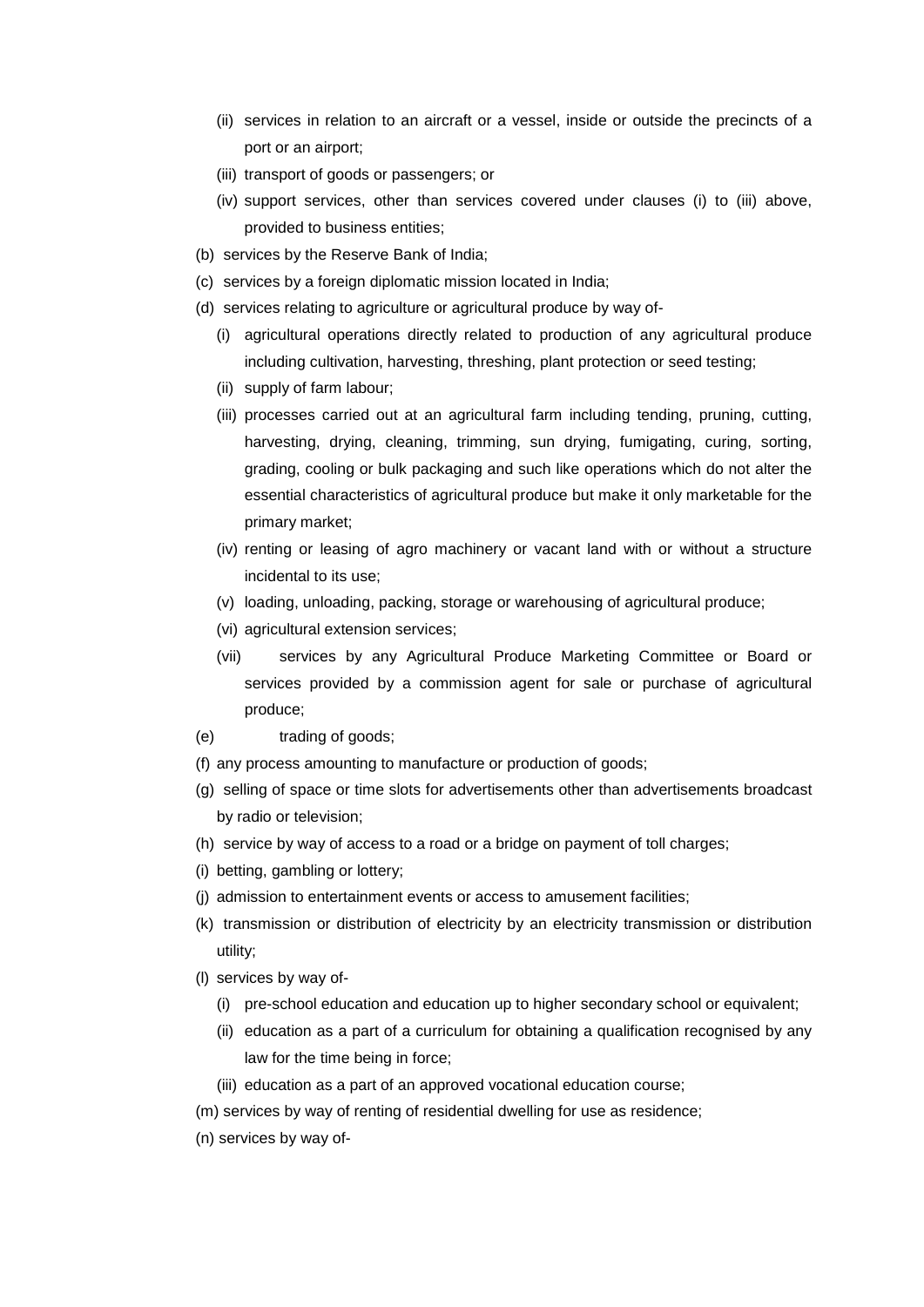- (ii) services in relation to an aircraft or a vessel, inside or outside the precincts of a port or an airport;
   - (iii) transport of goods or passengers; or
   - (iv) support services, other than services covered under clauses (i) to (iii) above, provided to business entities;
- (b) services by the Reserve Bank of India;
- (c) services by a foreign diplomatic mission located in India;
- (d) services relating to agriculture or agricultural produce by way of-
   - (i) agricultural operations directly related to production of any agricultural produce including cultivation, harvesting, threshing, plant protection or seed testing;
   - (ii) supply of farm labour;
   - (iii) processes carried out at an agricultural farm including tending, pruning, cutting, harvesting, drying, cleaning, trimming, sun drying, fumigating, curing, sorting, grading, cooling or bulk packaging and such like operations which do not alter the essential characteristics of agricultural produce but make it only marketable for the primary market;
   - (iv) renting or leasing of agro machinery or vacant land with or without a structure incidental to its use;
   - (v) loading, unloading, packing, storage or warehousing of agricultural produce;
   - (vi) agricultural extension services;
   - (vii) services by any Agricultural Produce Marketing Committee or Board or services provided by a commission agent for sale or purchase of agricultural produce;
- (e) trading of goods;
- (f) any process amounting to manufacture or production of goods;
- (g) selling of space or time slots for advertisements other than advertisements broadcast by radio or television;
- (h) service by way of access to a road or a bridge on payment of toll charges;
- (i) betting, gambling or lottery;
- (j) admission to entertainment events or access to amusement facilities;
- (k) transmission or distribution of electricity by an electricity transmission or distribution utility;
- (l) services by way of-
   - (i) pre-school education and education up to higher secondary school or equivalent;
   - (ii) education as a part of a curriculum for obtaining a qualification recognised by any law for the time being in force;
   - (iii) education as a part of an approved vocational education course;
- (m) services by way of renting of residential dwelling for use as residence;
- (n) services by way of-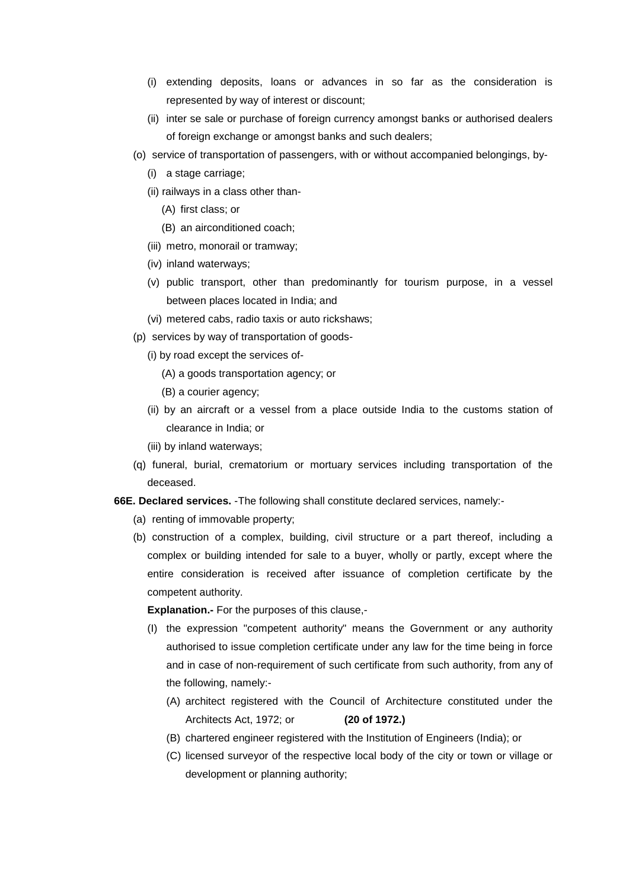(i) extending deposits, loans or advances in so far as the consideration is represented by way of interest or discount;

(ii) inter se sale or purchase of foreign currency amongst banks or authorised dealers of foreign exchange or amongst banks and such dealers;

(o) service of transportation of passengers, with or without accompanied belongings, by-

(i) a stage carriage;

(ii) railways in a class other than-

(A) first class; or

(B) an airconditioned coach;

(iii) metro, monorail or tramway;

(iv) inland waterways;

(v) public transport, other than predominantly for tourism purpose, in a vessel between places located in India; and

(vi) metered cabs, radio taxis or auto rickshaws;

(p) services by way of transportation of goods-

(i) by road except the services of-

(A) a goods transportation agency; or

(B) a courier agency;

(ii) by an aircraft or a vessel from a place outside India to the customs station of clearance in India; or

(iii) by inland waterways;

(q) funeral, burial, crematorium or mortuary services including transportation of the deceased.

**66E. Declared services.** -The following shall constitute declared services, namely:-

(a) renting of immovable property;

(b) construction of a complex, building, civil structure or a part thereof, including a complex or building intended for sale to a buyer, wholly or partly, except where the entire consideration is received after issuance of completion certificate by the competent authority.

**Explanation.-** For the purposes of this clause,-

(I) the expression "competent authority" means the Government or any authority authorised to issue completion certificate under any law for the time being in force and in case of non-requirement of such certificate from such authority, from any of the following, namely:-

(A) architect registered with the Council of Architecture constituted under the Architects Act, 1972; or **(20 of 1972.)**

(B) chartered engineer registered with the Institution of Engineers (India); or

(C) licensed surveyor of the respective local body of the city or town or village or development or planning authority;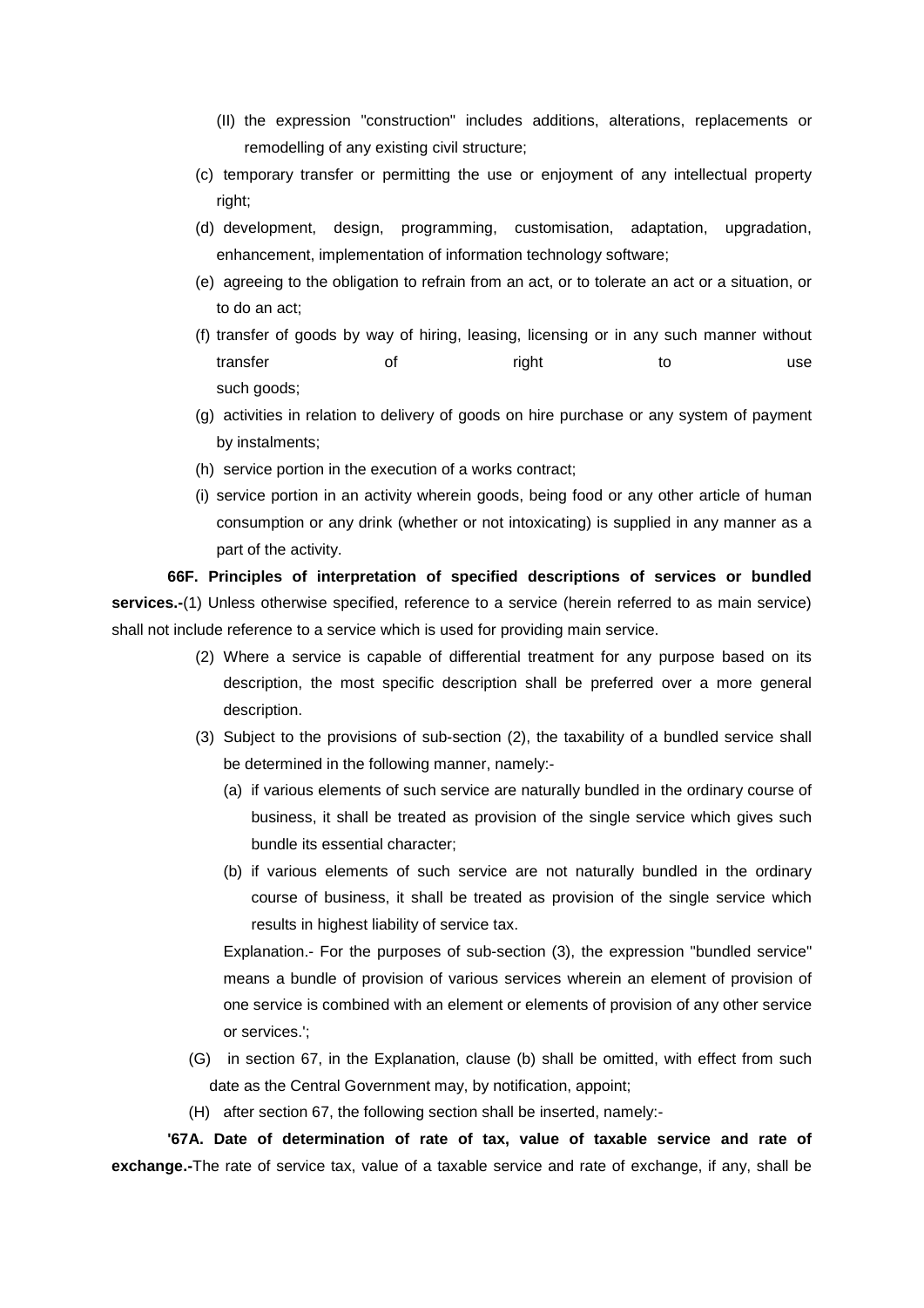(II) the expression "construction" includes additions, alterations, replacements or remodelling of any existing civil structure;

(c) temporary transfer or permitting the use or enjoyment of any intellectual property right;

(d) development, design, programming, customisation, adaptation, upgradation, enhancement, implementation of information technology software;

(e) agreeing to the obligation to refrain from an act, or to tolerate an act or a situation, or to do an act;

(f) transfer of goods by way of hiring, leasing, licensing or in any such manner without transfer of right to use such goods;

(g) activities in relation to delivery of goods on hire purchase or any system of payment by instalments;

(h) service portion in the execution of a works contract;

(i) service portion in an activity wherein goods, being food or any other article of human consumption or any drink (whether or not intoxicating) is supplied in any manner as a part of the activity.

**66F. Principles of interpretation of specified descriptions of services or bundled services.-**(1) Unless otherwise specified, reference to a service (herein referred to as main service) shall not include reference to a service which is used for providing main service.

(2) Where a service is capable of differential treatment for any purpose based on its description, the most specific description shall be preferred over a more general description.

(3) Subject to the provisions of sub-section (2), the taxability of a bundled service shall be determined in the following manner, namely:-

(a) if various elements of such service are naturally bundled in the ordinary course of business, it shall be treated as provision of the single service which gives such bundle its essential character;

(b) if various elements of such service are not naturally bundled in the ordinary course of business, it shall be treated as provision of the single service which results in highest liability of service tax.

Explanation.- For the purposes of sub-section (3), the expression "bundled service" means a bundle of provision of various services wherein an element of provision of one service is combined with an element or elements of provision of any other service or services.';

(G) in section 67, in the Explanation, clause (b) shall be omitted, with effect from such date as the Central Government may, by notification, appoint;

(H) after section 67, the following section shall be inserted, namely:-

**'67A. Date of determination of rate of tax, value of taxable service and rate of exchange.-**The rate of service tax, value of a taxable service and rate of exchange, if any, shall be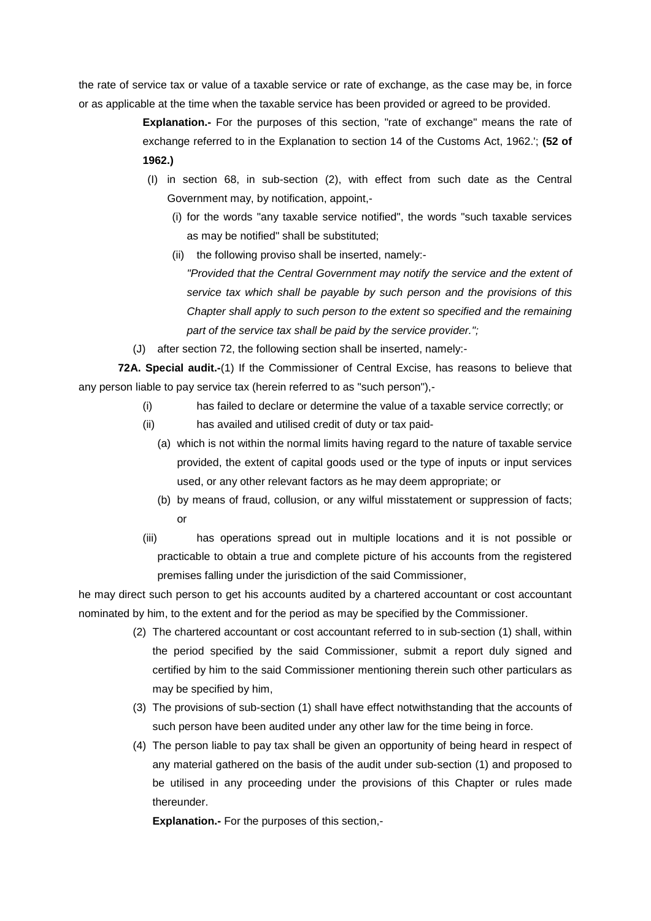the rate of service tax or value of a taxable service or rate of exchange, as the case may be, in force or as applicable at the time when the taxable service has been provided or agreed to be provided.

**Explanation.-** For the purposes of this section, "rate of exchange" means the rate of exchange referred to in the Explanation to section 14 of the Customs Act, 1962.'; **(52 of 1962.)**

(I) in section 68, in sub-section (2), with effect from such date as the Central Government may, by notification, appoint,-

(i) for the words "any taxable service notified", the words "such taxable services as may be notified" shall be substituted;

(ii) the following proviso shall be inserted, namely:-

*"Provided that the Central Government may notify the service and the extent of service tax which shall be payable by such person and the provisions of this Chapter shall apply to such person to the extent so specified and the remaining part of the service tax shall be paid by the service provider.";*

(J) after section 72, the following section shall be inserted, namely:-

**72A. Special audit.-**(1) If the Commissioner of Central Excise, has reasons to believe that any person liable to pay service tax (herein referred to as "such person"),-

(i) has failed to declare or determine the value of a taxable service correctly; or

(ii) has availed and utilised credit of duty or tax paid-

(a) which is not within the normal limits having regard to the nature of taxable service provided, the extent of capital goods used or the type of inputs or input services used, or any other relevant factors as he may deem appropriate; or

(b) by means of fraud, collusion, or any wilful misstatement or suppression of facts; or

(iii) has operations spread out in multiple locations and it is not possible or practicable to obtain a true and complete picture of his accounts from the registered premises falling under the jurisdiction of the said Commissioner,

he may direct such person to get his accounts audited by a chartered accountant or cost accountant nominated by him, to the extent and for the period as may be specified by the Commissioner.

(2) The chartered accountant or cost accountant referred to in sub-section (1) shall, within the period specified by the said Commissioner, submit a report duly signed and certified by him to the said Commissioner mentioning therein such other particulars as may be specified by him,

(3) The provisions of sub-section (1) shall have effect notwithstanding that the accounts of such person have been audited under any other law for the time being in force.

(4) The person liable to pay tax shall be given an opportunity of being heard in respect of any material gathered on the basis of the audit under sub-section (1) and proposed to be utilised in any proceeding under the provisions of this Chapter or rules made thereunder.

**Explanation.-** For the purposes of this section,-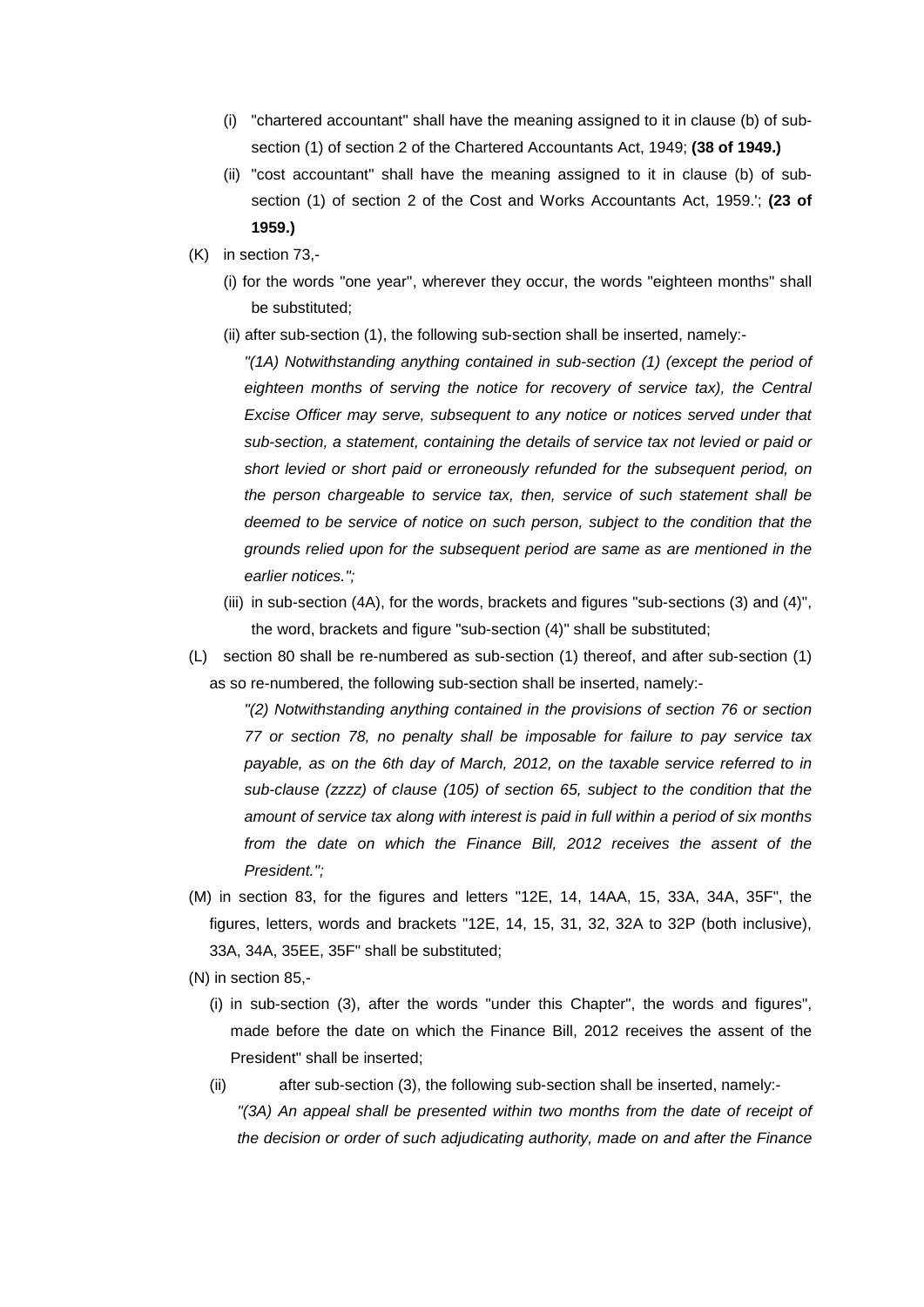(i) "chartered accountant" shall have the meaning assigned to it in clause (b) of sub-section (1) of section 2 of the Chartered Accountants Act, 1949; **(38 of 1949.)**

(ii) "cost accountant" shall have the meaning assigned to it in clause (b) of sub-section (1) of section 2 of the Cost and Works Accountants Act, 1959.'; **(23 of 1959.)**

(K) in section 73,-

(i) for the words "one year", wherever they occur, the words "eighteen months" shall be substituted;

(ii) after sub-section (1), the following sub-section shall be inserted, namely:-

*"(1A) Notwithstanding anything contained in sub-section (1) (except the period of eighteen months of serving the notice for recovery of service tax), the Central Excise Officer may serve, subsequent to any notice or notices served under that sub-section, a statement, containing the details of service tax not levied or paid or short levied or short paid or erroneously refunded for the subsequent period, on the person chargeable to service tax, then, service of such statement shall be deemed to be service of notice on such person, subject to the condition that the grounds relied upon for the subsequent period are same as are mentioned in the earlier notices.";*

(iii) in sub-section (4A), for the words, brackets and figures "sub-sections (3) and (4)", the word, brackets and figure "sub-section (4)" shall be substituted;

(L) section 80 shall be re-numbered as sub-section (1) thereof, and after sub-section (1) as so re-numbered, the following sub-section shall be inserted, namely:-

*"(2) Notwithstanding anything contained in the provisions of section 76 or section 77 or section 78, no penalty shall be imposable for failure to pay service tax payable, as on the 6th day of March, 2012, on the taxable service referred to in sub-clause (zzzz) of clause (105) of section 65, subject to the condition that the amount of service tax along with interest is paid in full within a period of six months from the date on which the Finance Bill, 2012 receives the assent of the President.";*

(M) in section 83, for the figures and letters "12E, 14, 14AA, 15, 33A, 34A, 35F", the figures, letters, words and brackets "12E, 14, 15, 31, 32, 32A to 32P (both inclusive), 33A, 34A, 35EE, 35F" shall be substituted;

(N) in section 85,-

(i) in sub-section (3), after the words "under this Chapter", the words and figures", made before the date on which the Finance Bill, 2012 receives the assent of the President" shall be inserted;

(ii) after sub-section (3), the following sub-section shall be inserted, namely:-

*"(3A) An appeal shall be presented within two months from the date of receipt of the decision or order of such adjudicating authority, made on and after the Finance*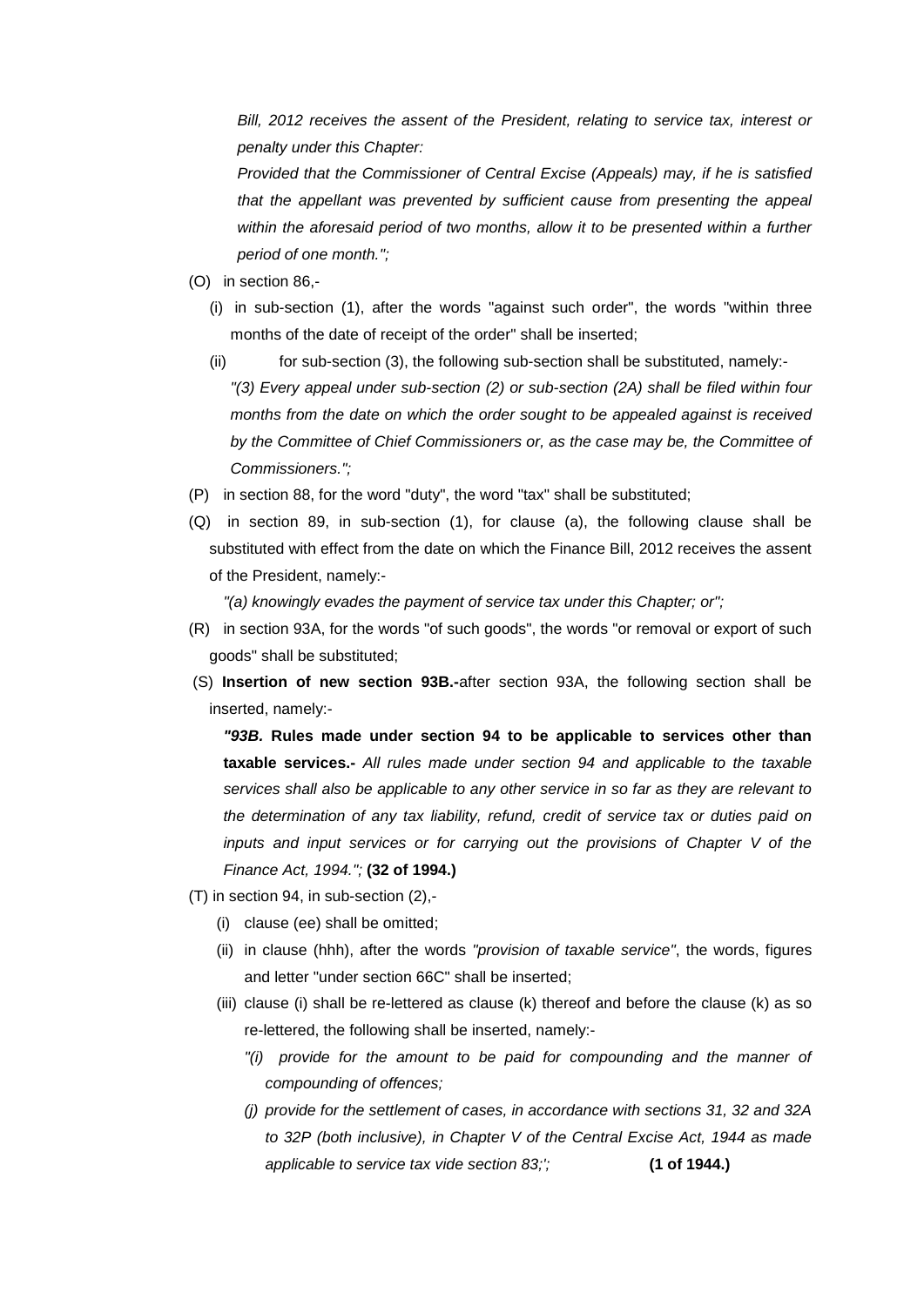*Bill, 2012 receives the assent of the President, relating to service tax, interest or penalty under this Chapter:*

*Provided that the Commissioner of Central Excise (Appeals) may, if he is satisfied that the appellant was prevented by sufficient cause from presenting the appeal within the aforesaid period of two months, allow it to be presented within a further period of one month.";*

(O) in section 86,-

(i) in sub-section (1), after the words "against such order", the words "within three months of the date of receipt of the order" shall be inserted;

(ii) for sub-section (3), the following sub-section shall be substituted, namely:-

*"(3) Every appeal under sub-section (2) or sub-section (2A) shall be filed within four months from the date on which the order sought to be appealed against is received by the Committee of Chief Commissioners or, as the case may be, the Committee of Commissioners.";*

(P) in section 88, for the word "duty", the word "tax" shall be substituted;

(Q) in section 89, in sub-section (1), for clause (a), the following clause shall be substituted with effect from the date on which the Finance Bill, 2012 receives the assent of the President, namely:-

*"(a) knowingly evades the payment of service tax under this Chapter; or";*

(R) in section 93A, for the words "of such goods", the words "or removal or export of such goods" shall be substituted;

(S) **Insertion of new section 93B.-**after section 93A, the following section shall be inserted, namely:-

***"93B.* Rules made under section 94 to be applicable to services other than taxable services.-** *All rules made under section 94 and applicable to the taxable services shall also be applicable to any other service in so far as they are relevant to the determination of any tax liability, refund, credit of service tax or duties paid on inputs and input services or for carrying out the provisions of Chapter V of the Finance Act, 1994.";* **(32 of 1994.)**

(T) in section 94, in sub-section (2),-

(i) clause (ee) shall be omitted;

(ii) in clause (hhh), after the words *"provision of taxable service"*, the words, figures and letter "under section 66C" shall be inserted;

(iii) clause (i) shall be re-lettered as clause (k) thereof and before the clause (k) as so re-lettered, the following shall be inserted, namely:-

*"(i) provide for the amount to be paid for compounding and the manner of compounding of offences;*

*(j) provide for the settlement of cases, in accordance with sections 31, 32 and 32A to 32P (both inclusive), in Chapter V of the Central Excise Act, 1944 as made applicable to service tax vide section 83;';* **(1 of 1944.)**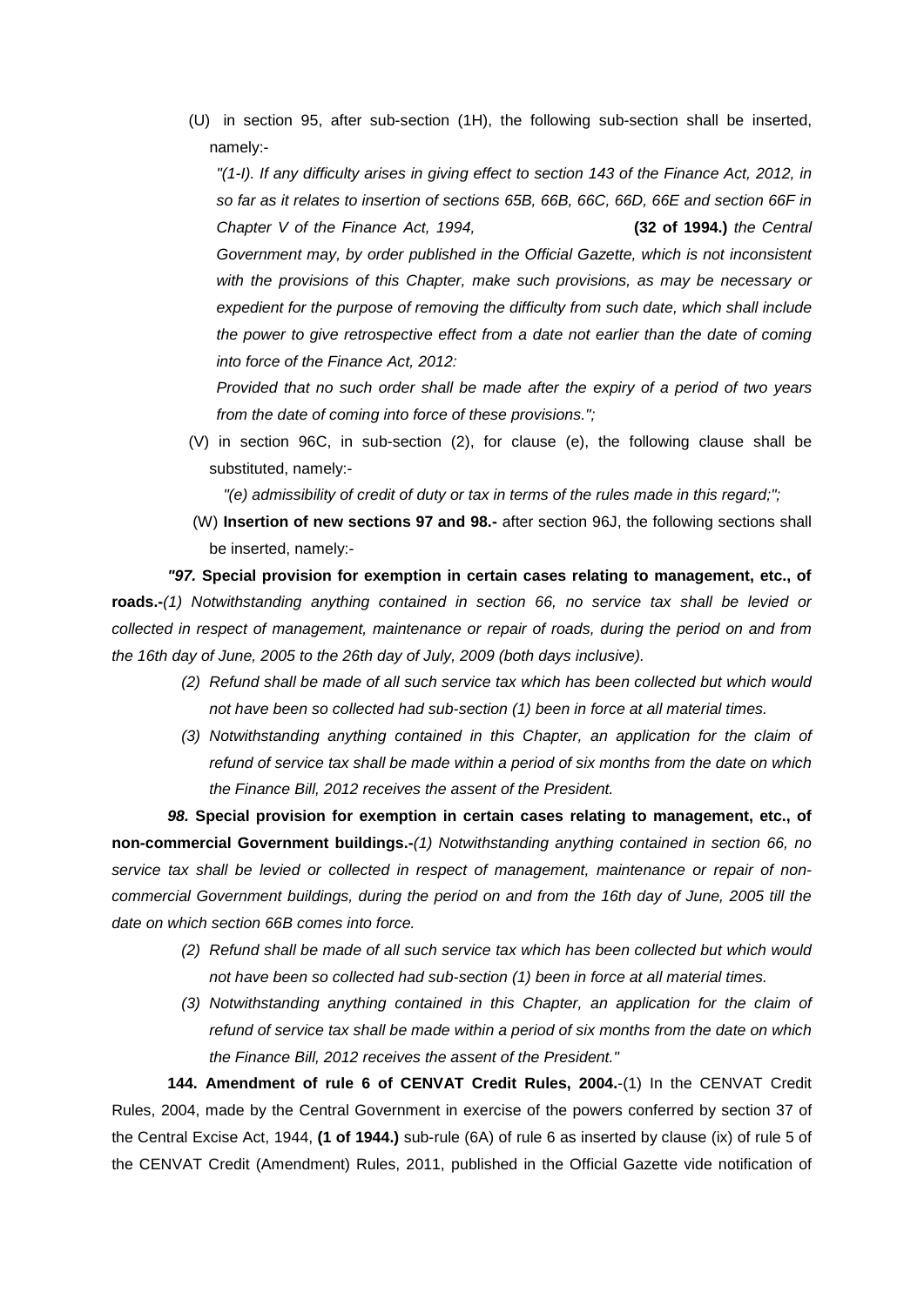(U) in section 95, after sub-section (1H), the following sub-section shall be inserted, namely:-

*"(1-I). If any difficulty arises in giving effect to section 143 of the Finance Act, 2012, in so far as it relates to insertion of sections 65B, 66B, 66C, 66D, 66E and section 66F in Chapter V of the Finance Act, 1994,* **(32 of 1994.)** *the Central Government may, by order published in the Official Gazette, which is not inconsistent with the provisions of this Chapter, make such provisions, as may be necessary or expedient for the purpose of removing the difficulty from such date, which shall include the power to give retrospective effect from a date not earlier than the date of coming into force of the Finance Act, 2012:*

*Provided that no such order shall be made after the expiry of a period of two years from the date of coming into force of these provisions.";*

(V) in section 96C, in sub-section (2), for clause (e), the following clause shall be substituted, namely:-

*"(e) admissibility of credit of duty or tax in terms of the rules made in this regard;";*

(W) **Insertion of new sections 97 and 98.-** after section 96J, the following sections shall be inserted, namely:-

***"97.*** **Special provision for exemption in certain cases relating to management, etc., of roads.-***(1) Notwithstanding anything contained in section 66, no service tax shall be levied or collected in respect of management, maintenance or repair of roads, during the period on and from the 16th day of June, 2005 to the 26th day of July, 2009 (both days inclusive).*

*(2) Refund shall be made of all such service tax which has been collected but which would not have been so collected had sub-section (1) been in force at all material times.*

*(3) Notwithstanding anything contained in this Chapter, an application for the claim of refund of service tax shall be made within a period of six months from the date on which the Finance Bill, 2012 receives the assent of the President.*

***98.*** **Special provision for exemption in certain cases relating to management, etc., of non-commercial Government buildings.-***(1) Notwithstanding anything contained in section 66, no service tax shall be levied or collected in respect of management, maintenance or repair of non-commercial Government buildings, during the period on and from the 16th day of June, 2005 till the date on which section 66B comes into force.*

*(2) Refund shall be made of all such service tax which has been collected but which would not have been so collected had sub-section (1) been in force at all material times.*

*(3) Notwithstanding anything contained in this Chapter, an application for the claim of refund of service tax shall be made within a period of six months from the date on which the Finance Bill, 2012 receives the assent of the President."*

**144. Amendment of rule 6 of CENVAT Credit Rules, 2004.**-(1) In the CENVAT Credit Rules, 2004, made by the Central Government in exercise of the powers conferred by section 37 of the Central Excise Act, 1944, **(1 of 1944.)** sub-rule (6A) of rule 6 as inserted by clause (ix) of rule 5 of the CENVAT Credit (Amendment) Rules, 2011, published in the Official Gazette vide notification of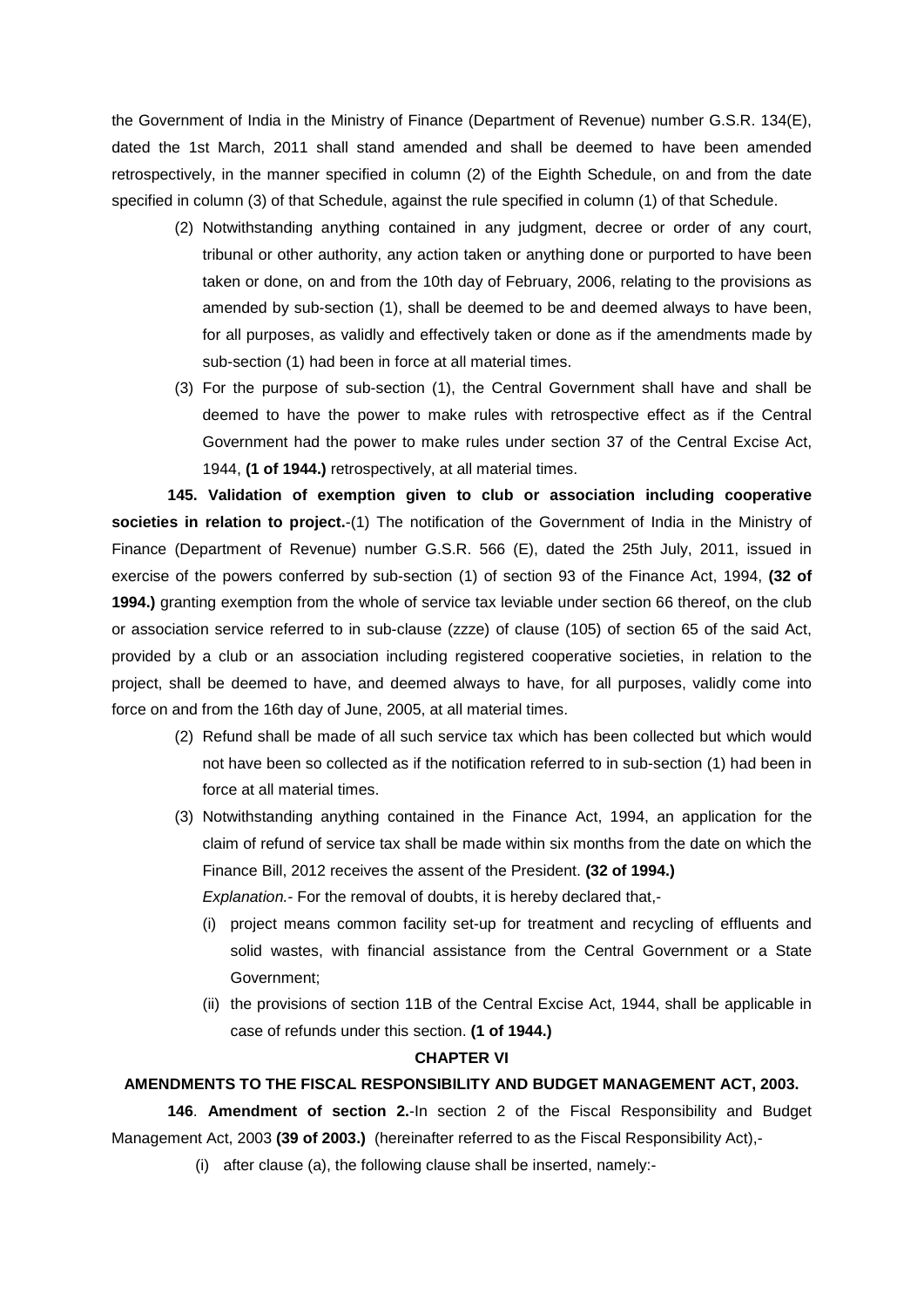the Government of India in the Ministry of Finance (Department of Revenue) number G.S.R. 134(E), dated the 1st March, 2011 shall stand amended and shall be deemed to have been amended retrospectively, in the manner specified in column (2) of the Eighth Schedule, on and from the date specified in column (3) of that Schedule, against the rule specified in column (1) of that Schedule.

(2) Notwithstanding anything contained in any judgment, decree or order of any court, tribunal or other authority, any action taken or anything done or purported to have been taken or done, on and from the 10th day of February, 2006, relating to the provisions as amended by sub-section (1), shall be deemed to be and deemed always to have been, for all purposes, as validly and effectively taken or done as if the amendments made by sub-section (1) had been in force at all material times.

(3) For the purpose of sub-section (1), the Central Government shall have and shall be deemed to have the power to make rules with retrospective effect as if the Central Government had the power to make rules under section 37 of the Central Excise Act, 1944, **(1 of 1944.)** retrospectively, at all material times.

**145. Validation of exemption given to club or association including cooperative societies in relation to project.**-(1) The notification of the Government of India in the Ministry of Finance (Department of Revenue) number G.S.R. 566 (E), dated the 25th July, 2011, issued in exercise of the powers conferred by sub-section (1) of section 93 of the Finance Act, 1994, **(32 of 1994.)** granting exemption from the whole of service tax leviable under section 66 thereof, on the club or association service referred to in sub-clause (zzze) of clause (105) of section 65 of the said Act, provided by a club or an association including registered cooperative societies, in relation to the project, shall be deemed to have, and deemed always to have, for all purposes, validly come into force on and from the 16th day of June, 2005, at all material times.

(2) Refund shall be made of all such service tax which has been collected but which would not have been so collected as if the notification referred to in sub-section (1) had been in force at all material times.

(3) Notwithstanding anything contained in the Finance Act, 1994, an application for the claim of refund of service tax shall be made within six months from the date on which the Finance Bill, 2012 receives the assent of the President. **(32 of 1994.)**

*Explanation.*- For the removal of doubts, it is hereby declared that,-

(i) project means common facility set-up for treatment and recycling of effluents and solid wastes, with financial assistance from the Central Government or a State Government;

(ii) the provisions of section 11B of the Central Excise Act, 1944, shall be applicable in case of refunds under this section. **(1 of 1944.)**

## CHAPTER VI

## AMENDMENTS TO THE FISCAL RESPONSIBILITY AND BUDGET MANAGEMENT ACT, 2003.

**146**. **Amendment of section 2.**-In section 2 of the Fiscal Responsibility and Budget Management Act, 2003 **(39 of 2003.)** (hereinafter referred to as the Fiscal Responsibility Act),-

(i) after clause (a), the following clause shall be inserted, namely:-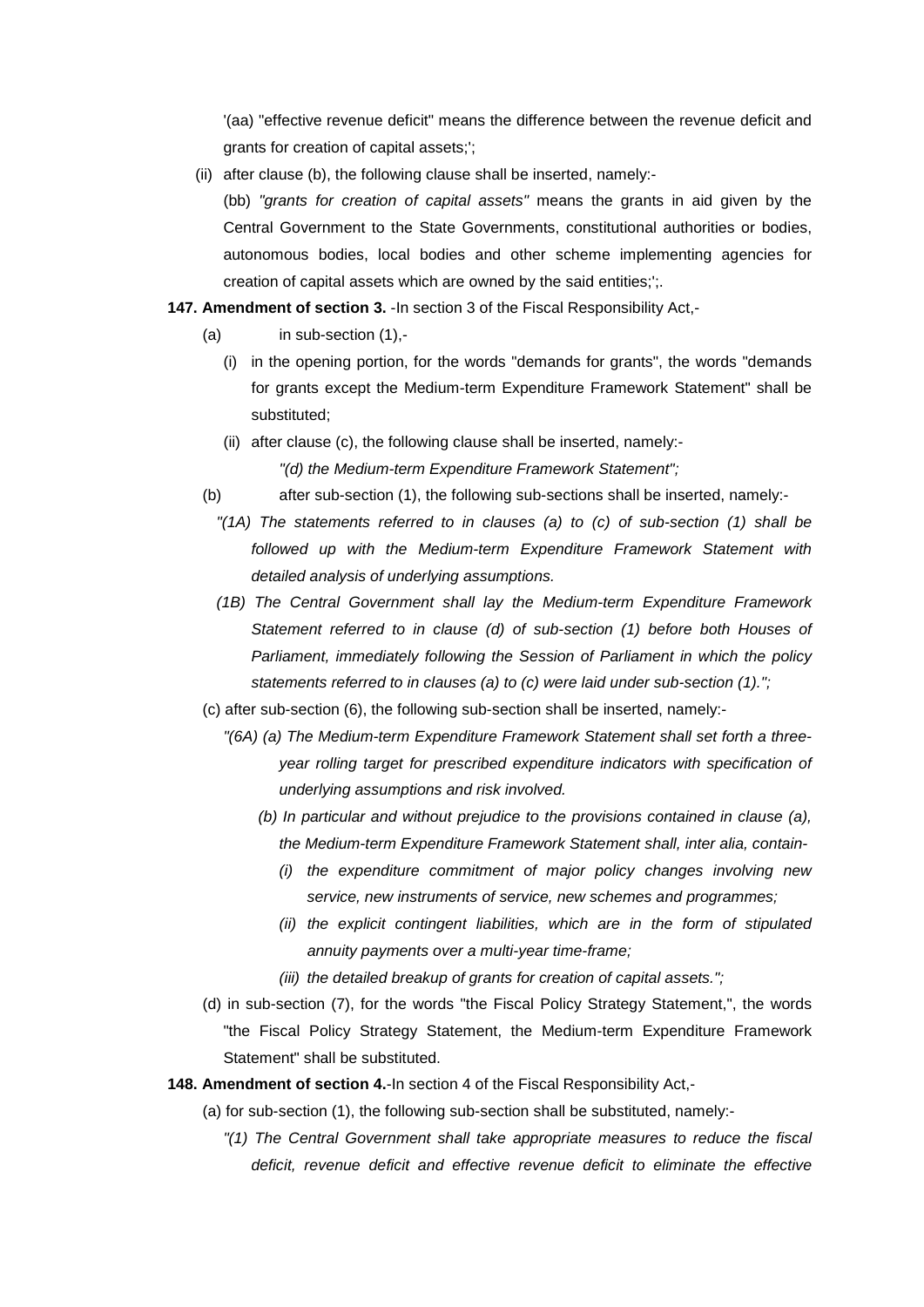'(aa) "effective revenue deficit" means the difference between the revenue deficit and grants for creation of capital assets;';

(ii) after clause (b), the following clause shall be inserted, namely:-

(bb) *"grants for creation of capital assets"* means the grants in aid given by the Central Government to the State Governments, constitutional authorities or bodies, autonomous bodies, local bodies and other scheme implementing agencies for creation of capital assets which are owned by the said entities;';.

**147. Amendment of section 3.** -In section 3 of the Fiscal Responsibility Act,-

(a) in sub-section (1),-

(i) in the opening portion, for the words "demands for grants", the words "demands for grants except the Medium-term Expenditure Framework Statement" shall be substituted;

(ii) after clause (c), the following clause shall be inserted, namely:-

*"(d) the Medium-term Expenditure Framework Statement";*

(b) after sub-section (1), the following sub-sections shall be inserted, namely:-

*"(1A) The statements referred to in clauses (a) to (c) of sub-section (1) shall be followed up with the Medium-term Expenditure Framework Statement with detailed analysis of underlying assumptions.*

*(1B) The Central Government shall lay the Medium-term Expenditure Framework Statement referred to in clause (d) of sub-section (1) before both Houses of Parliament, immediately following the Session of Parliament in which the policy statements referred to in clauses (a) to (c) were laid under sub-section (1).";*

(c) after sub-section (6), the following sub-section shall be inserted, namely:-

*"(6A) (a) The Medium-term Expenditure Framework Statement shall set forth a three-year rolling target for prescribed expenditure indicators with specification of underlying assumptions and risk involved.*

*(b) In particular and without prejudice to the provisions contained in clause (a), the Medium-term Expenditure Framework Statement shall, inter alia, contain-*

*(i) the expenditure commitment of major policy changes involving new service, new instruments of service, new schemes and programmes;*

*(ii) the explicit contingent liabilities, which are in the form of stipulated annuity payments over a multi-year time-frame;*

*(iii) the detailed breakup of grants for creation of capital assets.";*

(d) in sub-section (7), for the words "the Fiscal Policy Strategy Statement,", the words "the Fiscal Policy Strategy Statement, the Medium-term Expenditure Framework Statement" shall be substituted.

**148. Amendment of section 4.**-In section 4 of the Fiscal Responsibility Act,-

(a) for sub-section (1), the following sub-section shall be substituted, namely:-

*"(1) The Central Government shall take appropriate measures to reduce the fiscal deficit, revenue deficit and effective revenue deficit to eliminate the effective*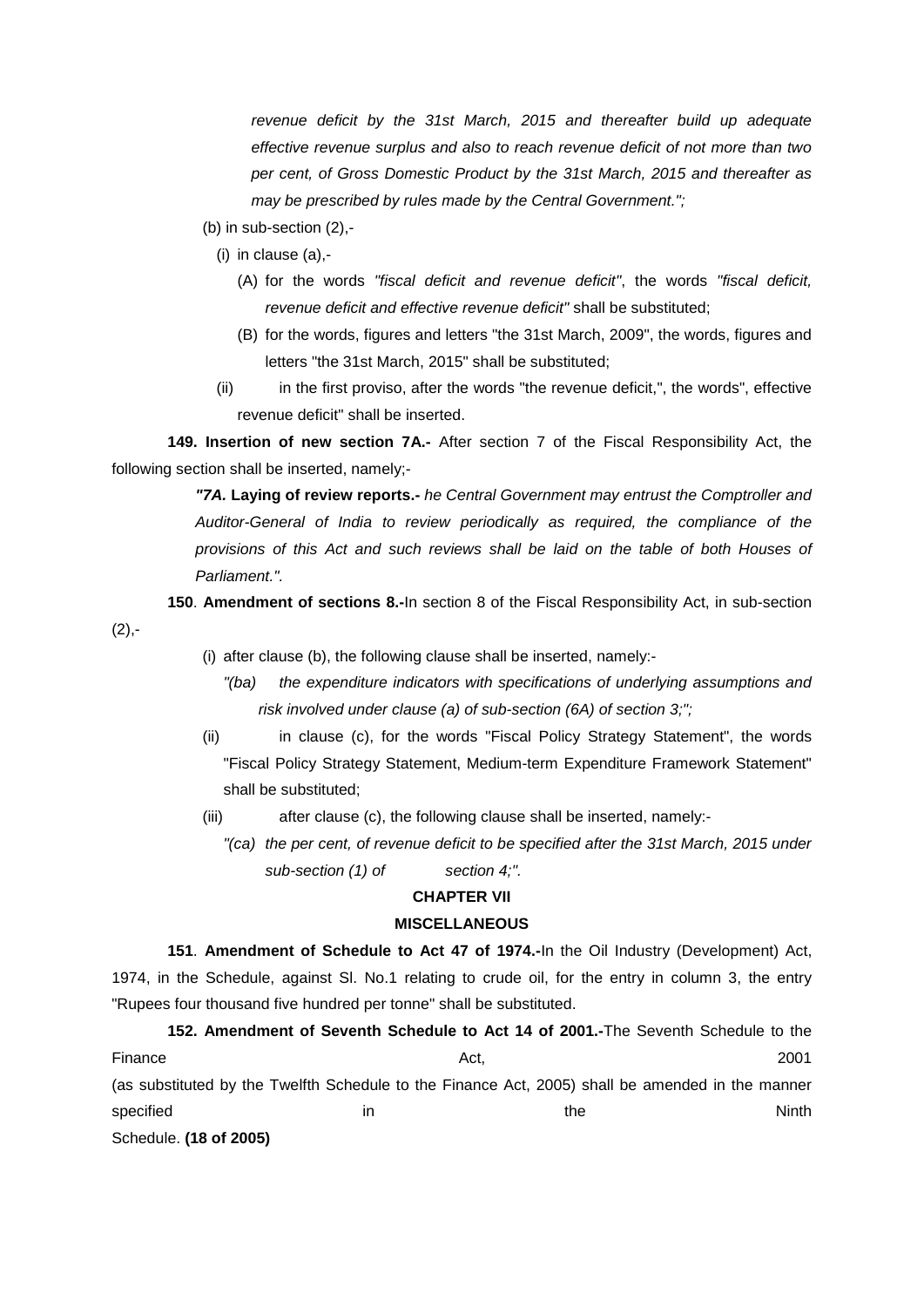*revenue deficit by the 31st March, 2015 and thereafter build up adequate effective revenue surplus and also to reach revenue deficit of not more than two per cent, of Gross Domestic Product by the 31st March, 2015 and thereafter as may be prescribed by rules made by the Central Government.";*

(b) in sub-section (2),-

(i) in clause (a),-

(A) for the words *"fiscal deficit and revenue deficit"*, the words *"fiscal deficit, revenue deficit and effective revenue deficit"* shall be substituted;

(B) for the words, figures and letters "the 31st March, 2009", the words, figures and letters "the 31st March, 2015" shall be substituted;

(ii) in the first proviso, after the words "the revenue deficit,", the words", effective revenue deficit" shall be inserted.

**149. Insertion of new section 7A.-** After section 7 of the Fiscal Responsibility Act, the following section shall be inserted, namely;-

***"7A.* Laying of review reports.-** *he Central Government may entrust the Comptroller and Auditor-General of India to review periodically as required, the compliance of the provisions of this Act and such reviews shall be laid on the table of both Houses of Parliament.".*

**150**. **Amendment of sections 8.-**In section 8 of the Fiscal Responsibility Act, in sub-section (2),-

(i) after clause (b), the following clause shall be inserted, namely:-

*"(ba) the expenditure indicators with specifications of underlying assumptions and risk involved under clause (a) of sub-section (6A) of section 3;";*

(ii) in clause (c), for the words "Fiscal Policy Strategy Statement", the words "Fiscal Policy Strategy Statement, Medium-term Expenditure Framework Statement" shall be substituted;

(iii) after clause (c), the following clause shall be inserted, namely:-

*"(ca) the per cent, of revenue deficit to be specified after the 31st March, 2015 under sub-section (1) of section 4;".*

## CHAPTER VII

## MISCELLANEOUS

**151**. **Amendment of Schedule to Act 47 of 1974.-**In the Oil Industry (Development) Act, 1974, in the Schedule, against Sl. No.1 relating to crude oil, for the entry in column 3, the entry "Rupees four thousand five hundred per tonne" shall be substituted.

**152. Amendment of Seventh Schedule to Act 14 of 2001.-**The Seventh Schedule to the Finance Act, 2001 (as substituted by the Twelfth Schedule to the Finance Act, 2005) shall be amended in the manner specified in the Ninth Schedule. **(18 of 2005)**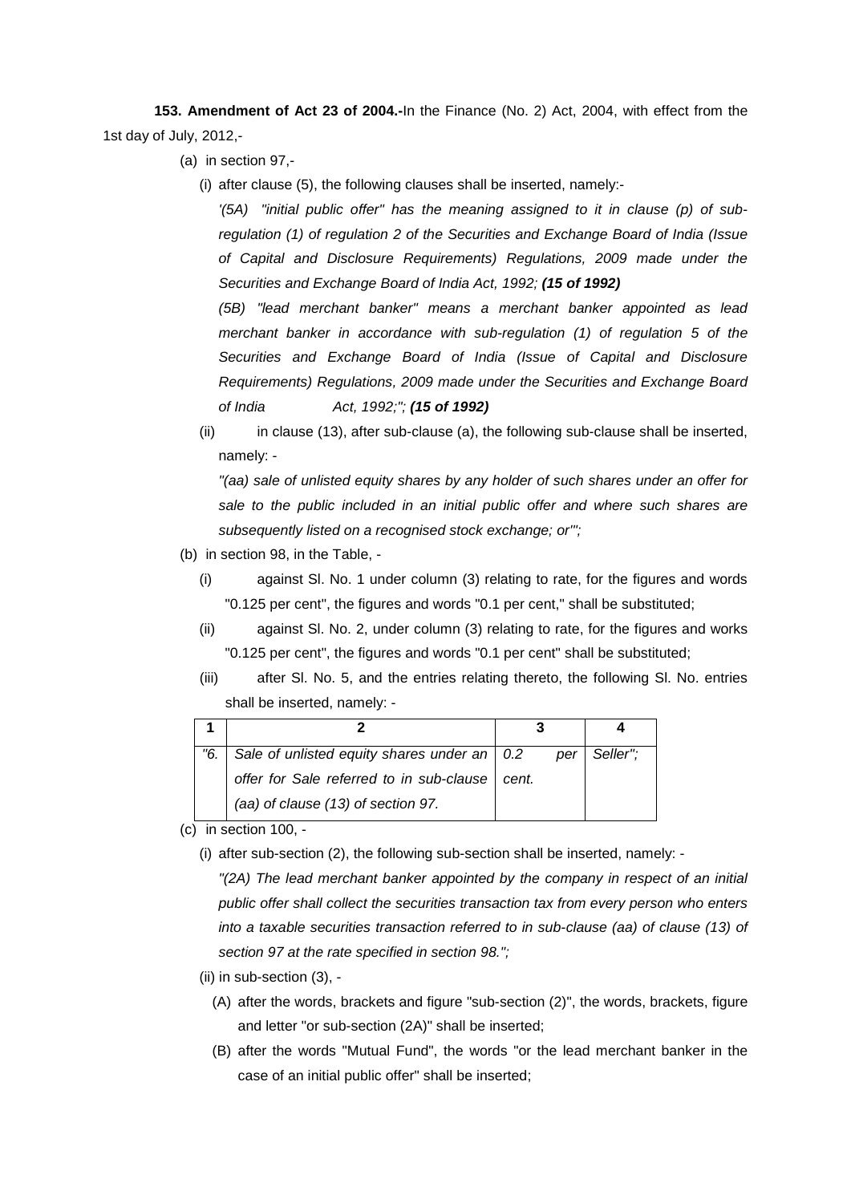**153. Amendment of Act 23 of 2004.-**In the Finance (No. 2) Act, 2004, with effect from the 1st day of July, 2012,-

(a) in section 97,-

(i) after clause (5), the following clauses shall be inserted, namely:-

*'(5A) "initial public offer" has the meaning assigned to it in clause (p) of sub-regulation (1) of regulation 2 of the Securities and Exchange Board of India (Issue of Capital and Disclosure Requirements) Regulations, 2009 made under the Securities and Exchange Board of India Act, 1992;* ***(15 of 1992)***

*(5B) "lead merchant banker" means a merchant banker appointed as lead merchant banker in accordance with sub-regulation (1) of regulation 5 of the Securities and Exchange Board of India (Issue of Capital and Disclosure Requirements) Regulations, 2009 made under the Securities and Exchange Board of India Act, 1992;";* ***(15 of 1992)***

(ii) in clause (13), after sub-clause (a), the following sub-clause shall be inserted, namely: -

*"(aa) sale of unlisted equity shares by any holder of such shares under an offer for sale to the public included in an initial public offer and where such shares are subsequently listed on a recognised stock exchange; or"';*

(b) in section 98, in the Table, -

(i) against Sl. No. 1 under column (3) relating to rate, for the figures and words "0.125 per cent", the figures and words "0.1 per cent," shall be substituted;

(ii) against Sl. No. 2, under column (3) relating to rate, for the figures and works "0.125 per cent", the figures and words "0.1 per cent" shall be substituted;

(iii) after Sl. No. 5, and the entries relating thereto, the following Sl. No. entries shall be inserted, namely: -

| 1 | 2 | 3 | 4 |
|---|---|---|---|
| *"6.* | *Sale of unlisted equity shares under an offer for Sale referred to in sub-clause (aa) of clause (13) of section 97.* | *0.2 per cent.* | *Seller";* |

(c) in section 100, -

(i) after sub-section (2), the following sub-section shall be inserted, namely: -

*"(2A) The lead merchant banker appointed by the company in respect of an initial public offer shall collect the securities transaction tax from every person who enters into a taxable securities transaction referred to in sub-clause (aa) of clause (13) of section 97 at the rate specified in section 98.";*

(ii) in sub-section (3), -

(A) after the words, brackets and figure "sub-section (2)", the words, brackets, figure and letter "or sub-section (2A)" shall be inserted;

(B) after the words "Mutual Fund", the words "or the lead merchant banker in the case of an initial public offer" shall be inserted;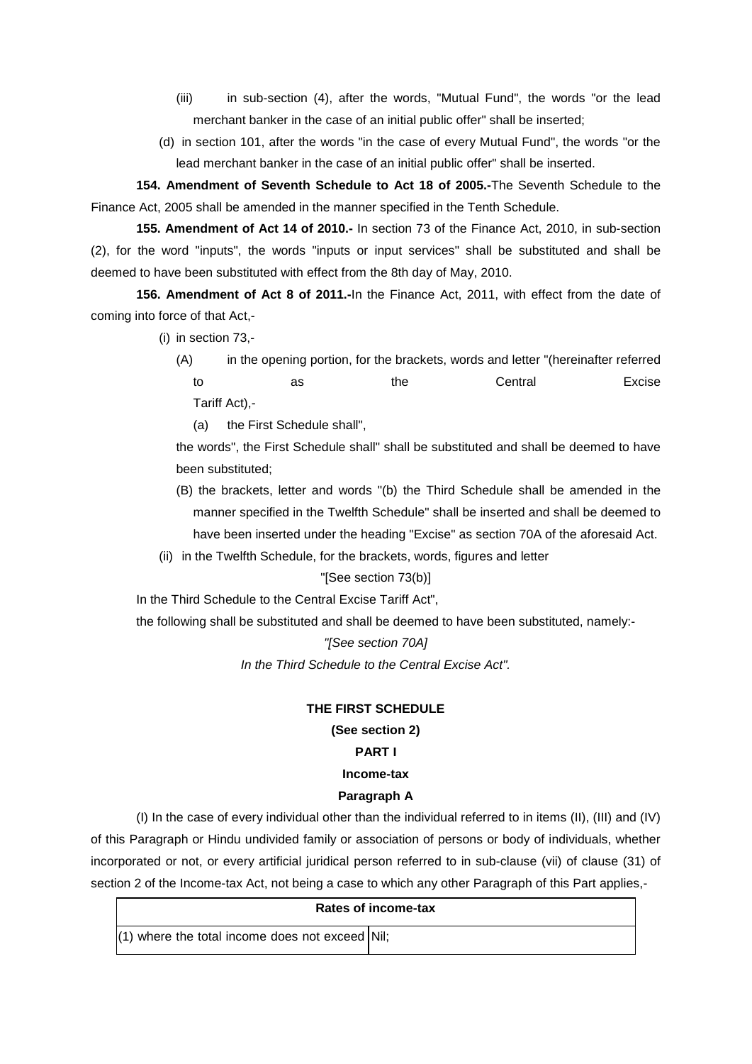(iii) in sub-section (4), after the words, "Mutual Fund", the words "or the lead merchant banker in the case of an initial public offer" shall be inserted;

(d) in section 101, after the words "in the case of every Mutual Fund", the words "or the lead merchant banker in the case of an initial public offer" shall be inserted.

**154. Amendment of Seventh Schedule to Act 18 of 2005.-**The Seventh Schedule to the Finance Act, 2005 shall be amended in the manner specified in the Tenth Schedule.

**155. Amendment of Act 14 of 2010.-** In section 73 of the Finance Act, 2010, in sub-section (2), for the word "inputs", the words "inputs or input services" shall be substituted and shall be deemed to have been substituted with effect from the 8th day of May, 2010.

**156. Amendment of Act 8 of 2011.-**In the Finance Act, 2011, with effect from the date of coming into force of that Act,-

(i) in section 73,-

(A) in the opening portion, for the brackets, words and letter "(hereinafter referred to as the Central Excise Tariff Act),-

(a) the First Schedule shall",

the words", the First Schedule shall" shall be substituted and shall be deemed to have been substituted;

(B) the brackets, letter and words "(b) the Third Schedule shall be amended in the manner specified in the Twelfth Schedule" shall be inserted and shall be deemed to have been inserted under the heading "Excise" as section 70A of the aforesaid Act.

(ii) in the Twelfth Schedule, for the brackets, words, figures and letter

"[See section 73(b)]

In the Third Schedule to the Central Excise Tariff Act",

the following shall be substituted and shall be deemed to have been substituted, namely:-

*"[See section 70A]*

*In the Third Schedule to the Central Excise Act".*

## THE FIRST SCHEDULE

**(See section 2)**

### PART I

### Income-tax

### Paragraph A

(I) In the case of every individual other than the individual referred to in items (II), (III) and (IV) of this Paragraph or Hindu undivided family or association of persons or body of individuals, whether incorporated or not, or every artificial juridical person referred to in sub-clause (vii) of clause (31) of section 2 of the Income-tax Act, not being a case to which any other Paragraph of this Part applies,-

| Rates of income-tax | |
|---|---|
| (1) where the total income does not exceed | Nil; |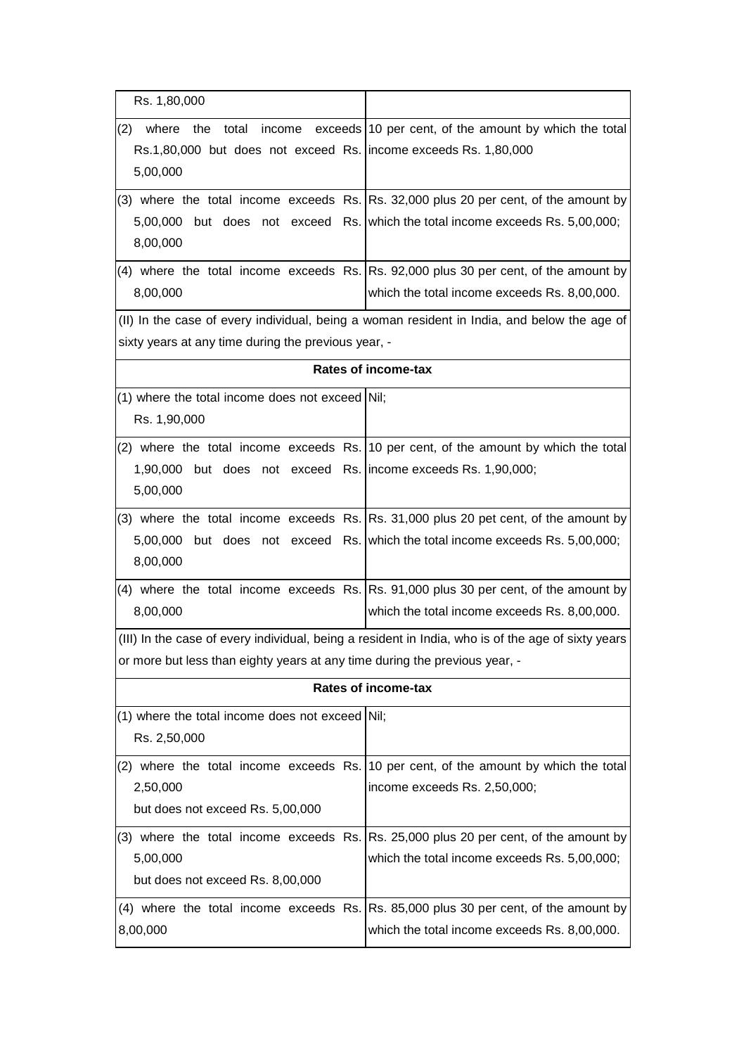| | |
|---|---|
| Rs. 1,80,000 | |
| (2) where the total income exceeds Rs.1,80,000 but does not exceed Rs. 5,00,000 | 10 per cent, of the amount by which the total income exceeds Rs. 1,80,000 |
| (3) where the total income exceeds Rs. 5,00,000 but does not exceed Rs. 8,00,000 | Rs. 32,000 plus 20 per cent, of the amount by which the total income exceeds Rs. 5,00,000; |
| (4) where the total income exceeds Rs. 8,00,000 | Rs. 92,000 plus 30 per cent, of the amount by which the total income exceeds Rs. 8,00,000. |

(II) In the case of every individual, being a woman resident in India, and below the age of sixty years at any time during the previous year, -

| Rates of income-tax | |
|---|---|
| (1) where the total income does not exceed Rs. 1,90,000 | Nil; |
| (2) where the total income exceeds Rs. 1,90,000 but does not exceed Rs. 5,00,000 | 10 per cent, of the amount by which the total income exceeds Rs. 1,90,000; |
| (3) where the total income exceeds Rs. 5,00,000 but does not exceed Rs. 8,00,000 | Rs. 31,000 plus 20 pet cent, of the amount by which the total income exceeds Rs. 5,00,000; |
| (4) where the total income exceeds Rs. 8,00,000 | Rs. 91,000 plus 30 per cent, of the amount by which the total income exceeds Rs. 8,00,000. |

(III) In the case of every individual, being a resident in India, who is of the age of sixty years or more but less than eighty years at any time during the previous year, -

| Rates of income-tax | |
|---|---|
| (1) where the total income does not exceed Rs. 2,50,000 | Nil; |
| (2) where the total income exceeds Rs. 2,50,000 but does not exceed Rs. 5,00,000 | 10 per cent, of the amount by which the total income exceeds Rs. 2,50,000; |
| (3) where the total income exceeds Rs. 5,00,000 but does not exceed Rs. 8,00,000 | Rs. 25,000 plus 20 per cent, of the amount by which the total income exceeds Rs. 5,00,000; |
| (4) where the total income exceeds Rs. 8,00,000 | Rs. 85,000 plus 30 per cent, of the amount by which the total income exceeds Rs. 8,00,000. |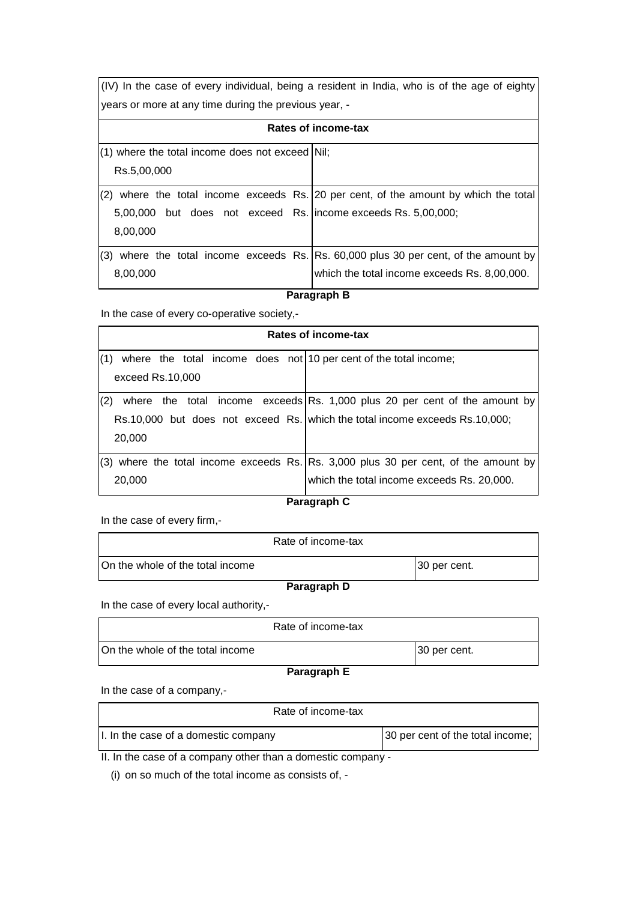| (IV) In the case of every individual, being a resident in India, who is of the age of eighty years or more at any time during the previous year, - | |
|---|---|
| **Rates of income-tax** | |
| (1) where the total income does not exceed Rs.5,00,000 | Nil; |
| (2) where the total income exceeds Rs. 5,00,000 but does not exceed Rs. 8,00,000 | 20 per cent, of the amount by which the total income exceeds Rs. 5,00,000; |
| (3) where the total income exceeds Rs. 8,00,000 | Rs. 60,000 plus 30 per cent, of the amount by which the total income exceeds Rs. 8,00,000. |

**Paragraph B**

In the case of every co-operative society,-

| Rates of income-tax | |
|---|---|
| (1) where the total income does not exceed Rs.10,000 | 10 per cent of the total income; |
| (2) where the total income exceeds Rs.10,000 but does not exceed Rs. 20,000 | Rs. 1,000 plus 20 per cent of the amount by which the total income exceeds Rs.10,000; |
| (3) where the total income exceeds Rs. 20,000 | Rs. 3,000 plus 30 per cent, of the amount by which the total income exceeds Rs. 20,000. |

**Paragraph C**

In the case of every firm,-

| Rate of income-tax | |
|---|---|
| On the whole of the total income | 30 per cent. |

**Paragraph D**

In the case of every local authority,-

| Rate of income-tax | |
|---|---|
| On the whole of the total income | 30 per cent. |

**Paragraph E**

In the case of a company,-

| Rate of income-tax | |
|---|---|
| I. In the case of a domestic company | 30 per cent of the total income; |

II. In the case of a company other than a domestic company -

(i) on so much of the total income as consists of, -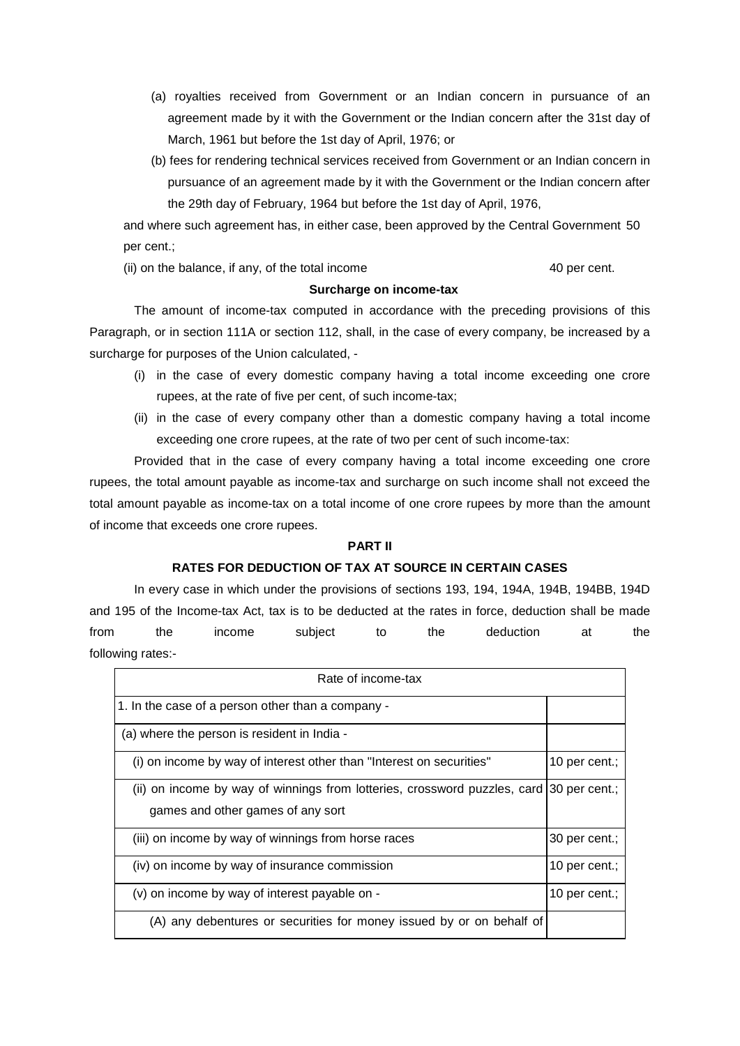(a) royalties received from Government or an Indian concern in pursuance of an agreement made by it with the Government or the Indian concern after the 31st day of March, 1961 but before the 1st day of April, 1976; or

(b) fees for rendering technical services received from Government or an Indian concern in pursuance of an agreement made by it with the Government or the Indian concern after the 29th day of February, 1964 but before the 1st day of April, 1976,

and where such agreement has, in either case, been approved by the Central Government 50 per cent.;

(ii) on the balance, if any, of the total income 40 per cent.

**Surcharge on income-tax**

The amount of income-tax computed in accordance with the preceding provisions of this Paragraph, or in section 111A or section 112, shall, in the case of every company, be increased by a surcharge for purposes of the Union calculated, -

(i) in the case of every domestic company having a total income exceeding one crore rupees, at the rate of five per cent, of such income-tax;

(ii) in the case of every company other than a domestic company having a total income exceeding one crore rupees, at the rate of two per cent of such income-tax:

Provided that in the case of every company having a total income exceeding one crore rupees, the total amount payable as income-tax and surcharge on such income shall not exceed the total amount payable as income-tax on a total income of one crore rupees by more than the amount of income that exceeds one crore rupees.

**PART II**

**RATES FOR DEDUCTION OF TAX AT SOURCE IN CERTAIN CASES**

In every case in which under the provisions of sections 193, 194, 194A, 194B, 194BB, 194D and 195 of the Income-tax Act, tax is to be deducted at the rates in force, deduction shall be made from the income subject to the deduction at the following rates:-

| Rate of income-tax | |
|---|---|
| 1. In the case of a person other than a company - | |
| (a) where the person is resident in India - | |
| (i) on income by way of interest other than "Interest on securities" | 10 per cent.; |
| (ii) on income by way of winnings from lotteries, crossword puzzles, card games and other games of any sort | 30 per cent.; |
| (iii) on income by way of winnings from horse races | 30 per cent.; |
| (iv) on income by way of insurance commission | 10 per cent.; |
| (v) on income by way of interest payable on - | 10 per cent.; |
| (A) any debentures or securities for money issued by or on behalf of | |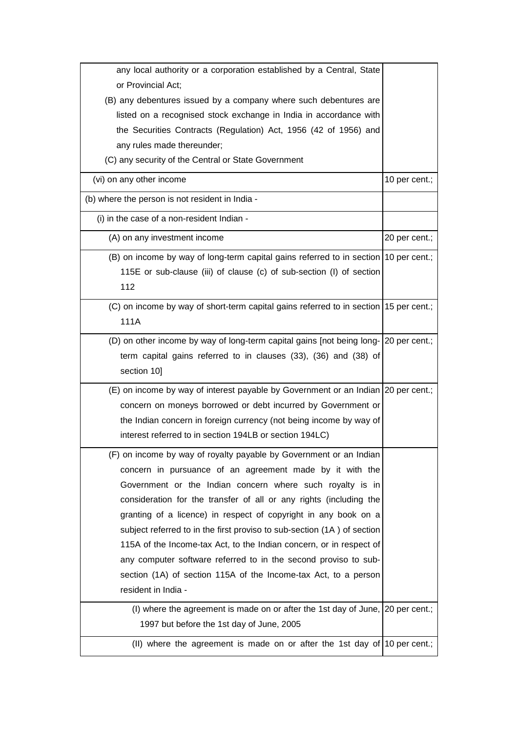| | |
|---|---|
| any local authority or a corporation established by a Central, State or Provincial Act; | |
| (B) any debentures issued by a company where such debentures are listed on a recognised stock exchange in India in accordance with the Securities Contracts (Regulation) Act, 1956 (42 of 1956) and any rules made thereunder; | |
| (C) any security of the Central or State Government | |
| (vi) on any other income | 10 per cent.; |
| (b) where the person is not resident in India - | |
| (i) in the case of a non-resident Indian - | |
| (A) on any investment income | 20 per cent.; |
| (B) on income by way of long-term capital gains referred to in section 115E or sub-clause (iii) of clause (c) of sub-section (I) of section 112 | 10 per cent.; |
| (C) on income by way of short-term capital gains referred to in section 111A | 15 per cent.; |
| (D) on other income by way of long-term capital gains [not being long-term capital gains referred to in clauses (33), (36) and (38) of section 10] | 20 per cent.; |
| (E) on income by way of interest payable by Government or an Indian concern on moneys borrowed or debt incurred by Government or the Indian concern in foreign currency (not being income by way of interest referred to in section 194LB or section 194LC) | 20 per cent.; |
| (F) on income by way of royalty payable by Government or an Indian concern in pursuance of an agreement made by it with the Government or the Indian concern where such royalty is in consideration for the transfer of all or any rights (including the granting of a licence) in respect of copyright in any book on a subject referred to in the first proviso to sub-section (1A ) of section 115A of the Income-tax Act, to the Indian concern, or in respect of any computer software referred to in the second proviso to sub-section (1A) of section 115A of the Income-tax Act, to a person resident in India - | |
| (I) where the agreement is made on or after the 1st day of June, 1997 but before the 1st day of June, 2005 | 20 per cent.; |
| (II) where the agreement is made on or after the 1st day of | 10 per cent.; |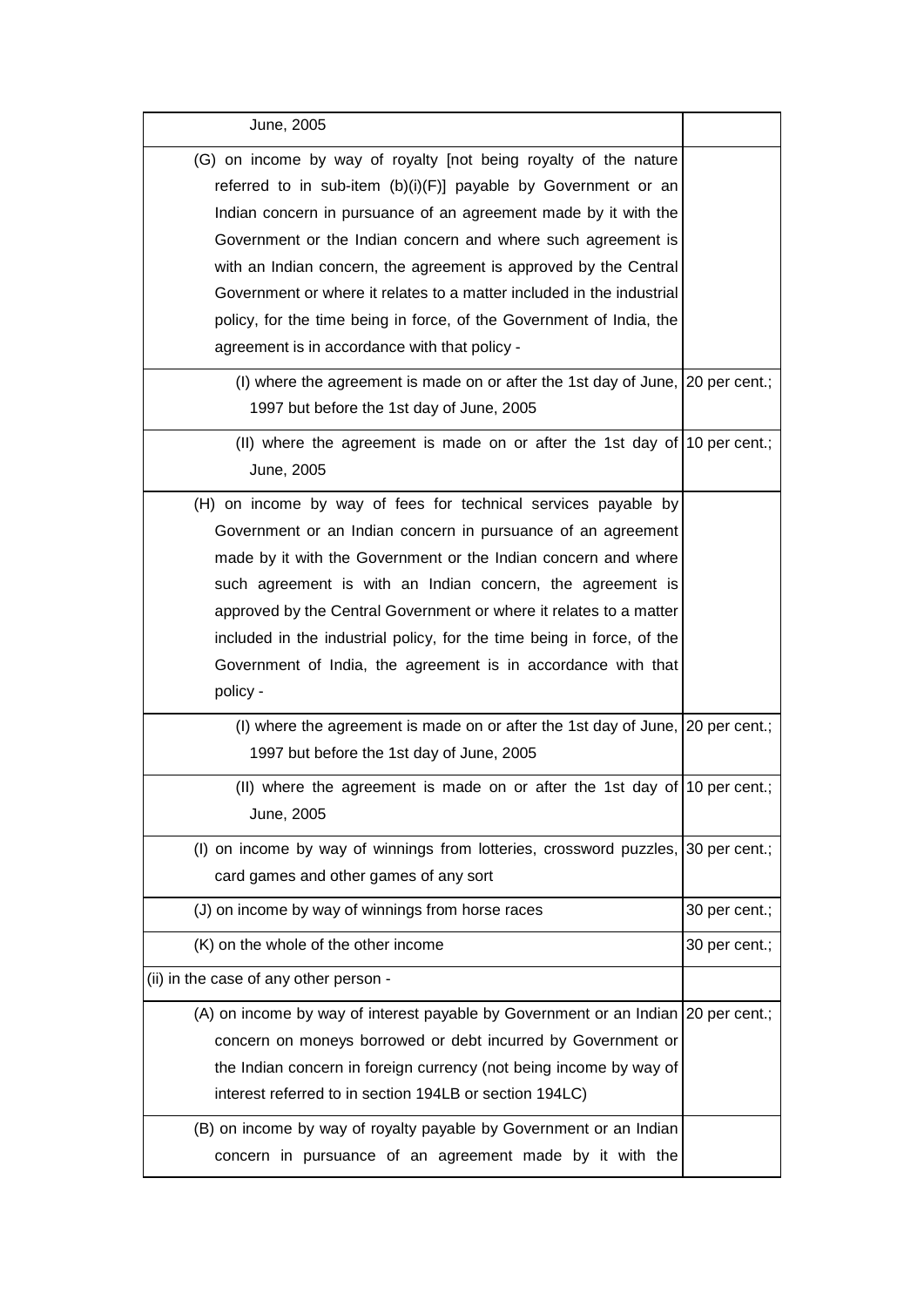| | |
|---|---|
| June, 2005 | |
| (G) on income by way of royalty [not being royalty of the nature referred to in sub-item (b)(i)(F)] payable by Government or an Indian concern in pursuance of an agreement made by it with the Government or the Indian concern and where such agreement is with an Indian concern, the agreement is approved by the Central Government or where it relates to a matter included in the industrial policy, for the time being in force, of the Government of India, the agreement is in accordance with that policy - | |
| (I) where the agreement is made on or after the 1st day of June, 1997 but before the 1st day of June, 2005 | 20 per cent.; |
| (II) where the agreement is made on or after the 1st day of June, 2005 | 10 per cent.; |
| (H) on income by way of fees for technical services payable by Government or an Indian concern in pursuance of an agreement made by it with the Government or the Indian concern and where such agreement is with an Indian concern, the agreement is approved by the Central Government or where it relates to a matter included in the industrial policy, for the time being in force, of the Government of India, the agreement is in accordance with that policy - | |
| (I) where the agreement is made on or after the 1st day of June, 1997 but before the 1st day of June, 2005 | 20 per cent.; |
| (II) where the agreement is made on or after the 1st day of June, 2005 | 10 per cent.; |
| (I) on income by way of winnings from lotteries, crossword puzzles, card games and other games of any sort | 30 per cent.; |
| (J) on income by way of winnings from horse races | 30 per cent.; |
| (K) on the whole of the other income | 30 per cent.; |
| (ii) in the case of any other person - | |
| (A) on income by way of interest payable by Government or an Indian concern on moneys borrowed or debt incurred by Government or the Indian concern in foreign currency (not being income by way of interest referred to in section 194LB or section 194LC) | 20 per cent.; |
| (B) on income by way of royalty payable by Government or an Indian concern in pursuance of an agreement made by it with the | |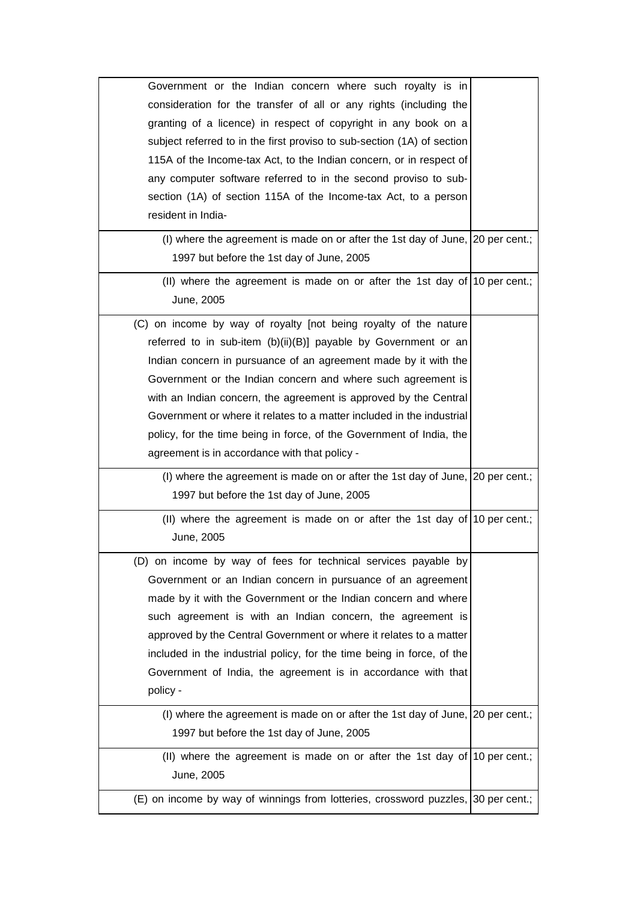| | |
|---|---|
| Government or the Indian concern where such royalty is in consideration for the transfer of all or any rights (including the granting of a licence) in respect of copyright in any book on a subject referred to in the first proviso to sub-section (1A) of section 115A of the Income-tax Act, to the Indian concern, or in respect of any computer software referred to in the second proviso to sub-section (1A) of section 115A of the Income-tax Act, to a person resident in India- | |
| (I) where the agreement is made on or after the 1st day of June, 1997 but before the 1st day of June, 2005 | 20 per cent.; |
| (II) where the agreement is made on or after the 1st day of June, 2005 | 10 per cent.; |
| (C) on income by way of royalty [not being royalty of the nature referred to in sub-item (b)(ii)(B)] payable by Government or an Indian concern in pursuance of an agreement made by it with the Government or the Indian concern and where such agreement is with an Indian concern, the agreement is approved by the Central Government or where it relates to a matter included in the industrial policy, for the time being in force, of the Government of India, the agreement is in accordance with that policy - | |
| (I) where the agreement is made on or after the 1st day of June, 1997 but before the 1st day of June, 2005 | 20 per cent.; |
| (II) where the agreement is made on or after the 1st day of June, 2005 | 10 per cent.; |
| (D) on income by way of fees for technical services payable by Government or an Indian concern in pursuance of an agreement made by it with the Government or the Indian concern and where such agreement is with an Indian concern, the agreement is approved by the Central Government or where it relates to a matter included in the industrial policy, for the time being in force, of the Government of India, the agreement is in accordance with that policy - | |
| (I) where the agreement is made on or after the 1st day of June, 1997 but before the 1st day of June, 2005 | 20 per cent.; |
| (II) where the agreement is made on or after the 1st day of June, 2005 | 10 per cent.; |
| (E) on income by way of winnings from lotteries, crossword puzzles, | 30 per cent.; |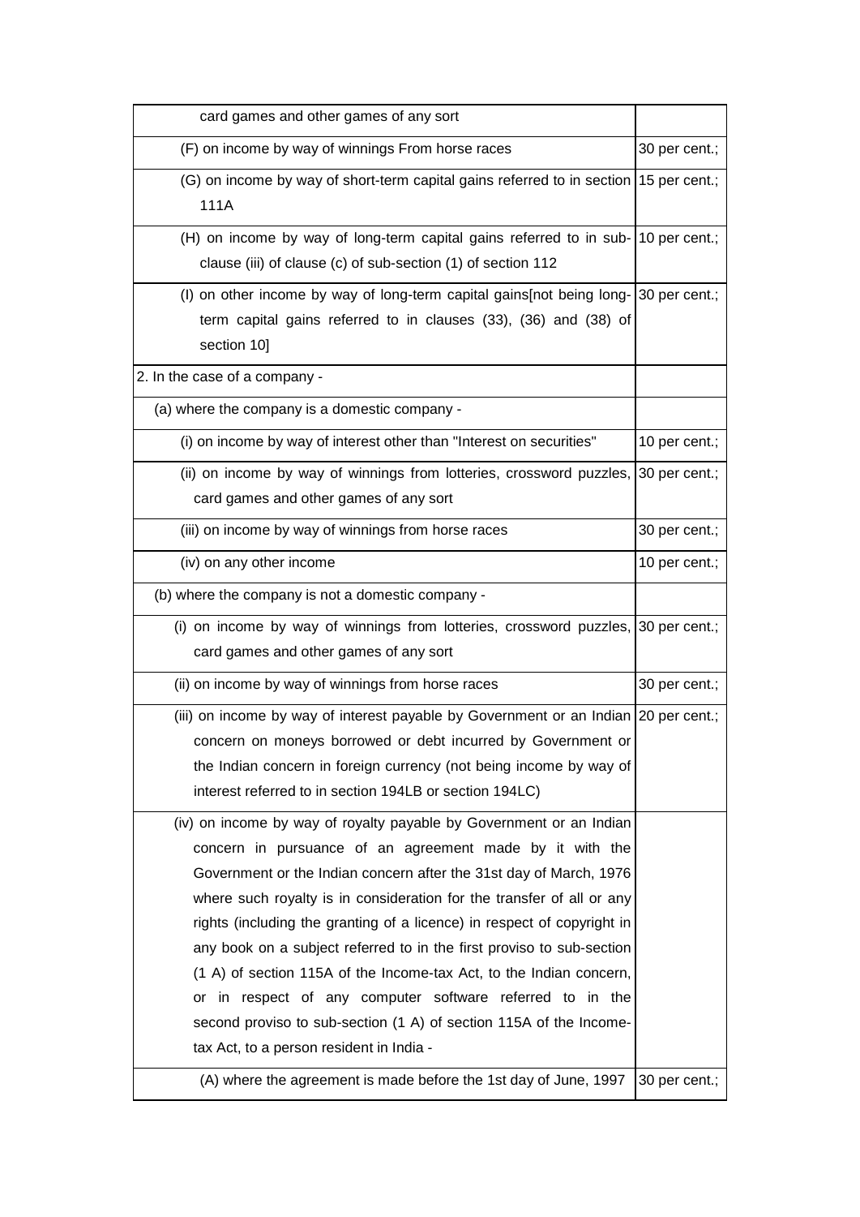| | |
|---|---|
| card games and other games of any sort | |
| (F) on income by way of winnings From horse races | 30 per cent.; |
| (G) on income by way of short-term capital gains referred to in section 111A | 15 per cent.; |
| (H) on income by way of long-term capital gains referred to in sub-clause (iii) of clause (c) of sub-section (1) of section 112 | 10 per cent.; |
| (I) on other income by way of long-term capital gains[not being long-term capital gains referred to in clauses (33), (36) and (38) of section 10] | 30 per cent.; |
| 2. In the case of a company - | |
| (a) where the company is a domestic company - | |
| (i) on income by way of interest other than "Interest on securities" | 10 per cent.; |
| (ii) on income by way of winnings from lotteries, crossword puzzles, card games and other games of any sort | 30 per cent.; |
| (iii) on income by way of winnings from horse races | 30 per cent.; |
| (iv) on any other income | 10 per cent.; |
| (b) where the company is not a domestic company - | |
| (i) on income by way of winnings from lotteries, crossword puzzles, card games and other games of any sort | 30 per cent.; |
| (ii) on income by way of winnings from horse races | 30 per cent.; |
| (iii) on income by way of interest payable by Government or an Indian concern on moneys borrowed or debt incurred by Government or the Indian concern in foreign currency (not being income by way of interest referred to in section 194LB or section 194LC) | 20 per cent.; |
| (iv) on income by way of royalty payable by Government or an Indian concern in pursuance of an agreement made by it with the Government or the Indian concern after the 31st day of March, 1976 where such royalty is in consideration for the transfer of all or any rights (including the granting of a licence) in respect of copyright in any book on a subject referred to in the first proviso to sub-section (1 A) of section 115A of the Income-tax Act, to the Indian concern, or in respect of any computer software referred to in the second proviso to sub-section (1 A) of section 115A of the Income-tax Act, to a person resident in India - | |
| (A) where the agreement is made before the 1st day of June, 1997 | 30 per cent.; |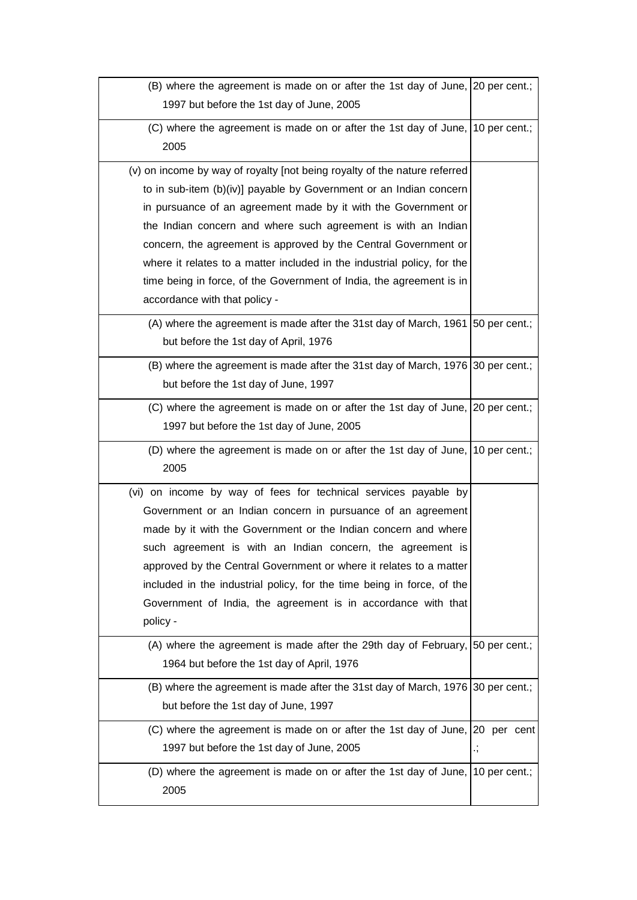| | |
|---|---|
| (B) where the agreement is made on or after the 1st day of June, 1997 but before the 1st day of June, 2005 | 20 per cent.; |
| (C) where the agreement is made on or after the 1st day of June, 2005 | 10 per cent.; |
| (v) on income by way of royalty [not being royalty of the nature referred to in sub-item (b)(iv)] payable by Government or an Indian concern in pursuance of an agreement made by it with the Government or the Indian concern and where such agreement is with an Indian concern, the agreement is approved by the Central Government or where it relates to a matter included in the industrial policy, for the time being in force, of the Government of India, the agreement is in accordance with that policy - | |
| (A) where the agreement is made after the 31st day of March, 1961 but before the 1st day of April, 1976 | 50 per cent.; |
| (B) where the agreement is made after the 31st day of March, 1976 but before the 1st day of June, 1997 | 30 per cent.; |
| (C) where the agreement is made on or after the 1st day of June, 1997 but before the 1st day of June, 2005 | 20 per cent.; |
| (D) where the agreement is made on or after the 1st day of June, 2005 | 10 per cent.; |
| (vi) on income by way of fees for technical services payable by Government or an Indian concern in pursuance of an agreement made by it with the Government or the Indian concern and where such agreement is with an Indian concern, the agreement is approved by the Central Government or where it relates to a matter included in the industrial policy, for the time being in force, of the Government of India, the agreement is in accordance with that policy - | |
| (A) where the agreement is made after the 29th day of February, 1964 but before the 1st day of April, 1976 | 50 per cent.; |
| (B) where the agreement is made after the 31st day of March, 1976 but before the 1st day of June, 1997 | 30 per cent.; |
| (C) where the agreement is made on or after the 1st day of June, 1997 but before the 1st day of June, 2005 | 20 per cent .; |
| (D) where the agreement is made on or after the 1st day of June, 2005 | 10 per cent.; |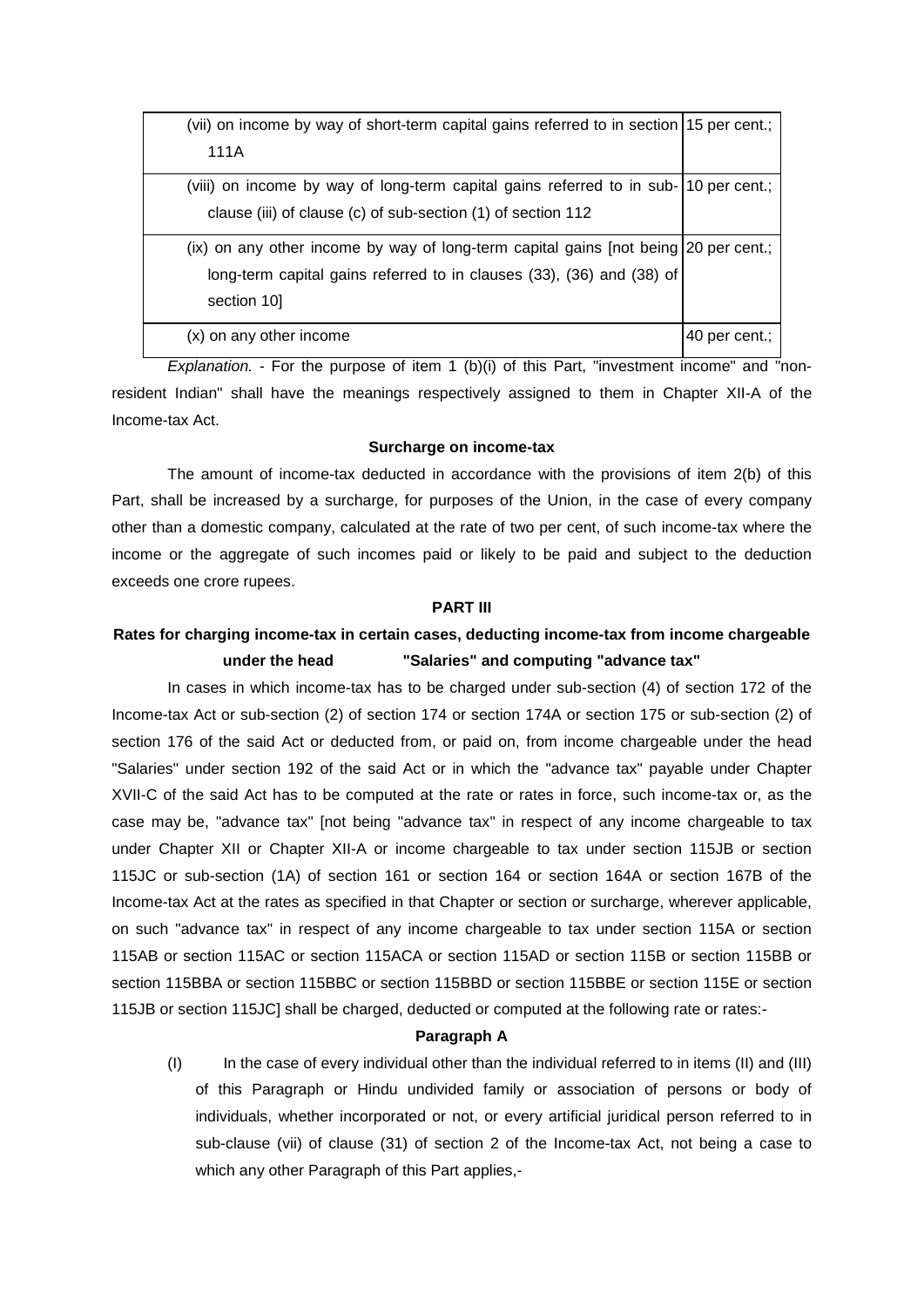| | |
|---|---|
| (vii) on income by way of short-term capital gains referred to in section 111A | 15 per cent.; |
| (viii) on income by way of long-term capital gains referred to in sub-clause (iii) of clause (c) of sub-section (1) of section 112 | 10 per cent.; |
| (ix) on any other income by way of long-term capital gains [not being long-term capital gains referred to in clauses (33), (36) and (38) of section 10] | 20 per cent.; |
| (x) on any other income | 40 per cent.; |

*Explanation.* - For the purpose of item 1 (b)(i) of this Part, "investment income" and "non-resident Indian" shall have the meanings respectively assigned to them in Chapter XII-A of the Income-tax Act.

**Surcharge on income-tax**

The amount of income-tax deducted in accordance with the provisions of item 2(b) of this Part, shall be increased by a surcharge, for purposes of the Union, in the case of every company other than a domestic company, calculated at the rate of two per cent, of such income-tax where the income or the aggregate of such incomes paid or likely to be paid and subject to the deduction exceeds one crore rupees.

**PART III**

**Rates for charging income-tax in certain cases, deducting income-tax from income chargeable under the head "Salaries" and computing "advance tax"**

In cases in which income-tax has to be charged under sub-section (4) of section 172 of the Income-tax Act or sub-section (2) of section 174 or section 174A or section 175 or sub-section (2) of section 176 of the said Act or deducted from, or paid on, from income chargeable under the head "Salaries" under section 192 of the said Act or in which the "advance tax" payable under Chapter XVII-C of the said Act has to be computed at the rate or rates in force, such income-tax or, as the case may be, "advance tax" [not being "advance tax" in respect of any income chargeable to tax under Chapter XII or Chapter XII-A or income chargeable to tax under section 115JB or section 115JC or sub-section (1A) of section 161 or section 164 or section 164A or section 167B of the Income-tax Act at the rates as specified in that Chapter or section or surcharge, wherever applicable, on such "advance tax" in respect of any income chargeable to tax under section 115A or section 115AB or section 115AC or section 115ACA or section 115AD or section 115B or section 115BB or section 115BBA or section 115BBC or section 115BBD or section 115BBE or section 115E or section 115JB or section 115JC] shall be charged, deducted or computed at the following rate or rates:-

**Paragraph A**

(I) In the case of every individual other than the individual referred to in items (II) and (III) of this Paragraph or Hindu undivided family or association of persons or body of individuals, whether incorporated or not, or every artificial juridical person referred to in sub-clause (vii) of clause (31) of section 2 of the Income-tax Act, not being a case to which any other Paragraph of this Part applies,-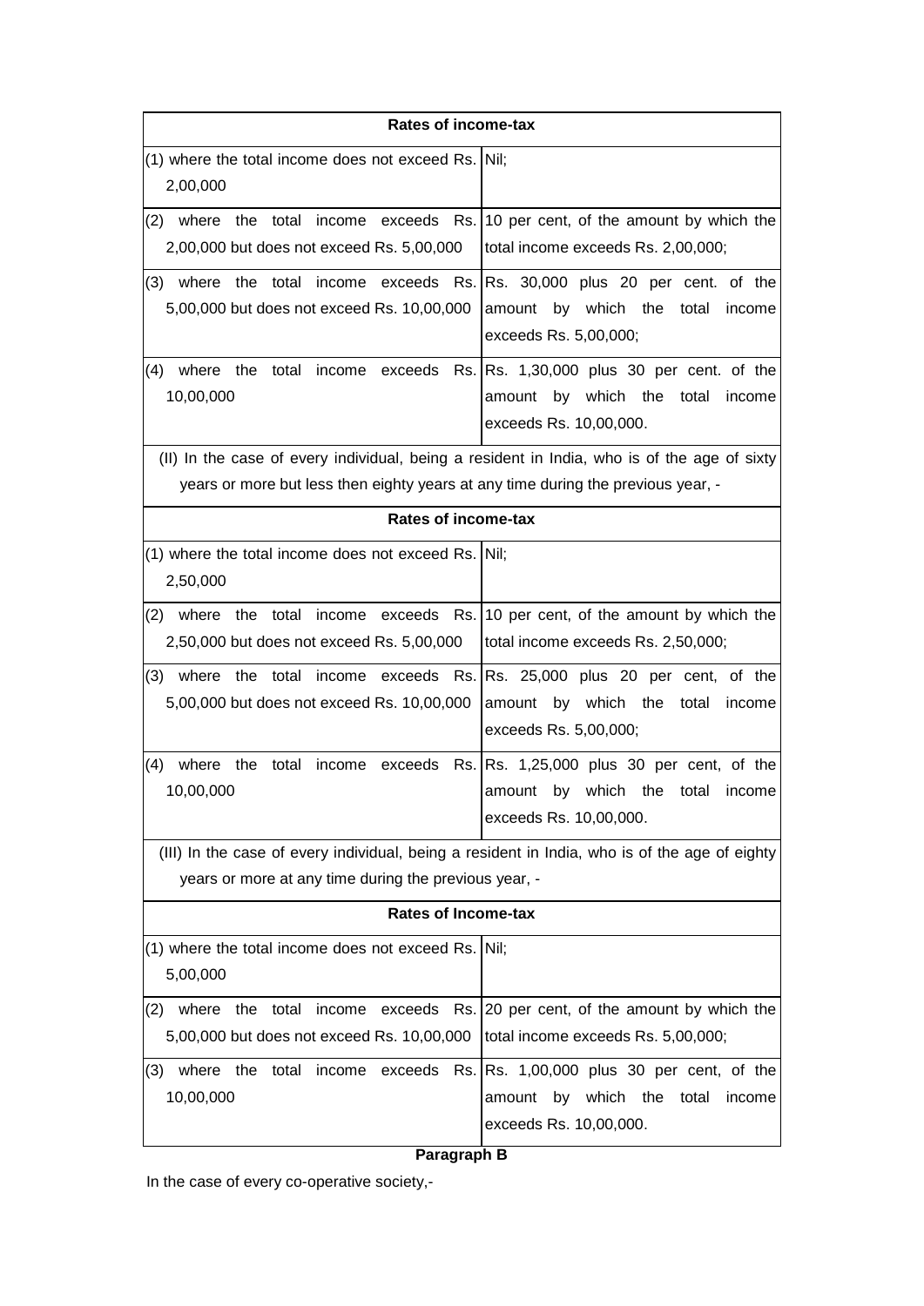| Rates of income-tax | |
|---|---|
| (1) where the total income does not exceed Rs. 2,00,000 | Nil; |
| (2) where the total income exceeds Rs. 2,00,000 but does not exceed Rs. 5,00,000 | 10 per cent, of the amount by which the total income exceeds Rs. 2,00,000; |
| (3) where the total income exceeds Rs. 5,00,000 but does not exceed Rs. 10,00,000 | Rs. 30,000 plus 20 per cent. of the amount by which the total income exceeds Rs. 5,00,000; |
| (4) where the total income exceeds Rs. 10,00,000 | Rs. 1,30,000 plus 30 per cent. of the amount by which the total income exceeds Rs. 10,00,000. |

(II) In the case of every individual, being a resident in India, who is of the age of sixty years or more but less then eighty years at any time during the previous year, -

| Rates of income-tax | |
|---|---|
| (1) where the total income does not exceed Rs. 2,50,000 | Nil; |
| (2) where the total income exceeds Rs. 2,50,000 but does not exceed Rs. 5,00,000 | 10 per cent, of the amount by which the total income exceeds Rs. 2,50,000; |
| (3) where the total income exceeds Rs. 5,00,000 but does not exceed Rs. 10,00,000 | Rs. 25,000 plus 20 per cent, of the amount by which the total income exceeds Rs. 5,00,000; |
| (4) where the total income exceeds Rs. 10,00,000 | Rs. 1,25,000 plus 30 per cent, of the amount by which the total income exceeds Rs. 10,00,000. |

(III) In the case of every individual, being a resident in India, who is of the age of eighty years or more at any time during the previous year, -

| Rates of Income-tax | |
|---|---|
| (1) where the total income does not exceed Rs. 5,00,000 | Nil; |
| (2) where the total income exceeds Rs. 5,00,000 but does not exceed Rs. 10,00,000 | 20 per cent, of the amount by which the total income exceeds Rs. 5,00,000; |
| (3) where the total income exceeds Rs. 10,00,000 | Rs. 1,00,000 plus 30 per cent, of the amount by which the total income exceeds Rs. 10,00,000. |

**Paragraph B**

In the case of every co-operative society,-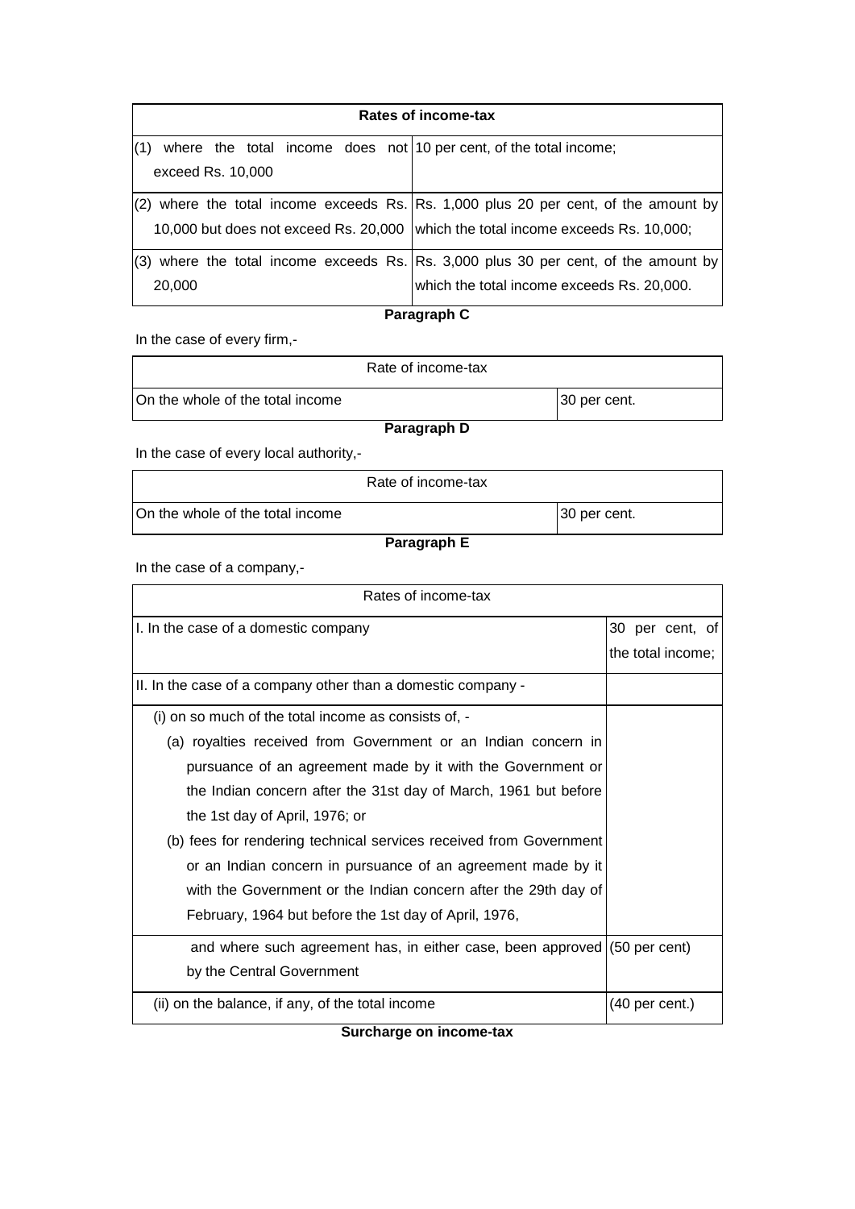| Rates of income-tax | |
|---|---|
| (1) where the total income does not exceed Rs. 10,000 | 10 per cent, of the total income; |
| (2) where the total income exceeds Rs. 10,000 but does not exceed Rs. 20,000 | Rs. 1,000 plus 20 per cent, of the amount by which the total income exceeds Rs. 10,000; |
| (3) where the total income exceeds Rs. 20,000 | Rs. 3,000 plus 30 per cent, of the amount by which the total income exceeds Rs. 20,000. |

**Paragraph C**

In the case of every firm,-

| Rate of income-tax | |
|---|---|
| On the whole of the total income | 30 per cent. |

**Paragraph D**

In the case of every local authority,-

| Rate of income-tax | |
|---|---|
| On the whole of the total income | 30 per cent. |

**Paragraph E**

In the case of a company,-

| Rates of income-tax | |
|---|---|
| I. In the case of a domestic company | 30 per cent, of the total income; |
| II. In the case of a company other than a domestic company - | |
| (i) on so much of the total income as consists of, - (a) royalties received from Government or an Indian concern in pursuance of an agreement made by it with the Government or the Indian concern after the 31st day of March, 1961 but before the 1st day of April, 1976; or (b) fees for rendering technical services received from Government or an Indian concern in pursuance of an agreement made by it with the Government or the Indian concern after the 29th day of February, 1964 but before the 1st day of April, 1976, | |
| and where such agreement has, in either case, been approved by the Central Government | (50 per cent) |
| (ii) on the balance, if any, of the total income | (40 per cent.) |

**Surcharge on income-tax**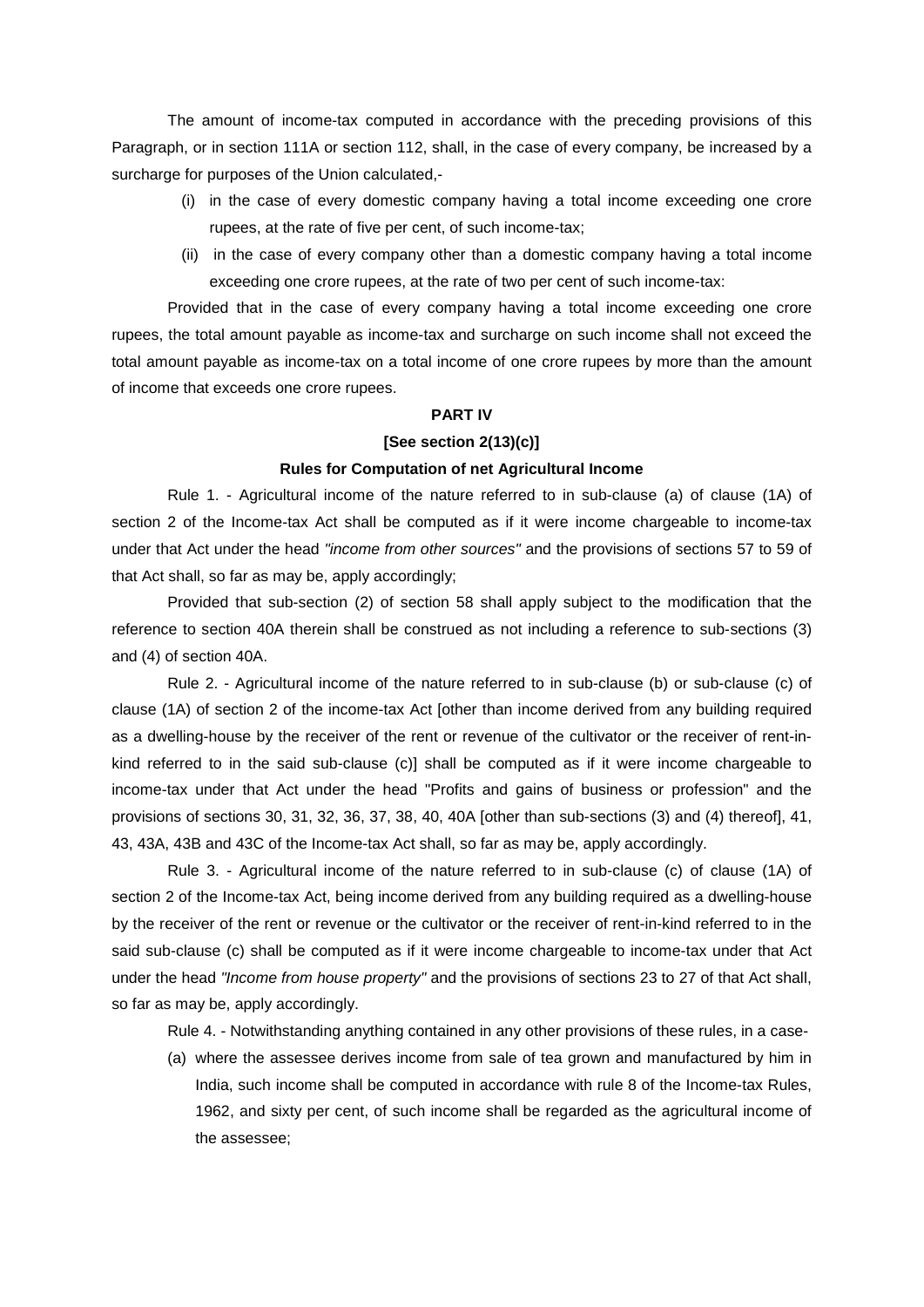The amount of income-tax computed in accordance with the preceding provisions of this Paragraph, or in section 111A or section 112, shall, in the case of every company, be increased by a surcharge for purposes of the Union calculated,-

(i) in the case of every domestic company having a total income exceeding one crore rupees, at the rate of five per cent, of such income-tax;

(ii) in the case of every company other than a domestic company having a total income exceeding one crore rupees, at the rate of two per cent of such income-tax:

Provided that in the case of every company having a total income exceeding one crore rupees, the total amount payable as income-tax and surcharge on such income shall not exceed the total amount payable as income-tax on a total income of one crore rupees by more than the amount of income that exceeds one crore rupees.

**PART IV**

**[See section 2(13)(c)]**

**Rules for Computation of net Agricultural Income**

Rule 1. - Agricultural income of the nature referred to in sub-clause (a) of clause (1A) of section 2 of the Income-tax Act shall be computed as if it were income chargeable to income-tax under that Act under the head *"income from other sources"* and the provisions of sections 57 to 59 of that Act shall, so far as may be, apply accordingly;

Provided that sub-section (2) of section 58 shall apply subject to the modification that the reference to section 40A therein shall be construed as not including a reference to sub-sections (3) and (4) of section 40A.

Rule 2. - Agricultural income of the nature referred to in sub-clause (b) or sub-clause (c) of clause (1A) of section 2 of the income-tax Act [other than income derived from any building required as a dwelling-house by the receiver of the rent or revenue of the cultivator or the receiver of rent-in-kind referred to in the said sub-clause (c)] shall be computed as if it were income chargeable to income-tax under that Act under the head "Profits and gains of business or profession" and the provisions of sections 30, 31, 32, 36, 37, 38, 40, 40A [other than sub-sections (3) and (4) thereof], 41, 43, 43A, 43B and 43C of the Income-tax Act shall, so far as may be, apply accordingly.

Rule 3. - Agricultural income of the nature referred to in sub-clause (c) of clause (1A) of section 2 of the Income-tax Act, being income derived from any building required as a dwelling-house by the receiver of the rent or revenue or the cultivator or the receiver of rent-in-kind referred to in the said sub-clause (c) shall be computed as if it were income chargeable to income-tax under that Act under the head *"Income from house property"* and the provisions of sections 23 to 27 of that Act shall, so far as may be, apply accordingly.

Rule 4. - Notwithstanding anything contained in any other provisions of these rules, in a case-

(a) where the assessee derives income from sale of tea grown and manufactured by him in India, such income shall be computed in accordance with rule 8 of the Income-tax Rules, 1962, and sixty per cent, of such income shall be regarded as the agricultural income of the assessee;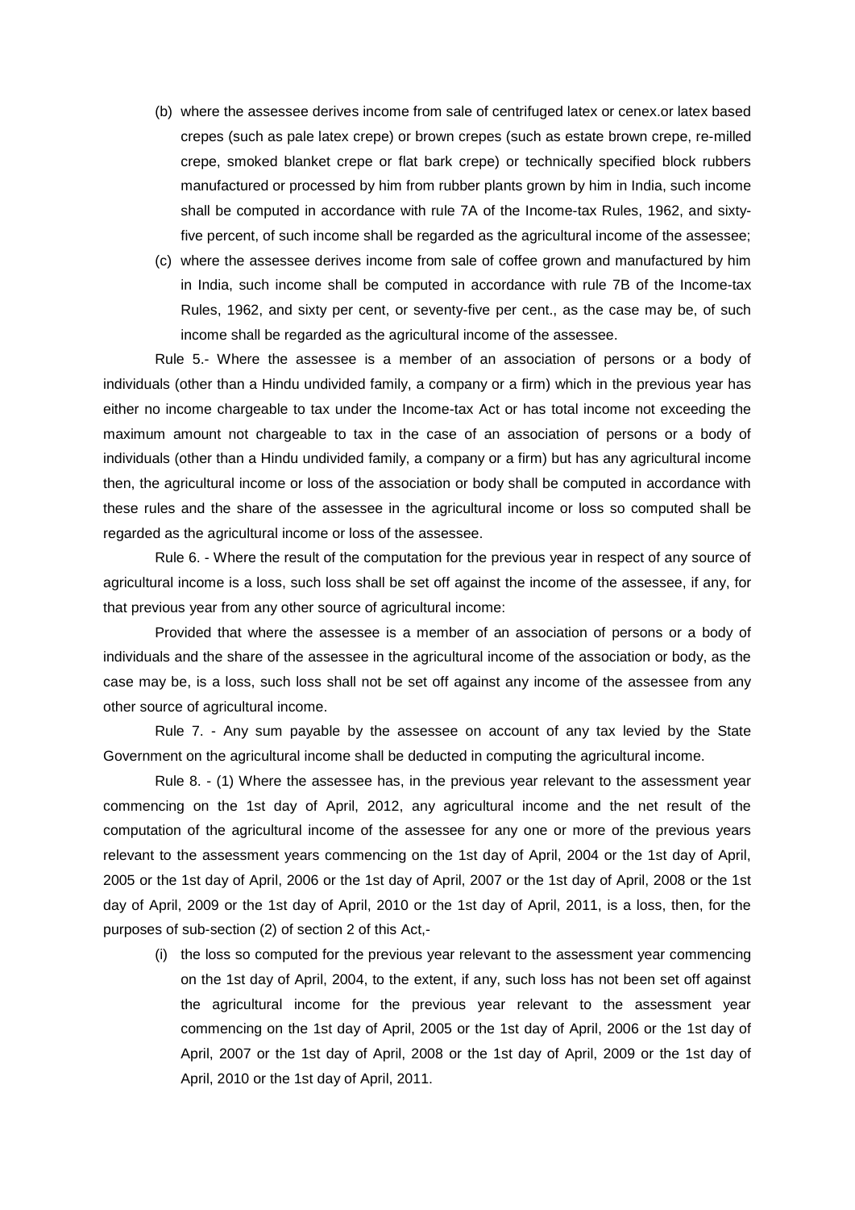(b) where the assessee derives income from sale of centrifuged latex or cenex.or latex based crepes (such as pale latex crepe) or brown crepes (such as estate brown crepe, re-milled crepe, smoked blanket crepe or flat bark crepe) or technically specified block rubbers manufactured or processed by him from rubber plants grown by him in India, such income shall be computed in accordance with rule 7A of the Income-tax Rules, 1962, and sixty-five percent, of such income shall be regarded as the agricultural income of the assessee;

(c) where the assessee derives income from sale of coffee grown and manufactured by him in India, such income shall be computed in accordance with rule 7B of the Income-tax Rules, 1962, and sixty per cent, or seventy-five per cent., as the case may be, of such income shall be regarded as the agricultural income of the assessee.

Rule 5.- Where the assessee is a member of an association of persons or a body of individuals (other than a Hindu undivided family, a company or a firm) which in the previous year has either no income chargeable to tax under the Income-tax Act or has total income not exceeding the maximum amount not chargeable to tax in the case of an association of persons or a body of individuals (other than a Hindu undivided family, a company or a firm) but has any agricultural income then, the agricultural income or loss of the association or body shall be computed in accordance with these rules and the share of the assessee in the agricultural income or loss so computed shall be regarded as the agricultural income or loss of the assessee.

Rule 6. - Where the result of the computation for the previous year in respect of any source of agricultural income is a loss, such loss shall be set off against the income of the assessee, if any, for that previous year from any other source of agricultural income:

Provided that where the assessee is a member of an association of persons or a body of individuals and the share of the assessee in the agricultural income of the association or body, as the case may be, is a loss, such loss shall not be set off against any income of the assessee from any other source of agricultural income.

Rule 7. - Any sum payable by the assessee on account of any tax levied by the State Government on the agricultural income shall be deducted in computing the agricultural income.

Rule 8. - (1) Where the assessee has, in the previous year relevant to the assessment year commencing on the 1st day of April, 2012, any agricultural income and the net result of the computation of the agricultural income of the assessee for any one or more of the previous years relevant to the assessment years commencing on the 1st day of April, 2004 or the 1st day of April, 2005 or the 1st day of April, 2006 or the 1st day of April, 2007 or the 1st day of April, 2008 or the 1st day of April, 2009 or the 1st day of April, 2010 or the 1st day of April, 2011, is a loss, then, for the purposes of sub-section (2) of section 2 of this Act,-

(i) the loss so computed for the previous year relevant to the assessment year commencing on the 1st day of April, 2004, to the extent, if any, such loss has not been set off against the agricultural income for the previous year relevant to the assessment year commencing on the 1st day of April, 2005 or the 1st day of April, 2006 or the 1st day of April, 2007 or the 1st day of April, 2008 or the 1st day of April, 2009 or the 1st day of April, 2010 or the 1st day of April, 2011.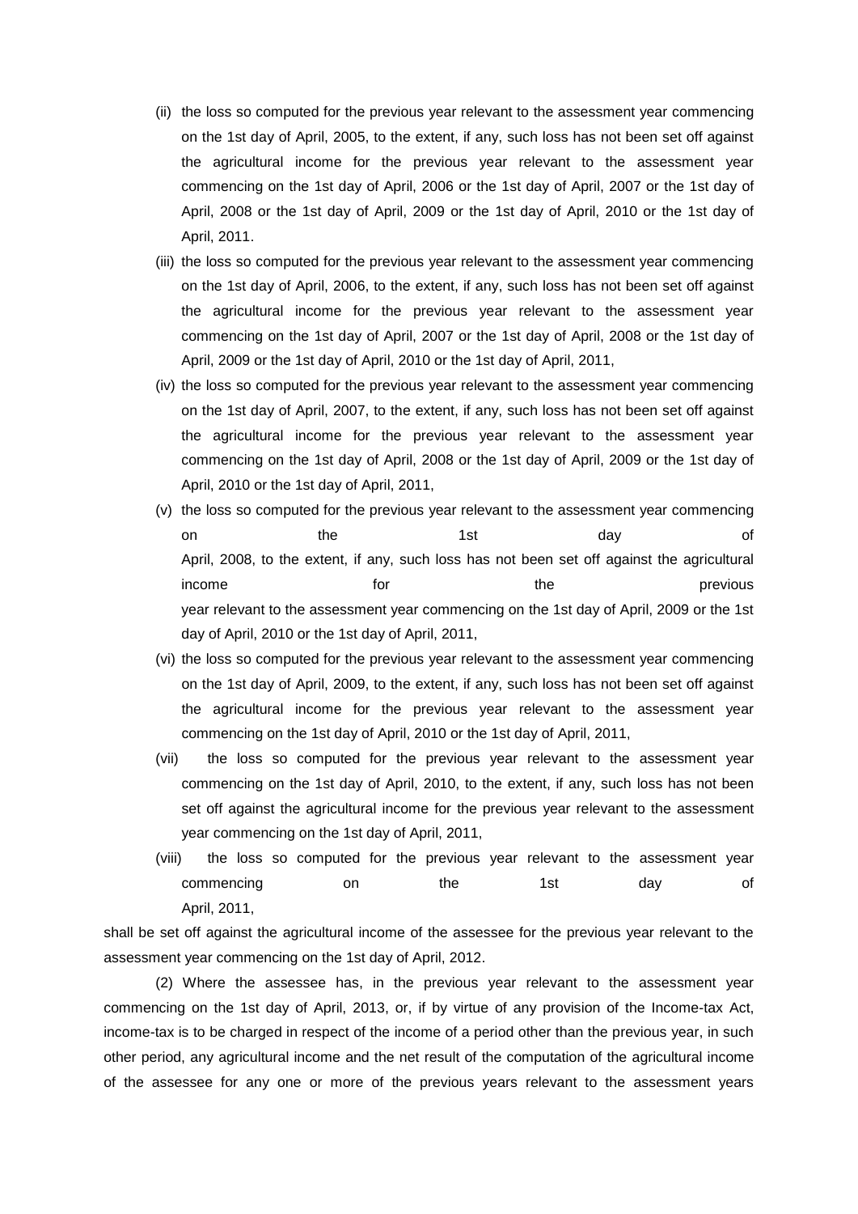(ii) the loss so computed for the previous year relevant to the assessment year commencing on the 1st day of April, 2005, to the extent, if any, such loss has not been set off against the agricultural income for the previous year relevant to the assessment year commencing on the 1st day of April, 2006 or the 1st day of April, 2007 or the 1st day of April, 2008 or the 1st day of April, 2009 or the 1st day of April, 2010 or the 1st day of April, 2011.

(iii) the loss so computed for the previous year relevant to the assessment year commencing on the 1st day of April, 2006, to the extent, if any, such loss has not been set off against the agricultural income for the previous year relevant to the assessment year commencing on the 1st day of April, 2007 or the 1st day of April, 2008 or the 1st day of April, 2009 or the 1st day of April, 2010 or the 1st day of April, 2011,

(iv) the loss so computed for the previous year relevant to the assessment year commencing on the 1st day of April, 2007, to the extent, if any, such loss has not been set off against the agricultural income for the previous year relevant to the assessment year commencing on the 1st day of April, 2008 or the 1st day of April, 2009 or the 1st day of April, 2010 or the 1st day of April, 2011,

(v) the loss so computed for the previous year relevant to the assessment year commencing on the 1st day of April, 2008, to the extent, if any, such loss has not been set off against the agricultural income for the previous year relevant to the assessment year commencing on the 1st day of April, 2009 or the 1st day of April, 2010 or the 1st day of April, 2011,

(vi) the loss so computed for the previous year relevant to the assessment year commencing on the 1st day of April, 2009, to the extent, if any, such loss has not been set off against the agricultural income for the previous year relevant to the assessment year commencing on the 1st day of April, 2010 or the 1st day of April, 2011,

(vii) the loss so computed for the previous year relevant to the assessment year commencing on the 1st day of April, 2010, to the extent, if any, such loss has not been set off against the agricultural income for the previous year relevant to the assessment year commencing on the 1st day of April, 2011,

(viii) the loss so computed for the previous year relevant to the assessment year commencing on the 1st day of April, 2011,

shall be set off against the agricultural income of the assessee for the previous year relevant to the assessment year commencing on the 1st day of April, 2012.

(2) Where the assessee has, in the previous year relevant to the assessment year commencing on the 1st day of April, 2013, or, if by virtue of any provision of the Income-tax Act, income-tax is to be charged in respect of the income of a period other than the previous year, in such other period, any agricultural income and the net result of the computation of the agricultural income of the assessee for any one or more of the previous years relevant to the assessment years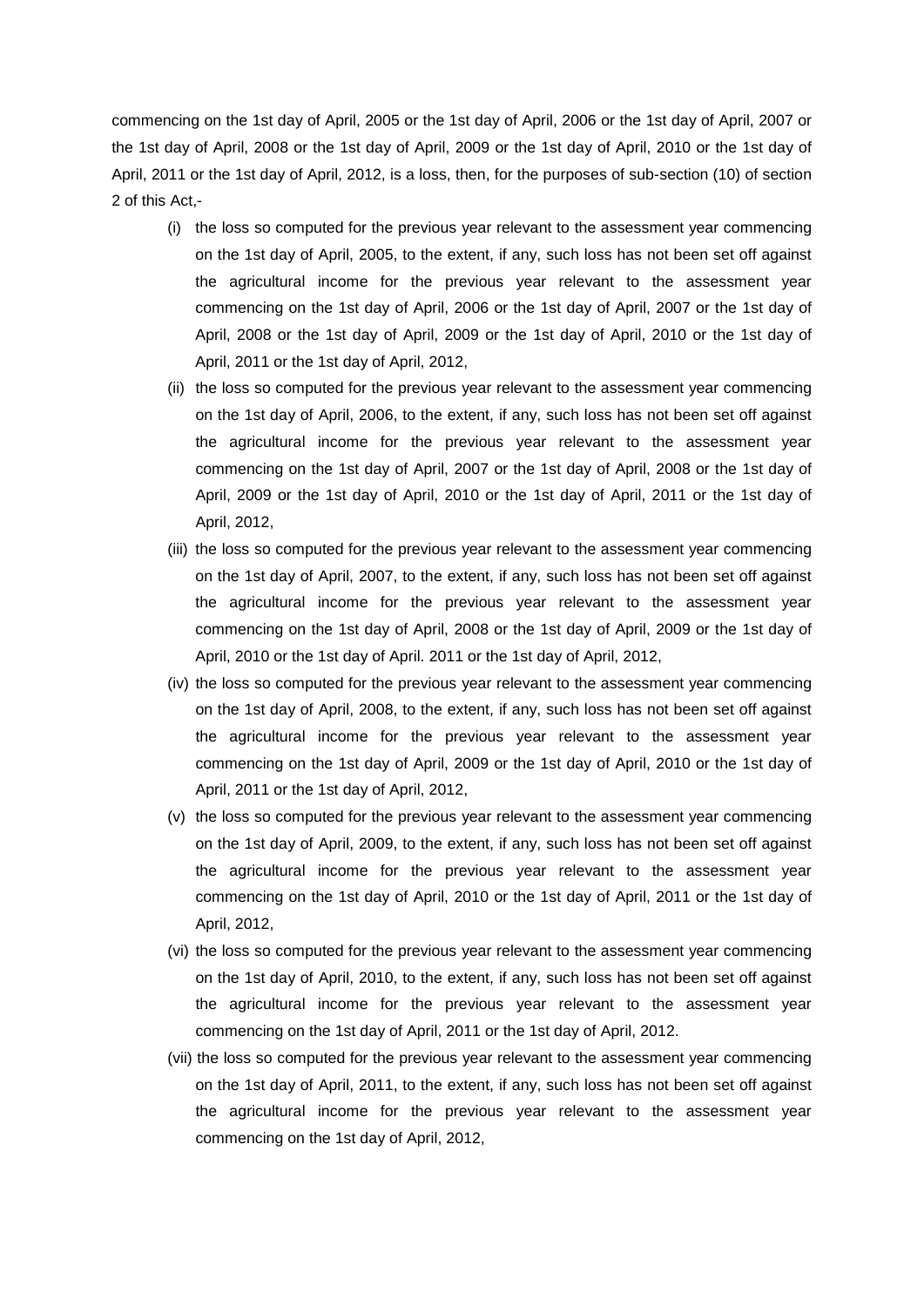commencing on the 1st day of April, 2005 or the 1st day of April, 2006 or the 1st day of April, 2007 or the 1st day of April, 2008 or the 1st day of April, 2009 or the 1st day of April, 2010 or the 1st day of April, 2011 or the 1st day of April, 2012, is a loss, then, for the purposes of sub-section (10) of section 2 of this Act,-

(i) the loss so computed for the previous year relevant to the assessment year commencing on the 1st day of April, 2005, to the extent, if any, such loss has not been set off against the agricultural income for the previous year relevant to the assessment year commencing on the 1st day of April, 2006 or the 1st day of April, 2007 or the 1st day of April, 2008 or the 1st day of April, 2009 or the 1st day of April, 2010 or the 1st day of April, 2011 or the 1st day of April, 2012,

(ii) the loss so computed for the previous year relevant to the assessment year commencing on the 1st day of April, 2006, to the extent, if any, such loss has not been set off against the agricultural income for the previous year relevant to the assessment year commencing on the 1st day of April, 2007 or the 1st day of April, 2008 or the 1st day of April, 2009 or the 1st day of April, 2010 or the 1st day of April, 2011 or the 1st day of April, 2012,

(iii) the loss so computed for the previous year relevant to the assessment year commencing on the 1st day of April, 2007, to the extent, if any, such loss has not been set off against the agricultural income for the previous year relevant to the assessment year commencing on the 1st day of April, 2008 or the 1st day of April, 2009 or the 1st day of April, 2010 or the 1st day of April. 2011 or the 1st day of April, 2012,

(iv) the loss so computed for the previous year relevant to the assessment year commencing on the 1st day of April, 2008, to the extent, if any, such loss has not been set off against the agricultural income for the previous year relevant to the assessment year commencing on the 1st day of April, 2009 or the 1st day of April, 2010 or the 1st day of April, 2011 or the 1st day of April, 2012,

(v) the loss so computed for the previous year relevant to the assessment year commencing on the 1st day of April, 2009, to the extent, if any, such loss has not been set off against the agricultural income for the previous year relevant to the assessment year commencing on the 1st day of April, 2010 or the 1st day of April, 2011 or the 1st day of April, 2012,

(vi) the loss so computed for the previous year relevant to the assessment year commencing on the 1st day of April, 2010, to the extent, if any, such loss has not been set off against the agricultural income for the previous year relevant to the assessment year commencing on the 1st day of April, 2011 or the 1st day of April, 2012.

(vii) the loss so computed for the previous year relevant to the assessment year commencing on the 1st day of April, 2011, to the extent, if any, such loss has not been set off against the agricultural income for the previous year relevant to the assessment year commencing on the 1st day of April, 2012,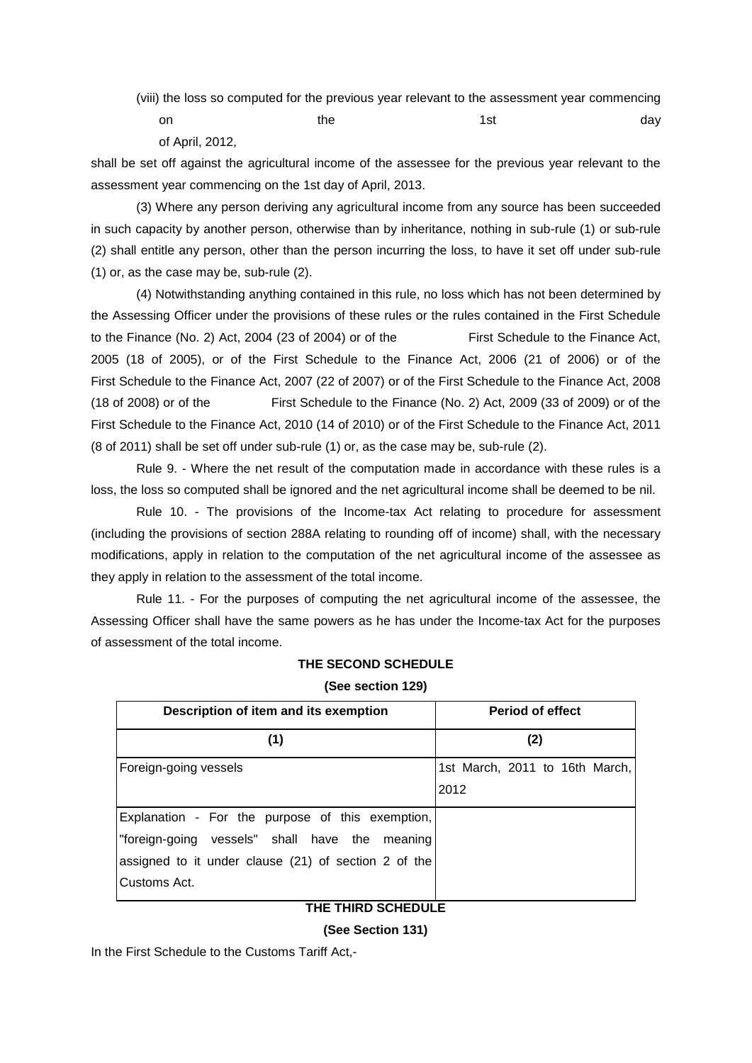(viii) the loss so computed for the previous year relevant to the assessment year commencing on the 1st day of April, 2012,

shall be set off against the agricultural income of the assessee for the previous year relevant to the assessment year commencing on the 1st day of April, 2013.

(3) Where any person deriving any agricultural income from any source has been succeeded in such capacity by another person, otherwise than by inheritance, nothing in sub-rule (1) or sub-rule (2) shall entitle any person, other than the person incurring the loss, to have it set off under sub-rule (1) or, as the case may be, sub-rule (2).

(4) Notwithstanding anything contained in this rule, no loss which has not been determined by the Assessing Officer under the provisions of these rules or the rules contained in the First Schedule to the Finance (No. 2) Act, 2004 (23 of 2004) or of the First Schedule to the Finance Act, 2005 (18 of 2005), or of the First Schedule to the Finance Act, 2006 (21 of 2006) or of the First Schedule to the Finance Act, 2007 (22 of 2007) or of the First Schedule to the Finance Act, 2008 (18 of 2008) or of the First Schedule to the Finance (No. 2) Act, 2009 (33 of 2009) or of the First Schedule to the Finance Act, 2010 (14 of 2010) or of the First Schedule to the Finance Act, 2011 (8 of 2011) shall be set off under sub-rule (1) or, as the case may be, sub-rule (2).

Rule 9. - Where the net result of the computation made in accordance with these rules is a loss, the loss so computed shall be ignored and the net agricultural income shall be deemed to be nil.

Rule 10. - The provisions of the Income-tax Act relating to procedure for assessment (including the provisions of section 288A relating to rounding off of income) shall, with the necessary modifications, apply in relation to the computation of the net agricultural income of the assessee as they apply in relation to the assessment of the total income.

Rule 11. - For the purposes of computing the net agricultural income of the assessee, the Assessing Officer shall have the same powers as he has under the Income-tax Act for the purposes of assessment of the total income.

**THE SECOND SCHEDULE**

**(See section 129)**

| Description of item and its exemption | Period of effect |
|---|---|
| (1) | (2) |
| Foreign-going vessels | 1st March, 2011 to 16th March, 2012 |
| Explanation - For the purpose of this exemption, "foreign-going vessels" shall have the meaning assigned to it under clause (21) of section 2 of the Customs Act. | |

**THE THIRD SCHEDULE**

**(See Section 131)**

In the First Schedule to the Customs Tariff Act,-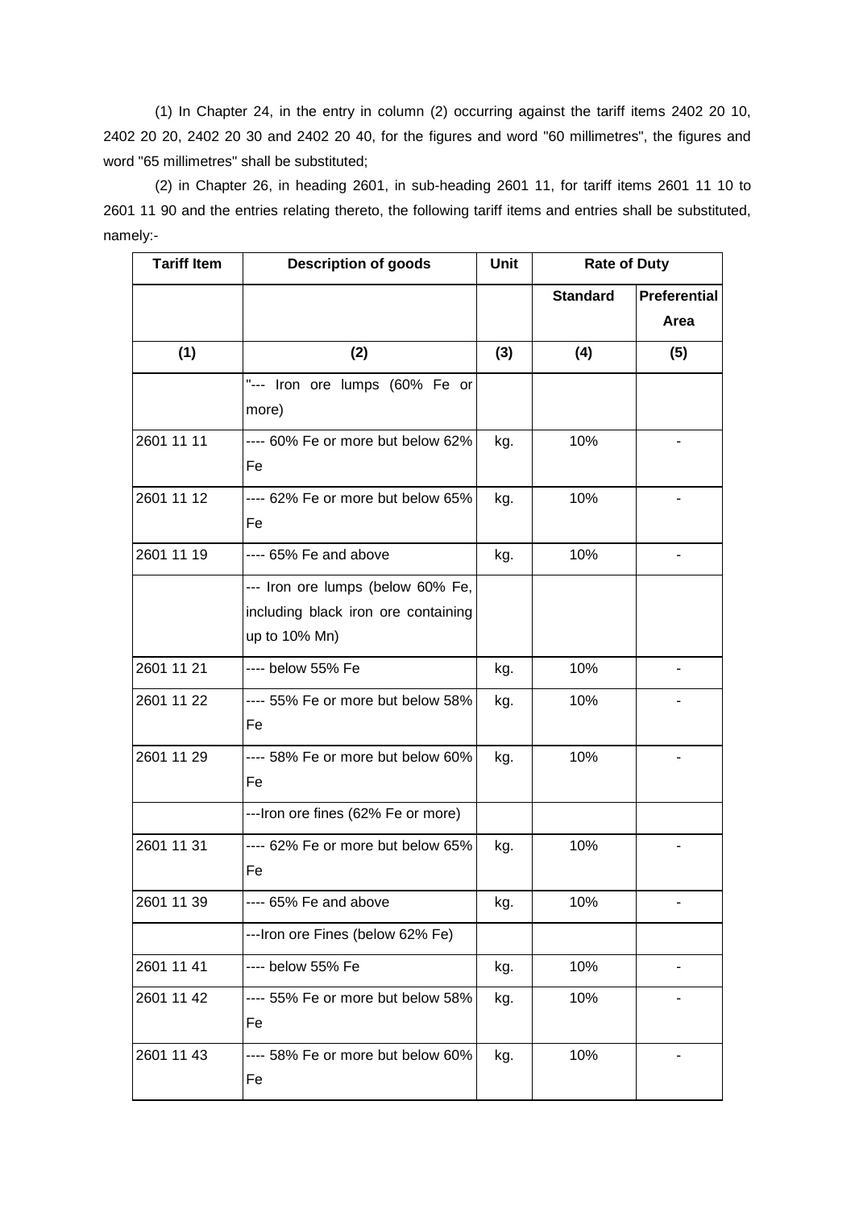(1) In Chapter 24, in the entry in column (2) occurring against the tariff items 2402 20 10, 2402 20 20, 2402 20 30 and 2402 20 40, for the figures and word "60 millimetres", the figures and word "65 millimetres" shall be substituted;

(2) in Chapter 26, in heading 2601, in sub-heading 2601 11, for tariff items 2601 11 10 to 2601 11 90 and the entries relating thereto, the following tariff items and entries shall be substituted, namely:-

| Tariff Item | Description of goods | Unit | Rate of Duty | |
|---|---|---|---|---|
| | | | Standard | Preferential Area |
| (1) | (2) | (3) | (4) | (5) |
| | "--- Iron ore lumps (60% Fe or more) | | | |
| 2601 11 11 | ---- 60% Fe or more but below 62% Fe | kg. | 10% | - |
| 2601 11 12 | ---- 62% Fe or more but below 65% Fe | kg. | 10% | - |
| 2601 11 19 | ---- 65% Fe and above | kg. | 10% | - |
| | --- Iron ore lumps (below 60% Fe, including black iron ore containing up to 10% Mn) | | | |
| 2601 11 21 | ---- below 55% Fe | kg. | 10% | - |
| 2601 11 22 | ---- 55% Fe or more but below 58% Fe | kg. | 10% | - |
| 2601 11 29 | ---- 58% Fe or more but below 60% Fe | kg. | 10% | - |
| | ---Iron ore fines (62% Fe or more) | | | |
| 2601 11 31 | ---- 62% Fe or more but below 65% Fe | kg. | 10% | - |
| 2601 11 39 | ---- 65% Fe and above | kg. | 10% | - |
| | ---Iron ore Fines (below 62% Fe) | | | |
| 2601 11 41 | ---- below 55% Fe | kg. | 10% | - |
| 2601 11 42 | ---- 55% Fe or more but below 58% Fe | kg. | 10% | - |
| 2601 11 43 | ---- 58% Fe or more but below 60% Fe | kg. | 10% | - |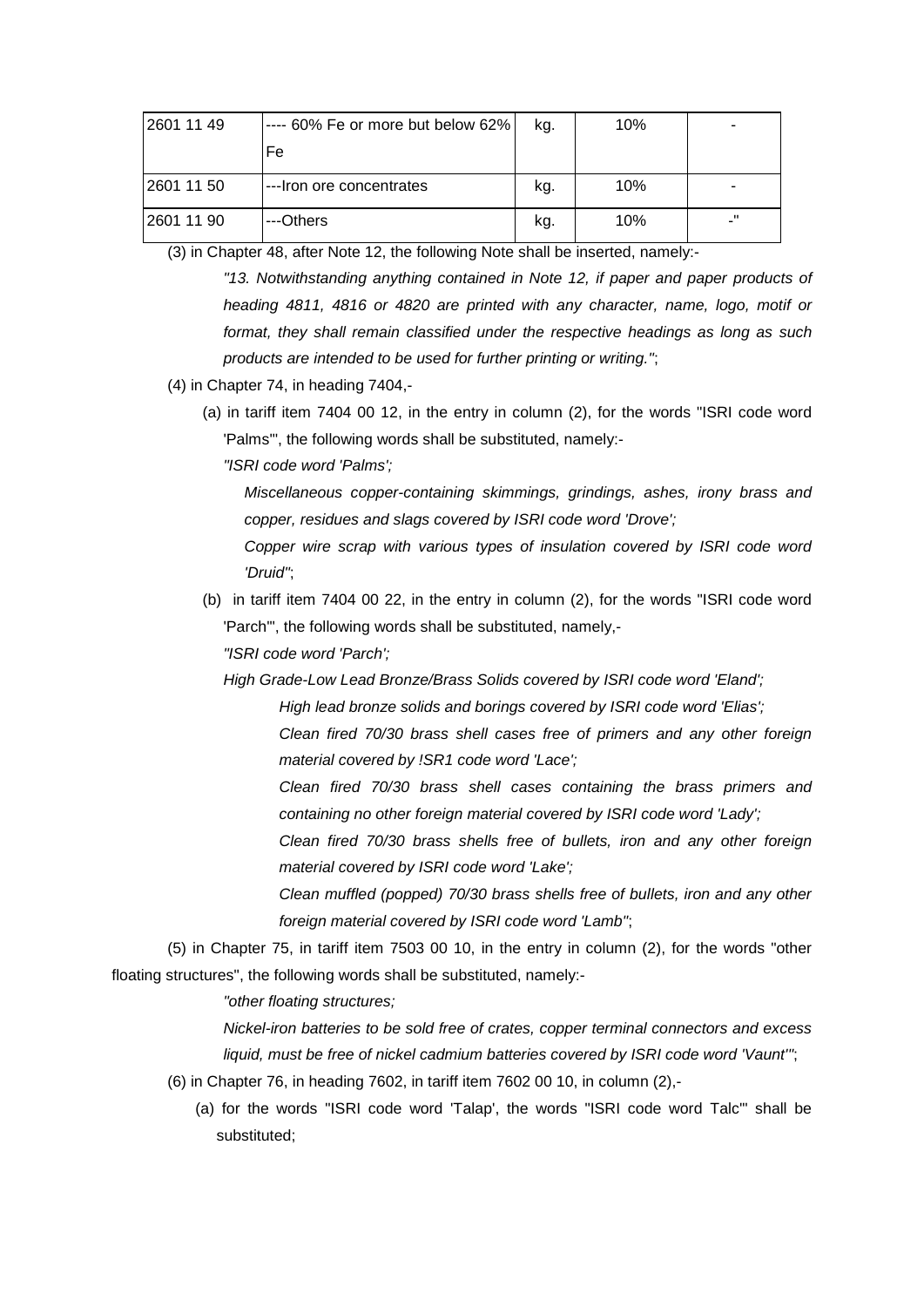| 2601 11 49 | ---- 60% Fe or more but below 62% Fe | kg. | 10% | - |
|---|---|---|---|---|
| 2601 11 50 | ---Iron ore concentrates | kg. | 10% | - |
| 2601 11 90 | ---Others | kg. | 10% | -" |

(3) in Chapter 48, after Note 12, the following Note shall be inserted, namely:-

*"13. Notwithstanding anything contained in Note 12, if paper and paper products of heading 4811, 4816 or 4820 are printed with any character, name, logo, motif or format, they shall remain classified under the respective headings as long as such products are intended to be used for further printing or writing."*;

(4) in Chapter 74, in heading 7404,-

(a) in tariff item 7404 00 12, in the entry in column (2), for the words "ISRI code word 'Palms'", the following words shall be substituted, namely:-

*"ISRI code word 'Palms';*

*Miscellaneous copper-containing skimmings, grindings, ashes, irony brass and copper, residues and slags covered by ISRI code word 'Drove';*

*Copper wire scrap with various types of insulation covered by ISRI code word 'Druid'"*;

(b) in tariff item 7404 00 22, in the entry in column (2), for the words "ISRI code word 'Parch'", the following words shall be substituted, namely,-

*"ISRI code word 'Parch';*

*High Grade-Low Lead Bronze/Brass Solids covered by ISRI code word 'Eland';*

*High lead bronze solids and borings covered by ISRI code word 'Elias';*

*Clean fired 70/30 brass shell cases free of primers and any other foreign material covered by !SR1 code word 'Lace';*

*Clean fired 70/30 brass shell cases containing the brass primers and containing no other foreign material covered by ISRI code word 'Lady';*

*Clean fired 70/30 brass shells free of bullets, iron and any other foreign material covered by ISRI code word 'Lake';*

*Clean muffled (popped) 70/30 brass shells free of bullets, iron and any other foreign material covered by ISRI code word 'Lamb"*;

(5) in Chapter 75, in tariff item 7503 00 10, in the entry in column (2), for the words "other floating structures", the following words shall be substituted, namely:-

*"other floating structures;*

*Nickel-iron batteries to be sold free of crates, copper terminal connectors and excess liquid, must be free of nickel cadmium batteries covered by ISRI code word 'Vaunt'"*;

(6) in Chapter 76, in heading 7602, in tariff item 7602 00 10, in column (2),-

(a) for the words "ISRI code word 'Talap', the words "ISRI code word Talc'" shall be substituted;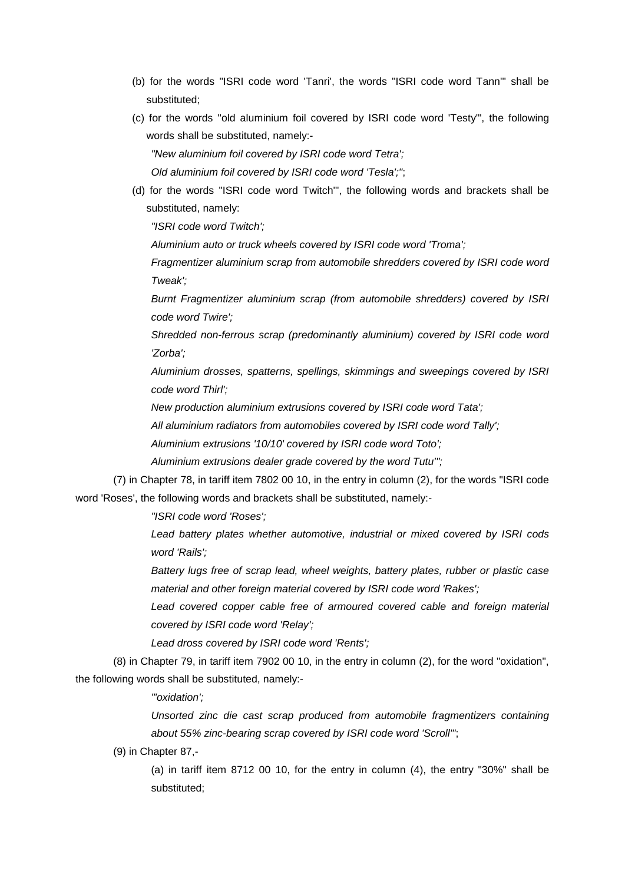(b) for the words "ISRI code word 'Tanri', the words "ISRI code word Tann'" shall be substituted;

(c) for the words "old aluminium foil covered by ISRI code word 'Testy'", the following words shall be substituted, namely:-

*"New aluminium foil covered by ISRI code word Tetra';*

*Old aluminium foil covered by ISRI code word 'Tesla';"*;

(d) for the words "ISRI code word Twitch'", the following words and brackets shall be substituted, namely:

*"ISRI code word Twitch';*

*Aluminium auto or truck wheels covered by ISRI code word 'Troma';*

*Fragmentizer aluminium scrap from automobile shredders covered by ISRI code word Tweak';*

*Burnt Fragmentizer aluminium scrap (from automobile shredders) covered by ISRI code word Twire';*

*Shredded non-ferrous scrap (predominantly aluminium) covered by ISRI code word 'Zorba';*

*Aluminium drosses, spatterns, spellings, skimmings and sweepings covered by ISRI code word Thirl';*

*New production aluminium extrusions covered by ISRI code word Tata';*

*All aluminium radiators from automobiles covered by ISRI code word Tally';*

*Aluminium extrusions '10/10' covered by ISRI code word Toto';*

*Aluminium extrusions dealer grade covered by the word Tutu'";*

(7) in Chapter 78, in tariff item 7802 00 10, in the entry in column (2), for the words "ISRI code word 'Roses', the following words and brackets shall be substituted, namely:-

*"ISRI code word 'Roses';*

*Lead battery plates whether automotive, industrial or mixed covered by ISRI cods word 'Rails';*

*Battery lugs free of scrap lead, wheel weights, battery plates, rubber or plastic case material and other foreign material covered by ISRI code word 'Rakes';*

*Lead covered copper cable free of armoured covered cable and foreign material covered by ISRI code word 'Relay';*

*Lead dross covered by ISRI code word 'Rents';*

(8) in Chapter 79, in tariff item 7902 00 10, in the entry in column (2), for the word "oxidation", the following words shall be substituted, namely:-

*"'oxidation';*

*Unsorted zinc die cast scrap produced from automobile fragmentizers containing about 55% zinc-bearing scrap covered by ISRI code word 'Scroll'"*;

(9) in Chapter 87,-

(a) in tariff item 8712 00 10, for the entry in column (4), the entry "30%" shall be substituted;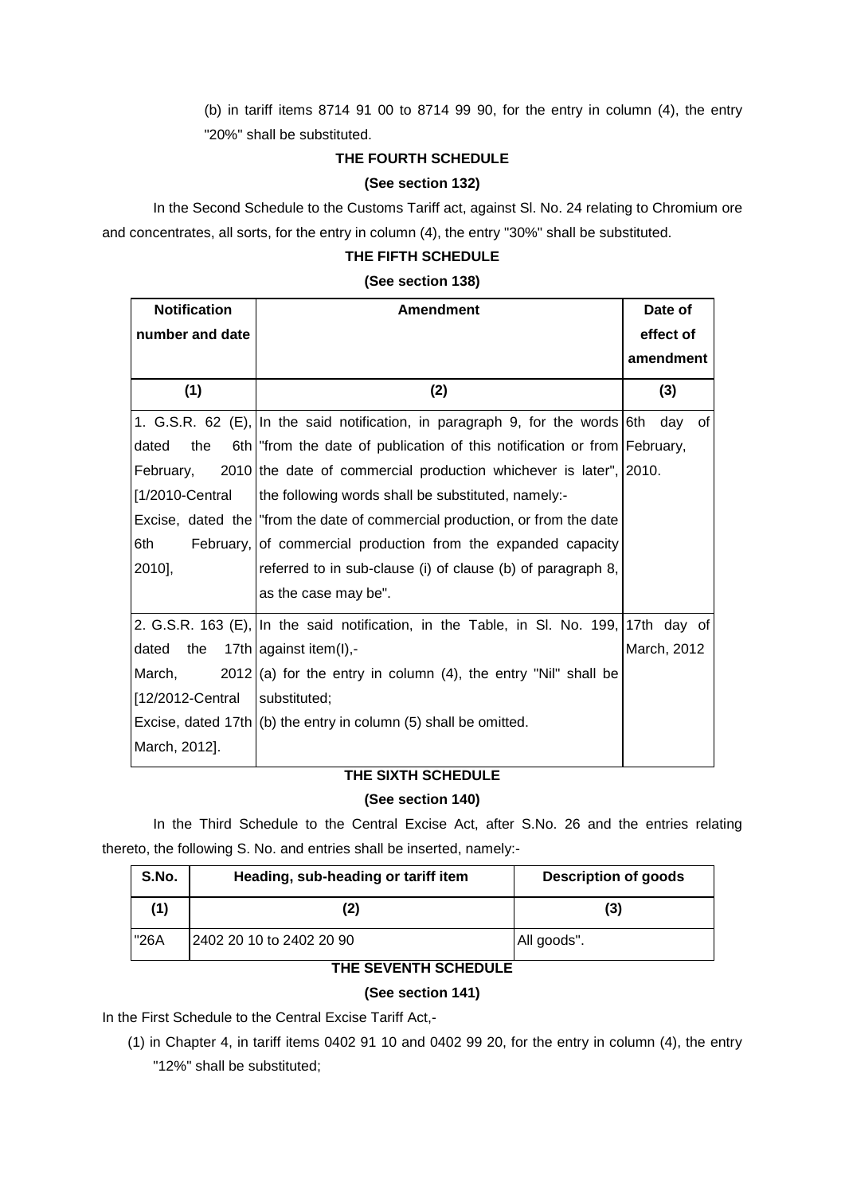(b) in tariff items 8714 91 00 to 8714 99 90, for the entry in column (4), the entry "20%" shall be substituted.

### THE FOURTH SCHEDULE

**(See section 132)**

In the Second Schedule to the Customs Tariff act, against Sl. No. 24 relating to Chromium ore and concentrates, all sorts, for the entry in column (4), the entry "30%" shall be substituted.

### THE FIFTH SCHEDULE

**(See section 138)**

| Notification number and date | Amendment | Date of effect of amendment |
|---|---|---|
| (1) | (2) | (3) |
| 1. G.S.R. 62 (E), dated the 6th February, 2010 [1/2010-Central Excise, dated the 6th February, 2010], | In the said notification, in paragraph 9, for the words "from the date of publication of this notification or from the date of commercial production whichever is later", the following words shall be substituted, namely:- "from the date of commercial production, or from the date of commercial production from the expanded capacity referred to in sub-clause (i) of clause (b) of paragraph 8, as the case may be". | 6th day of February, 2010. |
| 2. G.S.R. 163 (E), dated the 17th March, 2012 [12/2012-Central Excise, dated 17th March, 2012]. | In the said notification, in the Table, in Sl. No. 199, against item(I),- (a) for the entry in column (4), the entry "Nil" shall be substituted; (b) the entry in column (5) shall be omitted. | 17th day of March, 2012 |

### THE SIXTH SCHEDULE

**(See section 140)**

In the Third Schedule to the Central Excise Act, after S.No. 26 and the entries relating thereto, the following S. No. and entries shall be inserted, namely:-

| S.No. | Heading, sub-heading or tariff item | Description of goods |
|---|---|---|
| (1) | (2) | (3) |
| "26A | 2402 20 10 to 2402 20 90 | All goods". |

### THE SEVENTH SCHEDULE

**(See section 141)**

In the First Schedule to the Central Excise Tariff Act,-

(1) in Chapter 4, in tariff items 0402 91 10 and 0402 99 20, for the entry in column (4), the entry "12%" shall be substituted;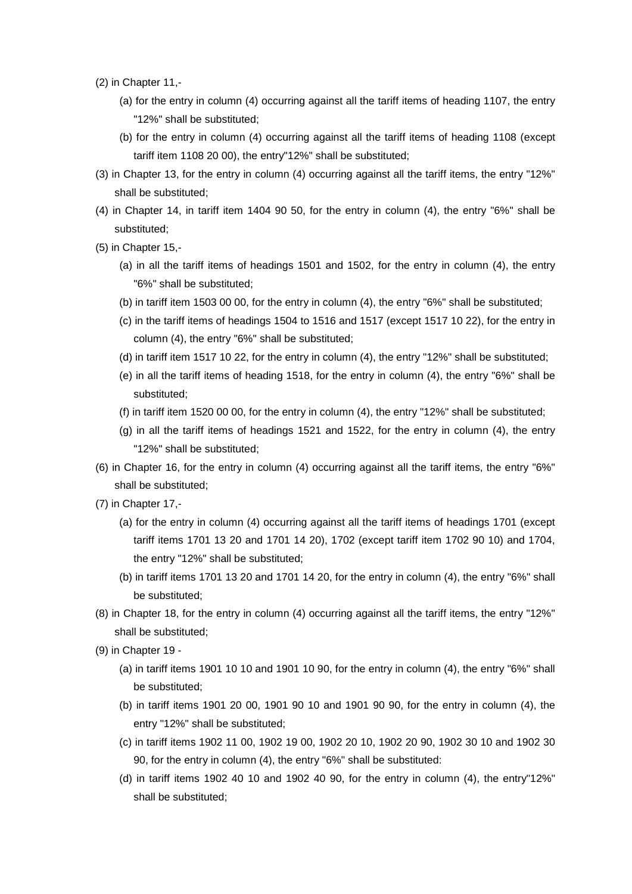(2) in Chapter 11,-

   (a) for the entry in column (4) occurring against all the tariff items of heading 1107, the entry "12%" shall be substituted;

   (b) for the entry in column (4) occurring against all the tariff items of heading 1108 (except tariff item 1108 20 00), the entry"12%" shall be substituted;

(3) in Chapter 13, for the entry in column (4) occurring against all the tariff items, the entry "12%" shall be substituted;

(4) in Chapter 14, in tariff item 1404 90 50, for the entry in column (4), the entry "6%" shall be substituted;

(5) in Chapter 15,-

   (a) in all the tariff items of headings 1501 and 1502, for the entry in column (4), the entry "6%" shall be substituted;

   (b) in tariff item 1503 00 00, for the entry in column (4), the entry "6%" shall be substituted;

   (c) in the tariff items of headings 1504 to 1516 and 1517 (except 1517 10 22), for the entry in column (4), the entry "6%" shall be substituted;

   (d) in tariff item 1517 10 22, for the entry in column (4), the entry "12%" shall be substituted;

   (e) in all the tariff items of heading 1518, for the entry in column (4), the entry "6%" shall be substituted;

   (f) in tariff item 1520 00 00, for the entry in column (4), the entry "12%" shall be substituted;

   (g) in all the tariff items of headings 1521 and 1522, for the entry in column (4), the entry "12%" shall be substituted;

(6) in Chapter 16, for the entry in column (4) occurring against all the tariff items, the entry "6%" shall be substituted;

(7) in Chapter 17,-

   (a) for the entry in column (4) occurring against all the tariff items of headings 1701 (except tariff items 1701 13 20 and 1701 14 20), 1702 (except tariff item 1702 90 10) and 1704, the entry "12%" shall be substituted;

   (b) in tariff items 1701 13 20 and 1701 14 20, for the entry in column (4), the entry "6%" shall be substituted;

(8) in Chapter 18, for the entry in column (4) occurring against all the tariff items, the entry "12%" shall be substituted;

(9) in Chapter 19 -

   (a) in tariff items 1901 10 10 and 1901 10 90, for the entry in column (4), the entry "6%" shall be substituted;

   (b) in tariff items 1901 20 00, 1901 90 10 and 1901 90 90, for the entry in column (4), the entry "12%" shall be substituted;

   (c) in tariff items 1902 11 00, 1902 19 00, 1902 20 10, 1902 20 90, 1902 30 10 and 1902 30 90, for the entry in column (4), the entry "6%" shall be substituted:

   (d) in tariff items 1902 40 10 and 1902 40 90, for the entry in column (4), the entry"12%" shall be substituted;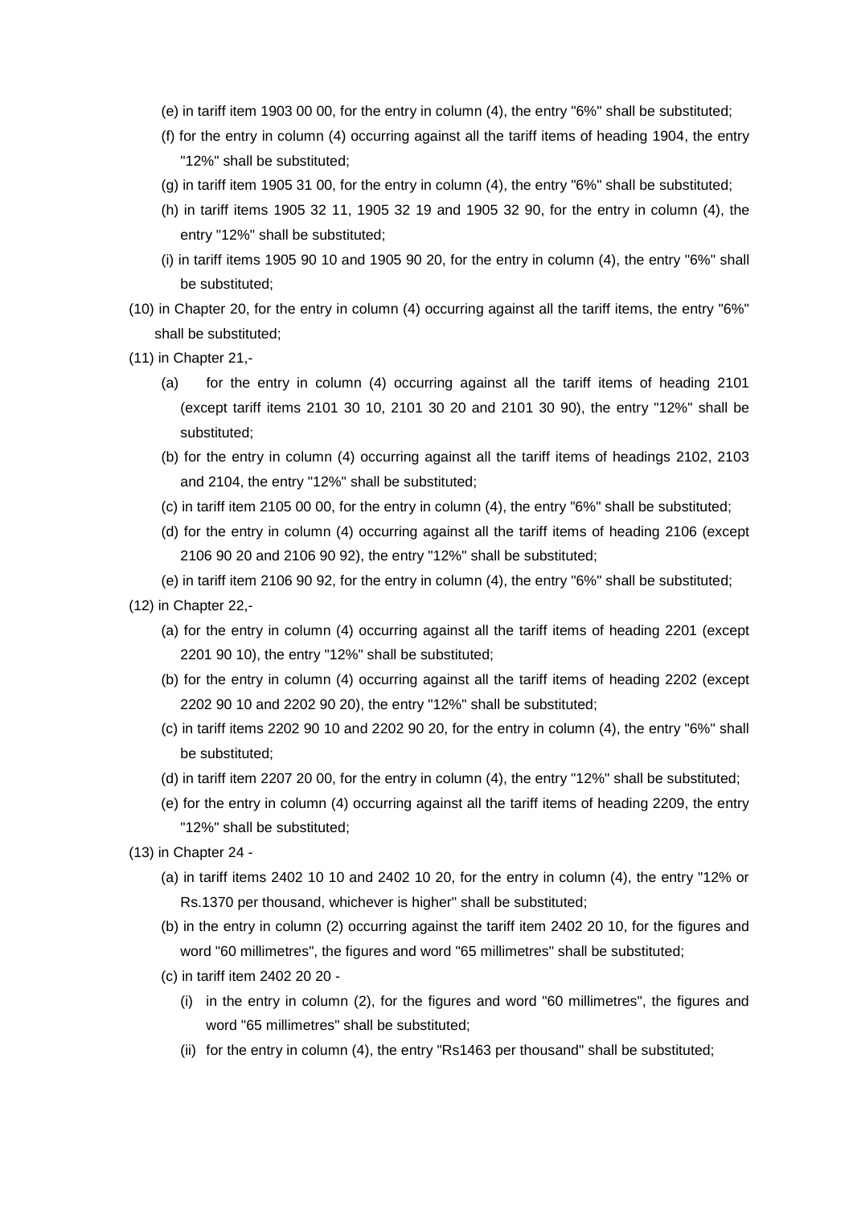(e) in tariff item 1903 00 00, for the entry in column (4), the entry "6%" shall be substituted;

(f) for the entry in column (4) occurring against all the tariff items of heading 1904, the entry "12%" shall be substituted;

(g) in tariff item 1905 31 00, for the entry in column (4), the entry "6%" shall be substituted;

(h) in tariff items 1905 32 11, 1905 32 19 and 1905 32 90, for the entry in column (4), the entry "12%" shall be substituted;

(i) in tariff items 1905 90 10 and 1905 90 20, for the entry in column (4), the entry "6%" shall be substituted;

(10) in Chapter 20, for the entry in column (4) occurring against all the tariff items, the entry "6%" shall be substituted;

(11) in Chapter 21,-

(a) for the entry in column (4) occurring against all the tariff items of heading 2101 (except tariff items 2101 30 10, 2101 30 20 and 2101 30 90), the entry "12%" shall be substituted;

(b) for the entry in column (4) occurring against all the tariff items of headings 2102, 2103 and 2104, the entry "12%" shall be substituted;

(c) in tariff item 2105 00 00, for the entry in column (4), the entry "6%" shall be substituted;

(d) for the entry in column (4) occurring against all the tariff items of heading 2106 (except 2106 90 20 and 2106 90 92), the entry "12%" shall be substituted;

(e) in tariff item 2106 90 92, for the entry in column (4), the entry "6%" shall be substituted;

(12) in Chapter 22,-

(a) for the entry in column (4) occurring against all the tariff items of heading 2201 (except 2201 90 10), the entry "12%" shall be substituted;

(b) for the entry in column (4) occurring against all the tariff items of heading 2202 (except 2202 90 10 and 2202 90 20), the entry "12%" shall be substituted;

(c) in tariff items 2202 90 10 and 2202 90 20, for the entry in column (4), the entry "6%" shall be substituted;

(d) in tariff item 2207 20 00, for the entry in column (4), the entry "12%" shall be substituted;

(e) for the entry in column (4) occurring against all the tariff items of heading 2209, the entry "12%" shall be substituted;

(13) in Chapter 24 -

(a) in tariff items 2402 10 10 and 2402 10 20, for the entry in column (4), the entry "12% or Rs.1370 per thousand, whichever is higher" shall be substituted;

(b) in the entry in column (2) occurring against the tariff item 2402 20 10, for the figures and word "60 millimetres", the figures and word "65 millimetres" shall be substituted;

(c) in tariff item 2402 20 20 -

(i) in the entry in column (2), for the figures and word "60 millimetres", the figures and word "65 millimetres" shall be substituted;

(ii) for the entry in column (4), the entry "Rs1463 per thousand" shall be substituted;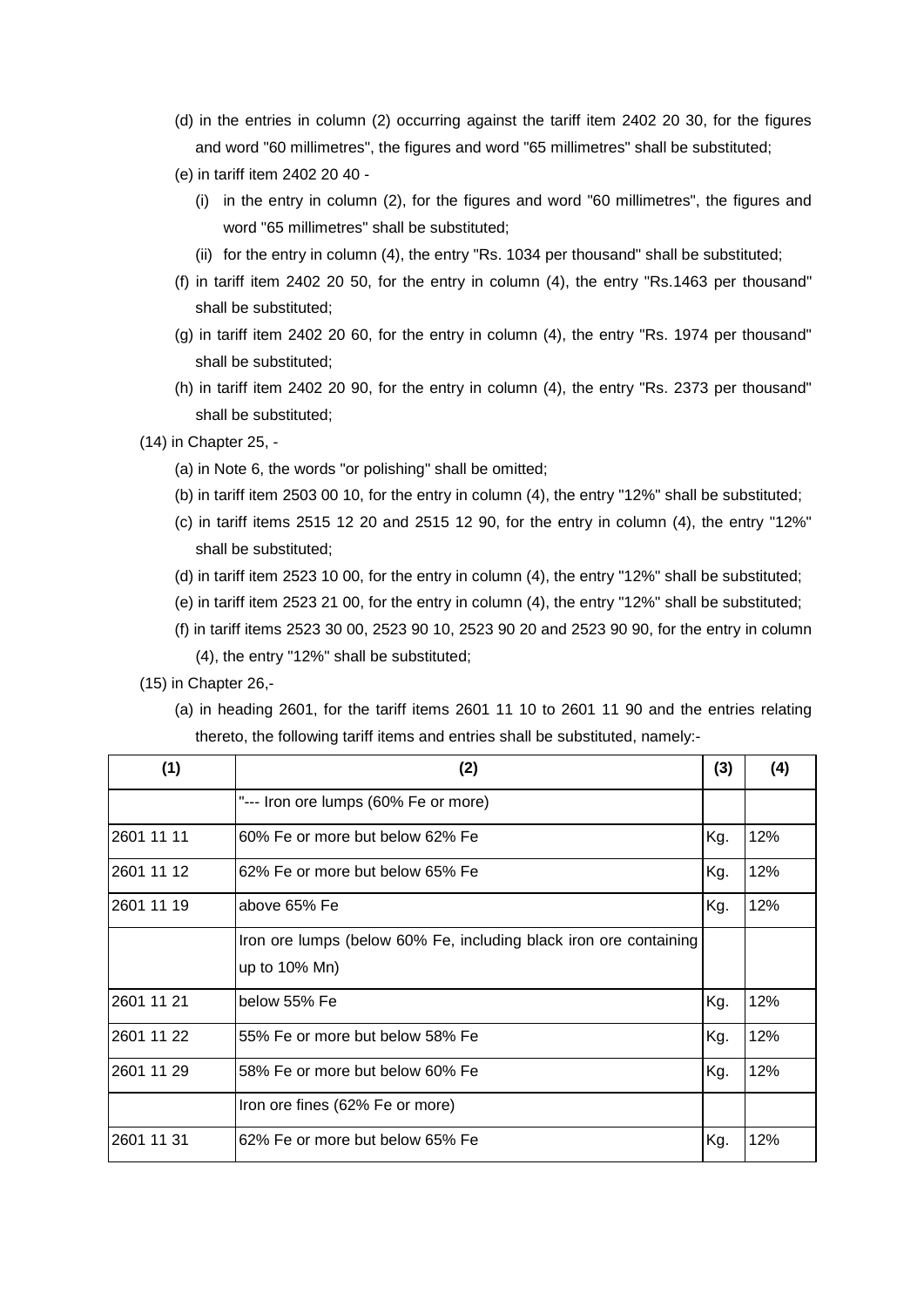(d) in the entries in column (2) occurring against the tariff item 2402 20 30, for the figures and word "60 millimetres", the figures and word "65 millimetres" shall be substituted;

(e) in tariff item 2402 20 40 -

(i) in the entry in column (2), for the figures and word "60 millimetres", the figures and word "65 millimetres" shall be substituted;

(ii) for the entry in column (4), the entry "Rs. 1034 per thousand" shall be substituted;

(f) in tariff item 2402 20 50, for the entry in column (4), the entry "Rs.1463 per thousand" shall be substituted;

(g) in tariff item 2402 20 60, for the entry in column (4), the entry "Rs. 1974 per thousand" shall be substituted;

(h) in tariff item 2402 20 90, for the entry in column (4), the entry "Rs. 2373 per thousand" shall be substituted;

(14) in Chapter 25, -

(a) in Note 6, the words "or polishing" shall be omitted;

(b) in tariff item 2503 00 10, for the entry in column (4), the entry "12%" shall be substituted;

(c) in tariff items 2515 12 20 and 2515 12 90, for the entry in column (4), the entry "12%" shall be substituted;

(d) in tariff item 2523 10 00, for the entry in column (4), the entry "12%" shall be substituted;

(e) in tariff item 2523 21 00, for the entry in column (4), the entry "12%" shall be substituted;

(f) in tariff items 2523 30 00, 2523 90 10, 2523 90 20 and 2523 90 90, for the entry in column (4), the entry "12%" shall be substituted;

(15) in Chapter 26,-

(a) in heading 2601, for the tariff items 2601 11 10 to 2601 11 90 and the entries relating thereto, the following tariff items and entries shall be substituted, namely:-

| (1) | (2) | (3) | (4) |
|---|---|---|---|
| | "--- Iron ore lumps (60% Fe or more) | | |
| 2601 11 11 | 60% Fe or more but below 62% Fe | Kg. | 12% |
| 2601 11 12 | 62% Fe or more but below 65% Fe | Kg. | 12% |
| 2601 11 19 | above 65% Fe | Kg. | 12% |
| | Iron ore lumps (below 60% Fe, including black iron ore containing up to 10% Mn) | | |
| 2601 11 21 | below 55% Fe | Kg. | 12% |
| 2601 11 22 | 55% Fe or more but below 58% Fe | Kg. | 12% |
| 2601 11 29 | 58% Fe or more but below 60% Fe | Kg. | 12% |
| | Iron ore fines (62% Fe or more) | | |
| 2601 11 31 | 62% Fe or more but below 65% Fe | Kg. | 12% |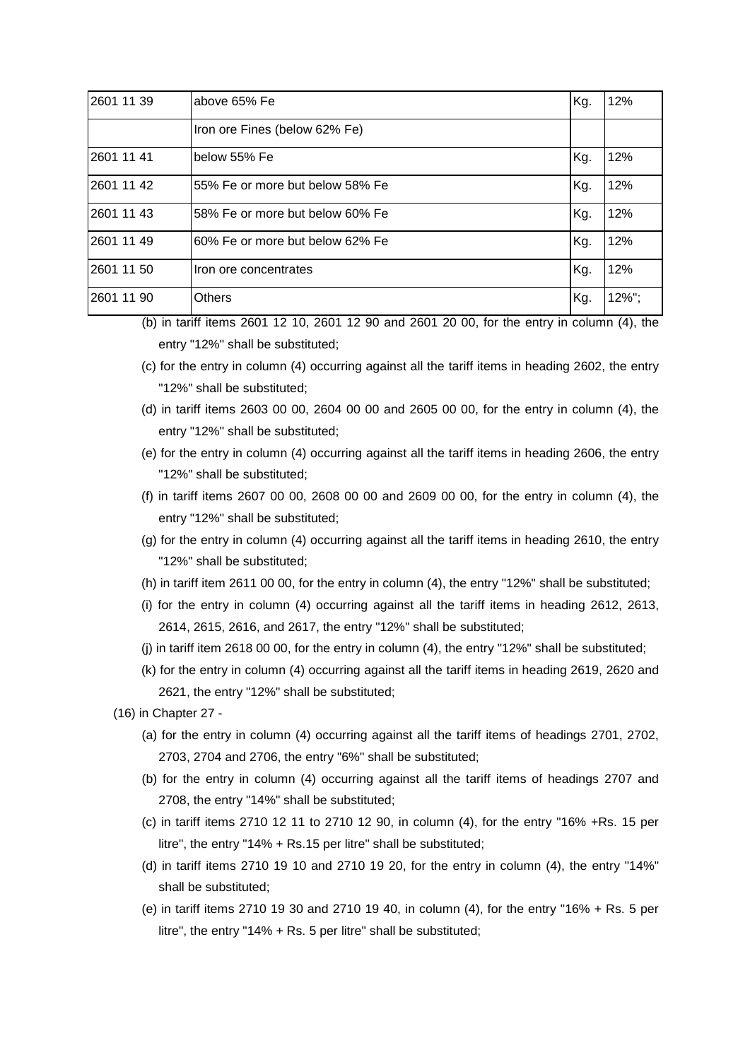| 2601 11 39 | above 65% Fe | Kg. | 12% |
|---|---|---|---|
| | Iron ore Fines (below 62% Fe) | | |
| 2601 11 41 | below 55% Fe | Kg. | 12% |
| 2601 11 42 | 55% Fe or more but below 58% Fe | Kg. | 12% |
| 2601 11 43 | 58% Fe or more but below 60% Fe | Kg. | 12% |
| 2601 11 49 | 60% Fe or more but below 62% Fe | Kg. | 12% |
| 2601 11 50 | Iron ore concentrates | Kg. | 12% |
| 2601 11 90 | Others | Kg. | 12%"; |

(b) in tariff items 2601 12 10, 2601 12 90 and 2601 20 00, for the entry in column (4), the entry "12%" shall be substituted;

(c) for the entry in column (4) occurring against all the tariff items in heading 2602, the entry "12%" shall be substituted;

(d) in tariff items 2603 00 00, 2604 00 00 and 2605 00 00, for the entry in column (4), the entry "12%" shall be substituted;

(e) for the entry in column (4) occurring against all the tariff items in heading 2606, the entry "12%" shall be substituted;

(f) in tariff items 2607 00 00, 2608 00 00 and 2609 00 00, for the entry in column (4), the entry "12%" shall be substituted;

(g) for the entry in column (4) occurring against all the tariff items in heading 2610, the entry "12%" shall be substituted;

(h) in tariff item 2611 00 00, for the entry in column (4), the entry "12%" shall be substituted;

(i) for the entry in column (4) occurring against all the tariff items in heading 2612, 2613, 2614, 2615, 2616, and 2617, the entry "12%" shall be substituted;

(j) in tariff item 2618 00 00, for the entry in column (4), the entry "12%" shall be substituted;

(k) for the entry in column (4) occurring against all the tariff items in heading 2619, 2620 and 2621, the entry "12%" shall be substituted;

(16) in Chapter 27 -

(a) for the entry in column (4) occurring against all the tariff items of headings 2701, 2702, 2703, 2704 and 2706, the entry "6%" shall be substituted;

(b) for the entry in column (4) occurring against all the tariff items of headings 2707 and 2708, the entry "14%" shall be substituted;

(c) in tariff items 2710 12 11 to 2710 12 90, in column (4), for the entry "16% +Rs. 15 per litre", the entry "14% + Rs.15 per litre" shall be substituted;

(d) in tariff items 2710 19 10 and 2710 19 20, for the entry in column (4), the entry "14%" shall be substituted;

(e) in tariff items 2710 19 30 and 2710 19 40, in column (4), for the entry "16% + Rs. 5 per litre", the entry "14% + Rs. 5 per litre" shall be substituted;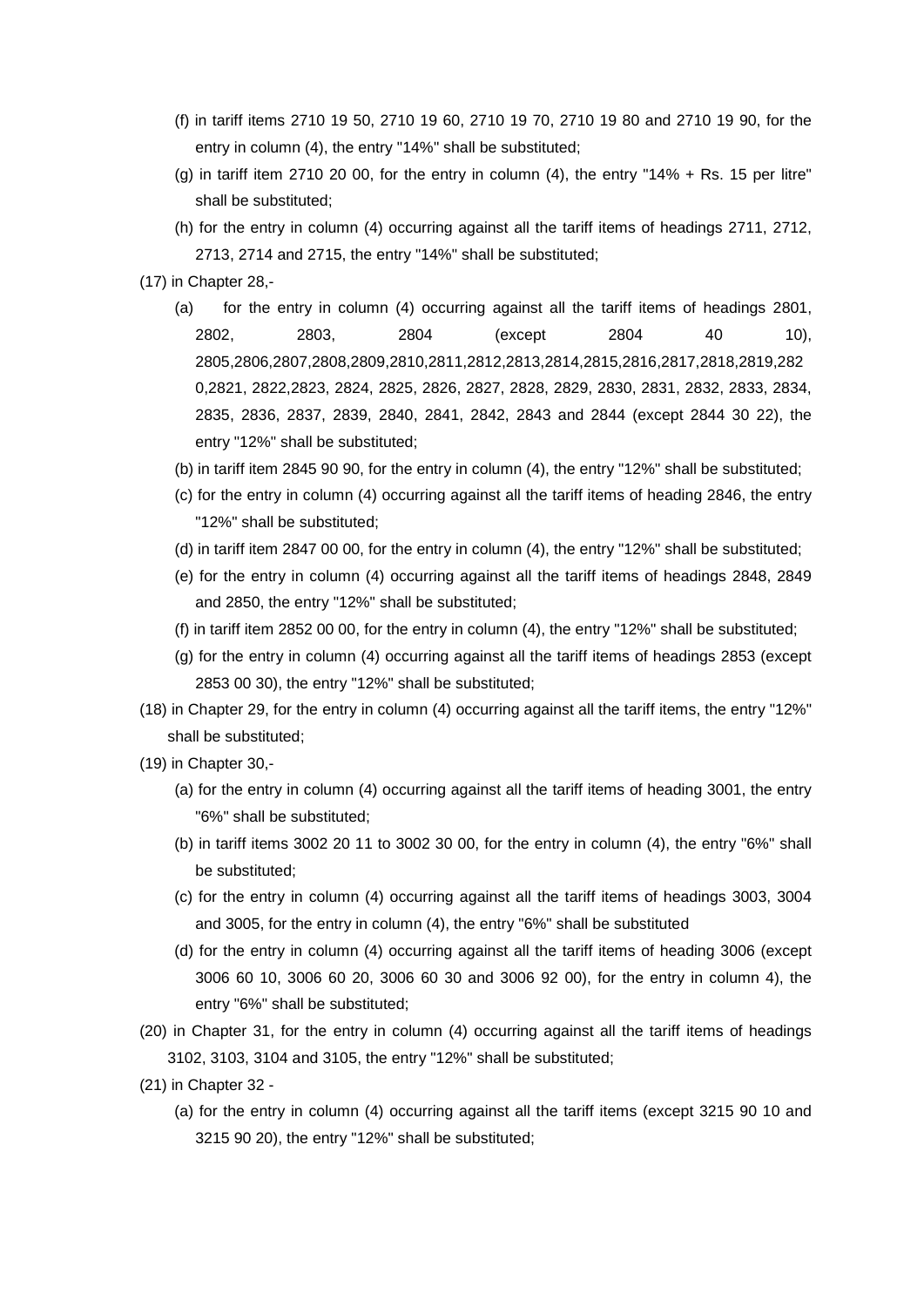(f) in tariff items 2710 19 50, 2710 19 60, 2710 19 70, 2710 19 80 and 2710 19 90, for the entry in column (4), the entry "14%" shall be substituted;

(g) in tariff item 2710 20 00, for the entry in column (4), the entry "14% + Rs. 15 per litre" shall be substituted;

(h) for the entry in column (4) occurring against all the tariff items of headings 2711, 2712, 2713, 2714 and 2715, the entry "14%" shall be substituted;

(17) in Chapter 28,-

(a) for the entry in column (4) occurring against all the tariff items of headings 2801, 2802, 2803, 2804 (except 2804 40 10), 2805,2806,2807,2808,2809,2810,2811,2812,2813,2814,2815,2816,2817,2818,2819,2820,2821, 2822,2823, 2824, 2825, 2826, 2827, 2828, 2829, 2830, 2831, 2832, 2833, 2834, 2835, 2836, 2837, 2839, 2840, 2841, 2842, 2843 and 2844 (except 2844 30 22), the entry "12%" shall be substituted;

(b) in tariff item 2845 90 90, for the entry in column (4), the entry "12%" shall be substituted;

(c) for the entry in column (4) occurring against all the tariff items of heading 2846, the entry "12%" shall be substituted;

(d) in tariff item 2847 00 00, for the entry in column (4), the entry "12%" shall be substituted;

(e) for the entry in column (4) occurring against all the tariff items of headings 2848, 2849 and 2850, the entry "12%" shall be substituted;

(f) in tariff item 2852 00 00, for the entry in column (4), the entry "12%" shall be substituted;

(g) for the entry in column (4) occurring against all the tariff items of headings 2853 (except 2853 00 30), the entry "12%" shall be substituted;

(18) in Chapter 29, for the entry in column (4) occurring against all the tariff items, the entry "12%" shall be substituted;

(19) in Chapter 30,-

(a) for the entry in column (4) occurring against all the tariff items of heading 3001, the entry "6%" shall be substituted;

(b) in tariff items 3002 20 11 to 3002 30 00, for the entry in column (4), the entry "6%" shall be substituted;

(c) for the entry in column (4) occurring against all the tariff items of headings 3003, 3004 and 3005, for the entry in column (4), the entry "6%" shall be substituted

(d) for the entry in column (4) occurring against all the tariff items of heading 3006 (except 3006 60 10, 3006 60 20, 3006 60 30 and 3006 92 00), for the entry in column 4), the entry "6%" shall be substituted;

(20) in Chapter 31, for the entry in column (4) occurring against all the tariff items of headings 3102, 3103, 3104 and 3105, the entry "12%" shall be substituted;

(21) in Chapter 32 -

(a) for the entry in column (4) occurring against all the tariff items (except 3215 90 10 and 3215 90 20), the entry "12%" shall be substituted;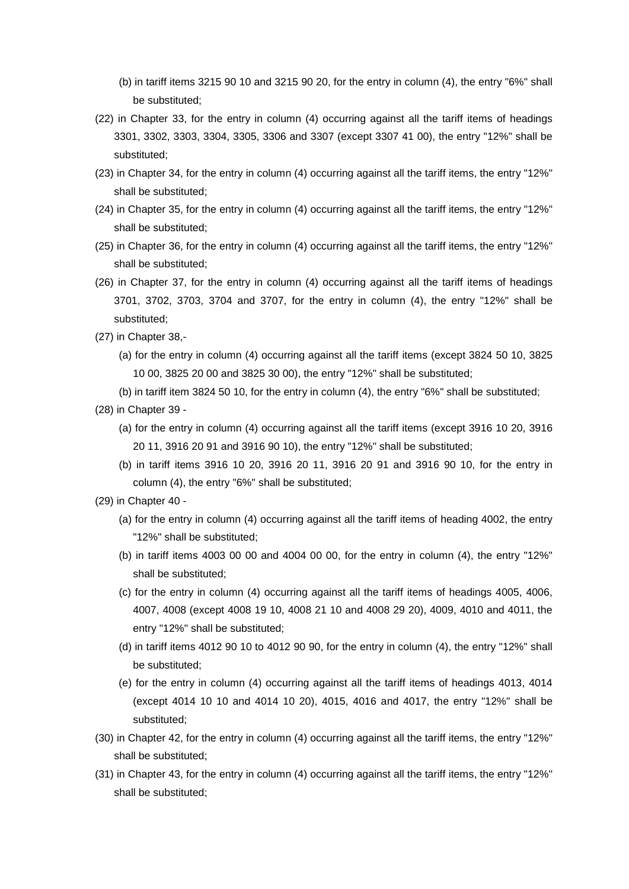(b) in tariff items 3215 90 10 and 3215 90 20, for the entry in column (4), the entry "6%" shall be substituted;

(22) in Chapter 33, for the entry in column (4) occurring against all the tariff items of headings 3301, 3302, 3303, 3304, 3305, 3306 and 3307 (except 3307 41 00), the entry "12%" shall be substituted;

(23) in Chapter 34, for the entry in column (4) occurring against all the tariff items, the entry "12%" shall be substituted;

(24) in Chapter 35, for the entry in column (4) occurring against all the tariff items, the entry "12%" shall be substituted;

(25) in Chapter 36, for the entry in column (4) occurring against all the tariff items, the entry "12%" shall be substituted;

(26) in Chapter 37, for the entry in column (4) occurring against all the tariff items of headings 3701, 3702, 3703, 3704 and 3707, for the entry in column (4), the entry "12%" shall be substituted;

(27) in Chapter 38,-

(a) for the entry in column (4) occurring against all the tariff items (except 3824 50 10, 3825 10 00, 3825 20 00 and 3825 30 00), the entry "12%" shall be substituted;

(b) in tariff item 3824 50 10, for the entry in column (4), the entry "6%" shall be substituted;

(28) in Chapter 39 -

(a) for the entry in column (4) occurring against all the tariff items (except 3916 10 20, 3916 20 11, 3916 20 91 and 3916 90 10), the entry "12%" shall be substituted;

(b) in tariff items 3916 10 20, 3916 20 11, 3916 20 91 and 3916 90 10, for the entry in column (4), the entry "6%" shall be substituted;

(29) in Chapter 40 -

(a) for the entry in column (4) occurring against all the tariff items of heading 4002, the entry "12%" shall be substituted;

(b) in tariff items 4003 00 00 and 4004 00 00, for the entry in column (4), the entry "12%" shall be substituted;

(c) for the entry in column (4) occurring against all the tariff items of headings 4005, 4006, 4007, 4008 (except 4008 19 10, 4008 21 10 and 4008 29 20), 4009, 4010 and 4011, the entry "12%" shall be substituted;

(d) in tariff items 4012 90 10 to 4012 90 90, for the entry in column (4), the entry "12%" shall be substituted;

(e) for the entry in column (4) occurring against all the tariff items of headings 4013, 4014 (except 4014 10 10 and 4014 10 20), 4015, 4016 and 4017, the entry "12%" shall be substituted;

(30) in Chapter 42, for the entry in column (4) occurring against all the tariff items, the entry "12%" shall be substituted;

(31) in Chapter 43, for the entry in column (4) occurring against all the tariff items, the entry "12%" shall be substituted;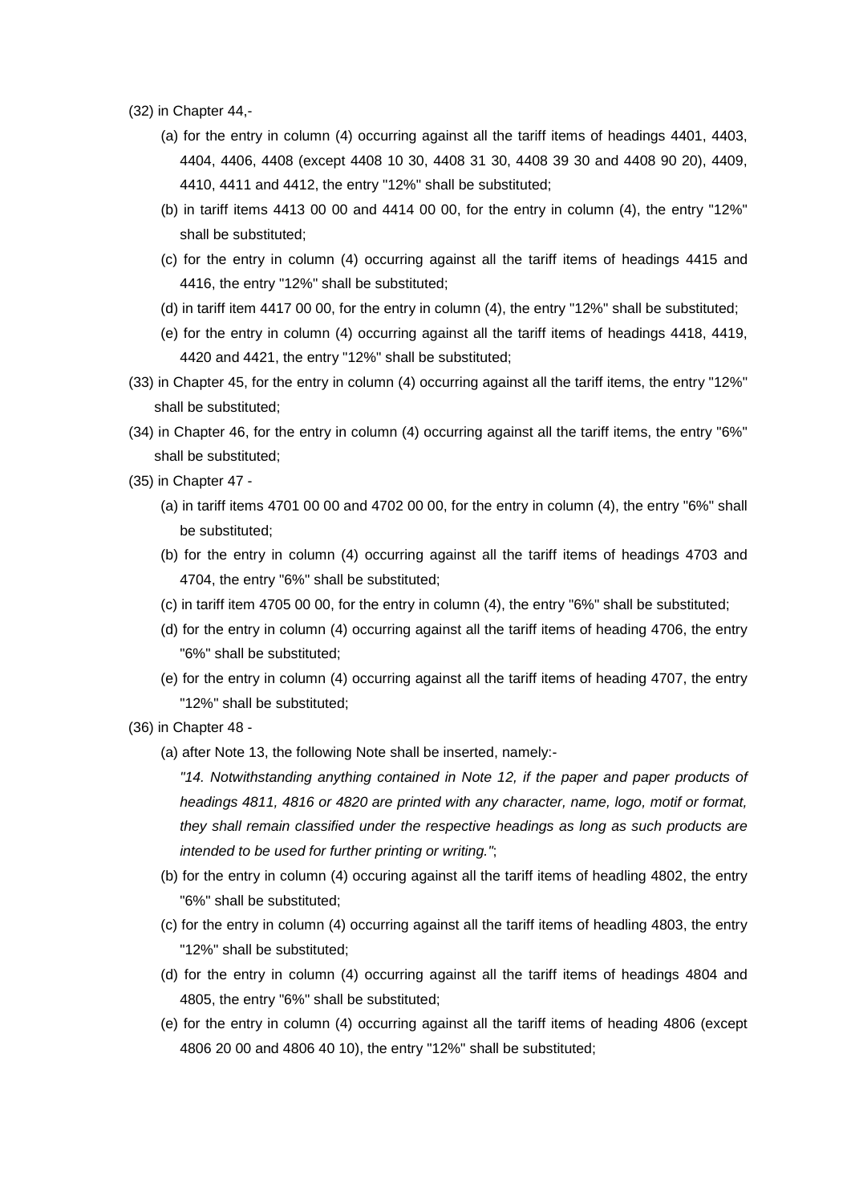(32) in Chapter 44,-

(a) for the entry in column (4) occurring against all the tariff items of headings 4401, 4403, 4404, 4406, 4408 (except 4408 10 30, 4408 31 30, 4408 39 30 and 4408 90 20), 4409, 4410, 4411 and 4412, the entry "12%" shall be substituted;

(b) in tariff items 4413 00 00 and 4414 00 00, for the entry in column (4), the entry "12%" shall be substituted;

(c) for the entry in column (4) occurring against all the tariff items of headings 4415 and 4416, the entry "12%" shall be substituted;

(d) in tariff item 4417 00 00, for the entry in column (4), the entry "12%" shall be substituted;

(e) for the entry in column (4) occurring against all the tariff items of headings 4418, 4419, 4420 and 4421, the entry "12%" shall be substituted;

(33) in Chapter 45, for the entry in column (4) occurring against all the tariff items, the entry "12%" shall be substituted;

(34) in Chapter 46, for the entry in column (4) occurring against all the tariff items, the entry "6%" shall be substituted;

(35) in Chapter 47 -

(a) in tariff items 4701 00 00 and 4702 00 00, for the entry in column (4), the entry "6%" shall be substituted;

(b) for the entry in column (4) occurring against all the tariff items of headings 4703 and 4704, the entry "6%" shall be substituted;

(c) in tariff item 4705 00 00, for the entry in column (4), the entry "6%" shall be substituted;

(d) for the entry in column (4) occurring against all the tariff items of heading 4706, the entry "6%" shall be substituted;

(e) for the entry in column (4) occurring against all the tariff items of heading 4707, the entry "12%" shall be substituted;

(36) in Chapter 48 -

(a) after Note 13, the following Note shall be inserted, namely:-

*"14. Notwithstanding anything contained in Note 12, if the paper and paper products of headings 4811, 4816 or 4820 are printed with any character, name, logo, motif or format, they shall remain classified under the respective headings as long as such products are intended to be used for further printing or writing."*;

(b) for the entry in column (4) occuring against all the tariff items of headling 4802, the entry "6%" shall be substituted;

(c) for the entry in column (4) occurring against all the tariff items of headling 4803, the entry "12%" shall be substituted;

(d) for the entry in column (4) occurring against all the tariff items of headings 4804 and 4805, the entry "6%" shall be substituted;

(e) for the entry in column (4) occurring against all the tariff items of heading 4806 (except 4806 20 00 and 4806 40 10), the entry "12%" shall be substituted;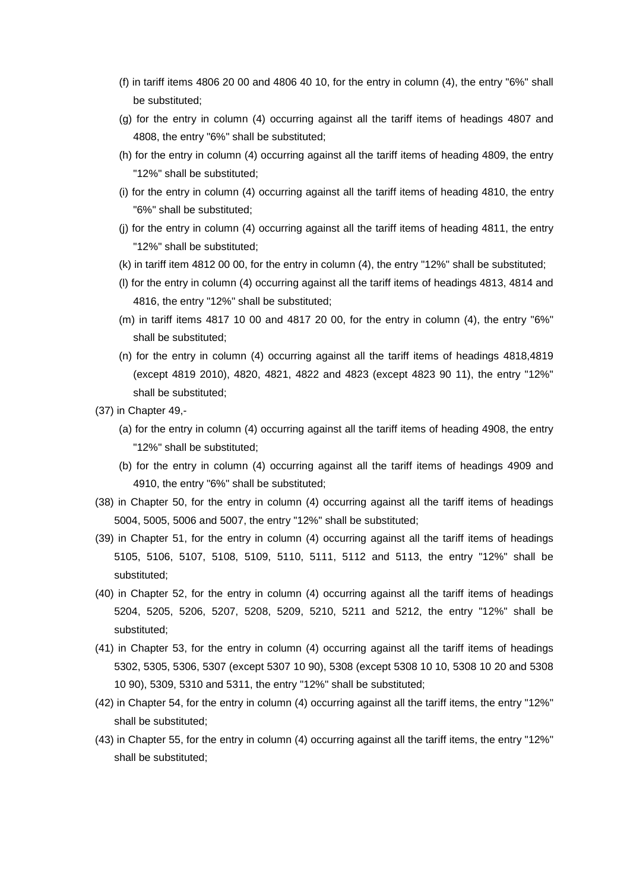(f) in tariff items 4806 20 00 and 4806 40 10, for the entry in column (4), the entry "6%" shall be substituted;

(g) for the entry in column (4) occurring against all the tariff items of headings 4807 and 4808, the entry "6%" shall be substituted;

(h) for the entry in column (4) occurring against all the tariff items of heading 4809, the entry "12%" shall be substituted;

(i) for the entry in column (4) occurring against all the tariff items of heading 4810, the entry "6%" shall be substituted;

(j) for the entry in column (4) occurring against all the tariff items of heading 4811, the entry "12%" shall be substituted;

(k) in tariff item 4812 00 00, for the entry in column (4), the entry "12%" shall be substituted;

(l) for the entry in column (4) occurring against all the tariff items of headings 4813, 4814 and 4816, the entry "12%" shall be substituted;

(m) in tariff items 4817 10 00 and 4817 20 00, for the entry in column (4), the entry "6%" shall be substituted;

(n) for the entry in column (4) occurring against all the tariff items of headings 4818,4819 (except 4819 2010), 4820, 4821, 4822 and 4823 (except 4823 90 11), the entry "12%" shall be substituted;

(37) in Chapter 49,-

(a) for the entry in column (4) occurring against all the tariff items of heading 4908, the entry "12%" shall be substituted;

(b) for the entry in column (4) occurring against all the tariff items of headings 4909 and 4910, the entry "6%" shall be substituted;

(38) in Chapter 50, for the entry in column (4) occurring against all the tariff items of headings 5004, 5005, 5006 and 5007, the entry "12%" shall be substituted;

(39) in Chapter 51, for the entry in column (4) occurring against all the tariff items of headings 5105, 5106, 5107, 5108, 5109, 5110, 5111, 5112 and 5113, the entry "12%" shall be substituted;

(40) in Chapter 52, for the entry in column (4) occurring against all the tariff items of headings 5204, 5205, 5206, 5207, 5208, 5209, 5210, 5211 and 5212, the entry "12%" shall be substituted;

(41) in Chapter 53, for the entry in column (4) occurring against all the tariff items of headings 5302, 5305, 5306, 5307 (except 5307 10 90), 5308 (except 5308 10 10, 5308 10 20 and 5308 10 90), 5309, 5310 and 5311, the entry "12%" shall be substituted;

(42) in Chapter 54, for the entry in column (4) occurring against all the tariff items, the entry "12%" shall be substituted;

(43) in Chapter 55, for the entry in column (4) occurring against all the tariff items, the entry "12%" shall be substituted;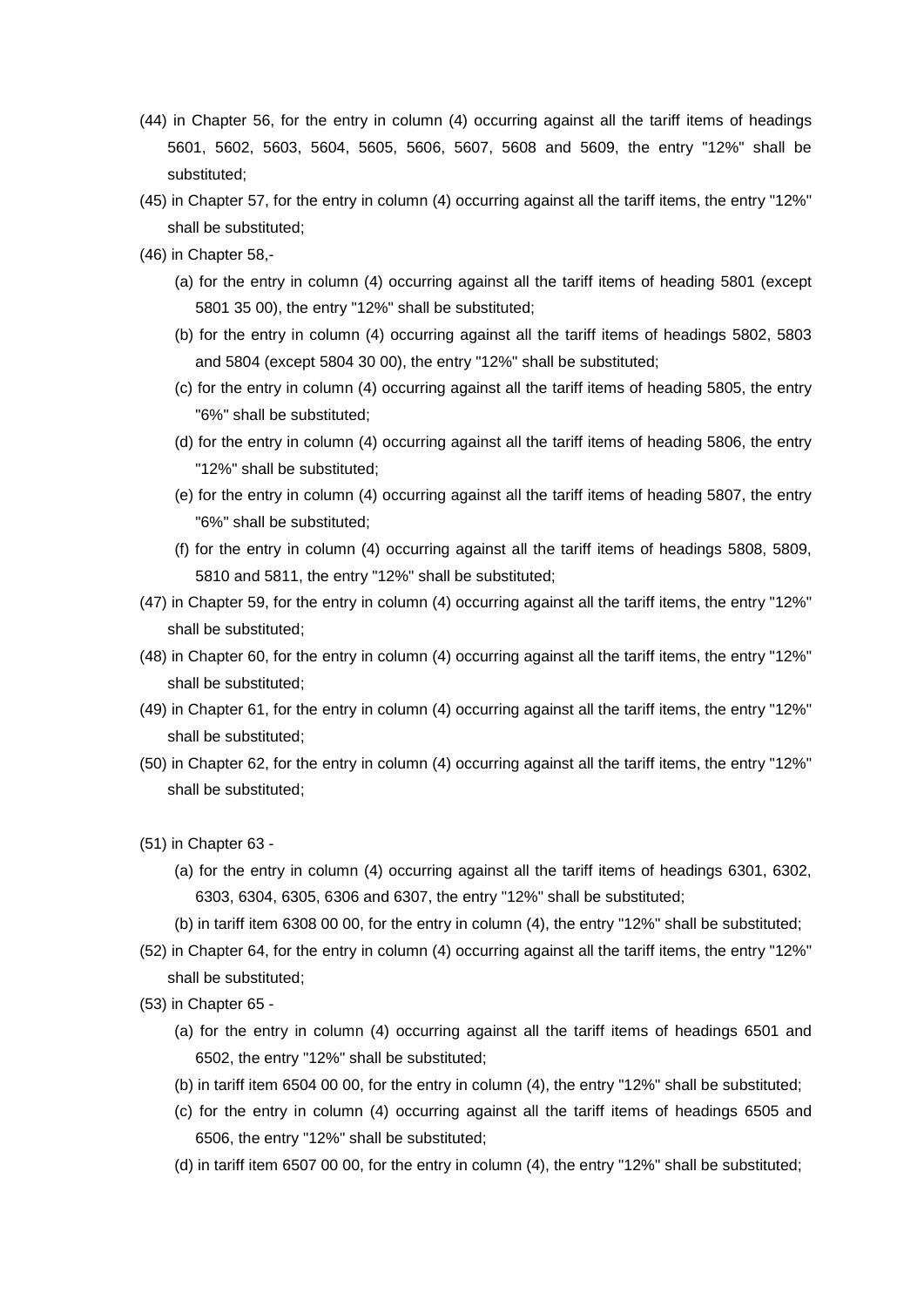(44) in Chapter 56, for the entry in column (4) occurring against all the tariff items of headings 5601, 5602, 5603, 5604, 5605, 5606, 5607, 5608 and 5609, the entry "12%" shall be substituted;

(45) in Chapter 57, for the entry in column (4) occurring against all the tariff items, the entry "12%" shall be substituted;

(46) in Chapter 58,-

   (a) for the entry in column (4) occurring against all the tariff items of heading 5801 (except 5801 35 00), the entry "12%" shall be substituted;

   (b) for the entry in column (4) occurring against all the tariff items of headings 5802, 5803 and 5804 (except 5804 30 00), the entry "12%" shall be substituted;

   (c) for the entry in column (4) occurring against all the tariff items of heading 5805, the entry "6%" shall be substituted;

   (d) for the entry in column (4) occurring against all the tariff items of heading 5806, the entry "12%" shall be substituted;

   (e) for the entry in column (4) occurring against all the tariff items of heading 5807, the entry "6%" shall be substituted;

   (f) for the entry in column (4) occurring against all the tariff items of headings 5808, 5809, 5810 and 5811, the entry "12%" shall be substituted;

(47) in Chapter 59, for the entry in column (4) occurring against all the tariff items, the entry "12%" shall be substituted;

(48) in Chapter 60, for the entry in column (4) occurring against all the tariff items, the entry "12%" shall be substituted;

(49) in Chapter 61, for the entry in column (4) occurring against all the tariff items, the entry "12%" shall be substituted;

(50) in Chapter 62, for the entry in column (4) occurring against all the tariff items, the entry "12%" shall be substituted;

(51) in Chapter 63 -

   (a) for the entry in column (4) occurring against all the tariff items of headings 6301, 6302, 6303, 6304, 6305, 6306 and 6307, the entry "12%" shall be substituted;

   (b) in tariff item 6308 00 00, for the entry in column (4), the entry "12%" shall be substituted;

(52) in Chapter 64, for the entry in column (4) occurring against all the tariff items, the entry "12%" shall be substituted;

(53) in Chapter 65 -

   (a) for the entry in column (4) occurring against all the tariff items of headings 6501 and 6502, the entry "12%" shall be substituted;

   (b) in tariff item 6504 00 00, for the entry in column (4), the entry "12%" shall be substituted;

   (c) for the entry in column (4) occurring against all the tariff items of headings 6505 and 6506, the entry "12%" shall be substituted;

   (d) in tariff item 6507 00 00, for the entry in column (4), the entry "12%" shall be substituted;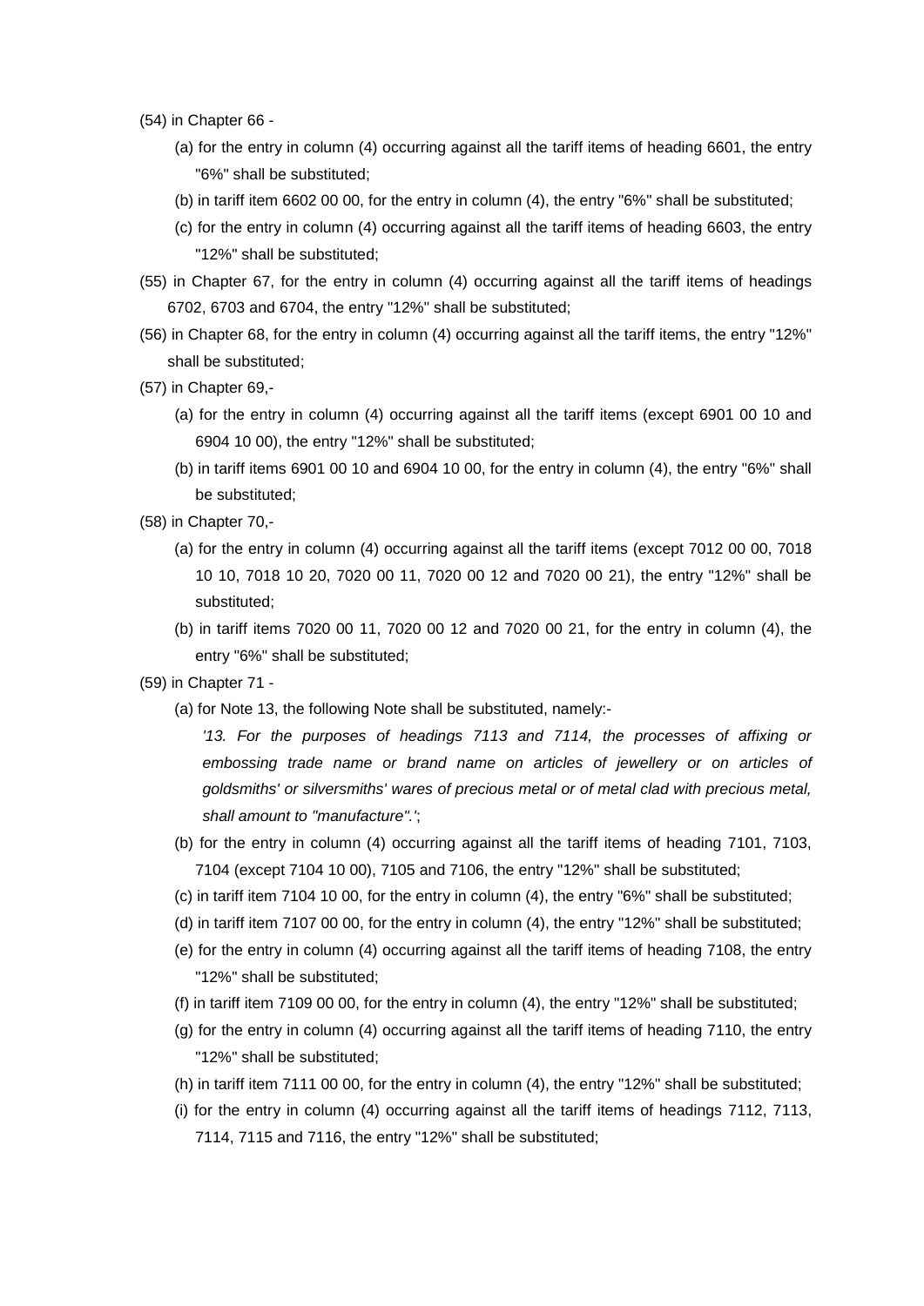(54) in Chapter 66 -

(a) for the entry in column (4) occurring against all the tariff items of heading 6601, the entry "6%" shall be substituted;

(b) in tariff item 6602 00 00, for the entry in column (4), the entry "6%" shall be substituted;

(c) for the entry in column (4) occurring against all the tariff items of heading 6603, the entry "12%" shall be substituted;

(55) in Chapter 67, for the entry in column (4) occurring against all the tariff items of headings 6702, 6703 and 6704, the entry "12%" shall be substituted;

(56) in Chapter 68, for the entry in column (4) occurring against all the tariff items, the entry "12%" shall be substituted;

(57) in Chapter 69,-

(a) for the entry in column (4) occurring against all the tariff items (except 6901 00 10 and 6904 10 00), the entry "12%" shall be substituted;

(b) in tariff items 6901 00 10 and 6904 10 00, for the entry in column (4), the entry "6%" shall be substituted;

(58) in Chapter 70,-

(a) for the entry in column (4) occurring against all the tariff items (except 7012 00 00, 7018 10 10, 7018 10 20, 7020 00 11, 7020 00 12 and 7020 00 21), the entry "12%" shall be substituted;

(b) in tariff items 7020 00 11, 7020 00 12 and 7020 00 21, for the entry in column (4), the entry "6%" shall be substituted;

(59) in Chapter 71 -

(a) for Note 13, the following Note shall be substituted, namely:-

*'13. For the purposes of headings 7113 and 7114, the processes of affixing or embossing trade name or brand name on articles of jewellery or on articles of goldsmiths' or silversmiths' wares of precious metal or of metal clad with precious metal, shall amount to "manufacture".'*;

(b) for the entry in column (4) occurring against all the tariff items of heading 7101, 7103, 7104 (except 7104 10 00), 7105 and 7106, the entry "12%" shall be substituted;

(c) in tariff item 7104 10 00, for the entry in column (4), the entry "6%" shall be substituted;

(d) in tariff item 7107 00 00, for the entry in column (4), the entry "12%" shall be substituted;

(e) for the entry in column (4) occurring against all the tariff items of heading 7108, the entry "12%" shall be substituted;

(f) in tariff item 7109 00 00, for the entry in column (4), the entry "12%" shall be substituted;

(g) for the entry in column (4) occurring against all the tariff items of heading 7110, the entry "12%" shall be substituted;

(h) in tariff item 7111 00 00, for the entry in column (4), the entry "12%" shall be substituted;

(i) for the entry in column (4) occurring against all the tariff items of headings 7112, 7113, 7114, 7115 and 7116, the entry "12%" shall be substituted;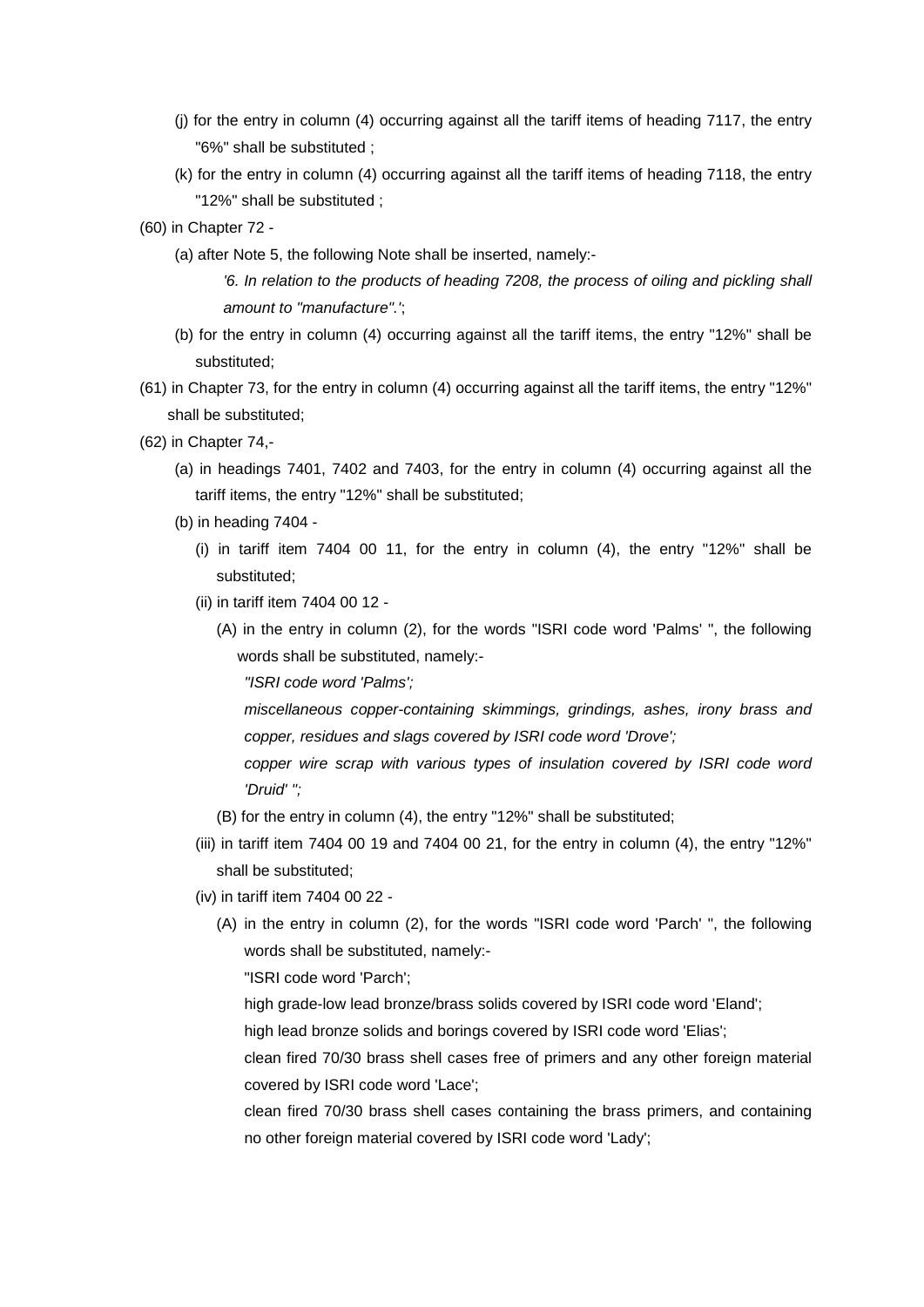(j) for the entry in column (4) occurring against all the tariff items of heading 7117, the entry "6%" shall be substituted ;

(k) for the entry in column (4) occurring against all the tariff items of heading 7118, the entry "12%" shall be substituted ;

(60) in Chapter 72 -

(a) after Note 5, the following Note shall be inserted, namely:-

*'6. In relation to the products of heading 7208, the process of oiling and pickling shall amount to "manufacture".'*;

(b) for the entry in column (4) occurring against all the tariff items, the entry "12%" shall be substituted;

(61) in Chapter 73, for the entry in column (4) occurring against all the tariff items, the entry "12%" shall be substituted;

(62) in Chapter 74,-

(a) in headings 7401, 7402 and 7403, for the entry in column (4) occurring against all the tariff items, the entry "12%" shall be substituted;

(b) in heading 7404 -

(i) in tariff item 7404 00 11, for the entry in column (4), the entry "12%" shall be substituted;

(ii) in tariff item 7404 00 12 -

(A) in the entry in column (2), for the words "ISRI code word 'Palms' ", the following words shall be substituted, namely:-

*"ISRI code word 'Palms';*

*miscellaneous copper-containing skimmings, grindings, ashes, irony brass and copper, residues and slags covered by ISRI code word 'Drove';*

*copper wire scrap with various types of insulation covered by ISRI code word 'Druid' ";*

(B) for the entry in column (4), the entry "12%" shall be substituted;

(iii) in tariff item 7404 00 19 and 7404 00 21, for the entry in column (4), the entry "12%" shall be substituted;

(iv) in tariff item 7404 00 22 -

(A) in the entry in column (2), for the words "ISRI code word 'Parch' ", the following words shall be substituted, namely:-

"ISRI code word 'Parch';

high grade-low lead bronze/brass solids covered by ISRI code word 'Eland';

high lead bronze solids and borings covered by ISRI code word 'Elias';

clean fired 70/30 brass shell cases free of primers and any other foreign material covered by ISRI code word 'Lace';

clean fired 70/30 brass shell cases containing the brass primers, and containing no other foreign material covered by ISRI code word 'Lady';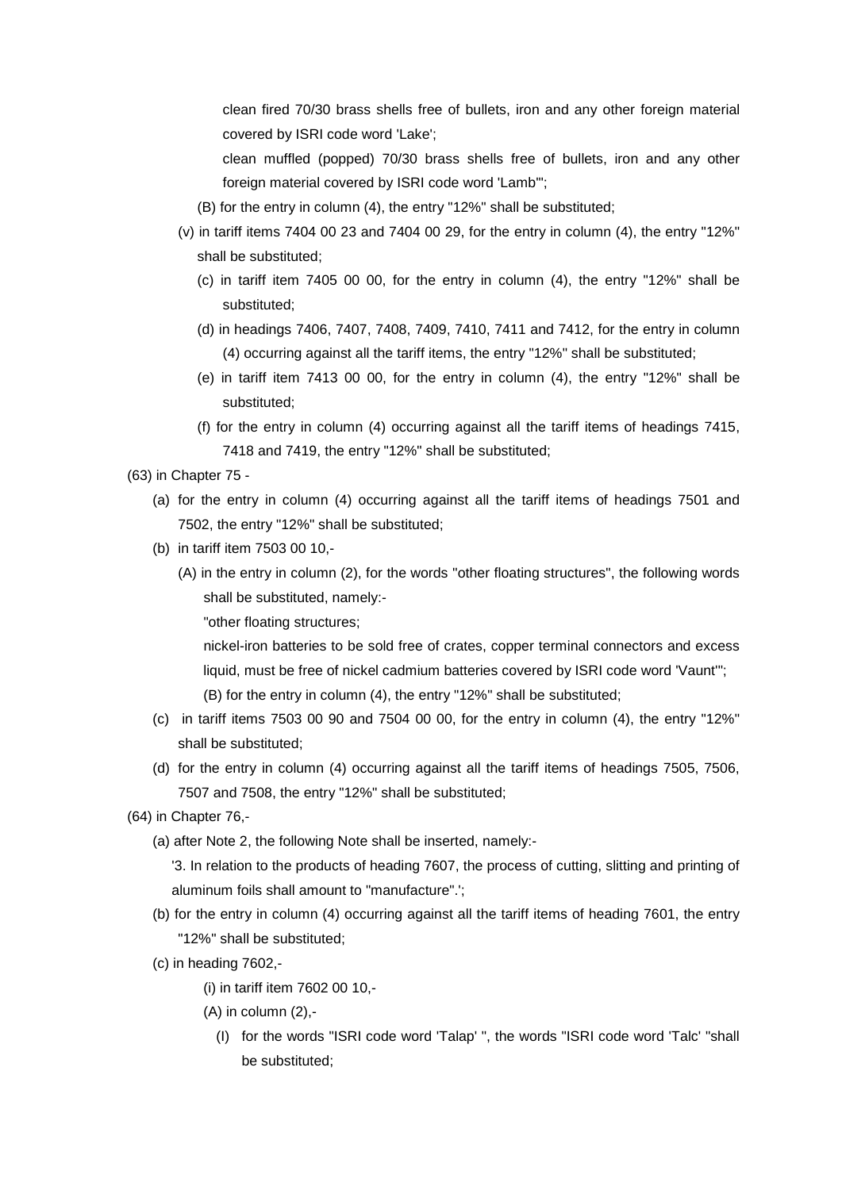clean fired 70/30 brass shells free of bullets, iron and any other foreign material covered by ISRI code word 'Lake';

clean muffled (popped) 70/30 brass shells free of bullets, iron and any other foreign material covered by ISRI code word 'Lamb'";

(B) for the entry in column (4), the entry "12%" shall be substituted;

(v) in tariff items 7404 00 23 and 7404 00 29, for the entry in column (4), the entry "12%" shall be substituted;

(c) in tariff item 7405 00 00, for the entry in column (4), the entry "12%" shall be substituted;

(d) in headings 7406, 7407, 7408, 7409, 7410, 7411 and 7412, for the entry in column (4) occurring against all the tariff items, the entry "12%" shall be substituted;

(e) in tariff item 7413 00 00, for the entry in column (4), the entry "12%" shall be substituted;

(f) for the entry in column (4) occurring against all the tariff items of headings 7415, 7418 and 7419, the entry "12%" shall be substituted;

(63) in Chapter 75 -

(a) for the entry in column (4) occurring against all the tariff items of headings 7501 and 7502, the entry "12%" shall be substituted;

(b) in tariff item 7503 00 10,-

(A) in the entry in column (2), for the words "other floating structures", the following words shall be substituted, namely:-

"other floating structures;

nickel-iron batteries to be sold free of crates, copper terminal connectors and excess liquid, must be free of nickel cadmium batteries covered by ISRI code word 'Vaunt'";

(B) for the entry in column (4), the entry "12%" shall be substituted;

(c) in tariff items 7503 00 90 and 7504 00 00, for the entry in column (4), the entry "12%" shall be substituted;

(d) for the entry in column (4) occurring against all the tariff items of headings 7505, 7506, 7507 and 7508, the entry "12%" shall be substituted;

(64) in Chapter 76,-

(a) after Note 2, the following Note shall be inserted, namely:-

'3. In relation to the products of heading 7607, the process of cutting, slitting and printing of aluminum foils shall amount to "manufacture".';

(b) for the entry in column (4) occurring against all the tariff items of heading 7601, the entry "12%" shall be substituted;

(c) in heading 7602,-

(i) in tariff item 7602 00 10,-

(A) in column (2),-

(I) for the words "ISRI code word 'Talap' ", the words "ISRI code word 'Talc' "shall be substituted;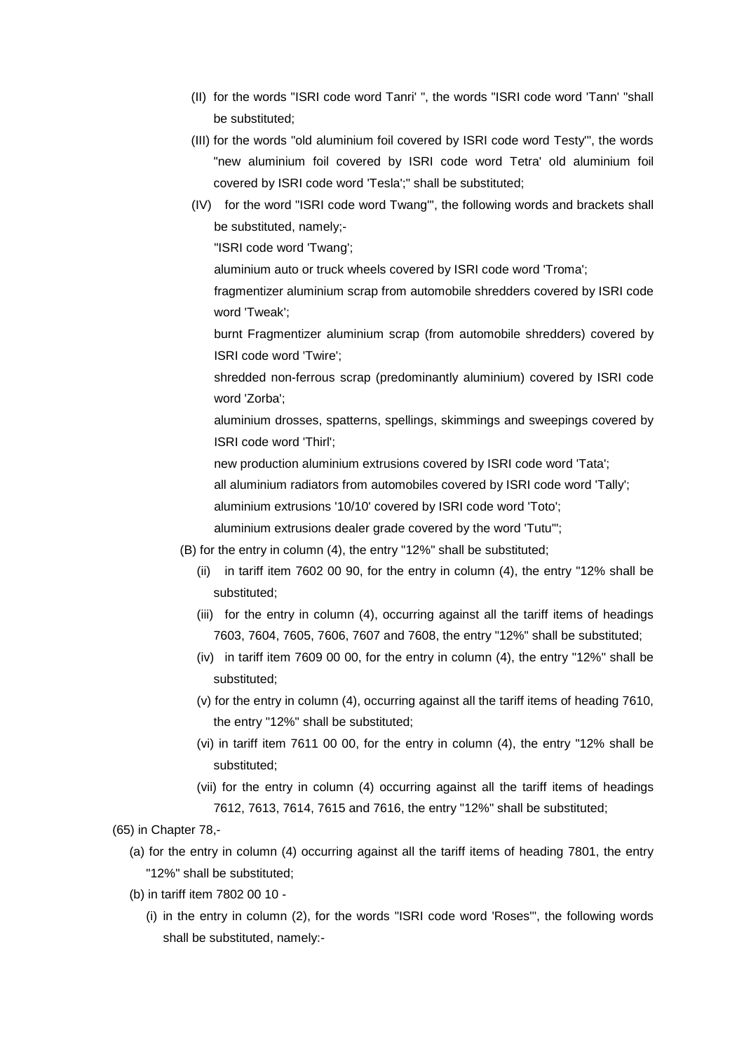(II) for the words "ISRI code word Tanri' ", the words "ISRI code word 'Tann' "shall be substituted;

(III) for the words "old aluminium foil covered by ISRI code word Testy'", the words "new aluminium foil covered by ISRI code word Tetra' old aluminium foil covered by ISRI code word 'Tesla';" shall be substituted;

(IV) for the word "ISRI code word Twang'", the following words and brackets shall be substituted, namely;-

"ISRI code word 'Twang';

aluminium auto or truck wheels covered by ISRI code word 'Troma';

fragmentizer aluminium scrap from automobile shredders covered by ISRI code word 'Tweak';

burnt Fragmentizer aluminium scrap (from automobile shredders) covered by ISRI code word 'Twire';

shredded non-ferrous scrap (predominantly aluminium) covered by ISRI code word 'Zorba';

aluminium drosses, spatterns, spellings, skimmings and sweepings covered by ISRI code word 'Thirl';

new production aluminium extrusions covered by ISRI code word 'Tata';

all aluminium radiators from automobiles covered by ISRI code word 'Tally';

aluminium extrusions '10/10' covered by ISRI code word 'Toto';

aluminium extrusions dealer grade covered by the word 'Tutu'";

(B) for the entry in column (4), the entry "12%" shall be substituted;

(ii) in tariff item 7602 00 90, for the entry in column (4), the entry "12% shall be substituted;

(iii) for the entry in column (4), occurring against all the tariff items of headings 7603, 7604, 7605, 7606, 7607 and 7608, the entry "12%" shall be substituted;

(iv) in tariff item 7609 00 00, for the entry in column (4), the entry "12%" shall be substituted;

(v) for the entry in column (4), occurring against all the tariff items of heading 7610, the entry "12%" shall be substituted;

(vi) in tariff item 7611 00 00, for the entry in column (4), the entry "12% shall be substituted;

(vii) for the entry in column (4) occurring against all the tariff items of headings 7612, 7613, 7614, 7615 and 7616, the entry "12%" shall be substituted;

(65) in Chapter 78,-

(a) for the entry in column (4) occurring against all the tariff items of heading 7801, the entry "12%" shall be substituted;

(b) in tariff item 7802 00 10 -

(i) in the entry in column (2), for the words "ISRI code word 'Roses'", the following words shall be substituted, namely:-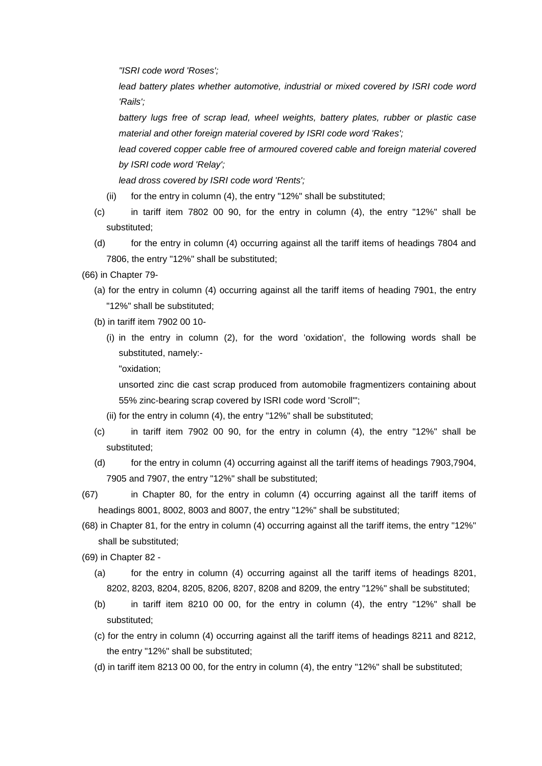*"ISRI code word 'Roses';*

*lead battery plates whether automotive, industrial or mixed covered by ISRI code word 'Rails';*

*battery lugs free of scrap lead, wheel weights, battery plates, rubber or plastic case material and other foreign material covered by ISRI code word 'Rakes';*

*lead covered copper cable free of armoured covered cable and foreign material covered by ISRI code word 'Relay';*

*lead dross covered by ISRI code word 'Rents';*

(ii) for the entry in column (4), the entry "12%" shall be substituted;

(c) in tariff item 7802 00 90, for the entry in column (4), the entry "12%" shall be substituted;

(d) for the entry in column (4) occurring against all the tariff items of headings 7804 and 7806, the entry "12%" shall be substituted;

(66) in Chapter 79-

(a) for the entry in column (4) occurring against all the tariff items of heading 7901, the entry "12%" shall be substituted;

(b) in tariff item 7902 00 10-

(i) in the entry in column (2), for the word 'oxidation', the following words shall be substituted, namely:-

"oxidation;

unsorted zinc die cast scrap produced from automobile fragmentizers containing about 55% zinc-bearing scrap covered by ISRI code word 'Scroll'";

(ii) for the entry in column (4), the entry "12%" shall be substituted;

(c) in tariff item 7902 00 90, for the entry in column (4), the entry "12%" shall be substituted;

(d) for the entry in column (4) occurring against all the tariff items of headings 7903,7904, 7905 and 7907, the entry "12%" shall be substituted;

(67) in Chapter 80, for the entry in column (4) occurring against all the tariff items of headings 8001, 8002, 8003 and 8007, the entry "12%" shall be substituted;

(68) in Chapter 81, for the entry in column (4) occurring against all the tariff items, the entry "12%" shall be substituted;

(69) in Chapter 82 -

(a) for the entry in column (4) occurring against all the tariff items of headings 8201, 8202, 8203, 8204, 8205, 8206, 8207, 8208 and 8209, the entry "12%" shall be substituted;

(b) in tariff item 8210 00 00, for the entry in column (4), the entry "12%" shall be substituted;

(c) for the entry in column (4) occurring against all the tariff items of headings 8211 and 8212, the entry "12%" shall be substituted;

(d) in tariff item 8213 00 00, for the entry in column (4), the entry "12%" shall be substituted;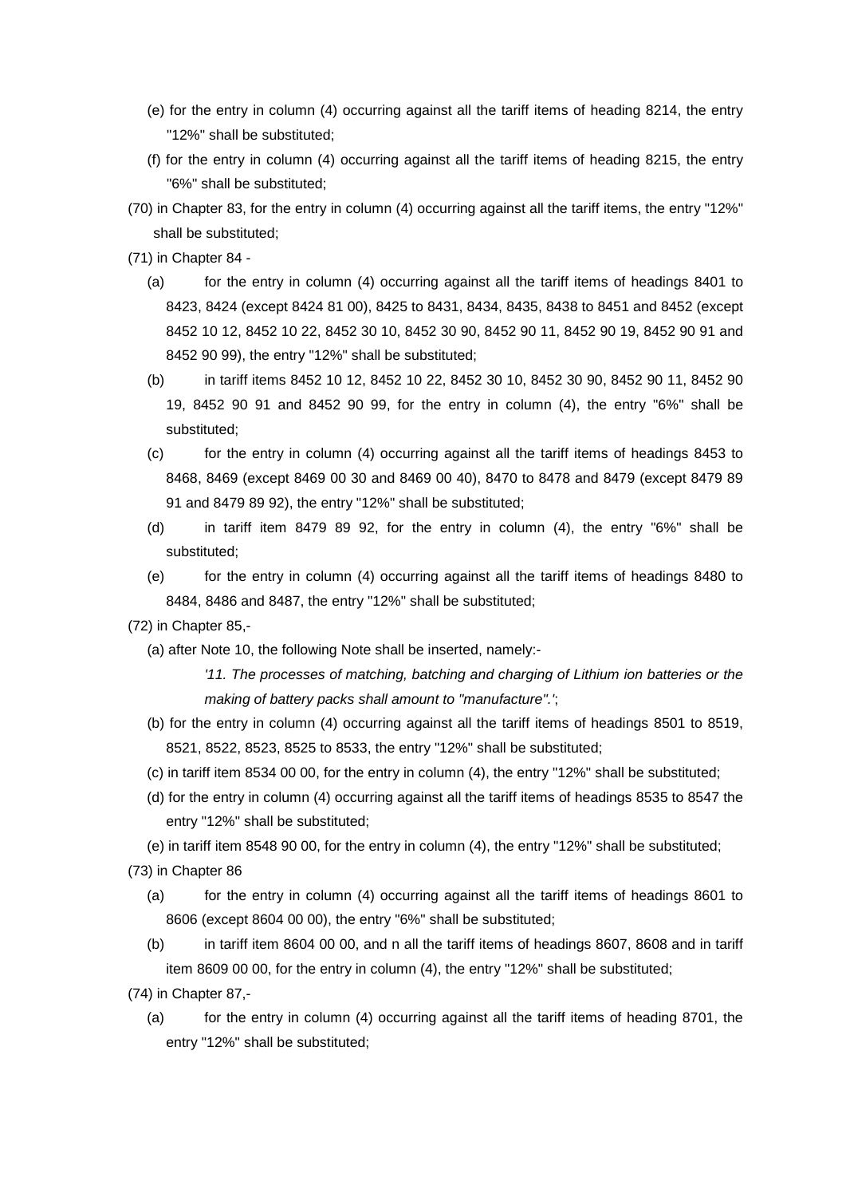(e) for the entry in column (4) occurring against all the tariff items of heading 8214, the entry "12%" shall be substituted;

(f) for the entry in column (4) occurring against all the tariff items of heading 8215, the entry "6%" shall be substituted;

(70) in Chapter 83, for the entry in column (4) occurring against all the tariff items, the entry "12%" shall be substituted;

(71) in Chapter 84 -

(a) for the entry in column (4) occurring against all the tariff items of headings 8401 to 8423, 8424 (except 8424 81 00), 8425 to 8431, 8434, 8435, 8438 to 8451 and 8452 (except 8452 10 12, 8452 10 22, 8452 30 10, 8452 30 90, 8452 90 11, 8452 90 19, 8452 90 91 and 8452 90 99), the entry "12%" shall be substituted;

(b) in tariff items 8452 10 12, 8452 10 22, 8452 30 10, 8452 30 90, 8452 90 11, 8452 90 19, 8452 90 91 and 8452 90 99, for the entry in column (4), the entry "6%" shall be substituted;

(c) for the entry in column (4) occurring against all the tariff items of headings 8453 to 8468, 8469 (except 8469 00 30 and 8469 00 40), 8470 to 8478 and 8479 (except 8479 89 91 and 8479 89 92), the entry "12%" shall be substituted;

(d) in tariff item 8479 89 92, for the entry in column (4), the entry "6%" shall be substituted;

(e) for the entry in column (4) occurring against all the tariff items of headings 8480 to 8484, 8486 and 8487, the entry "12%" shall be substituted;

(72) in Chapter 85,-

(a) after Note 10, the following Note shall be inserted, namely:-

> *'11. The processes of matching, batching and charging of Lithium ion batteries or the making of battery packs shall amount to "manufacture".'*;

(b) for the entry in column (4) occurring against all the tariff items of headings 8501 to 8519, 8521, 8522, 8523, 8525 to 8533, the entry "12%" shall be substituted;

(c) in tariff item 8534 00 00, for the entry in column (4), the entry "12%" shall be substituted;

(d) for the entry in column (4) occurring against all the tariff items of headings 8535 to 8547 the entry "12%" shall be substituted;

(e) in tariff item 8548 90 00, for the entry in column (4), the entry "12%" shall be substituted;

(73) in Chapter 86

(a) for the entry in column (4) occurring against all the tariff items of headings 8601 to 8606 (except 8604 00 00), the entry "6%" shall be substituted;

(b) in tariff item 8604 00 00, and n all the tariff items of headings 8607, 8608 and in tariff item 8609 00 00, for the entry in column (4), the entry "12%" shall be substituted;

(74) in Chapter 87,-

(a) for the entry in column (4) occurring against all the tariff items of heading 8701, the entry "12%" shall be substituted;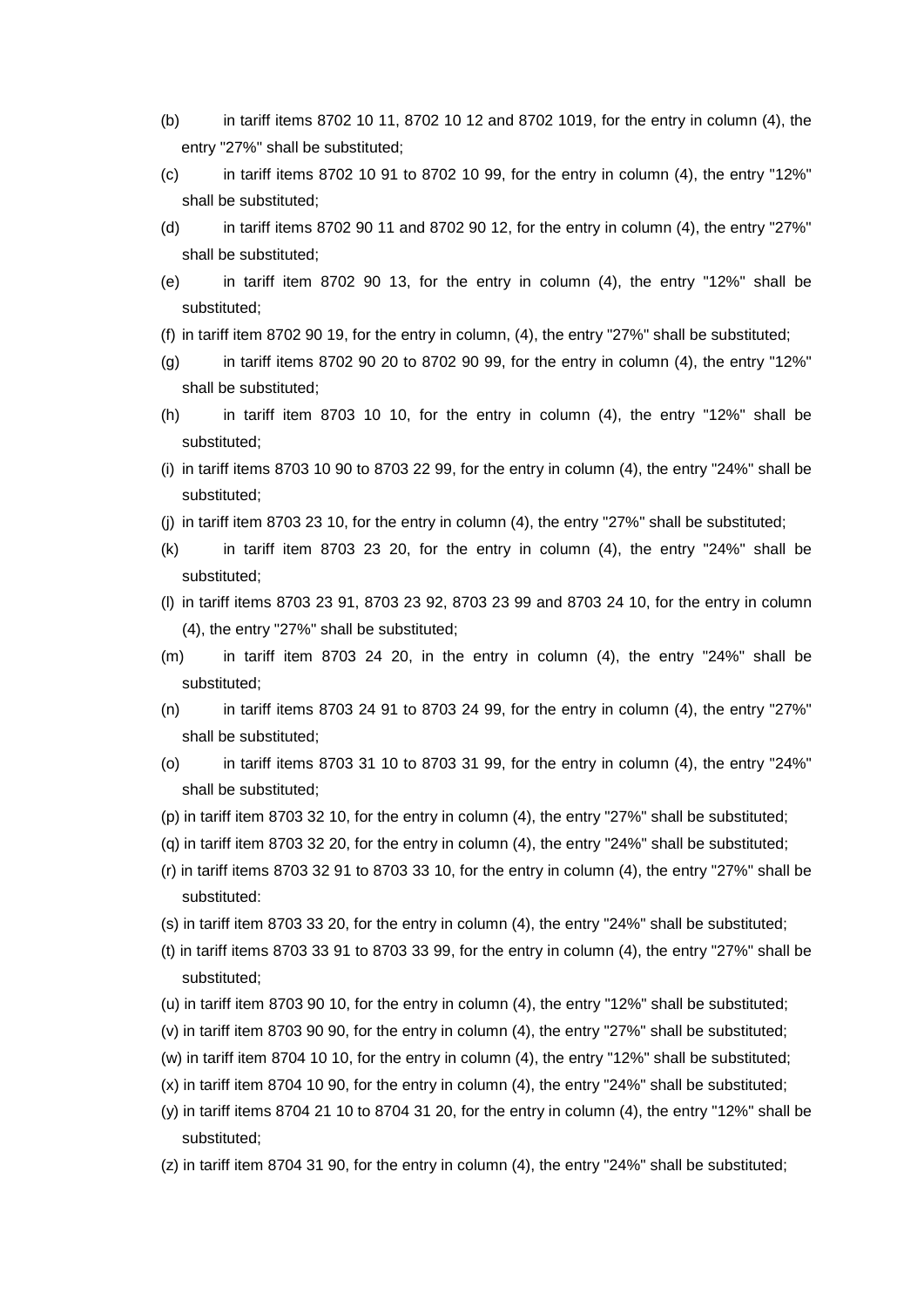(b) in tariff items 8702 10 11, 8702 10 12 and 8702 1019, for the entry in column (4), the entry "27%" shall be substituted;

(c) in tariff items 8702 10 91 to 8702 10 99, for the entry in column (4), the entry "12%" shall be substituted;

(d) in tariff items 8702 90 11 and 8702 90 12, for the entry in column (4), the entry "27%" shall be substituted;

(e) in tariff item 8702 90 13, for the entry in column (4), the entry "12%" shall be substituted;

(f) in tariff item 8702 90 19, for the entry in column, (4), the entry "27%" shall be substituted;

(g) in tariff items 8702 90 20 to 8702 90 99, for the entry in column (4), the entry "12%" shall be substituted;

(h) in tariff item 8703 10 10, for the entry in column (4), the entry "12%" shall be substituted;

(i) in tariff items 8703 10 90 to 8703 22 99, for the entry in column (4), the entry "24%" shall be substituted;

(j) in tariff item 8703 23 10, for the entry in column (4), the entry "27%" shall be substituted;

(k) in tariff item 8703 23 20, for the entry in column (4), the entry "24%" shall be substituted;

(l) in tariff items 8703 23 91, 8703 23 92, 8703 23 99 and 8703 24 10, for the entry in column (4), the entry "27%" shall be substituted;

(m) in tariff item 8703 24 20, in the entry in column (4), the entry "24%" shall be substituted;

(n) in tariff items 8703 24 91 to 8703 24 99, for the entry in column (4), the entry "27%" shall be substituted;

(o) in tariff items 8703 31 10 to 8703 31 99, for the entry in column (4), the entry "24%" shall be substituted;

(p) in tariff item 8703 32 10, for the entry in column (4), the entry "27%" shall be substituted;

(q) in tariff item 8703 32 20, for the entry in column (4), the entry "24%" shall be substituted;

(r) in tariff items 8703 32 91 to 8703 33 10, for the entry in column (4), the entry "27%" shall be substituted:

(s) in tariff item 8703 33 20, for the entry in column (4), the entry "24%" shall be substituted;

(t) in tariff items 8703 33 91 to 8703 33 99, for the entry in column (4), the entry "27%" shall be substituted;

(u) in tariff item 8703 90 10, for the entry in column (4), the entry "12%" shall be substituted;

(v) in tariff item 8703 90 90, for the entry in column (4), the entry "27%" shall be substituted;

(w) in tariff item 8704 10 10, for the entry in column (4), the entry "12%" shall be substituted;

(x) in tariff item 8704 10 90, for the entry in column (4), the entry "24%" shall be substituted;

(y) in tariff items 8704 21 10 to 8704 31 20, for the entry in column (4), the entry "12%" shall be substituted;

(z) in tariff item 8704 31 90, for the entry in column (4), the entry "24%" shall be substituted;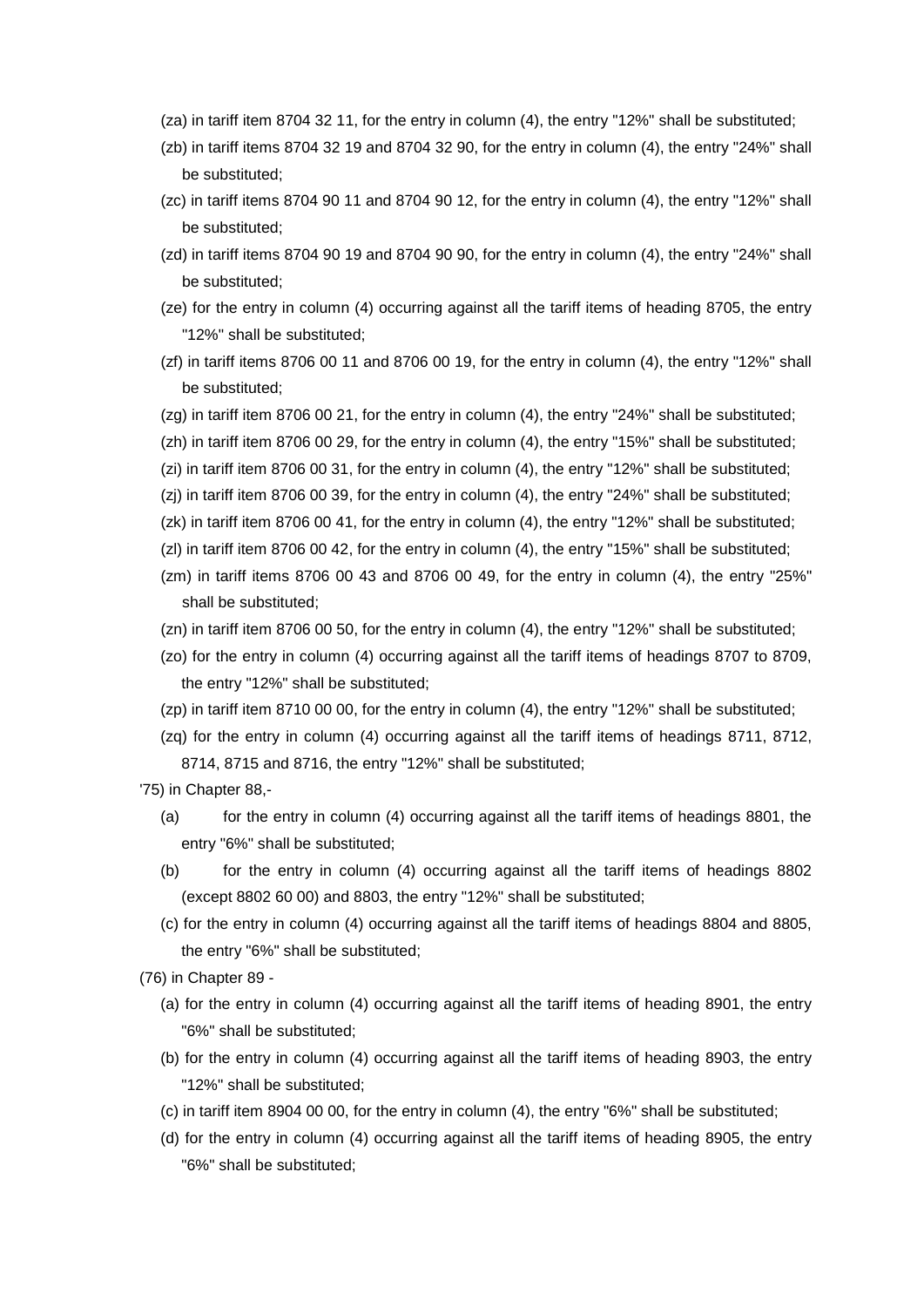(za) in tariff item 8704 32 11, for the entry in column (4), the entry "12%" shall be substituted;

(zb) in tariff items 8704 32 19 and 8704 32 90, for the entry in column (4), the entry "24%" shall be substituted;

(zc) in tariff items 8704 90 11 and 8704 90 12, for the entry in column (4), the entry "12%" shall be substituted;

(zd) in tariff items 8704 90 19 and 8704 90 90, for the entry in column (4), the entry "24%" shall be substituted;

(ze) for the entry in column (4) occurring against all the tariff items of heading 8705, the entry "12%" shall be substituted;

(zf) in tariff items 8706 00 11 and 8706 00 19, for the entry in column (4), the entry "12%" shall be substituted;

(zg) in tariff item 8706 00 21, for the entry in column (4), the entry "24%" shall be substituted;

(zh) in tariff item 8706 00 29, for the entry in column (4), the entry "15%" shall be substituted;

(zi) in tariff item 8706 00 31, for the entry in column (4), the entry "12%" shall be substituted;

(zj) in tariff item 8706 00 39, for the entry in column (4), the entry "24%" shall be substituted;

(zk) in tariff item 8706 00 41, for the entry in column (4), the entry "12%" shall be substituted;

(zl) in tariff item 8706 00 42, for the entry in column (4), the entry "15%" shall be substituted;

(zm) in tariff items 8706 00 43 and 8706 00 49, for the entry in column (4), the entry "25%" shall be substituted;

(zn) in tariff item 8706 00 50, for the entry in column (4), the entry "12%" shall be substituted;

(zo) for the entry in column (4) occurring against all the tariff items of headings 8707 to 8709, the entry "12%" shall be substituted;

(zp) in tariff item 8710 00 00, for the entry in column (4), the entry "12%" shall be substituted;

(zq) for the entry in column (4) occurring against all the tariff items of headings 8711, 8712, 8714, 8715 and 8716, the entry "12%" shall be substituted;

'75) in Chapter 88,-

(a) for the entry in column (4) occurring against all the tariff items of headings 8801, the entry "6%" shall be substituted;

(b) for the entry in column (4) occurring against all the tariff items of headings 8802 (except 8802 60 00) and 8803, the entry "12%" shall be substituted;

(c) for the entry in column (4) occurring against all the tariff items of headings 8804 and 8805, the entry "6%" shall be substituted;

(76) in Chapter 89 -

(a) for the entry in column (4) occurring against all the tariff items of heading 8901, the entry "6%" shall be substituted;

(b) for the entry in column (4) occurring against all the tariff items of heading 8903, the entry "12%" shall be substituted;

(c) in tariff item 8904 00 00, for the entry in column (4), the entry "6%" shall be substituted;

(d) for the entry in column (4) occurring against all the tariff items of heading 8905, the entry "6%" shall be substituted;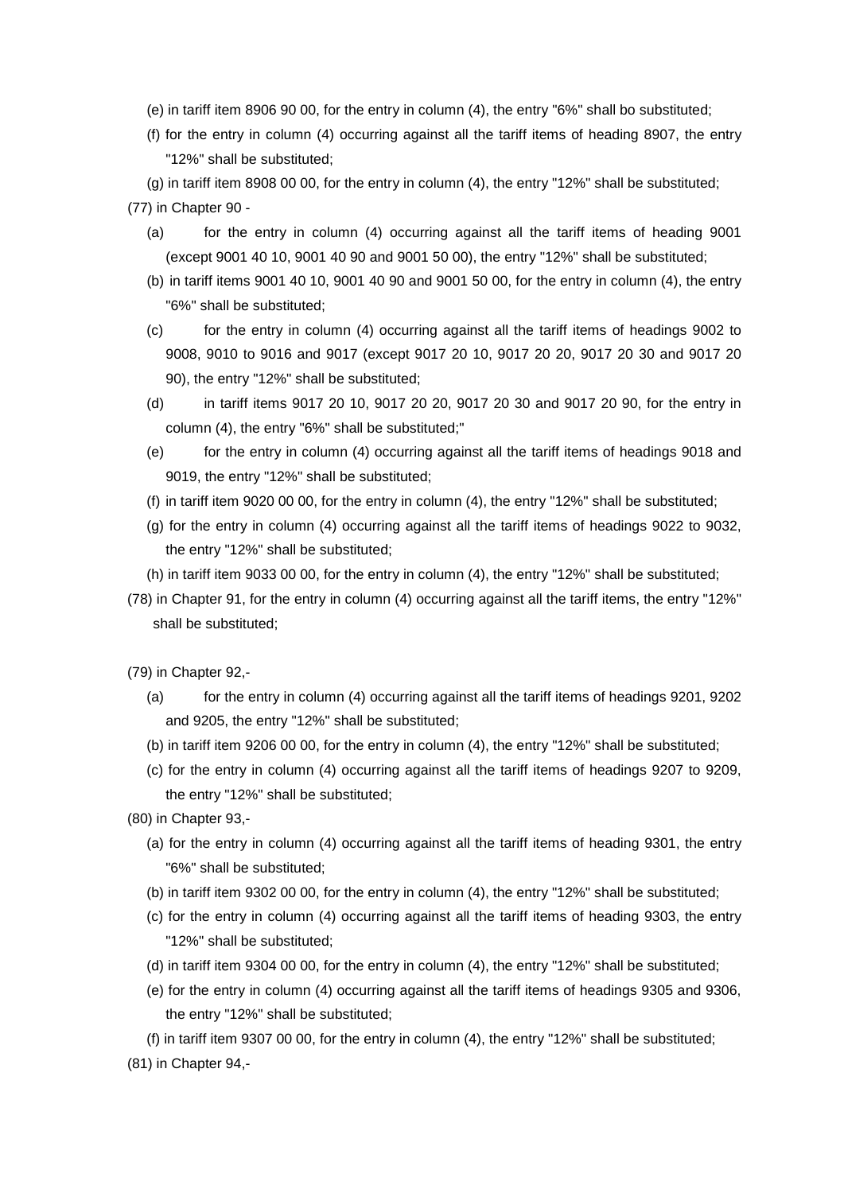(e) in tariff item 8906 90 00, for the entry in column (4), the entry "6%" shall bo substituted;

(f) for the entry in column (4) occurring against all the tariff items of heading 8907, the entry "12%" shall be substituted;

(g) in tariff item 8908 00 00, for the entry in column (4), the entry "12%" shall be substituted;

(77) in Chapter 90 -

(a) for the entry in column (4) occurring against all the tariff items of heading 9001 (except 9001 40 10, 9001 40 90 and 9001 50 00), the entry "12%" shall be substituted;

(b) in tariff items 9001 40 10, 9001 40 90 and 9001 50 00, for the entry in column (4), the entry "6%" shall be substituted;

(c) for the entry in column (4) occurring against all the tariff items of headings 9002 to 9008, 9010 to 9016 and 9017 (except 9017 20 10, 9017 20 20, 9017 20 30 and 9017 20 90), the entry "12%" shall be substituted;

(d) in tariff items 9017 20 10, 9017 20 20, 9017 20 30 and 9017 20 90, for the entry in column (4), the entry "6%" shall be substituted;"

(e) for the entry in column (4) occurring against all the tariff items of headings 9018 and 9019, the entry "12%" shall be substituted;

(f) in tariff item 9020 00 00, for the entry in column (4), the entry "12%" shall be substituted;

(g) for the entry in column (4) occurring against all the tariff items of headings 9022 to 9032, the entry "12%" shall be substituted;

(h) in tariff item 9033 00 00, for the entry in column (4), the entry "12%" shall be substituted;

(78) in Chapter 91, for the entry in column (4) occurring against all the tariff items, the entry "12%" shall be substituted;

(79) in Chapter 92,-

(a) for the entry in column (4) occurring against all the tariff items of headings 9201, 9202 and 9205, the entry "12%" shall be substituted;

(b) in tariff item 9206 00 00, for the entry in column (4), the entry "12%" shall be substituted;

(c) for the entry in column (4) occurring against all the tariff items of headings 9207 to 9209, the entry "12%" shall be substituted;

(80) in Chapter 93,-

(a) for the entry in column (4) occurring against all the tariff items of heading 9301, the entry "6%" shall be substituted;

(b) in tariff item 9302 00 00, for the entry in column (4), the entry "12%" shall be substituted;

(c) for the entry in column (4) occurring against all the tariff items of heading 9303, the entry "12%" shall be substituted;

(d) in tariff item 9304 00 00, for the entry in column (4), the entry "12%" shall be substituted;

(e) for the entry in column (4) occurring against all the tariff items of headings 9305 and 9306, the entry "12%" shall be substituted;

(f) in tariff item 9307 00 00, for the entry in column (4), the entry "12%" shall be substituted;

(81) in Chapter 94,-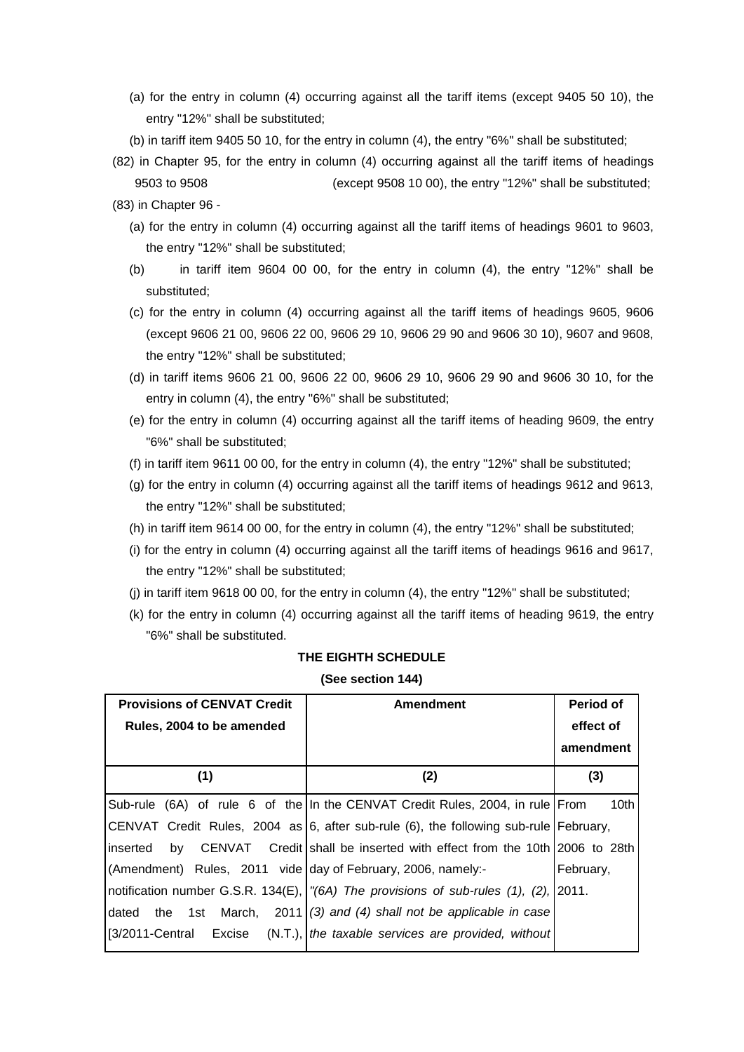(a) for the entry in column (4) occurring against all the tariff items (except 9405 50 10), the entry "12%" shall be substituted;

(b) in tariff item 9405 50 10, for the entry in column (4), the entry "6%" shall be substituted;

(82) in Chapter 95, for the entry in column (4) occurring against all the tariff items of headings 9503 to 9508 (except 9508 10 00), the entry "12%" shall be substituted;

(83) in Chapter 96 -

(a) for the entry in column (4) occurring against all the tariff items of headings 9601 to 9603, the entry "12%" shall be substituted;

(b) in tariff item 9604 00 00, for the entry in column (4), the entry "12%" shall be substituted;

(c) for the entry in column (4) occurring against all the tariff items of headings 9605, 9606 (except 9606 21 00, 9606 22 00, 9606 29 10, 9606 29 90 and 9606 30 10), 9607 and 9608, the entry "12%" shall be substituted;

(d) in tariff items 9606 21 00, 9606 22 00, 9606 29 10, 9606 29 90 and 9606 30 10, for the entry in column (4), the entry "6%" shall be substituted;

(e) for the entry in column (4) occurring against all the tariff items of heading 9609, the entry "6%" shall be substituted;

(f) in tariff item 9611 00 00, for the entry in column (4), the entry "12%" shall be substituted;

(g) for the entry in column (4) occurring against all the tariff items of headings 9612 and 9613, the entry "12%" shall be substituted;

(h) in tariff item 9614 00 00, for the entry in column (4), the entry "12%" shall be substituted;

(i) for the entry in column (4) occurring against all the tariff items of headings 9616 and 9617, the entry "12%" shall be substituted;

(j) in tariff item 9618 00 00, for the entry in column (4), the entry "12%" shall be substituted;

(k) for the entry in column (4) occurring against all the tariff items of heading 9619, the entry "6%" shall be substituted.

**THE EIGHTH SCHEDULE**

**(See section 144)**

| Provisions of CENVAT Credit Rules, 2004 to be amended | Amendment | Period of effect of amendment |
|---|---|---|
| (1) | (2) | (3) |
| Sub-rule (6A) of rule 6 of the CENVAT Credit Rules, 2004 as inserted by CENVAT Credit (Amendment) Rules, 2011 vide notification number G.S.R. 134(E), dated the 1st March, 2011 [3/2011-Central Excise (N.T.), | In the CENVAT Credit Rules, 2004, in rule 6, after sub-rule (6), the following sub-rule shall be inserted with effect from the 10th day of February, 2006, namely:- *"(6A) The provisions of sub-rules (1), (2), (3) and (4) shall not be applicable in case the taxable services are provided, without* | From 10th February, 2006 to 28th February, 2011. |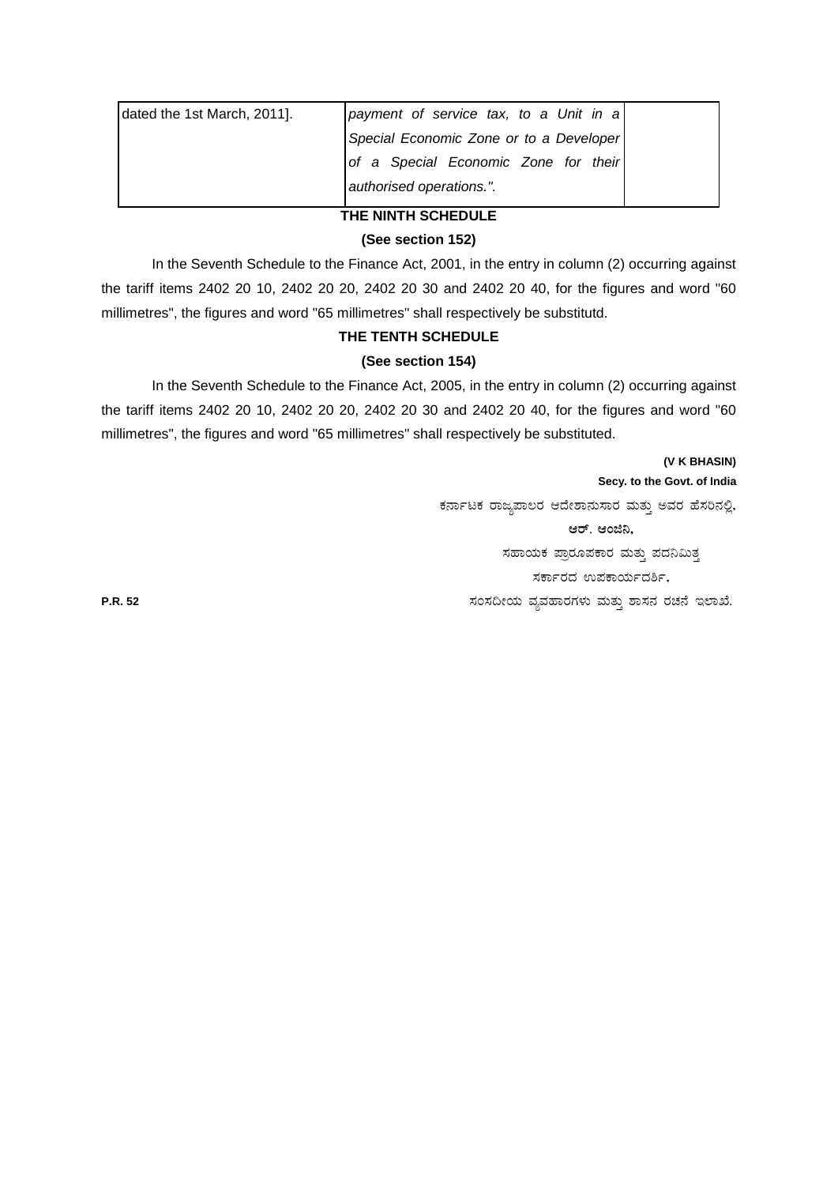| | | |
|---|---|---|
| dated the 1st March, 2011]. | *payment of service tax, to a Unit in a Special Economic Zone or to a Developer of a Special Economic Zone for their authorised operations.".* | |

## THE NINTH SCHEDULE

**(See section 152)**

In the Seventh Schedule to the Finance Act, 2001, in the entry in column (2) occurring against the tariff items 2402 20 10, 2402 20 20, 2402 20 30 and 2402 20 40, for the figures and word "60 millimetres", the figures and word "65 millimetres" shall respectively be substitutd.

## THE TENTH SCHEDULE

**(See section 154)**

In the Seventh Schedule to the Finance Act, 2005, in the entry in column (2) occurring against the tariff items 2402 20 10, 2402 20 20, 2402 20 30 and 2402 20 40, for the figures and word "60 millimetres", the figures and word "65 millimetres" shall respectively be substituted.

**(V K BHASIN)**

**Secy. to the Govt. of India**

ಕರ್ನಾಟಕ ರಾಜ್ಯಪಾಲರ ಆದೇಶಾನುಸಾರ ಮತ್ತು ಅವರ ಹೆಸರಿನಲ್ಲಿ,

**ಆರ್. ಆಂಜಿನಿ,**

ಸಹಾಯಕ ಪ್ರಾರೂಪಕಾರ ಮತ್ತು ಪದನಿಮಿತ್ತ

ಸರ್ಕಾರದ ಉಪಕಾರ್ಯದರ್ಶಿ,

**P.R. 52** ಸಂಸದೀಯ ವ್ಯವಹಾರಗಳು ಮತ್ತು ಶಾಸನ ರಚನೆ ಇಲಾಖೆ.